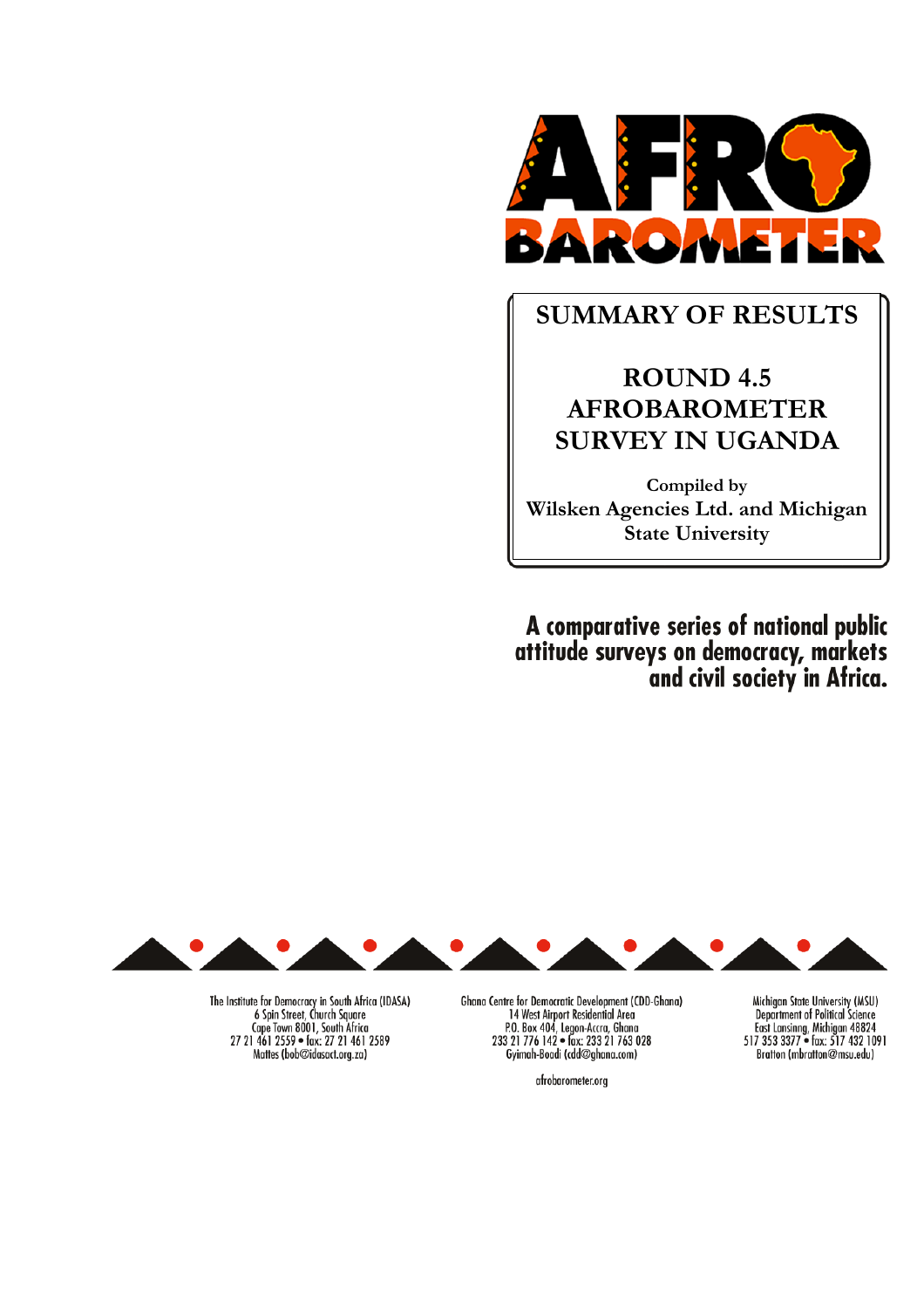# SUMMARY OF RESULTS

## ROUND 4.5 AFROBAROMETER SURVEY IN UGANDA

**Compiled by**
**Wilsken Agencies Ltd. and Michigan State University**

**A comparative series of national public attitude surveys on democracy, markets and civil society in Africa.**

The Institute for Democracy in South Africa (IDASA)
6 Spin Street, Church Square
Cape Town 8001, South Africa
27 21 461 2559 • fax: 27 21 461 2589
Mattes (bob@idasact.org.za)

Ghana Centre for Democratic Development (CDD-Ghana)
14 West Airport Residential Area
P.O. Box 404, Legon-Accra, Ghana
233 21 776 142 • fax: 233 21 763 028
Gyimah-Boadi (cdd@ghana.com)

Michigan State University (MSU)
Department of Political Science
East Lansinng, Michigan 48824
517 353 3377 • fax: 517 432 1091
Bratton (mbratton@msu.edu)

afrobarometer.org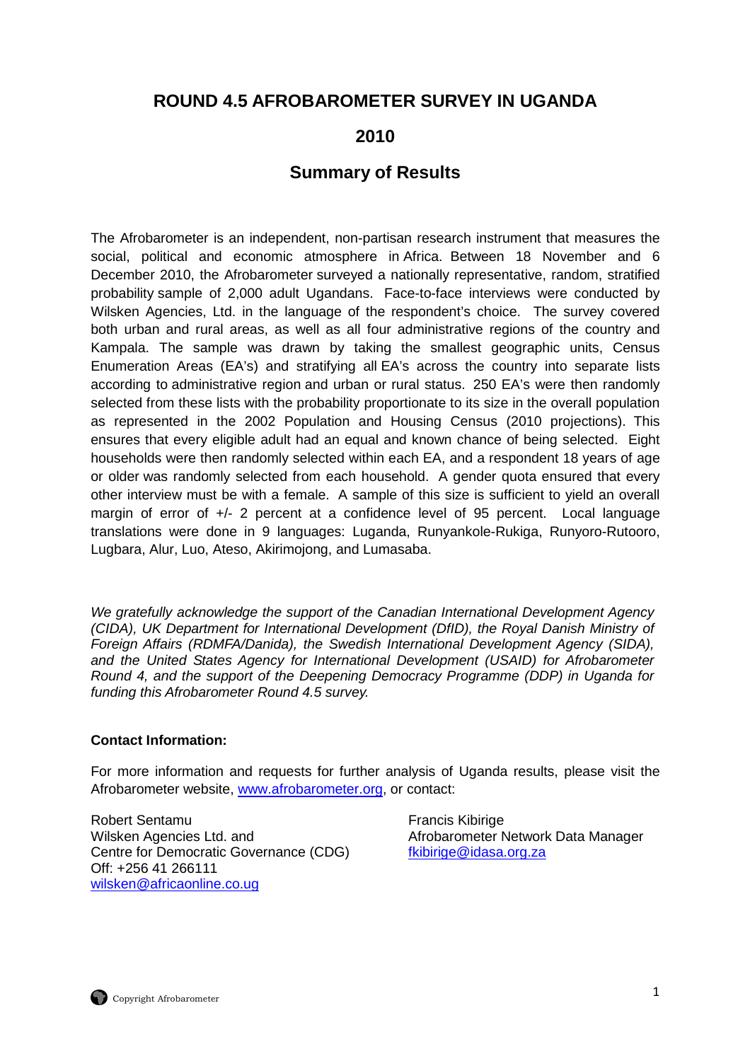# ROUND 4.5 AFROBAROMETER SURVEY IN UGANDA

## 2010

## Summary of Results

The Afrobarometer is an independent, non-partisan research instrument that measures the social, political and economic atmosphere in Africa. Between 18 November and 6 December 2010, the Afrobarometer surveyed a nationally representative, random, stratified probability sample of 2,000 adult Ugandans. Face-to-face interviews were conducted by Wilsken Agencies, Ltd. in the language of the respondent's choice. The survey covered both urban and rural areas, as well as all four administrative regions of the country and Kampala. The sample was drawn by taking the smallest geographic units, Census Enumeration Areas (EA's) and stratifying all EA's across the country into separate lists according to administrative region and urban or rural status. 250 EA's were then randomly selected from these lists with the probability proportionate to its size in the overall population as represented in the 2002 Population and Housing Census (2010 projections). This ensures that every eligible adult had an equal and known chance of being selected. Eight households were then randomly selected within each EA, and a respondent 18 years of age or older was randomly selected from each household. A gender quota ensured that every other interview must be with a female. A sample of this size is sufficient to yield an overall margin of error of +/- 2 percent at a confidence level of 95 percent. Local language translations were done in 9 languages: Luganda, Runyankole-Rukiga, Runyoro-Rutooro, Lugbara, Alur, Luo, Ateso, Akirimojong, and Lumasaba.

*We gratefully acknowledge the support of the Canadian International Development Agency (CIDA), UK Department for International Development (DfID), the Royal Danish Ministry of Foreign Affairs (RDMFA/Danida), the Swedish International Development Agency (SIDA), and the United States Agency for International Development (USAID) for Afrobarometer Round 4, and the support of the Deepening Democracy Programme (DDP) in Uganda for funding this Afrobarometer Round 4.5 survey.*

**Contact Information:**

For more information and requests for further analysis of Uganda results, please visit the Afrobarometer website, [www.afrobarometer.org](www.afrobarometer.org), or contact:

Robert Sentamu
Wilsken Agencies Ltd. and
Centre for Democratic Governance (CDG)
Off: +256 41 266111
[wilsken@africaonline.co.ug](mailto:wilsken@africaonline.co.ug)

Francis Kibirige
Afrobarometer Network Data Manager
[fkibirige@idasa.org.za](mailto:fkibirige@idasa.org.za)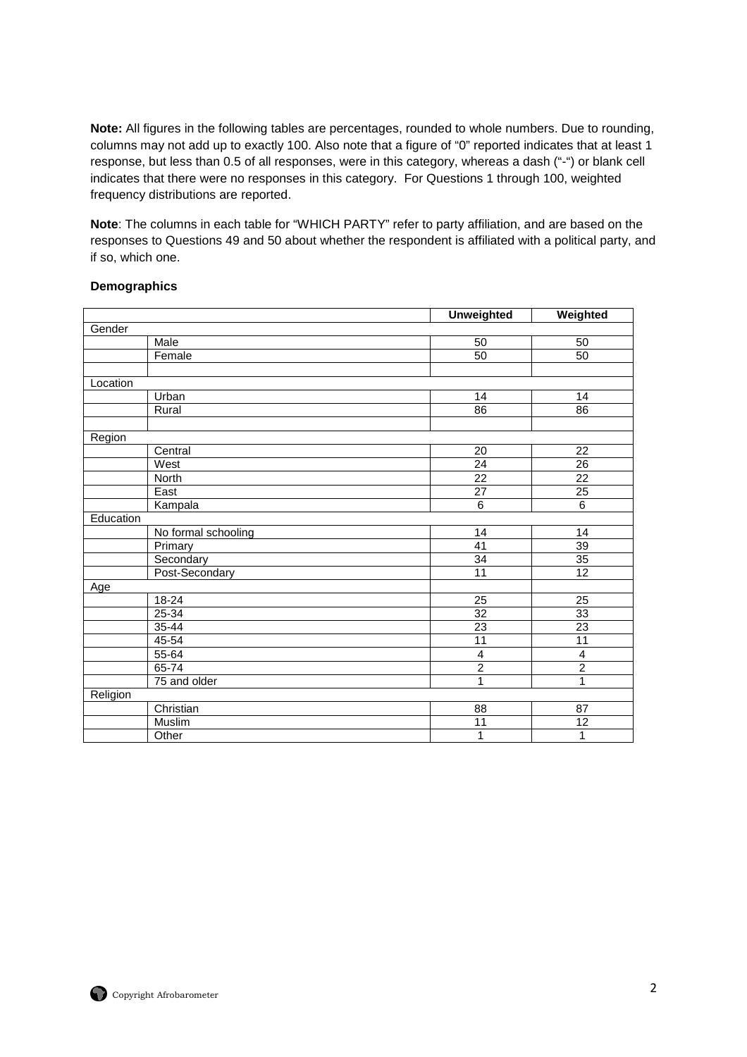**Note:** All figures in the following tables are percentages, rounded to whole numbers. Due to rounding, columns may not add up to exactly 100. Also note that a figure of "0" reported indicates that at least 1 response, but less than 0.5 of all responses, were in this category, whereas a dash ("-") or blank cell indicates that there were no responses in this category. For Questions 1 through 100, weighted frequency distributions are reported.

**Note**: The columns in each table for "WHICH PARTY" refer to party affiliation, and are based on the responses to Questions 49 and 50 about whether the respondent is affiliated with a political party, and if so, which one.

**Demographics**

| | | Unweighted | Weighted |
|---|---|---|---|
| Gender | | | |
| | Male | 50 | 50 |
| | Female | 50 | 50 |
| | | | |
| Location | | | |
| | Urban | 14 | 14 |
| | Rural | 86 | 86 |
| | | | |
| Region | | | |
| | Central | 20 | 22 |
| | West | 24 | 26 |
| | North | 22 | 22 |
| | East | 27 | 25 |
| | Kampala | 6 | 6 |
| Education | | | |
| | No formal schooling | 14 | 14 |
| | Primary | 41 | 39 |
| | Secondary | 34 | 35 |
| | Post-Secondary | 11 | 12 |
| Age | | | |
| | 18-24 | 25 | 25 |
| | 25-34 | 32 | 33 |
| | 35-44 | 23 | 23 |
| | 45-54 | 11 | 11 |
| | 55-64 | 4 | 4 |
| | 65-74 | 2 | 2 |
| | 75 and older | 1 | 1 |
| Religion | | | |
| | Christian | 88 | 87 |
| | Muslim | 11 | 12 |
| | Other | 1 | 1 |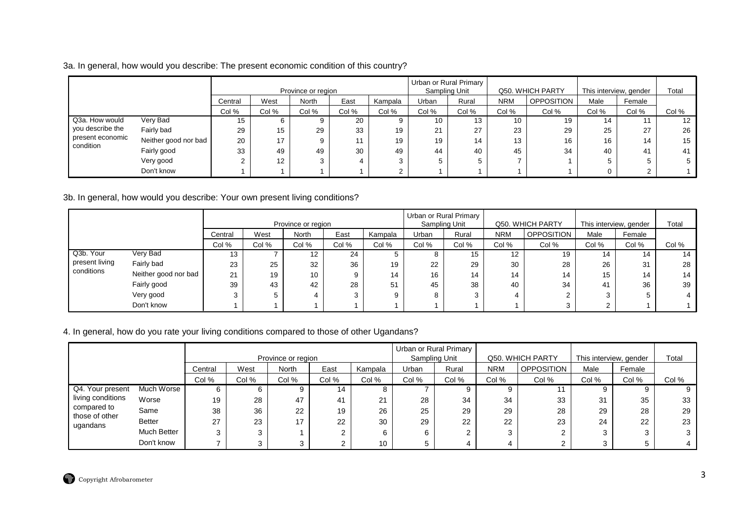3a. In general, how would you describe: The present economic condition of this country?

| | | Province or region | | | | | Urban or Rural Primary Sampling Unit | | Q50. WHICH PARTY | | This interview, gender | | Total |
|---|---|---|---|---|---|---|---|---|---|---|---|---|---|
| | | Central | West | North | East | Kampala | Urban | Rural | NRM | OPPOSITION | Male | Female | |
| | | Col % | Col % | Col % | Col % | Col % | Col % | Col % | Col % | Col % | Col % | Col % | Col % |
| Q3a. How would you describe the present economic condition | Very Bad | 15 | 6 | 9 | 20 | 9 | 10 | 13 | 10 | 19 | 14 | 11 | 12 |
| | Fairly bad | 29 | 15 | 29 | 33 | 19 | 21 | 27 | 23 | 29 | 25 | 27 | 26 |
| | Neither good nor bad | 20 | 17 | 9 | 11 | 19 | 19 | 14 | 13 | 16 | 16 | 14 | 15 |
| | Fairly good | 33 | 49 | 49 | 30 | 49 | 44 | 40 | 45 | 34 | 40 | 41 | 41 |
| | Very good | 2 | 12 | 3 | 4 | 3 | 5 | 5 | 7 | 1 | 5 | 5 | 5 |
| | Don't know | 1 | 1 | 1 | 1 | 2 | 1 | 1 | 1 | 1 | 0 | 2 | 1 |

3b. In general, how would you describe: Your own present living conditions?

| | | Province or region | | | | | Urban or Rural Primary Sampling Unit | | Q50. WHICH PARTY | | This interview, gender | | Total |
|---|---|---|---|---|---|---|---|---|---|---|---|---|---|
| | | Central | West | North | East | Kampala | Urban | Rural | NRM | OPPOSITION | Male | Female | |
| | | Col % | Col % | Col % | Col % | Col % | Col % | Col % | Col % | Col % | Col % | Col % | Col % |
| Q3b. Your present living conditions | Very Bad | 13 | 7 | 12 | 24 | 5 | 8 | 15 | 12 | 19 | 14 | 14 | 14 |
| | Fairly bad | 23 | 25 | 32 | 36 | 19 | 22 | 29 | 30 | 28 | 26 | 31 | 28 |
| | Neither good nor bad | 21 | 19 | 10 | 9 | 14 | 16 | 14 | 14 | 14 | 15 | 14 | 14 |
| | Fairly good | 39 | 43 | 42 | 28 | 51 | 45 | 38 | 40 | 34 | 41 | 36 | 39 |
| | Very good | 3 | 5 | 4 | 3 | 9 | 8 | 3 | 4 | 2 | 3 | 5 | 4 |
| | Don't know | 1 | 1 | 1 | 1 | 1 | 1 | 1 | 1 | 3 | 2 | 1 | 1 |

4. In general, how do you rate your living conditions compared to those of other Ugandans?

| | | Province or region | | | | | Urban or Rural Primary Sampling Unit | | Q50. WHICH PARTY | | This interview, gender | | Total |
|---|---|---|---|---|---|---|---|---|---|---|---|---|---|
| | | Central | West | North | East | Kampala | Urban | Rural | NRM | OPPOSITION | Male | Female | |
| | | Col % | Col % | Col % | Col % | Col % | Col % | Col % | Col % | Col % | Col % | Col % | Col % |
| Q4. Your present living conditions compared to those of other ugandans | Much Worse | 6 | 6 | 9 | 14 | 8 | 7 | 9 | 9 | 11 | 9 | 9 | 9 |
| | Worse | 19 | 28 | 47 | 41 | 21 | 28 | 34 | 34 | 33 | 31 | 35 | 33 |
| | Same | 38 | 36 | 22 | 19 | 26 | 25 | 29 | 29 | 28 | 29 | 28 | 29 |
| | Better | 27 | 23 | 17 | 22 | 30 | 29 | 22 | 22 | 23 | 24 | 22 | 23 |
| | Much Better | 3 | 3 | 1 | 2 | 6 | 6 | 2 | 3 | 2 | 3 | 3 | 3 |
| | Don't know | 7 | 3 | 3 | 2 | 10 | 5 | 4 | 4 | 2 | 3 | 5 | 4 |

Copyright Afrobarometer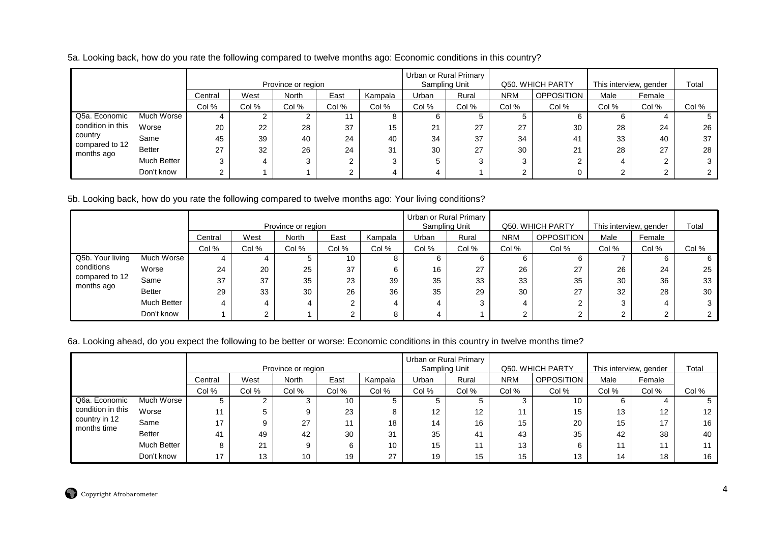5a. Looking back, how do you rate the following compared to twelve months ago: Economic conditions in this country?

| | | Province or region | | | | | Urban or Rural Primary Sampling Unit | | Q50. WHICH PARTY | | This interview, gender | | Total |
|---|---|---|---|---|---|---|---|---|---|---|---|---|---|
| | | Central | West | North | East | Kampala | Urban | Rural | NRM | OPPOSITION | Male | Female | |
| | | Col % | Col % | Col % | Col % | Col % | Col % | Col % | Col % | Col % | Col % | Col % | Col % |
| Q5a. Economic condition in this country compared to 12 months ago | Much Worse | 4 | 2 | 2 | 11 | 8 | 6 | 5 | 5 | 6 | 6 | 4 | 5 |
| | Worse | 20 | 22 | 28 | 37 | 15 | 21 | 27 | 27 | 30 | 28 | 24 | 26 |
| | Same | 45 | 39 | 40 | 24 | 40 | 34 | 37 | 34 | 41 | 33 | 40 | 37 |
| | Better | 27 | 32 | 26 | 24 | 31 | 30 | 27 | 30 | 21 | 28 | 27 | 28 |
| | Much Better | 3 | 4 | 3 | 2 | 3 | 5 | 3 | 3 | 2 | 4 | 2 | 3 |
| | Don't know | 2 | 1 | 1 | 2 | 4 | 4 | 1 | 2 | 0 | 2 | 2 | 2 |

5b. Looking back, how do you rate the following compared to twelve months ago: Your living conditions?

| | | Province or region | | | | | Urban or Rural Primary Sampling Unit | | Q50. WHICH PARTY | | This interview, gender | | Total |
|---|---|---|---|---|---|---|---|---|---|---|---|---|---|
| | | Central | West | North | East | Kampala | Urban | Rural | NRM | OPPOSITION | Male | Female | |
| | | Col % | Col % | Col % | Col % | Col % | Col % | Col % | Col % | Col % | Col % | Col % | Col % |
| Q5b. Your living conditions compared to 12 months ago | Much Worse | 4 | 4 | 5 | 10 | 8 | 6 | 6 | 6 | 6 | 7 | 6 | 6 |
| | Worse | 24 | 20 | 25 | 37 | 6 | 16 | 27 | 26 | 27 | 26 | 24 | 25 |
| | Same | 37 | 37 | 35 | 23 | 39 | 35 | 33 | 33 | 35 | 30 | 36 | 33 |
| | Better | 29 | 33 | 30 | 26 | 36 | 35 | 29 | 30 | 27 | 32 | 28 | 30 |
| | Much Better | 4 | 4 | 4 | 2 | 4 | 4 | 3 | 4 | 2 | 3 | 4 | 3 |
| | Don't know | 1 | 2 | 1 | 2 | 8 | 4 | 1 | 2 | 2 | 2 | 2 | 2 |

6a. Looking ahead, do you expect the following to be better or worse: Economic conditions in this country in twelve months time?

| | | Province or region | | | | | Urban or Rural Primary Sampling Unit | | Q50. WHICH PARTY | | This interview, gender | | Total |
|---|---|---|---|---|---|---|---|---|---|---|---|---|---|
| | | Central | West | North | East | Kampala | Urban | Rural | NRM | OPPOSITION | Male | Female | |
| | | Col % | Col % | Col % | Col % | Col % | Col % | Col % | Col % | Col % | Col % | Col % | Col % |
| Q6a. Economic condition in this country in 12 months time | Much Worse | 5 | 2 | 3 | 10 | 5 | 5 | 5 | 3 | 10 | 6 | 4 | 5 |
| | Worse | 11 | 5 | 9 | 23 | 8 | 12 | 12 | 11 | 15 | 13 | 12 | 12 |
| | Same | 17 | 9 | 27 | 11 | 18 | 14 | 16 | 15 | 20 | 15 | 17 | 16 |
| | Better | 41 | 49 | 42 | 30 | 31 | 35 | 41 | 43 | 35 | 42 | 38 | 40 |
| | Much Better | 8 | 21 | 9 | 6 | 10 | 15 | 11 | 13 | 6 | 11 | 11 | 11 |
| | Don't know | 17 | 13 | 10 | 19 | 27 | 19 | 15 | 15 | 13 | 14 | 18 | 16 |

Copyright Afrobarometer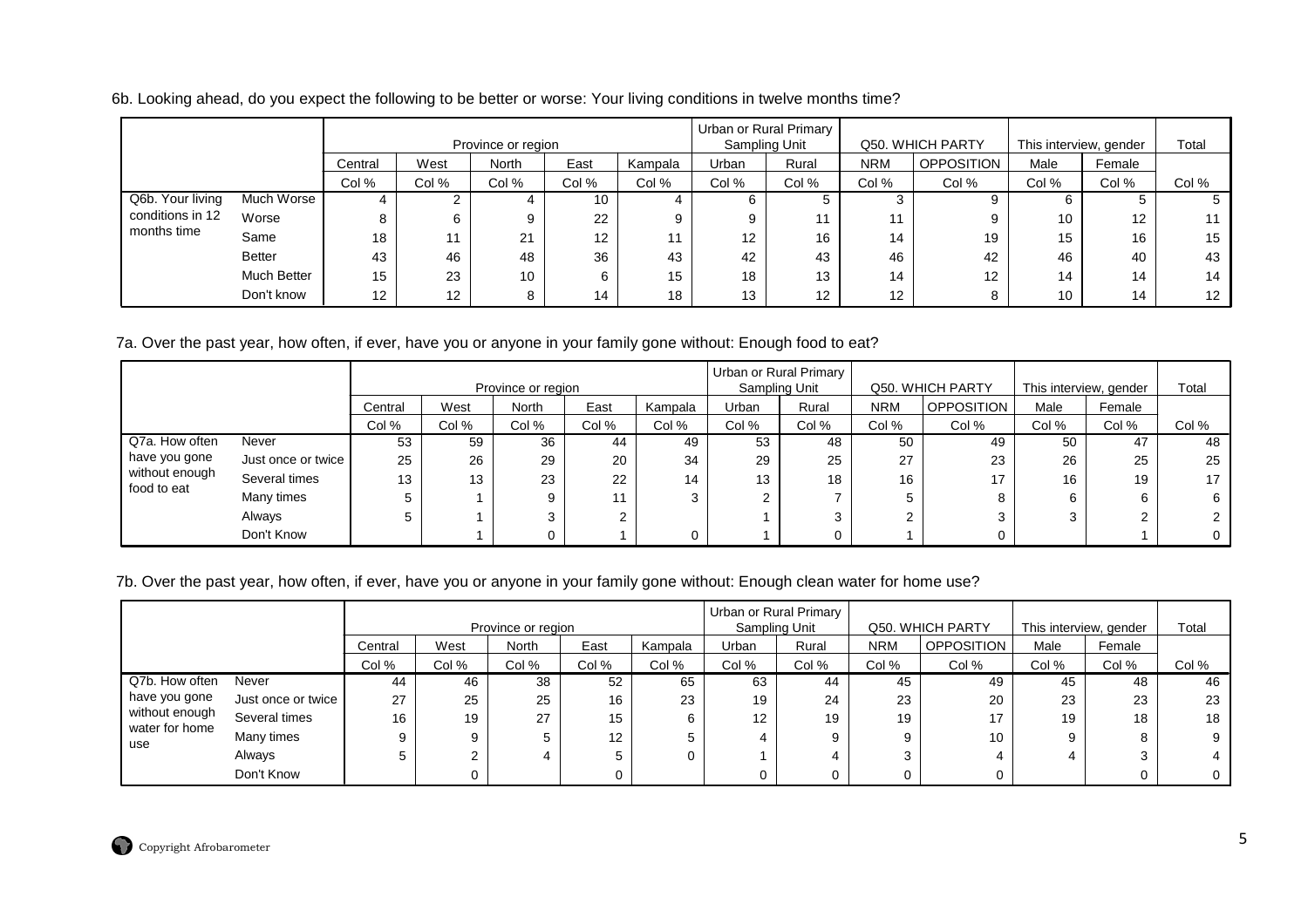6b. Looking ahead, do you expect the following to be better or worse: Your living conditions in twelve months time?

| | | Province or region | | | | | Urban or Rural Primary Sampling Unit | | Q50. WHICH PARTY | | This interview, gender | | Total |
|---|---|---|---|---|---|---|---|---|---|---|---|---|---|
| | | Central | West | North | East | Kampala | Urban | Rural | NRM | OPPOSITION | Male | Female | |
| | | Col % | Col % | Col % | Col % | Col % | Col % | Col % | Col % | Col % | Col % | Col % | Col % |
| Q6b. Your living conditions in 12 months time | Much Worse | 4 | 2 | 4 | 10 | 4 | 6 | 5 | 3 | 9 | 6 | 5 | 5 |
| | Worse | 8 | 6 | 9 | 22 | 9 | 9 | 11 | 11 | 9 | 10 | 12 | 11 |
| | Same | 18 | 11 | 21 | 12 | 11 | 12 | 16 | 14 | 19 | 15 | 16 | 15 |
| | Better | 43 | 46 | 48 | 36 | 43 | 42 | 43 | 46 | 42 | 46 | 40 | 43 |
| | Much Better | 15 | 23 | 10 | 6 | 15 | 18 | 13 | 14 | 12 | 14 | 14 | 14 |
| | Don't know | 12 | 12 | 8 | 14 | 18 | 13 | 12 | 12 | 8 | 10 | 14 | 12 |

7a. Over the past year, how often, if ever, have you or anyone in your family gone without: Enough food to eat?

| | | Province or region | | | | | Urban or Rural Primary Sampling Unit | | Q50. WHICH PARTY | | This interview, gender | | Total |
|---|---|---|---|---|---|---|---|---|---|---|---|---|---|
| | | Central | West | North | East | Kampala | Urban | Rural | NRM | OPPOSITION | Male | Female | |
| | | Col % | Col % | Col % | Col % | Col % | Col % | Col % | Col % | Col % | Col % | Col % | Col % |
| Q7a. How often have you gone without enough food to eat | Never | 53 | 59 | 36 | 44 | 49 | 53 | 48 | 50 | 49 | 50 | 47 | 48 |
| | Just once or twice | 25 | 26 | 29 | 20 | 34 | 29 | 25 | 27 | 23 | 26 | 25 | 25 |
| | Several times | 13 | 13 | 23 | 22 | 14 | 13 | 18 | 16 | 17 | 16 | 19 | 17 |
| | Many times | 5 | 1 | 9 | 11 | 3 | 2 | 7 | 5 | 8 | 6 | 6 | 6 |
| | Always | 5 | 1 | 3 | 2 | | 1 | 3 | 2 | 3 | 3 | 2 | 2 |
| | Don't Know | | 1 | 0 | 1 | 0 | 1 | 0 | 1 | 0 | | 1 | 0 |

7b. Over the past year, how often, if ever, have you or anyone in your family gone without: Enough clean water for home use?

| | | Province or region | | | | | Urban or Rural Primary Sampling Unit | | Q50. WHICH PARTY | | This interview, gender | | Total |
|---|---|---|---|---|---|---|---|---|---|---|---|---|---|
| | | Central | West | North | East | Kampala | Urban | Rural | NRM | OPPOSITION | Male | Female | |
| | | Col % | Col % | Col % | Col % | Col % | Col % | Col % | Col % | Col % | Col % | Col % | Col % |
| Q7b. How often have you gone without enough water for home use | Never | 44 | 46 | 38 | 52 | 65 | 63 | 44 | 45 | 49 | 45 | 48 | 46 |
| | Just once or twice | 27 | 25 | 25 | 16 | 23 | 19 | 24 | 23 | 20 | 23 | 23 | 23 |
| | Several times | 16 | 19 | 27 | 15 | 6 | 12 | 19 | 19 | 17 | 19 | 18 | 18 |
| | Many times | 9 | 9 | 5 | 12 | 5 | 4 | 9 | 9 | 10 | 9 | 8 | 9 |
| | Always | 5 | 2 | 4 | 5 | 0 | 1 | 4 | 3 | 4 | 4 | 3 | 4 |
| | Don't Know | | 0 | | 0 | | 0 | 0 | 0 | 0 | | 0 | 0 |

Copyright Afrobarometer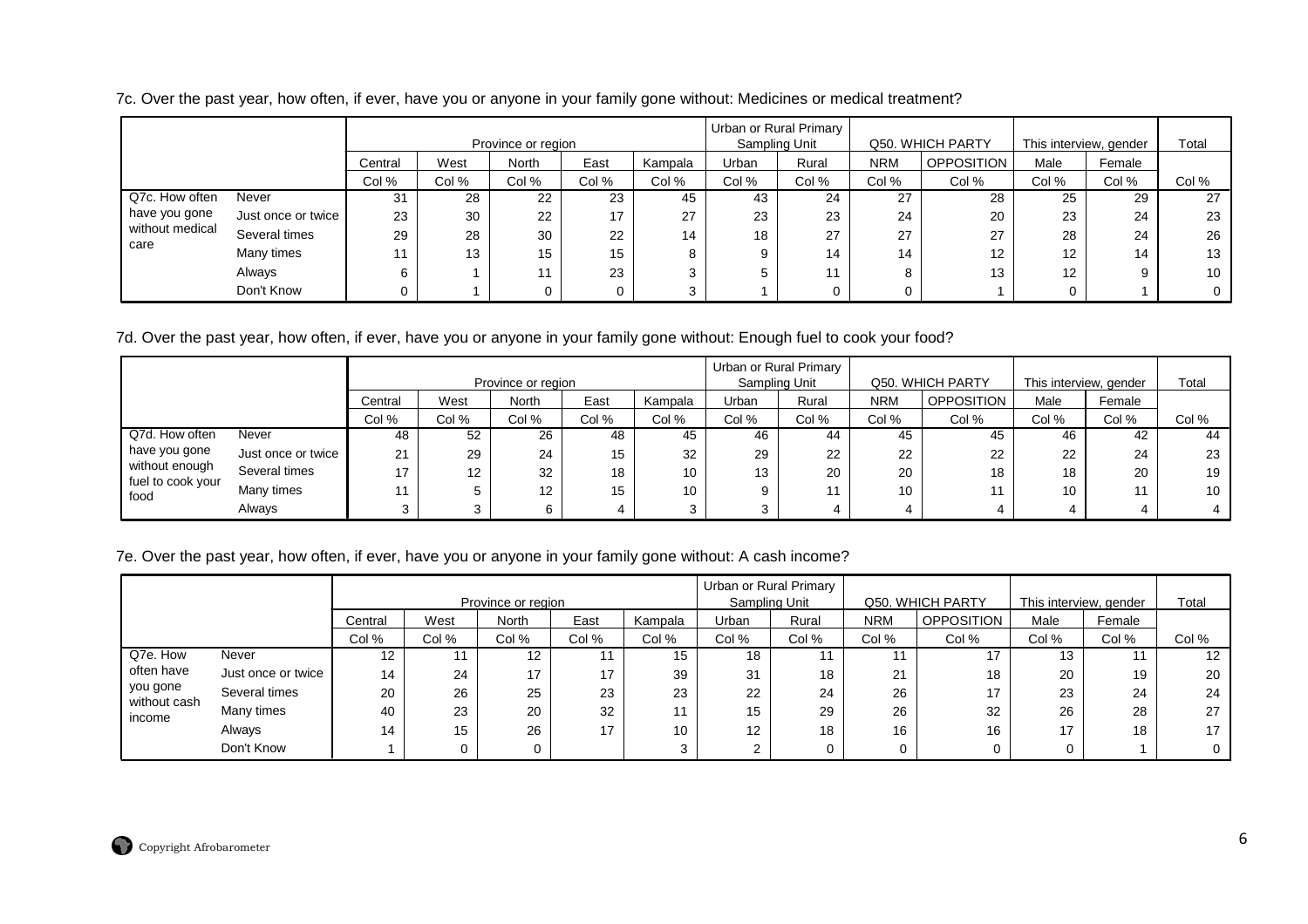7c. Over the past year, how often, if ever, have you or anyone in your family gone without: Medicines or medical treatment?

| | | Province or region | | | | | Urban or Rural Primary Sampling Unit | | Q50. WHICH PARTY | | This interview, gender | | Total |
|---|---|---|---|---|---|---|---|---|---|---|---|---|---|
| | | Central | West | North | East | Kampala | Urban | Rural | NRM | OPPOSITION | Male | Female | |
| | | Col % | Col % | Col % | Col % | Col % | Col % | Col % | Col % | Col % | Col % | Col % | Col % |
| Q7c. How often have you gone without medical care | Never | 31 | 28 | 22 | 23 | 45 | 43 | 24 | 27 | 28 | 25 | 29 | 27 |
| | Just once or twice | 23 | 30 | 22 | 17 | 27 | 23 | 23 | 24 | 20 | 23 | 24 | 23 |
| | Several times | 29 | 28 | 30 | 22 | 14 | 18 | 27 | 27 | 27 | 28 | 24 | 26 |
| | Many times | 11 | 13 | 15 | 15 | 8 | 9 | 14 | 14 | 12 | 12 | 14 | 13 |
| | Always | 6 | 1 | 11 | 23 | 3 | 5 | 11 | 8 | 13 | 12 | 9 | 10 |
| | Don't Know | 0 | 1 | 0 | 0 | 3 | 1 | 0 | 0 | 1 | 0 | 1 | 0 |

7d. Over the past year, how often, if ever, have you or anyone in your family gone without: Enough fuel to cook your food?

| | | Province or region | | | | | Urban or Rural Primary Sampling Unit | | Q50. WHICH PARTY | | This interview, gender | | Total |
|---|---|---|---|---|---|---|---|---|---|---|---|---|---|
| | | Central | West | North | East | Kampala | Urban | Rural | NRM | OPPOSITION | Male | Female | |
| | | Col % | Col % | Col % | Col % | Col % | Col % | Col % | Col % | Col % | Col % | Col % | Col % |
| Q7d. How often have you gone without enough fuel to cook your food | Never | 48 | 52 | 26 | 48 | 45 | 46 | 44 | 45 | 45 | 46 | 42 | 44 |
| | Just once or twice | 21 | 29 | 24 | 15 | 32 | 29 | 22 | 22 | 22 | 22 | 24 | 23 |
| | Several times | 17 | 12 | 32 | 18 | 10 | 13 | 20 | 20 | 18 | 18 | 20 | 19 |
| | Many times | 11 | 5 | 12 | 15 | 10 | 9 | 11 | 10 | 11 | 10 | 11 | 10 |
| | Always | 3 | 3 | 6 | 4 | 3 | 3 | 4 | 4 | 4 | 4 | 4 | 4 |

7e. Over the past year, how often, if ever, have you or anyone in your family gone without: A cash income?

| | | Province or region | | | | | Urban or Rural Primary Sampling Unit | | Q50. WHICH PARTY | | This interview, gender | | Total |
|---|---|---|---|---|---|---|---|---|---|---|---|---|---|
| | | Central | West | North | East | Kampala | Urban | Rural | NRM | OPPOSITION | Male | Female | |
| | | Col % | Col % | Col % | Col % | Col % | Col % | Col % | Col % | Col % | Col % | Col % | Col % |
| Q7e. How often have you gone without cash income | Never | 12 | 11 | 12 | 11 | 15 | 18 | 11 | 11 | 17 | 13 | 11 | 12 |
| | Just once or twice | 14 | 24 | 17 | 17 | 39 | 31 | 18 | 21 | 18 | 20 | 19 | 20 |
| | Several times | 20 | 26 | 25 | 23 | 23 | 22 | 24 | 26 | 17 | 23 | 24 | 24 |
| | Many times | 40 | 23 | 20 | 32 | 11 | 15 | 29 | 26 | 32 | 26 | 28 | 27 |
| | Always | 14 | 15 | 26 | 17 | 10 | 12 | 18 | 16 | 16 | 17 | 18 | 17 |
| | Don't Know | 1 | 0 | 0 | | 3 | 2 | 0 | 0 | 0 | 0 | 1 | 0 |

Copyright Afrobarometer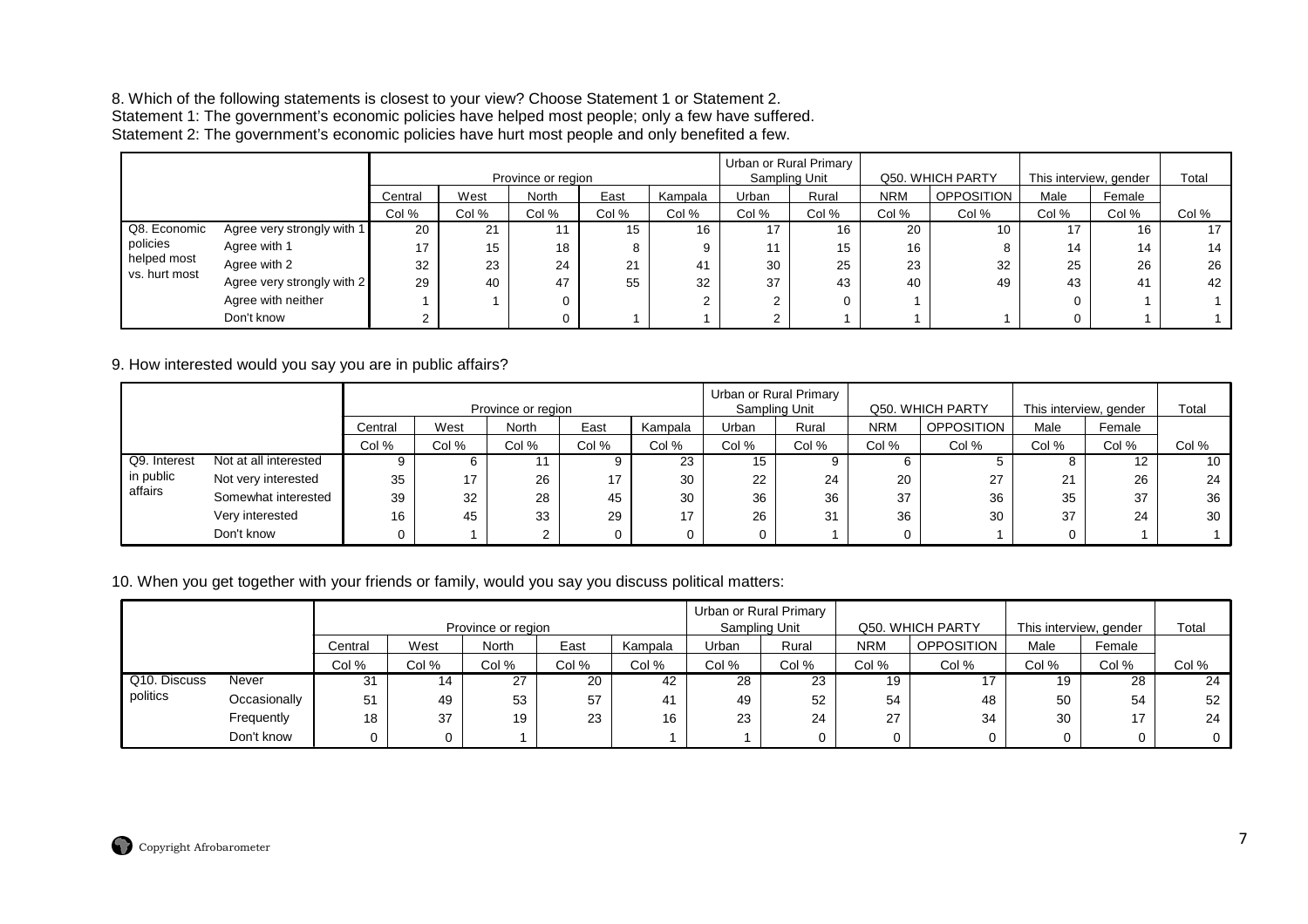8. Which of the following statements is closest to your view? Choose Statement 1 or Statement 2.
Statement 1: The government's economic policies have helped most people; only a few have suffered.
Statement 2: The government's economic policies have hurt most people and only benefited a few.

| | | Province or region | | | | | Urban or Rural Primary Sampling Unit | | Q50. WHICH PARTY | | This interview, gender | | Total |
|---|---|---|---|---|---|---|---|---|---|---|---|---|---|
| | | Central | West | North | East | Kampala | Urban | Rural | NRM | OPPOSITION | Male | Female | |
| | | Col % | Col % | Col % | Col % | Col % | Col % | Col % | Col % | Col % | Col % | Col % | Col % |
| Q8. Economic policies helped most vs. hurt most | Agree very strongly with 1 | 20 | 21 | 11 | 15 | 16 | 17 | 16 | 20 | 10 | 17 | 16 | 17 |
| | Agree with 1 | 17 | 15 | 18 | 8 | 9 | 11 | 15 | 16 | 8 | 14 | 14 | 14 |
| | Agree with 2 | 32 | 23 | 24 | 21 | 41 | 30 | 25 | 23 | 32 | 25 | 26 | 26 |
| | Agree very strongly with 2 | 29 | 40 | 47 | 55 | 32 | 37 | 43 | 40 | 49 | 43 | 41 | 42 |
| | Agree with neither | 1 | 1 | 0 | | 2 | 2 | 0 | 1 | | 0 | 1 | 1 |
| | Don't know | 2 | | 0 | 1 | 1 | 2 | 1 | 1 | 1 | 0 | 1 | 1 |

9. How interested would you say you are in public affairs?

| | | Province or region | | | | | Urban or Rural Primary Sampling Unit | | Q50. WHICH PARTY | | This interview, gender | | Total |
|---|---|---|---|---|---|---|---|---|---|---|---|---|---|
| | | Central | West | North | East | Kampala | Urban | Rural | NRM | OPPOSITION | Male | Female | |
| | | Col % | Col % | Col % | Col % | Col % | Col % | Col % | Col % | Col % | Col % | Col % | Col % |
| Q9. Interest in public affairs | Not at all interested | 9 | 6 | 11 | 9 | 23 | 15 | 9 | 6 | 5 | 8 | 12 | 10 |
| | Not very interested | 35 | 17 | 26 | 17 | 30 | 22 | 24 | 20 | 27 | 21 | 26 | 24 |
| | Somewhat interested | 39 | 32 | 28 | 45 | 30 | 36 | 36 | 37 | 36 | 35 | 37 | 36 |
| | Very interested | 16 | 45 | 33 | 29 | 17 | 26 | 31 | 36 | 30 | 37 | 24 | 30 |
| | Don't know | 0 | 1 | 2 | 0 | 0 | 0 | 1 | 0 | 1 | 0 | 1 | 1 |

10. When you get together with your friends or family, would you say you discuss political matters:

| | | Province or region | | | | | Urban or Rural Primary Sampling Unit | | Q50. WHICH PARTY | | This interview, gender | | Total |
|---|---|---|---|---|---|---|---|---|---|---|---|---|---|
| | | Central | West | North | East | Kampala | Urban | Rural | NRM | OPPOSITION | Male | Female | |
| | | Col % | Col % | Col % | Col % | Col % | Col % | Col % | Col % | Col % | Col % | Col % | Col % |
| Q10. Discuss politics | Never | 31 | 14 | 27 | 20 | 42 | 28 | 23 | 19 | 17 | 19 | 28 | 24 |
| | Occasionally | 51 | 49 | 53 | 57 | 41 | 49 | 52 | 54 | 48 | 50 | 54 | 52 |
| | Frequently | 18 | 37 | 19 | 23 | 16 | 23 | 24 | 27 | 34 | 30 | 17 | 24 |
| | Don't know | 0 | 0 | 1 | | 1 | 1 | 0 | 0 | 0 | 0 | 0 | 0 |

Copyright Afrobarometer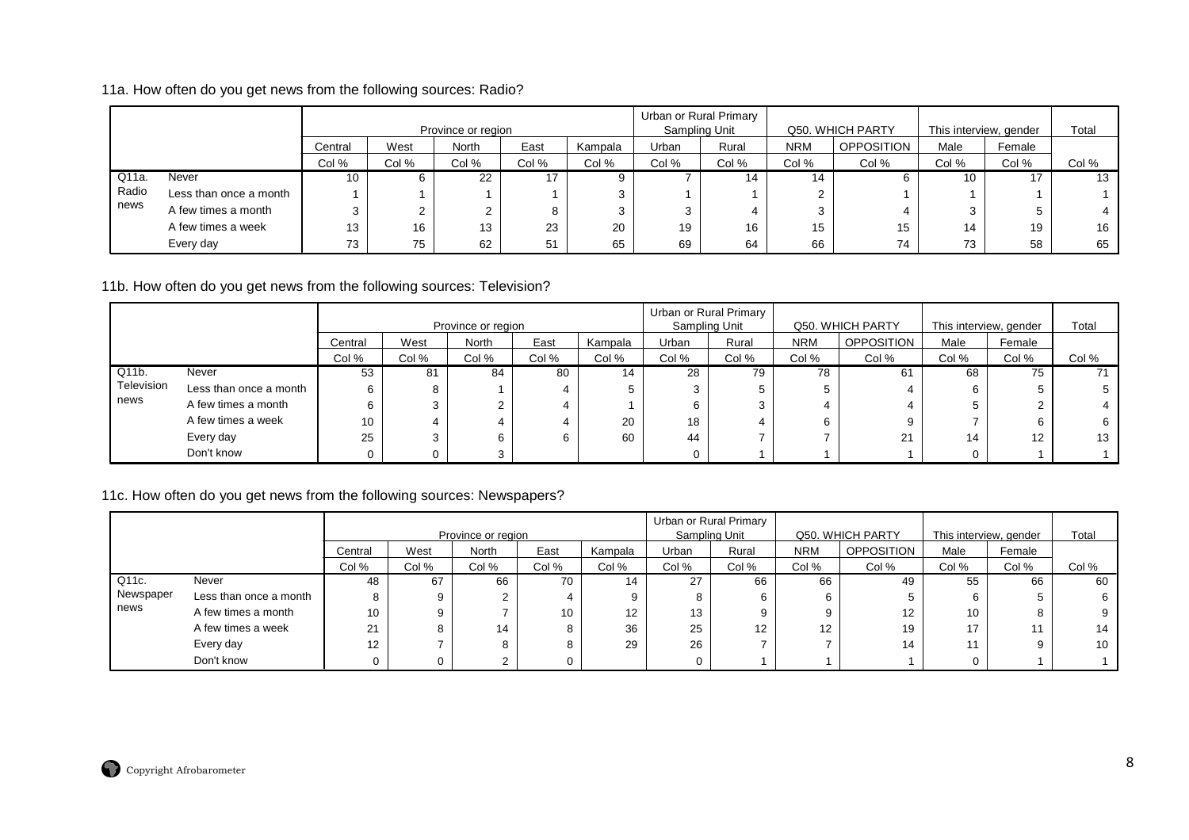11a. How often do you get news from the following sources: Radio?

| | | Province or region | | | | | Urban or Rural Primary Sampling Unit | | Q50. WHICH PARTY | | This interview, gender | | Total |
|---|---|---|---|---|---|---|---|---|---|---|---|---|---|
| | | Central | West | North | East | Kampala | Urban | Rural | NRM | OPPOSITION | Male | Female | |
| | | Col % | Col % | Col % | Col % | Col % | Col % | Col % | Col % | Col % | Col % | Col % | Col % |
| Q11a. Radio news | Never | 10 | 6 | 22 | 17 | 9 | 7 | 14 | 14 | 6 | 10 | 17 | 13 |
| | Less than once a month | 1 | 1 | 1 | 1 | 3 | 1 | 1 | 2 | 1 | 1 | 1 | 1 |
| | A few times a month | 3 | 2 | 2 | 8 | 3 | 3 | 4 | 3 | 4 | 3 | 5 | 4 |
| | A few times a week | 13 | 16 | 13 | 23 | 20 | 19 | 16 | 15 | 15 | 14 | 19 | 16 |
| | Every day | 73 | 75 | 62 | 51 | 65 | 69 | 64 | 66 | 74 | 73 | 58 | 65 |

11b. How often do you get news from the following sources: Television?

| | | Province or region | | | | | Urban or Rural Primary Sampling Unit | | Q50. WHICH PARTY | | This interview, gender | | Total |
|---|---|---|---|---|---|---|---|---|---|---|---|---|---|
| | | Central | West | North | East | Kampala | Urban | Rural | NRM | OPPOSITION | Male | Female | |
| | | Col % | Col % | Col % | Col % | Col % | Col % | Col % | Col % | Col % | Col % | Col % | Col % |
| Q11b. Television news | Never | 53 | 81 | 84 | 80 | 14 | 28 | 79 | 78 | 61 | 68 | 75 | 71 |
| | Less than once a month | 6 | 8 | 1 | 4 | 5 | 3 | 5 | 5 | 4 | 6 | 5 | 5 |
| | A few times a month | 6 | 3 | 2 | 4 | 1 | 6 | 3 | 4 | 4 | 5 | 2 | 4 |
| | A few times a week | 10 | 4 | 4 | 4 | 20 | 18 | 4 | 6 | 9 | 7 | 6 | 6 |
| | Every day | 25 | 3 | 6 | 6 | 60 | 44 | 7 | 7 | 21 | 14 | 12 | 13 |
| | Don't know | 0 | 0 | 3 | | | 0 | 1 | 1 | 1 | 0 | 1 | 1 |

11c. How often do you get news from the following sources: Newspapers?

| | | Province or region | | | | | Urban or Rural Primary Sampling Unit | | Q50. WHICH PARTY | | This interview, gender | | Total |
|---|---|---|---|---|---|---|---|---|---|---|---|---|---|
| | | Central | West | North | East | Kampala | Urban | Rural | NRM | OPPOSITION | Male | Female | |
| | | Col % | Col % | Col % | Col % | Col % | Col % | Col % | Col % | Col % | Col % | Col % | Col % |
| Q11c. Newspaper news | Never | 48 | 67 | 66 | 70 | 14 | 27 | 66 | 66 | 49 | 55 | 66 | 60 |
| | Less than once a month | 8 | 9 | 2 | 4 | 9 | 8 | 6 | 6 | 5 | 6 | 5 | 6 |
| | A few times a month | 10 | 9 | 7 | 10 | 12 | 13 | 9 | 9 | 12 | 10 | 8 | 9 |
| | A few times a week | 21 | 8 | 14 | 8 | 36 | 25 | 12 | 12 | 19 | 17 | 11 | 14 |
| | Every day | 12 | 7 | 8 | 8 | 29 | 26 | 7 | 7 | 14 | 11 | 9 | 10 |
| | Don't know | 0 | 0 | 2 | 0 | | 0 | 1 | 1 | 1 | 0 | 1 | 1 |

Copyright Afrobarometer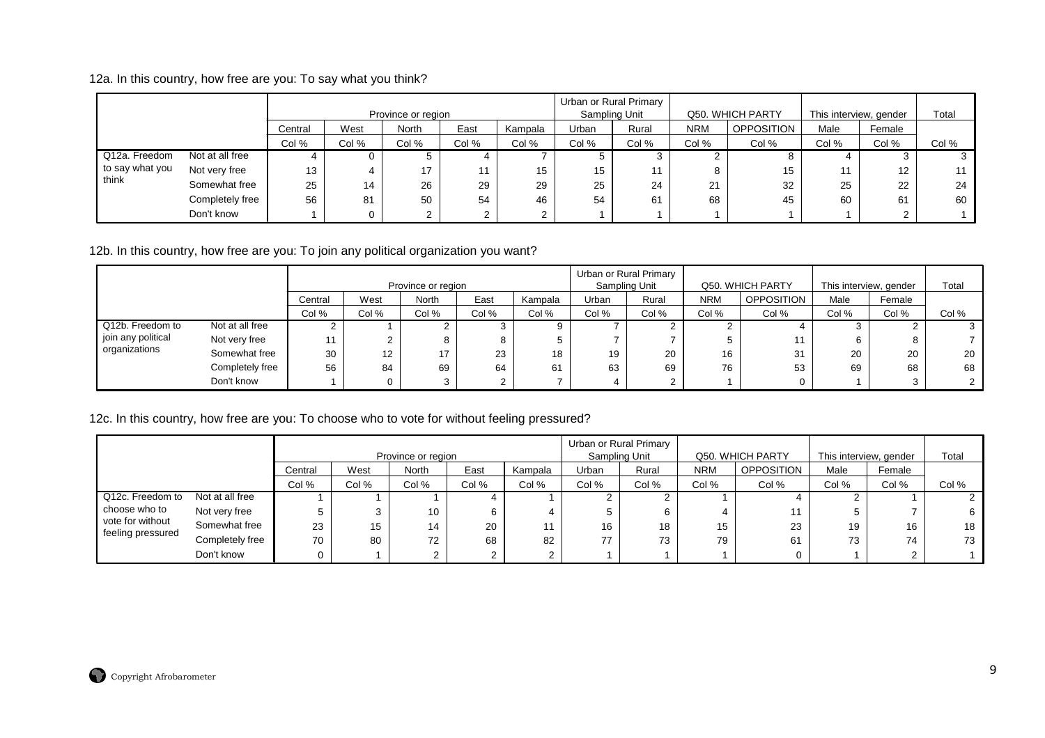12a. In this country, how free are you: To say what you think?

| | | Province or region | | | | | Urban or Rural Primary Sampling Unit | | Q50. WHICH PARTY | | This interview, gender | | Total |
|---|---|---|---|---|---|---|---|---|---|---|---|---|---|
| | | Central | West | North | East | Kampala | Urban | Rural | NRM | OPPOSITION | Male | Female | |
| | | Col % | Col % | Col % | Col % | Col % | Col % | Col % | Col % | Col % | Col % | Col % | Col % |
| Q12a. Freedom to say what you think | Not at all free | 4 | 0 | 5 | 4 | 7 | 5 | 3 | 2 | 8 | 4 | 3 | 3 |
| | Not very free | 13 | 4 | 17 | 11 | 15 | 15 | 11 | 8 | 15 | 11 | 12 | 11 |
| | Somewhat free | 25 | 14 | 26 | 29 | 29 | 25 | 24 | 21 | 32 | 25 | 22 | 24 |
| | Completely free | 56 | 81 | 50 | 54 | 46 | 54 | 61 | 68 | 45 | 60 | 61 | 60 |
| | Don't know | 1 | 0 | 2 | 2 | 2 | 1 | 1 | 1 | 1 | 1 | 2 | 1 |

12b. In this country, how free are you: To join any political organization you want?

| | | Province or region | | | | | Urban or Rural Primary Sampling Unit | | Q50. WHICH PARTY | | This interview, gender | | Total |
|---|---|---|---|---|---|---|---|---|---|---|---|---|---|
| | | Central | West | North | East | Kampala | Urban | Rural | NRM | OPPOSITION | Male | Female | |
| | | Col % | Col % | Col % | Col % | Col % | Col % | Col % | Col % | Col % | Col % | Col % | Col % |
| Q12b. Freedom to join any political organizations | Not at all free | 2 | 1 | 2 | 3 | 9 | 7 | 2 | 2 | 4 | 3 | 2 | 3 |
| | Not very free | 11 | 2 | 8 | 8 | 5 | 7 | 7 | 5 | 11 | 6 | 8 | 7 |
| | Somewhat free | 30 | 12 | 17 | 23 | 18 | 19 | 20 | 16 | 31 | 20 | 20 | 20 |
| | Completely free | 56 | 84 | 69 | 64 | 61 | 63 | 69 | 76 | 53 | 69 | 68 | 68 |
| | Don't know | 1 | 0 | 3 | 2 | 7 | 4 | 2 | 1 | 0 | 1 | 3 | 2 |

12c. In this country, how free are you: To choose who to vote for without feeling pressured?

| | | Province or region | | | | | Urban or Rural Primary Sampling Unit | | Q50. WHICH PARTY | | This interview, gender | | Total |
|---|---|---|---|---|---|---|---|---|---|---|---|---|---|
| | | Central | West | North | East | Kampala | Urban | Rural | NRM | OPPOSITION | Male | Female | |
| | | Col % | Col % | Col % | Col % | Col % | Col % | Col % | Col % | Col % | Col % | Col % | Col % |
| Q12c. Freedom to choose who to vote for without feeling pressured | Not at all free | 1 | 1 | 1 | 4 | 1 | 2 | 2 | 1 | 4 | 2 | 1 | 2 |
| | Not very free | 5 | 3 | 10 | 6 | 4 | 5 | 6 | 4 | 11 | 5 | 7 | 6 |
| | Somewhat free | 23 | 15 | 14 | 20 | 11 | 16 | 18 | 15 | 23 | 19 | 16 | 18 |
| | Completely free | 70 | 80 | 72 | 68 | 82 | 77 | 73 | 79 | 61 | 73 | 74 | 73 |
| | Don't know | 0 | 1 | 2 | 2 | 2 | 1 | 1 | 1 | 0 | 1 | 2 | 1 |

Copyright Afrobarometer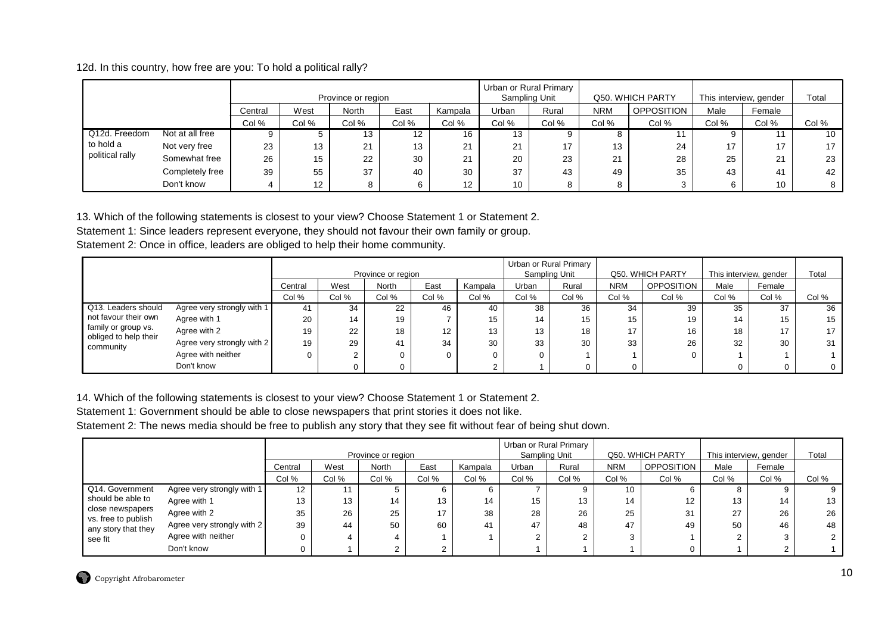12d. In this country, how free are you: To hold a political rally?

| | | Province or region | | | | | Urban or Rural Primary Sampling Unit | | Q50. WHICH PARTY | | This interview, gender | | Total |
|---|---|---|---|---|---|---|---|---|---|---|---|---|---|
| | | Central | West | North | East | Kampala | Urban | Rural | NRM | OPPOSITION | Male | Female | |
| | | Col % | Col % | Col % | Col % | Col % | Col % | Col % | Col % | Col % | Col % | Col % | Col % |
| Q12d. Freedom to hold a political rally | Not at all free | 9 | 5 | 13 | 12 | 16 | 13 | 9 | 8 | 11 | 9 | 11 | 10 |
| | Not very free | 23 | 13 | 21 | 13 | 21 | 21 | 17 | 13 | 24 | 17 | 17 | 17 |
| | Somewhat free | 26 | 15 | 22 | 30 | 21 | 20 | 23 | 21 | 28 | 25 | 21 | 23 |
| | Completely free | 39 | 55 | 37 | 40 | 30 | 37 | 43 | 49 | 35 | 43 | 41 | 42 |
| | Don't know | 4 | 12 | 8 | 6 | 12 | 10 | 8 | 8 | 3 | 6 | 10 | 8 |

13. Which of the following statements is closest to your view? Choose Statement 1 or Statement 2.

Statement 1: Since leaders represent everyone, they should not favour their own family or group.

Statement 2: Once in office, leaders are obliged to help their home community.

| | | Province or region | | | | | Urban or Rural Primary Sampling Unit | | Q50. WHICH PARTY | | This interview, gender | | Total |
|---|---|---|---|---|---|---|---|---|---|---|---|---|---|
| | | Central | West | North | East | Kampala | Urban | Rural | NRM | OPPOSITION | Male | Female | |
| | | Col % | Col % | Col % | Col % | Col % | Col % | Col % | Col % | Col % | Col % | Col % | Col % |
| Q13. Leaders should not favour their own family or group vs. obliged to help their community | Agree very strongly with 1 | 41 | 34 | 22 | 46 | 40 | 38 | 36 | 34 | 39 | 35 | 37 | 36 |
| | Agree with 1 | 20 | 14 | 19 | 7 | 15 | 14 | 15 | 15 | 19 | 14 | 15 | 15 |
| | Agree with 2 | 19 | 22 | 18 | 12 | 13 | 13 | 18 | 17 | 16 | 18 | 17 | 17 |
| | Agree very strongly with 2 | 19 | 29 | 41 | 34 | 30 | 33 | 30 | 33 | 26 | 32 | 30 | 31 |
| | Agree with neither | 0 | 2 | 0 | 0 | 0 | 0 | 1 | 1 | 0 | 1 | 1 | 1 |
| | Don't know | | 0 | 0 | | 2 | 1 | 0 | 0 | | 0 | 0 | 0 |

14. Which of the following statements is closest to your view? Choose Statement 1 or Statement 2.

Statement 1: Government should be able to close newspapers that print stories it does not like.

Statement 2: The news media should be free to publish any story that they see fit without fear of being shut down.

| | | Province or region | | | | | Urban or Rural Primary Sampling Unit | | Q50. WHICH PARTY | | This interview, gender | | Total |
|---|---|---|---|---|---|---|---|---|---|---|---|---|---|
| | | Central | West | North | East | Kampala | Urban | Rural | NRM | OPPOSITION | Male | Female | |
| | | Col % | Col % | Col % | Col % | Col % | Col % | Col % | Col % | Col % | Col % | Col % | Col % |
| Q14. Government should be able to close newspapers vs. free to publish any story that they see fit | Agree very strongly with 1 | 12 | 11 | 5 | 6 | 6 | 7 | 9 | 10 | 6 | 8 | 9 | 9 |
| | Agree with 1 | 13 | 13 | 14 | 13 | 14 | 15 | 13 | 14 | 12 | 13 | 14 | 13 |
| | Agree with 2 | 35 | 26 | 25 | 17 | 38 | 28 | 26 | 25 | 31 | 27 | 26 | 26 |
| | Agree very strongly with 2 | 39 | 44 | 50 | 60 | 41 | 47 | 48 | 47 | 49 | 50 | 46 | 48 |
| | Agree with neither | 0 | 4 | 4 | 1 | 1 | 2 | 2 | 3 | 1 | 2 | 3 | 2 |
| | Don't know | 0 | 1 | 2 | 2 | | 1 | 1 | 1 | 0 | 1 | 2 | 1 |

Copyright Afrobarometer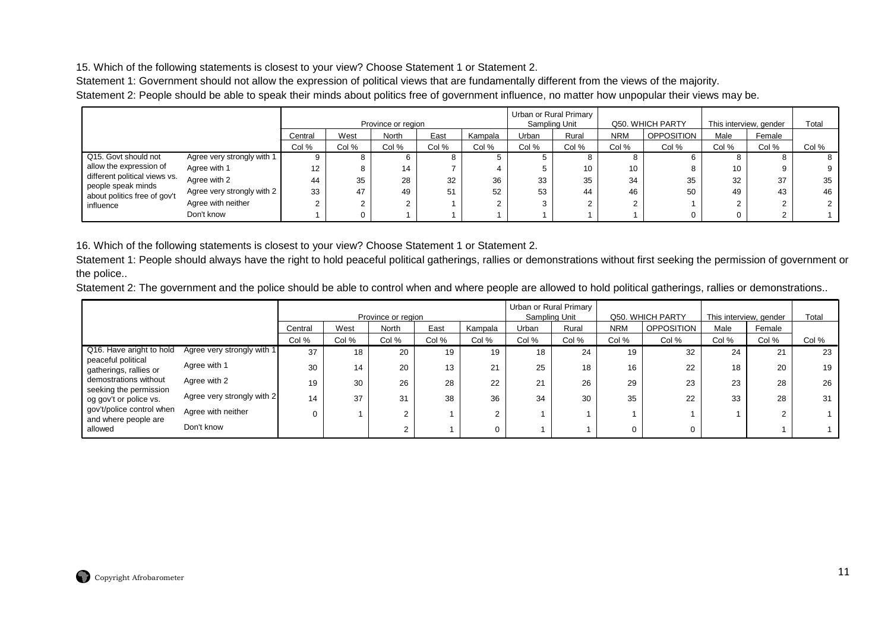15. Which of the following statements is closest to your view? Choose Statement 1 or Statement 2.

Statement 1: Government should not allow the expression of political views that are fundamentally different from the views of the majority.

Statement 2: People should be able to speak their minds about politics free of government influence, no matter how unpopular their views may be.

| | | Province or region | | | | | Urban or Rural Primary Sampling Unit | | Q50. WHICH PARTY | | This interview, gender | | Total |
|---|---|---|---|---|---|---|---|---|---|---|---|---|---|
| | | Central | West | North | East | Kampala | Urban | Rural | NRM | OPPOSITION | Male | Female | |
| | | Col % | Col % | Col % | Col % | Col % | Col % | Col % | Col % | Col % | Col % | Col % | Col % |
| Q15. Govt should not allow the expression of different political views vs. people speak minds about politics free of gov't influence | Agree very strongly with 1 | 9 | 8 | 6 | 8 | 5 | 5 | 8 | 8 | 6 | 8 | 8 | 8 |
| | Agree with 1 | 12 | 8 | 14 | 7 | 4 | 5 | 10 | 10 | 8 | 10 | 9 | 9 |
| | Agree with 2 | 44 | 35 | 28 | 32 | 36 | 33 | 35 | 34 | 35 | 32 | 37 | 35 |
| | Agree very strongly with 2 | 33 | 47 | 49 | 51 | 52 | 53 | 44 | 46 | 50 | 49 | 43 | 46 |
| | Agree with neither | 2 | 2 | 2 | 1 | 2 | 3 | 2 | 2 | 1 | 2 | 2 | 2 |
| | Don't know | 1 | 0 | 1 | 1 | 1 | 1 | 1 | 1 | 0 | 0 | 2 | 1 |

16. Which of the following statements is closest to your view? Choose Statement 1 or Statement 2.

Statement 1: People should always have the right to hold peaceful political gatherings, rallies or demonstrations without first seeking the permission of government or the police..

Statement 2: The government and the police should be able to control when and where people are allowed to hold political gatherings, rallies or demonstrations..

| | | Province or region | | | | | Urban or Rural Primary Sampling Unit | | Q50. WHICH PARTY | | This interview, gender | | Total |
|---|---|---|---|---|---|---|---|---|---|---|---|---|---|
| | | Central | West | North | East | Kampala | Urban | Rural | NRM | OPPOSITION | Male | Female | |
| | | Col % | Col % | Col % | Col % | Col % | Col % | Col % | Col % | Col % | Col % | Col % | Col % |
| Q16. Have aright to hold peaceful political gatherings, rallies or demostrations without seeking the permission og gov't or police vs. gov't/police control when and where people are allowed | Agree very strongly with 1 | 37 | 18 | 20 | 19 | 19 | 18 | 24 | 19 | 32 | 24 | 21 | 23 |
| | Agree with 1 | 30 | 14 | 20 | 13 | 21 | 25 | 18 | 16 | 22 | 18 | 20 | 19 |
| | Agree with 2 | 19 | 30 | 26 | 28 | 22 | 21 | 26 | 29 | 23 | 23 | 28 | 26 |
| | Agree very strongly with 2 | 14 | 37 | 31 | 38 | 36 | 34 | 30 | 35 | 22 | 33 | 28 | 31 |
| | Agree with neither | 0 | 1 | 2 | 1 | 2 | 1 | 1 | 1 | 1 | 1 | 2 | 1 |
| | Don't know | | | 2 | 1 | 0 | 1 | 1 | 0 | 0 | | 1 | 1 |

Copyright Afrobarometer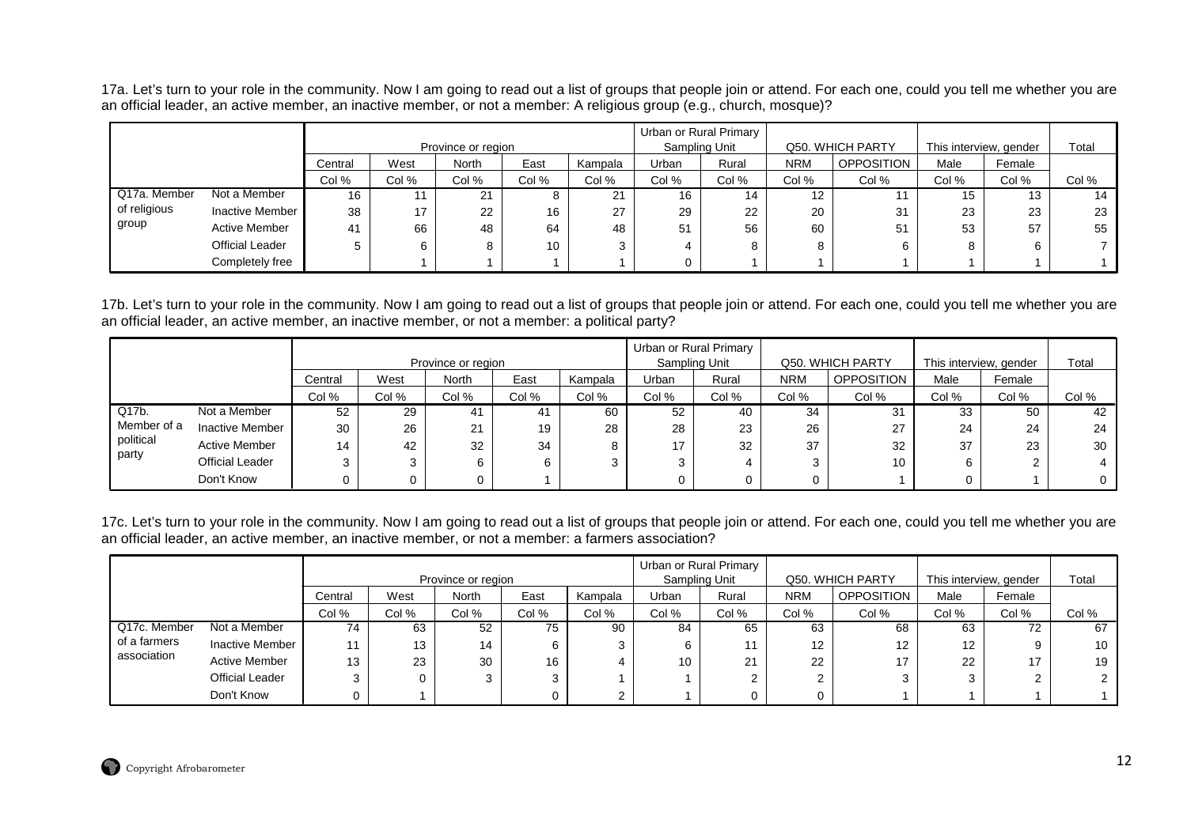17a. Let's turn to your role in the community. Now I am going to read out a list of groups that people join or attend. For each one, could you tell me whether you are an official leader, an active member, an inactive member, or not a member: A religious group (e.g., church, mosque)?

| | | Province or region | | | | | Urban or Rural Primary Sampling Unit | | Q50. WHICH PARTY | | This interview, gender | | Total |
|---|---|---|---|---|---|---|---|---|---|---|---|---|---|
| | | Central | West | North | East | Kampala | Urban | Rural | NRM | OPPOSITION | Male | Female | |
| | | Col % | Col % | Col % | Col % | Col % | Col % | Col % | Col % | Col % | Col % | Col % | Col % |
| Q17a. Member of religious group | Not a Member | 16 | 11 | 21 | 8 | 21 | 16 | 14 | 12 | 11 | 15 | 13 | 14 |
| | Inactive Member | 38 | 17 | 22 | 16 | 27 | 29 | 22 | 20 | 31 | 23 | 23 | 23 |
| | Active Member | 41 | 66 | 48 | 64 | 48 | 51 | 56 | 60 | 51 | 53 | 57 | 55 |
| | Official Leader | 5 | 6 | 8 | 10 | 3 | 4 | 8 | 8 | 6 | 8 | 6 | 7 |
| | Completely free | | 1 | 1 | 1 | 1 | 0 | 1 | 1 | 1 | 1 | 1 | 1 |

17b. Let's turn to your role in the community. Now I am going to read out a list of groups that people join or attend. For each one, could you tell me whether you are an official leader, an active member, an inactive member, or not a member: a political party?

| | | Province or region | | | | | Urban or Rural Primary Sampling Unit | | Q50. WHICH PARTY | | This interview, gender | | Total |
|---|---|---|---|---|---|---|---|---|---|---|---|---|---|
| | | Central | West | North | East | Kampala | Urban | Rural | NRM | OPPOSITION | Male | Female | |
| | | Col % | Col % | Col % | Col % | Col % | Col % | Col % | Col % | Col % | Col % | Col % | Col % |
| Q17b. Member of a political party | Not a Member | 52 | 29 | 41 | 41 | 60 | 52 | 40 | 34 | 31 | 33 | 50 | 42 |
| | Inactive Member | 30 | 26 | 21 | 19 | 28 | 28 | 23 | 26 | 27 | 24 | 24 | 24 |
| | Active Member | 14 | 42 | 32 | 34 | 8 | 17 | 32 | 37 | 32 | 37 | 23 | 30 |
| | Official Leader | 3 | 3 | 6 | 6 | 3 | 3 | 4 | 3 | 10 | 6 | 2 | 4 |
| | Don't Know | 0 | 0 | 0 | 1 | | 0 | 0 | 0 | 1 | 0 | 1 | 0 |

17c. Let's turn to your role in the community. Now I am going to read out a list of groups that people join or attend. For each one, could you tell me whether you are an official leader, an active member, an inactive member, or not a member: a farmers association?

| | | Province or region | | | | | Urban or Rural Primary Sampling Unit | | Q50. WHICH PARTY | | This interview, gender | | Total |
|---|---|---|---|---|---|---|---|---|---|---|---|---|---|
| | | Central | West | North | East | Kampala | Urban | Rural | NRM | OPPOSITION | Male | Female | |
| | | Col % | Col % | Col % | Col % | Col % | Col % | Col % | Col % | Col % | Col % | Col % | Col % |
| Q17c. Member of a farmers association | Not a Member | 74 | 63 | 52 | 75 | 90 | 84 | 65 | 63 | 68 | 63 | 72 | 67 |
| | Inactive Member | 11 | 13 | 14 | 6 | 3 | 6 | 11 | 12 | 12 | 12 | 9 | 10 |
| | Active Member | 13 | 23 | 30 | 16 | 4 | 10 | 21 | 22 | 17 | 22 | 17 | 19 |
| | Official Leader | 3 | 0 | 3 | 3 | 1 | 1 | 2 | 2 | 3 | 3 | 2 | 2 |
| | Don't Know | 0 | 1 | | 0 | 2 | 1 | 0 | 0 | 1 | 1 | 1 | 1 |

Copyright Afrobarometer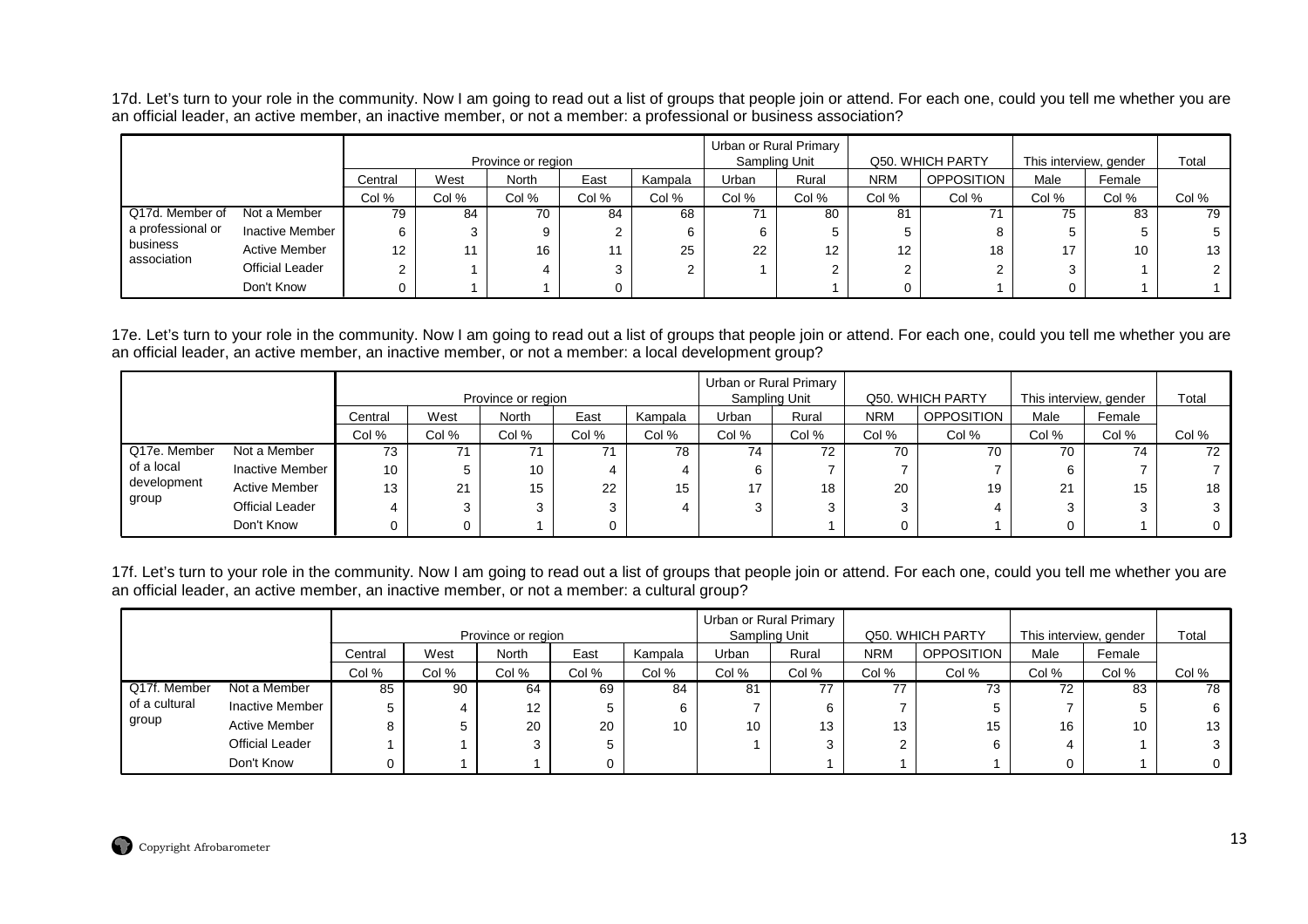17d. Let's turn to your role in the community. Now I am going to read out a list of groups that people join or attend. For each one, could you tell me whether you are an official leader, an active member, an inactive member, or not a member: a professional or business association?

| | | Province or region | | | | | Urban or Rural Primary Sampling Unit | | Q50. WHICH PARTY | | This interview, gender | | Total |
|---|---|---|---|---|---|---|---|---|---|---|---|---|---|
| | | Central | West | North | East | Kampala | Urban | Rural | NRM | OPPOSITION | Male | Female | |
| | | Col % | Col % | Col % | Col % | Col % | Col % | Col % | Col % | Col % | Col % | Col % | Col % |
| Q17d. Member of a professional or business association | Not a Member | 79 | 84 | 70 | 84 | 68 | 71 | 80 | 81 | 71 | 75 | 83 | 79 |
| | Inactive Member | 6 | 3 | 9 | 2 | 6 | 6 | 5 | 5 | 8 | 5 | 5 | 5 |
| | Active Member | 12 | 11 | 16 | 11 | 25 | 22 | 12 | 12 | 18 | 17 | 10 | 13 |
| | Official Leader | 2 | 1 | 4 | 3 | 2 | 1 | 2 | 2 | 2 | 3 | 1 | 2 |
| | Don't Know | 0 | 1 | 1 | 0 | | | 1 | 0 | 1 | 0 | 1 | 1 |

17e. Let's turn to your role in the community. Now I am going to read out a list of groups that people join or attend. For each one, could you tell me whether you are an official leader, an active member, an inactive member, or not a member: a local development group?

| | | Province or region | | | | | Urban or Rural Primary Sampling Unit | | Q50. WHICH PARTY | | This interview, gender | | Total |
|---|---|---|---|---|---|---|---|---|---|---|---|---|---|
| | | Central | West | North | East | Kampala | Urban | Rural | NRM | OPPOSITION | Male | Female | |
| | | Col % | Col % | Col % | Col % | Col % | Col % | Col % | Col % | Col % | Col % | Col % | Col % |
| Q17e. Member of a local development group | Not a Member | 73 | 71 | 71 | 71 | 78 | 74 | 72 | 70 | 70 | 70 | 74 | 72 |
| | Inactive Member | 10 | 5 | 10 | 4 | 4 | 6 | 7 | 7 | 7 | 6 | 7 | 7 |
| | Active Member | 13 | 21 | 15 | 22 | 15 | 17 | 18 | 20 | 19 | 21 | 15 | 18 |
| | Official Leader | 4 | 3 | 3 | 3 | 4 | 3 | 3 | 3 | 4 | 3 | 3 | 3 |
| | Don't Know | 0 | 0 | 1 | 0 | | | 1 | 0 | 1 | 0 | 1 | 0 |

17f. Let's turn to your role in the community. Now I am going to read out a list of groups that people join or attend. For each one, could you tell me whether you are an official leader, an active member, an inactive member, or not a member: a cultural group?

| | | Province or region | | | | | Urban or Rural Primary Sampling Unit | | Q50. WHICH PARTY | | This interview, gender | | Total |
|---|---|---|---|---|---|---|---|---|---|---|---|---|---|
| | | Central | West | North | East | Kampala | Urban | Rural | NRM | OPPOSITION | Male | Female | |
| | | Col % | Col % | Col % | Col % | Col % | Col % | Col % | Col % | Col % | Col % | Col % | Col % |
| Q17f. Member of a cultural group | Not a Member | 85 | 90 | 64 | 69 | 84 | 81 | 77 | 77 | 73 | 72 | 83 | 78 |
| | Inactive Member | 5 | 4 | 12 | 5 | 6 | 7 | 6 | 7 | 5 | 7 | 5 | 6 |
| | Active Member | 8 | 5 | 20 | 20 | 10 | 10 | 13 | 13 | 15 | 16 | 10 | 13 |
| | Official Leader | 1 | 1 | 3 | 5 | | 1 | 3 | 2 | 6 | 4 | 1 | 3 |
| | Don't Know | 0 | 1 | 1 | 0 | | | 1 | 1 | 1 | 0 | 1 | 0 |

Copyright Afrobarometer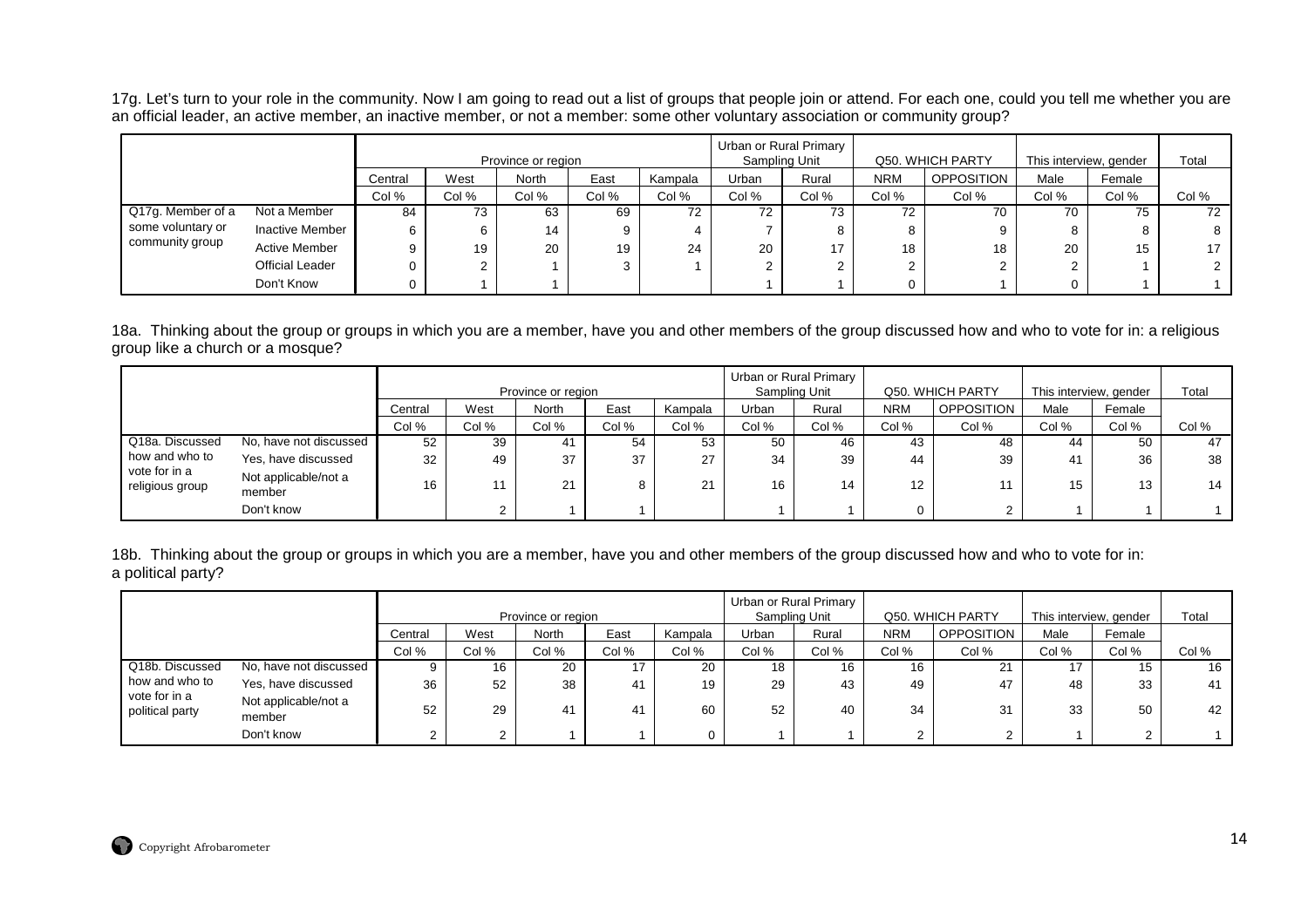17g. Let's turn to your role in the community. Now I am going to read out a list of groups that people join or attend. For each one, could you tell me whether you are an official leader, an active member, an inactive member, or not a member: some other voluntary association or community group?

| | | Province or region | | | | | Urban or Rural Primary Sampling Unit | | Q50. WHICH PARTY | | This interview, gender | | Total |
|---|---|---|---|---|---|---|---|---|---|---|---|---|---|
| | | Central | West | North | East | Kampala | Urban | Rural | NRM | OPPOSITION | Male | Female | |
| | | Col % | Col % | Col % | Col % | Col % | Col % | Col % | Col % | Col % | Col % | Col % | Col % |
| Q17g. Member of a some voluntary or community group | Not a Member | 84 | 73 | 63 | 69 | 72 | 72 | 73 | 72 | 70 | 70 | 75 | 72 |
| | Inactive Member | 6 | 6 | 14 | 9 | 4 | 7 | 8 | 8 | 9 | 8 | 8 | 8 |
| | Active Member | 9 | 19 | 20 | 19 | 24 | 20 | 17 | 18 | 18 | 20 | 15 | 17 |
| | Official Leader | 0 | 2 | 1 | 3 | 1 | 2 | 2 | 2 | 2 | 2 | 1 | 2 |
| | Don't Know | 0 | 1 | 1 | | | 1 | 1 | 0 | 1 | 0 | 1 | 1 |

18a. Thinking about the group or groups in which you are a member, have you and other members of the group discussed how and who to vote for in: a religious group like a church or a mosque?

| | | Province or region | | | | | Urban or Rural Primary Sampling Unit | | Q50. WHICH PARTY | | This interview, gender | | Total |
|---|---|---|---|---|---|---|---|---|---|---|---|---|---|
| | | Central | West | North | East | Kampala | Urban | Rural | NRM | OPPOSITION | Male | Female | |
| | | Col % | Col % | Col % | Col % | Col % | Col % | Col % | Col % | Col % | Col % | Col % | Col % |
| Q18a. Discussed how and who to vote for in a religious group | No, have not discussed | 52 | 39 | 41 | 54 | 53 | 50 | 46 | 43 | 48 | 44 | 50 | 47 |
| | Yes, have discussed | 32 | 49 | 37 | 37 | 27 | 34 | 39 | 44 | 39 | 41 | 36 | 38 |
| | Not applicable/not a member | 16 | 11 | 21 | 8 | 21 | 16 | 14 | 12 | 11 | 15 | 13 | 14 |
| | Don't know | | 2 | 1 | 1 | | 1 | 1 | 0 | 2 | 1 | 1 | 1 |

18b. Thinking about the group or groups in which you are a member, have you and other members of the group discussed how and who to vote for in: a political party?

| | | Province or region | | | | | Urban or Rural Primary Sampling Unit | | Q50. WHICH PARTY | | This interview, gender | | Total |
|---|---|---|---|---|---|---|---|---|---|---|---|---|---|
| | | Central | West | North | East | Kampala | Urban | Rural | NRM | OPPOSITION | Male | Female | |
| | | Col % | Col % | Col % | Col % | Col % | Col % | Col % | Col % | Col % | Col % | Col % | Col % |
| Q18b. Discussed how and who to vote for in a political party | No, have not discussed | 9 | 16 | 20 | 17 | 20 | 18 | 16 | 16 | 21 | 17 | 15 | 16 |
| | Yes, have discussed | 36 | 52 | 38 | 41 | 19 | 29 | 43 | 49 | 47 | 48 | 33 | 41 |
| | Not applicable/not a member | 52 | 29 | 41 | 41 | 60 | 52 | 40 | 34 | 31 | 33 | 50 | 42 |
| | Don't know | 2 | 2 | 1 | 1 | 0 | 1 | 1 | 2 | 2 | 1 | 2 | 1 |

Copyright Afrobarometer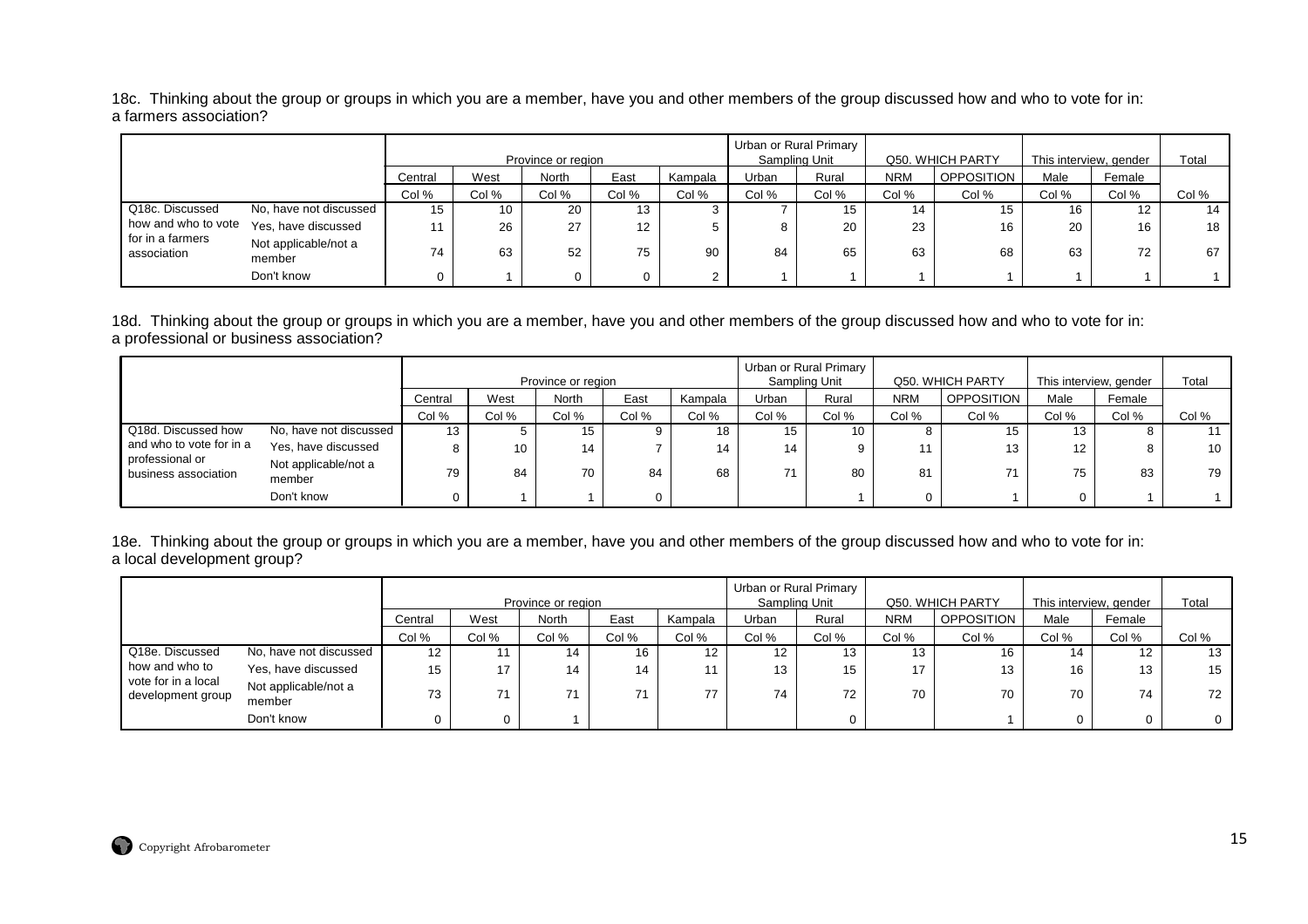18c. Thinking about the group or groups in which you are a member, have you and other members of the group discussed how and who to vote for in: a farmers association?

| | | Province or region | | | | | Urban or Rural Primary Sampling Unit | | Q50. WHICH PARTY | | This interview, gender | | Total |
|---|---|---|---|---|---|---|---|---|---|---|---|---|---|
| | | Central | West | North | East | Kampala | Urban | Rural | NRM | OPPOSITION | Male | Female | |
| | | Col % | Col % | Col % | Col % | Col % | Col % | Col % | Col % | Col % | Col % | Col % | Col % |
| Q18c. Discussed how and who to vote for in a farmers association | No, have not discussed | 15 | 10 | 20 | 13 | 3 | 7 | 15 | 14 | 15 | 16 | 12 | 14 |
| | Yes, have discussed | 11 | 26 | 27 | 12 | 5 | 8 | 20 | 23 | 16 | 20 | 16 | 18 |
| | Not applicable/not a member | 74 | 63 | 52 | 75 | 90 | 84 | 65 | 63 | 68 | 63 | 72 | 67 |
| | Don't know | 0 | 1 | 0 | 0 | 2 | 1 | 1 | 1 | 1 | 1 | 1 | 1 |

18d. Thinking about the group or groups in which you are a member, have you and other members of the group discussed how and who to vote for in: a professional or business association?

| | | Province or region | | | | | Urban or Rural Primary Sampling Unit | | Q50. WHICH PARTY | | This interview, gender | | Total |
|---|---|---|---|---|---|---|---|---|---|---|---|---|---|
| | | Central | West | North | East | Kampala | Urban | Rural | NRM | OPPOSITION | Male | Female | |
| | | Col % | Col % | Col % | Col % | Col % | Col % | Col % | Col % | Col % | Col % | Col % | Col % |
| Q18d. Discussed how and who to vote for in a professional or business association | No, have not discussed | 13 | 5 | 15 | 9 | 18 | 15 | 10 | 8 | 15 | 13 | 8 | 11 |
| | Yes, have discussed | 8 | 10 | 14 | 7 | 14 | 14 | 9 | 11 | 13 | 12 | 8 | 10 |
| | Not applicable/not a member | 79 | 84 | 70 | 84 | 68 | 71 | 80 | 81 | 71 | 75 | 83 | 79 |
| | Don't know | 0 | 1 | 1 | 0 | | | 1 | 0 | 1 | 0 | 1 | 1 |

18e. Thinking about the group or groups in which you are a member, have you and other members of the group discussed how and who to vote for in: a local development group?

| | | Province or region | | | | | Urban or Rural Primary Sampling Unit | | Q50. WHICH PARTY | | This interview, gender | | Total |
|---|---|---|---|---|---|---|---|---|---|---|---|---|---|
| | | Central | West | North | East | Kampala | Urban | Rural | NRM | OPPOSITION | Male | Female | |
| | | Col % | Col % | Col % | Col % | Col % | Col % | Col % | Col % | Col % | Col % | Col % | Col % |
| Q18e. Discussed how and who to vote for in a local development group | No, have not discussed | 12 | 11 | 14 | 16 | 12 | 12 | 13 | 13 | 16 | 14 | 12 | 13 |
| | Yes, have discussed | 15 | 17 | 14 | 14 | 11 | 13 | 15 | 17 | 13 | 16 | 13 | 15 |
| | Not applicable/not a member | 73 | 71 | 71 | 71 | 77 | 74 | 72 | 70 | 70 | 70 | 74 | 72 |
| | Don't know | 0 | 0 | 1 | | | | 0 | | 1 | 0 | 0 | 0 |

Copyright Afrobarometer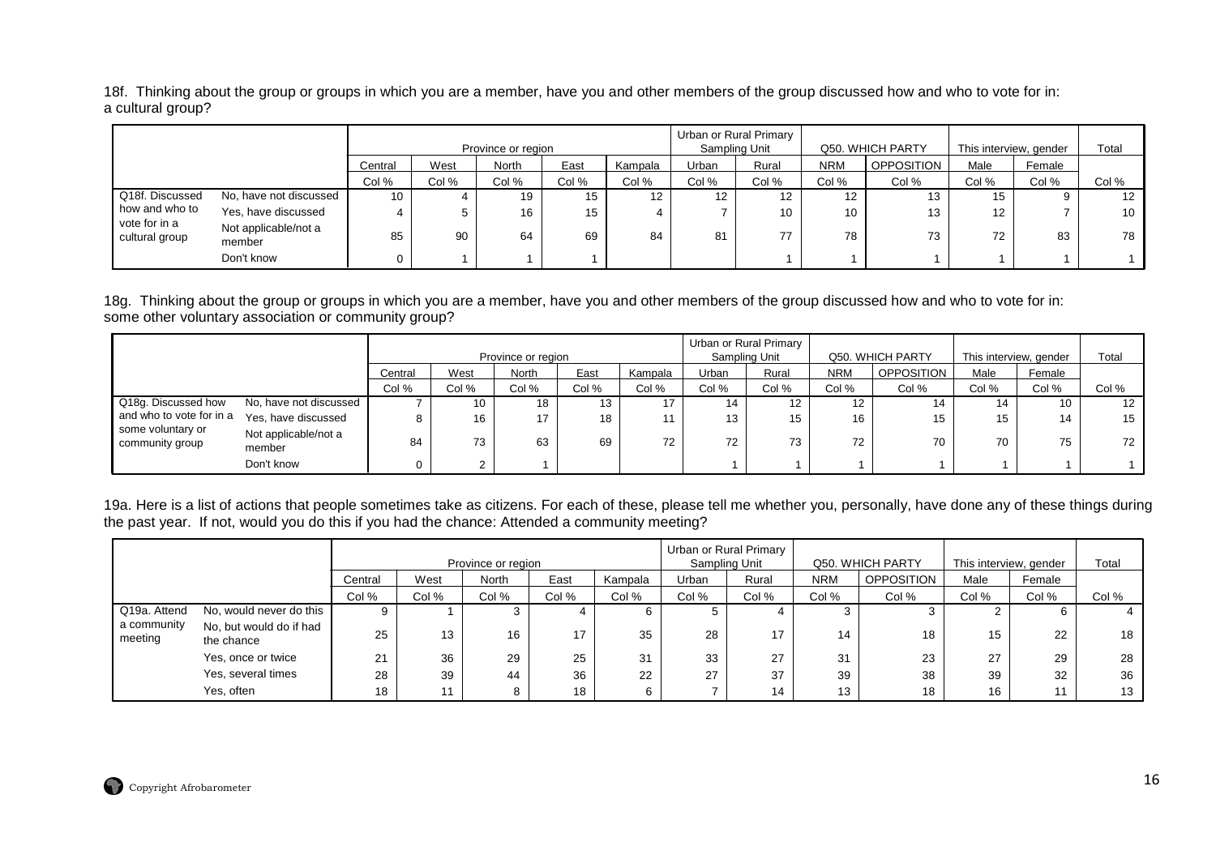18f. Thinking about the group or groups in which you are a member, have you and other members of the group discussed how and who to vote for in: a cultural group?

| | | Province or region | | | | | Urban or Rural Primary Sampling Unit | | Q50. WHICH PARTY | | This interview, gender | | Total |
|---|---|---|---|---|---|---|---|---|---|---|---|---|---|
| | | Central | West | North | East | Kampala | Urban | Rural | NRM | OPPOSITION | Male | Female | |
| | | Col % | Col % | Col % | Col % | Col % | Col % | Col % | Col % | Col % | Col % | Col % | Col % |
| Q18f. Discussed how and who to vote for in a cultural group | No, have not discussed | 10 | 4 | 19 | 15 | 12 | 12 | 12 | 12 | 13 | 15 | 9 | 12 |
| | Yes, have discussed | 4 | 5 | 16 | 15 | 4 | 7 | 10 | 10 | 13 | 12 | 7 | 10 |
| | Not applicable/not a member | 85 | 90 | 64 | 69 | 84 | 81 | 77 | 78 | 73 | 72 | 83 | 78 |
| | Don't know | 0 | 1 | 1 | 1 | | | 1 | 1 | 1 | 1 | 1 | 1 |

18g. Thinking about the group or groups in which you are a member, have you and other members of the group discussed how and who to vote for in: some other voluntary association or community group?

| | | Province or region | | | | | Urban or Rural Primary Sampling Unit | | Q50. WHICH PARTY | | This interview, gender | | Total |
|---|---|---|---|---|---|---|---|---|---|---|---|---|---|
| | | Central | West | North | East | Kampala | Urban | Rural | NRM | OPPOSITION | Male | Female | |
| | | Col % | Col % | Col % | Col % | Col % | Col % | Col % | Col % | Col % | Col % | Col % | Col % |
| Q18g. Discussed how and who to vote for in a some voluntary or community group | No, have not discussed | 7 | 10 | 18 | 13 | 17 | 14 | 12 | 12 | 14 | 14 | 10 | 12 |
| | Yes, have discussed | 8 | 16 | 17 | 18 | 11 | 13 | 15 | 16 | 15 | 15 | 14 | 15 |
| | Not applicable/not a member | 84 | 73 | 63 | 69 | 72 | 72 | 73 | 72 | 70 | 70 | 75 | 72 |
| | Don't know | 0 | 2 | 1 | | | 1 | 1 | 1 | 1 | 1 | 1 | 1 |

19a. Here is a list of actions that people sometimes take as citizens. For each of these, please tell me whether you, personally, have done any of these things during the past year. If not, would you do this if you had the chance: Attended a community meeting?

| | | Province or region | | | | | Urban or Rural Primary Sampling Unit | | Q50. WHICH PARTY | | This interview, gender | | Total |
|---|---|---|---|---|---|---|---|---|---|---|---|---|---|
| | | Central | West | North | East | Kampala | Urban | Rural | NRM | OPPOSITION | Male | Female | |
| | | Col % | Col % | Col % | Col % | Col % | Col % | Col % | Col % | Col % | Col % | Col % | Col % |
| Q19a. Attend a community meeting | No, would never do this | 9 | 1 | 3 | 4 | 6 | 5 | 4 | 3 | 3 | 2 | 6 | 4 |
| | No, but would do if had the chance | 25 | 13 | 16 | 17 | 35 | 28 | 17 | 14 | 18 | 15 | 22 | 18 |
| | Yes, once or twice | 21 | 36 | 29 | 25 | 31 | 33 | 27 | 31 | 23 | 27 | 29 | 28 |
| | Yes, several times | 28 | 39 | 44 | 36 | 22 | 27 | 37 | 39 | 38 | 39 | 32 | 36 |
| | Yes, often | 18 | 11 | 8 | 18 | 6 | 7 | 14 | 13 | 18 | 16 | 11 | 13 |

Copyright Afrobarometer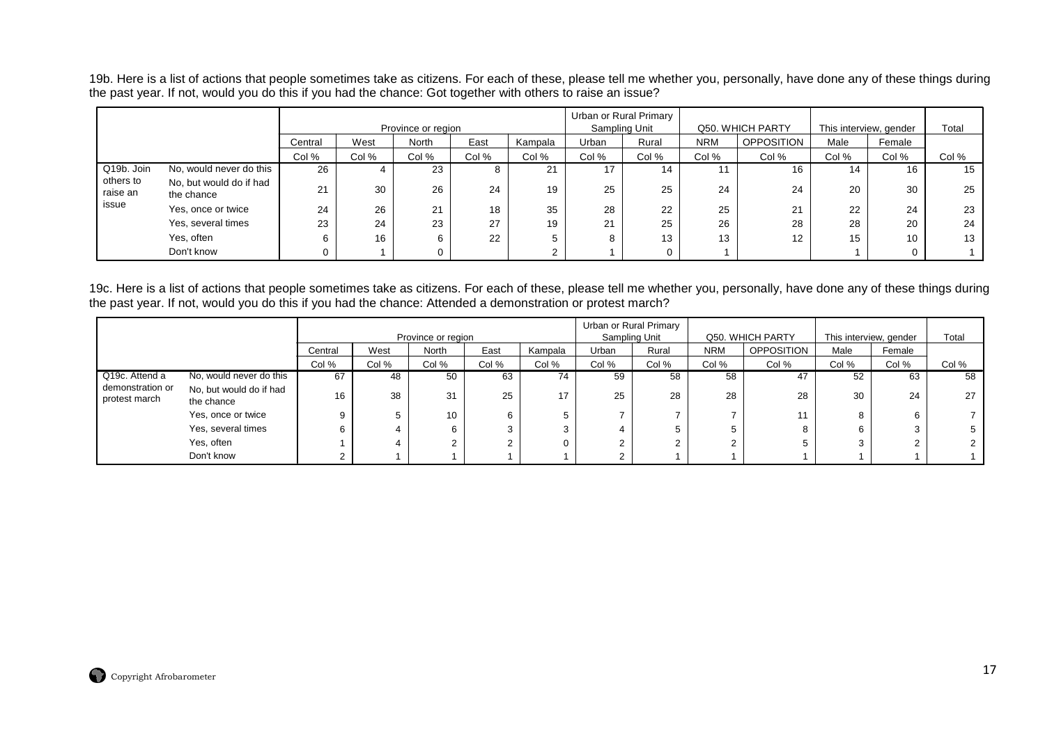19b. Here is a list of actions that people sometimes take as citizens. For each of these, please tell me whether you, personally, have done any of these things during the past year. If not, would you do this if you had the chance: Got together with others to raise an issue?

| | | Province or region | | | | | Urban or Rural Primary Sampling Unit | | Q50. WHICH PARTY | | This interview, gender | | Total |
|---|---|---|---|---|---|---|---|---|---|---|---|---|---|
| | | Central | West | North | East | Kampala | Urban | Rural | NRM | OPPOSITION | Male | Female | |
| | | Col % | Col % | Col % | Col % | Col % | Col % | Col % | Col % | Col % | Col % | Col % | Col % |
| Q19b. Join others to raise an issue | No, would never do this | 26 | 4 | 23 | 8 | 21 | 17 | 14 | 11 | 16 | 14 | 16 | 15 |
| | No, but would do if had the chance | 21 | 30 | 26 | 24 | 19 | 25 | 25 | 24 | 24 | 20 | 30 | 25 |
| | Yes, once or twice | 24 | 26 | 21 | 18 | 35 | 28 | 22 | 25 | 21 | 22 | 24 | 23 |
| | Yes, several times | 23 | 24 | 23 | 27 | 19 | 21 | 25 | 26 | 28 | 28 | 20 | 24 |
| | Yes, often | 6 | 16 | 6 | 22 | 5 | 8 | 13 | 13 | 12 | 15 | 10 | 13 |
| | Don't know | 0 | 1 | 0 | | 2 | 1 | 0 | 1 | | 1 | 0 | 1 |

19c. Here is a list of actions that people sometimes take as citizens. For each of these, please tell me whether you, personally, have done any of these things during the past year. If not, would you do this if you had the chance: Attended a demonstration or protest march?

| | | Province or region | | | | | Urban or Rural Primary Sampling Unit | | Q50. WHICH PARTY | | This interview, gender | | Total |
|---|---|---|---|---|---|---|---|---|---|---|---|---|---|
| | | Central | West | North | East | Kampala | Urban | Rural | NRM | OPPOSITION | Male | Female | |
| | | Col % | Col % | Col % | Col % | Col % | Col % | Col % | Col % | Col % | Col % | Col % | Col % |
| Q19c. Attend a demonstration or protest march | No, would never do this | 67 | 48 | 50 | 63 | 74 | 59 | 58 | 58 | 47 | 52 | 63 | 58 |
| | No, but would do if had the chance | 16 | 38 | 31 | 25 | 17 | 25 | 28 | 28 | 28 | 30 | 24 | 27 |
| | Yes, once or twice | 9 | 5 | 10 | 6 | 5 | 7 | 7 | 7 | 11 | 8 | 6 | 7 |
| | Yes, several times | 6 | 4 | 6 | 3 | 3 | 4 | 5 | 5 | 8 | 6 | 3 | 5 |
| | Yes, often | 1 | 4 | 2 | 2 | 0 | 2 | 2 | 2 | 5 | 3 | 2 | 2 |
| | Don't know | 2 | 1 | 1 | 1 | 1 | 2 | 1 | 1 | 1 | 1 | 1 | 1 |

Copyright Afrobarometer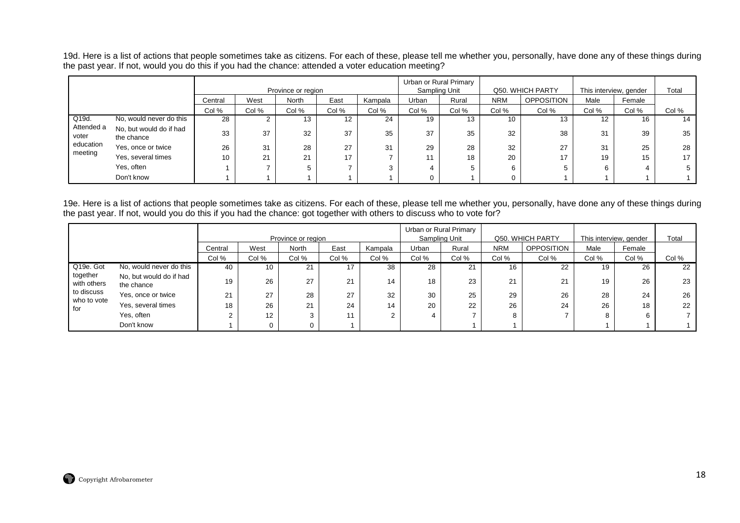19d. Here is a list of actions that people sometimes take as citizens. For each of these, please tell me whether you, personally, have done any of these things during the past year. If not, would you do this if you had the chance: attended a voter education meeting?

| | | Province or region | | | | | Urban or Rural Primary Sampling Unit | | Q50. WHICH PARTY | | This interview, gender | | Total |
|---|---|---|---|---|---|---|---|---|---|---|---|---|---|
| | | Central | West | North | East | Kampala | Urban | Rural | NRM | OPPOSITION | Male | Female | |
| | | Col % | Col % | Col % | Col % | Col % | Col % | Col % | Col % | Col % | Col % | Col % | Col % |
| Q19d. Attended a voter education meeting | No, would never do this | 28 | 2 | 13 | 12 | 24 | 19 | 13 | 10 | 13 | 12 | 16 | 14 |
| | No, but would do if had the chance | 33 | 37 | 32 | 37 | 35 | 37 | 35 | 32 | 38 | 31 | 39 | 35 |
| | Yes, once or twice | 26 | 31 | 28 | 27 | 31 | 29 | 28 | 32 | 27 | 31 | 25 | 28 |
| | Yes, several times | 10 | 21 | 21 | 17 | 7 | 11 | 18 | 20 | 17 | 19 | 15 | 17 |
| | Yes, often | 1 | 7 | 5 | 7 | 3 | 4 | 5 | 6 | 5 | 6 | 4 | 5 |
| | Don't know | 1 | 1 | 1 | 1 | 1 | 0 | 1 | 0 | 1 | 1 | 1 | 1 |

19e. Here is a list of actions that people sometimes take as citizens. For each of these, please tell me whether you, personally, have done any of these things during the past year. If not, would you do this if you had the chance: got together with others to discuss who to vote for?

| | | Province or region | | | | | Urban or Rural Primary Sampling Unit | | Q50. WHICH PARTY | | This interview, gender | | Total |
|---|---|---|---|---|---|---|---|---|---|---|---|---|---|
| | | Central | West | North | East | Kampala | Urban | Rural | NRM | OPPOSITION | Male | Female | |
| | | Col % | Col % | Col % | Col % | Col % | Col % | Col % | Col % | Col % | Col % | Col % | Col % |
| Q19e. Got together with others to discuss who to vote for | No, would never do this | 40 | 10 | 21 | 17 | 38 | 28 | 21 | 16 | 22 | 19 | 26 | 22 |
| | No, but would do if had the chance | 19 | 26 | 27 | 21 | 14 | 18 | 23 | 21 | 21 | 19 | 26 | 23 |
| | Yes, once or twice | 21 | 27 | 28 | 27 | 32 | 30 | 25 | 29 | 26 | 28 | 24 | 26 |
| | Yes, several times | 18 | 26 | 21 | 24 | 14 | 20 | 22 | 26 | 24 | 26 | 18 | 22 |
| | Yes, often | 2 | 12 | 3 | 11 | 2 | 4 | 7 | 8 | 7 | 8 | 6 | 7 |
| | Don't know | 1 | 0 | 0 | 1 | | | 1 | 1 | | 1 | 1 | 1 |

Copyright Afrobarometer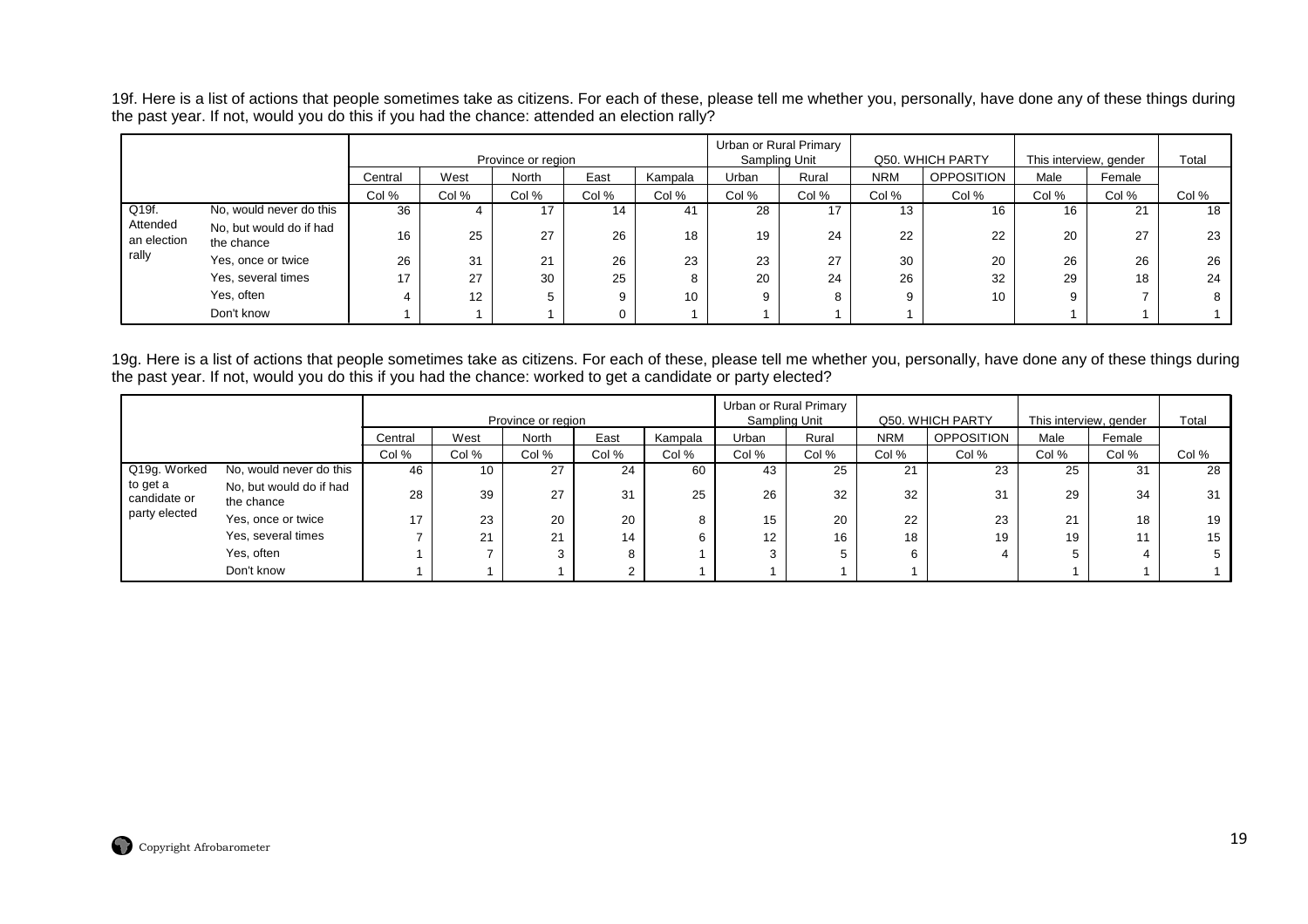19f. Here is a list of actions that people sometimes take as citizens. For each of these, please tell me whether you, personally, have done any of these things during the past year. If not, would you do this if you had the chance: attended an election rally?

| | | Province or region | | | | | Urban or Rural Primary Sampling Unit | | Q50. WHICH PARTY | | This interview, gender | | Total |
|---|---|---|---|---|---|---|---|---|---|---|---|---|---|
| | | Central | West | North | East | Kampala | Urban | Rural | NRM | OPPOSITION | Male | Female | |
| | | Col % | Col % | Col % | Col % | Col % | Col % | Col % | Col % | Col % | Col % | Col % | Col % |
| Q19f. Attended an election rally | No, would never do this | 36 | 4 | 17 | 14 | 41 | 28 | 17 | 13 | 16 | 16 | 21 | 18 |
| | No, but would do if had the chance | 16 | 25 | 27 | 26 | 18 | 19 | 24 | 22 | 22 | 20 | 27 | 23 |
| | Yes, once or twice | 26 | 31 | 21 | 26 | 23 | 23 | 27 | 30 | 20 | 26 | 26 | 26 |
| | Yes, several times | 17 | 27 | 30 | 25 | 8 | 20 | 24 | 26 | 32 | 29 | 18 | 24 |
| | Yes, often | 4 | 12 | 5 | 9 | 10 | 9 | 8 | 9 | 10 | 9 | 7 | 8 |
| | Don't know | 1 | 1 | 1 | 0 | 1 | 1 | 1 | 1 | | 1 | 1 | 1 |

19g. Here is a list of actions that people sometimes take as citizens. For each of these, please tell me whether you, personally, have done any of these things during the past year. If not, would you do this if you had the chance: worked to get a candidate or party elected?

| | | Province or region | | | | | Urban or Rural Primary Sampling Unit | | Q50. WHICH PARTY | | This interview, gender | | Total |
|---|---|---|---|---|---|---|---|---|---|---|---|---|---|
| | | Central | West | North | East | Kampala | Urban | Rural | NRM | OPPOSITION | Male | Female | |
| | | Col % | Col % | Col % | Col % | Col % | Col % | Col % | Col % | Col % | Col % | Col % | Col % |
| Q19g. Worked to get a candidate or party elected | No, would never do this | 46 | 10 | 27 | 24 | 60 | 43 | 25 | 21 | 23 | 25 | 31 | 28 |
| | No, but would do if had the chance | 28 | 39 | 27 | 31 | 25 | 26 | 32 | 32 | 31 | 29 | 34 | 31 |
| | Yes, once or twice | 17 | 23 | 20 | 20 | 8 | 15 | 20 | 22 | 23 | 21 | 18 | 19 |
| | Yes, several times | 7 | 21 | 21 | 14 | 6 | 12 | 16 | 18 | 19 | 19 | 11 | 15 |
| | Yes, often | 1 | 7 | 3 | 8 | 1 | 3 | 5 | 6 | 4 | 5 | 4 | 5 |
| | Don't know | 1 | 1 | 1 | 2 | 1 | 1 | 1 | 1 | | 1 | 1 | 1 |

Copyright Afrobarometer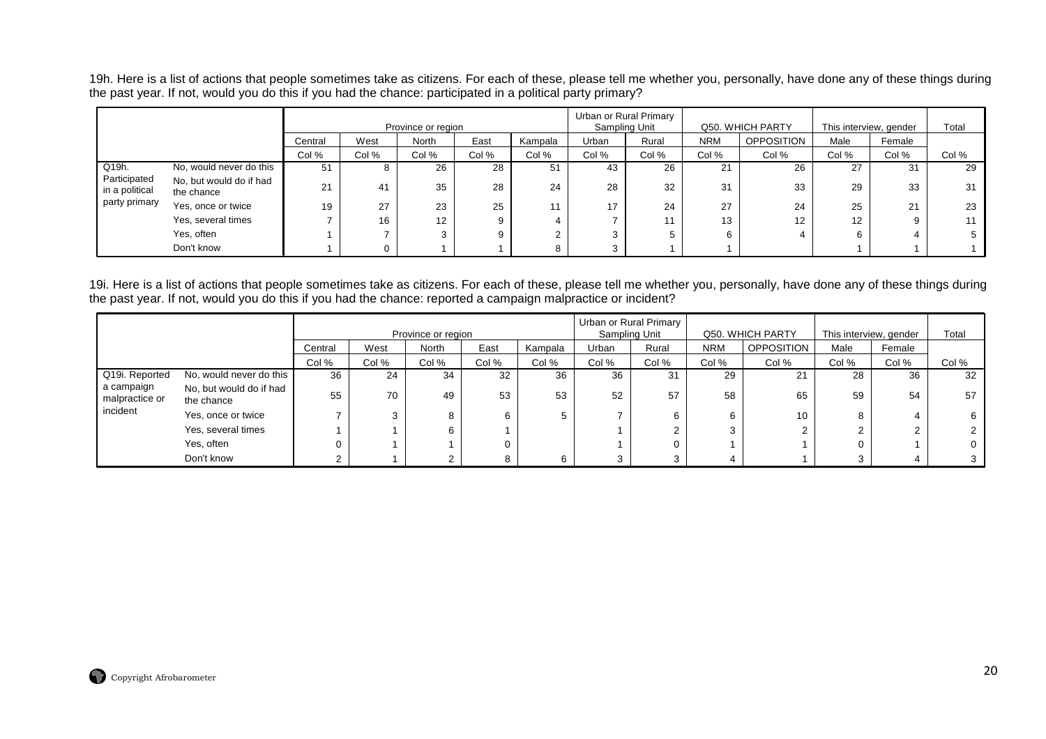19h. Here is a list of actions that people sometimes take as citizens. For each of these, please tell me whether you, personally, have done any of these things during the past year. If not, would you do this if you had the chance: participated in a political party primary?

| | | Province or region | | | | | Urban or Rural Primary Sampling Unit | | Q50. WHICH PARTY | | This interview, gender | | Total |
|---|---|---|---|---|---|---|---|---|---|---|---|---|---|
| | | Central | West | North | East | Kampala | Urban | Rural | NRM | OPPOSITION | Male | Female | |
| | | Col % | Col % | Col % | Col % | Col % | Col % | Col % | Col % | Col % | Col % | Col % | Col % |
| Q19h. Participated in a political party primary | No, would never do this | 51 | 8 | 26 | 28 | 51 | 43 | 26 | 21 | 26 | 27 | 31 | 29 |
| | No, but would do if had the chance | 21 | 41 | 35 | 28 | 24 | 28 | 32 | 31 | 33 | 29 | 33 | 31 |
| | Yes, once or twice | 19 | 27 | 23 | 25 | 11 | 17 | 24 | 27 | 24 | 25 | 21 | 23 |
| | Yes, several times | 7 | 16 | 12 | 9 | 4 | 7 | 11 | 13 | 12 | 12 | 9 | 11 |
| | Yes, often | 1 | 7 | 3 | 9 | 2 | 3 | 5 | 6 | 4 | 6 | 4 | 5 |
| | Don't know | 1 | 0 | 1 | 1 | 8 | 3 | 1 | 1 | | 1 | 1 | 1 |

19i. Here is a list of actions that people sometimes take as citizens. For each of these, please tell me whether you, personally, have done any of these things during the past year. If not, would you do this if you had the chance: reported a campaign malpractice or incident?

| | | Province or region | | | | | Urban or Rural Primary Sampling Unit | | Q50. WHICH PARTY | | This interview, gender | | Total |
|---|---|---|---|---|---|---|---|---|---|---|---|---|---|
| | | Central | West | North | East | Kampala | Urban | Rural | NRM | OPPOSITION | Male | Female | |
| | | Col % | Col % | Col % | Col % | Col % | Col % | Col % | Col % | Col % | Col % | Col % | Col % |
| Q19i. Reported a campaign malpractice or incident | No, would never do this | 36 | 24 | 34 | 32 | 36 | 36 | 31 | 29 | 21 | 28 | 36 | 32 |
| | No, but would do if had the chance | 55 | 70 | 49 | 53 | 53 | 52 | 57 | 58 | 65 | 59 | 54 | 57 |
| | Yes, once or twice | 7 | 3 | 8 | 6 | 5 | 7 | 6 | 6 | 10 | 8 | 4 | 6 |
| | Yes, several times | 1 | 1 | 6 | 1 | | 1 | 2 | 3 | 2 | 2 | 2 | 2 |
| | Yes, often | 0 | 1 | 1 | 0 | | 1 | 0 | 1 | 1 | 0 | 1 | 0 |
| | Don't know | 2 | 1 | 2 | 8 | 6 | 3 | 3 | 4 | 1 | 3 | 4 | 3 |

Copyright Afrobarometer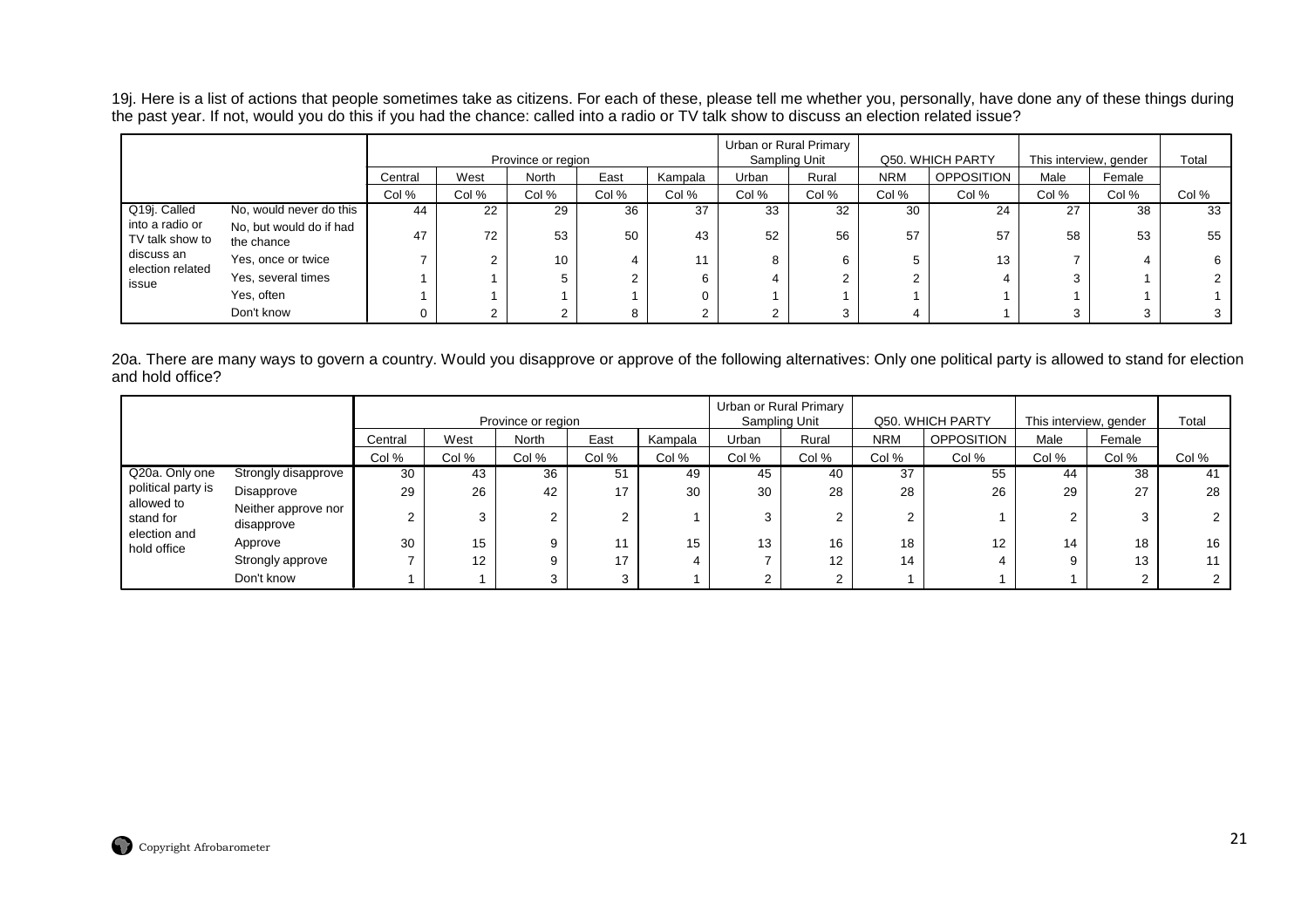19j. Here is a list of actions that people sometimes take as citizens. For each of these, please tell me whether you, personally, have done any of these things during the past year. If not, would you do this if you had the chance: called into a radio or TV talk show to discuss an election related issue?

| | | Province or region | | | | | Urban or Rural Primary Sampling Unit | | Q50. WHICH PARTY | | This interview, gender | | Total |
|---|---|---|---|---|---|---|---|---|---|---|---|---|---|
| | | Central | West | North | East | Kampala | Urban | Rural | NRM | OPPOSITION | Male | Female | |
| | | Col % | Col % | Col % | Col % | Col % | Col % | Col % | Col % | Col % | Col % | Col % | Col % |
| Q19j. Called into a radio or TV talk show to discuss an election related issue | No, would never do this | 44 | 22 | 29 | 36 | 37 | 33 | 32 | 30 | 24 | 27 | 38 | 33 |
| | No, but would do if had the chance | 47 | 72 | 53 | 50 | 43 | 52 | 56 | 57 | 57 | 58 | 53 | 55 |
| | Yes, once or twice | 7 | 2 | 10 | 4 | 11 | 8 | 6 | 5 | 13 | 7 | 4 | 6 |
| | Yes, several times | 1 | 1 | 5 | 2 | 6 | 4 | 2 | 2 | 4 | 3 | 1 | 2 |
| | Yes, often | 1 | 1 | 1 | 1 | 0 | 1 | 1 | 1 | 1 | 1 | 1 | 1 |
| | Don't know | 0 | 2 | 2 | 8 | 2 | 2 | 3 | 4 | 1 | 3 | 3 | 3 |

20a. There are many ways to govern a country. Would you disapprove or approve of the following alternatives: Only one political party is allowed to stand for election and hold office?

| | | Province or region | | | | | Urban or Rural Primary Sampling Unit | | Q50. WHICH PARTY | | This interview, gender | | Total |
|---|---|---|---|---|---|---|---|---|---|---|---|---|---|
| | | Central | West | North | East | Kampala | Urban | Rural | NRM | OPPOSITION | Male | Female | |
| | | Col % | Col % | Col % | Col % | Col % | Col % | Col % | Col % | Col % | Col % | Col % | Col % |
| Q20a. Only one political party is allowed to stand for election and hold office | Strongly disapprove | 30 | 43 | 36 | 51 | 49 | 45 | 40 | 37 | 55 | 44 | 38 | 41 |
| | Disapprove | 29 | 26 | 42 | 17 | 30 | 30 | 28 | 28 | 26 | 29 | 27 | 28 |
| | Neither approve nor disapprove | 2 | 3 | 2 | 2 | 1 | 3 | 2 | 2 | 1 | 2 | 3 | 2 |
| | Approve | 30 | 15 | 9 | 11 | 15 | 13 | 16 | 18 | 12 | 14 | 18 | 16 |
| | Strongly approve | 7 | 12 | 9 | 17 | 4 | 7 | 12 | 14 | 4 | 9 | 13 | 11 |
| | Don't know | 1 | 1 | 3 | 3 | 1 | 2 | 2 | 1 | 1 | 1 | 2 | 2 |

Copyright Afrobarometer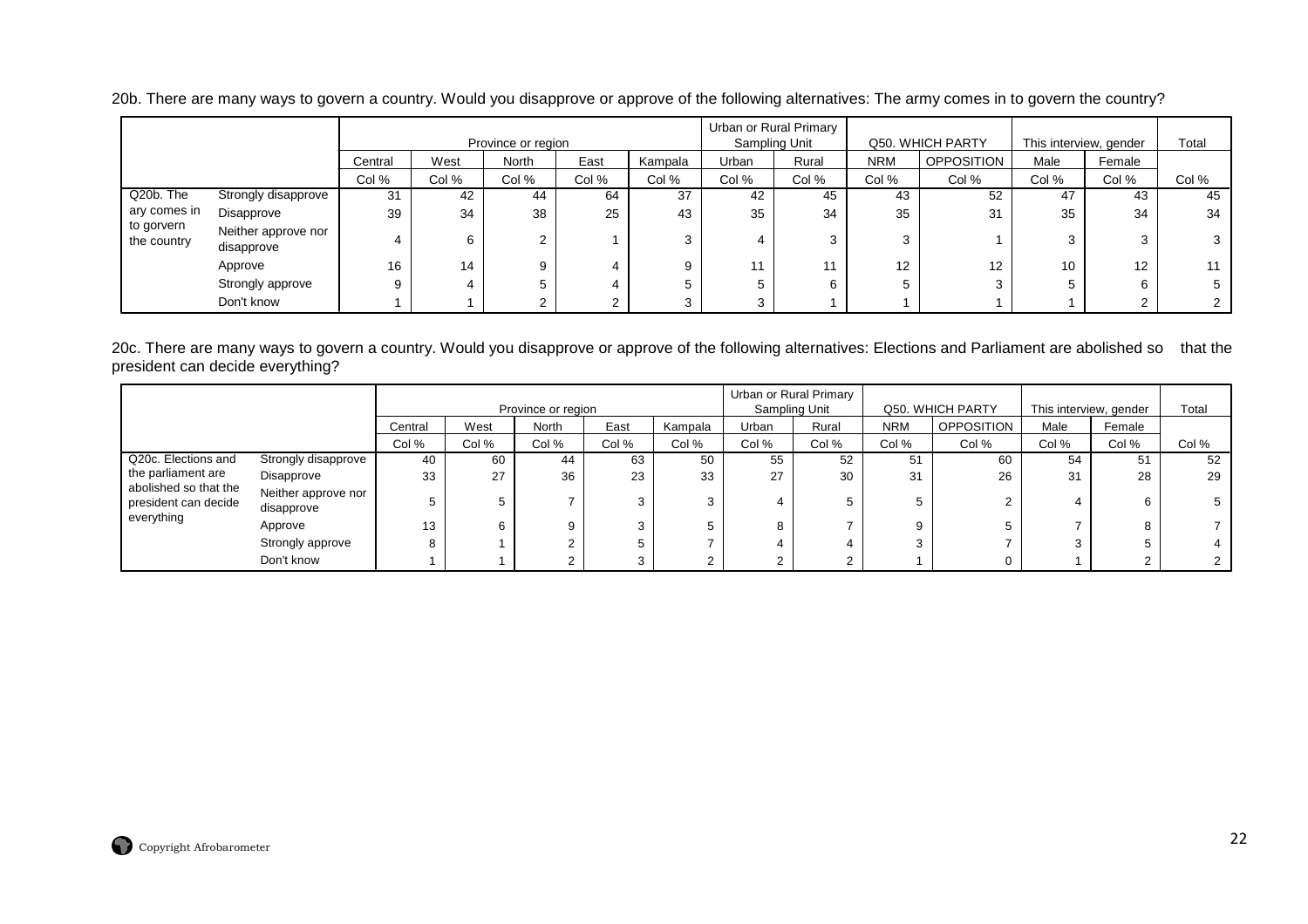20b. There are many ways to govern a country. Would you disapprove or approve of the following alternatives: The army comes in to govern the country?

| | | Province or region | | | | | Urban or Rural Primary Sampling Unit | | Q50. WHICH PARTY | | This interview, gender | | Total |
|---|---|---|---|---|---|---|---|---|---|---|---|---|---|
| | | Central | West | North | East | Kampala | Urban | Rural | NRM | OPPOSITION | Male | Female | |
| | | Col % | Col % | Col % | Col % | Col % | Col % | Col % | Col % | Col % | Col % | Col % | Col % |
| Q20b. The ary comes in to gorvern the country | Strongly disapprove | 31 | 42 | 44 | 64 | 37 | 42 | 45 | 43 | 52 | 47 | 43 | 45 |
| | Disapprove | 39 | 34 | 38 | 25 | 43 | 35 | 34 | 35 | 31 | 35 | 34 | 34 |
| | Neither approve nor disapprove | 4 | 6 | 2 | 1 | 3 | 4 | 3 | 3 | 1 | 3 | 3 | 3 |
| | Approve | 16 | 14 | 9 | 4 | 9 | 11 | 11 | 12 | 12 | 10 | 12 | 11 |
| | Strongly approve | 9 | 4 | 5 | 4 | 5 | 5 | 6 | 5 | 3 | 5 | 6 | 5 |
| | Don't know | 1 | 1 | 2 | 2 | 3 | 3 | 1 | 1 | 1 | 1 | 2 | 2 |

20c. There are many ways to govern a country. Would you disapprove or approve of the following alternatives: Elections and Parliament are abolished so that the president can decide everything?

| | | Province or region | | | | | Urban or Rural Primary Sampling Unit | | Q50. WHICH PARTY | | This interview, gender | | Total |
|---|---|---|---|---|---|---|---|---|---|---|---|---|---|
| | | Central | West | North | East | Kampala | Urban | Rural | NRM | OPPOSITION | Male | Female | |
| | | Col % | Col % | Col % | Col % | Col % | Col % | Col % | Col % | Col % | Col % | Col % | Col % |
| Q20c. Elections and the parliament are abolished so that the president can decide everything | Strongly disapprove | 40 | 60 | 44 | 63 | 50 | 55 | 52 | 51 | 60 | 54 | 51 | 52 |
| | Disapprove | 33 | 27 | 36 | 23 | 33 | 27 | 30 | 31 | 26 | 31 | 28 | 29 |
| | Neither approve nor disapprove | 5 | 5 | 7 | 3 | 3 | 4 | 5 | 5 | 2 | 4 | 6 | 5 |
| | Approve | 13 | 6 | 9 | 3 | 5 | 8 | 7 | 9 | 5 | 7 | 8 | 7 |
| | Strongly approve | 8 | 1 | 2 | 5 | 7 | 4 | 4 | 3 | 7 | 3 | 5 | 4 |
| | Don't know | 1 | 1 | 2 | 3 | 2 | 2 | 2 | 1 | 0 | 1 | 2 | 2 |

Copyright Afrobarometer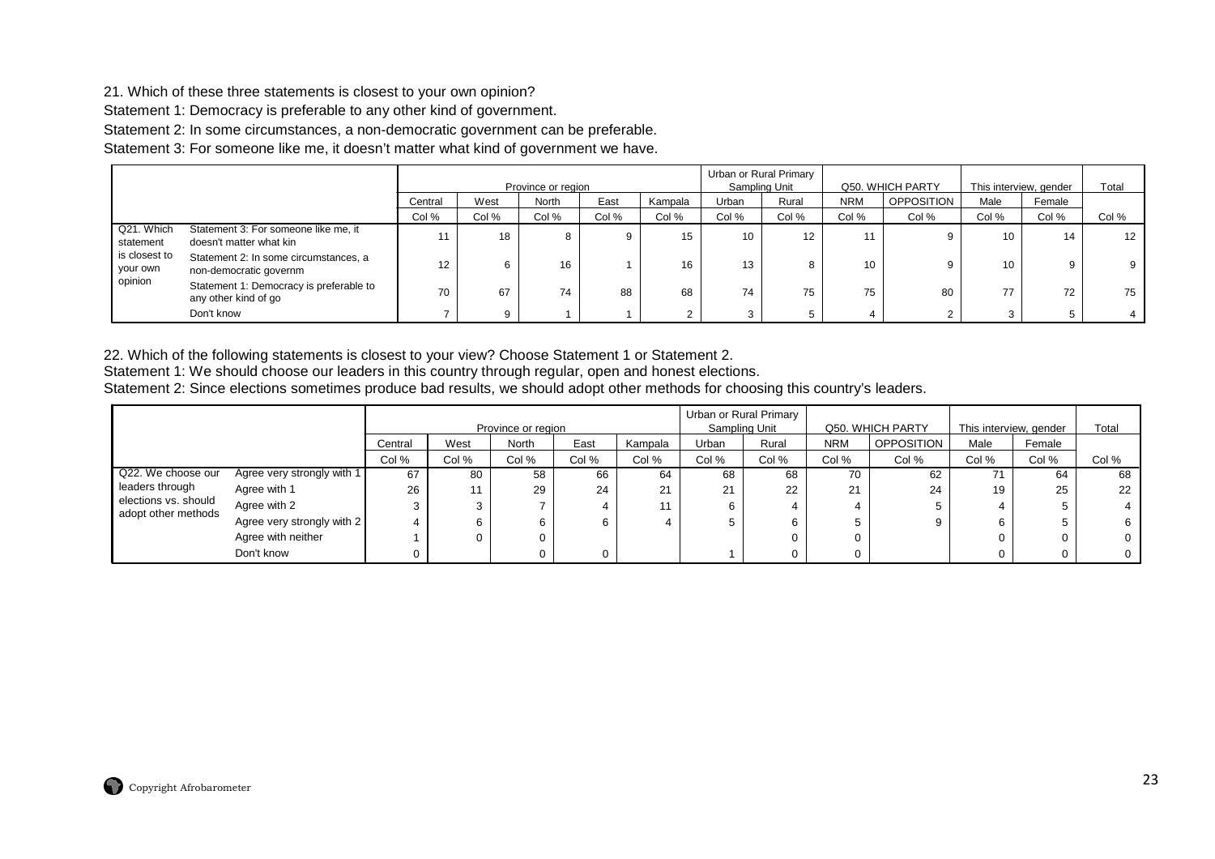21. Which of these three statements is closest to your own opinion?

Statement 1: Democracy is preferable to any other kind of government.

Statement 2: In some circumstances, a non-democratic government can be preferable.

Statement 3: For someone like me, it doesn't matter what kind of government we have.

| | | Province or region | | | | | Urban or Rural Primary Sampling Unit | | Q50. WHICH PARTY | | This interview, gender | | Total |
|---|---|---|---|---|---|---|---|---|---|---|---|---|---|
| | | Central | West | North | East | Kampala | Urban | Rural | NRM | OPPOSITION | Male | Female | |
| | | Col % | Col % | Col % | Col % | Col % | Col % | Col % | Col % | Col % | Col % | Col % | Col % |
| Q21. Which statement is closest to your own opinion | Statement 3: For someone like me, it doesn't matter what kin | 11 | 18 | 8 | 9 | 15 | 10 | 12 | 11 | 9 | 10 | 14 | 12 |
| | Statement 2: In some circumstances, a non-democratic governm | 12 | 6 | 16 | 1 | 16 | 13 | 8 | 10 | 9 | 10 | 9 | 9 |
| | Statement 1: Democracy is preferable to any other kind of go | 70 | 67 | 74 | 88 | 68 | 74 | 75 | 75 | 80 | 77 | 72 | 75 |
| | Don't know | 7 | 9 | 1 | 1 | 2 | 3 | 5 | 4 | 2 | 3 | 5 | 4 |

22. Which of the following statements is closest to your view? Choose Statement 1 or Statement 2.

Statement 1: We should choose our leaders in this country through regular, open and honest elections.

Statement 2: Since elections sometimes produce bad results, we should adopt other methods for choosing this country's leaders.

| | | Province or region | | | | | Urban or Rural Primary Sampling Unit | | Q50. WHICH PARTY | | This interview, gender | | Total |
|---|---|---|---|---|---|---|---|---|---|---|---|---|---|
| | | Central | West | North | East | Kampala | Urban | Rural | NRM | OPPOSITION | Male | Female | |
| | | Col % | Col % | Col % | Col % | Col % | Col % | Col % | Col % | Col % | Col % | Col % | Col % |
| Q22. We choose our leaders through elections vs. should adopt other methods | Agree very strongly with 1 | 67 | 80 | 58 | 66 | 64 | 68 | 68 | 70 | 62 | 71 | 64 | 68 |
| | Agree with 1 | 26 | 11 | 29 | 24 | 21 | 21 | 22 | 21 | 24 | 19 | 25 | 22 |
| | Agree with 2 | 3 | 3 | 7 | 4 | 11 | 6 | 4 | 4 | 5 | 4 | 5 | 4 |
| | Agree very strongly with 2 | 4 | 6 | 6 | 6 | 4 | 5 | 6 | 5 | 9 | 6 | 5 | 6 |
| | Agree with neither | 1 | 0 | 0 | | | | 0 | 0 | | 0 | 0 | 0 |
| | Don't know | 0 | | 0 | 0 | | 1 | 0 | 0 | | 0 | 0 | 0 |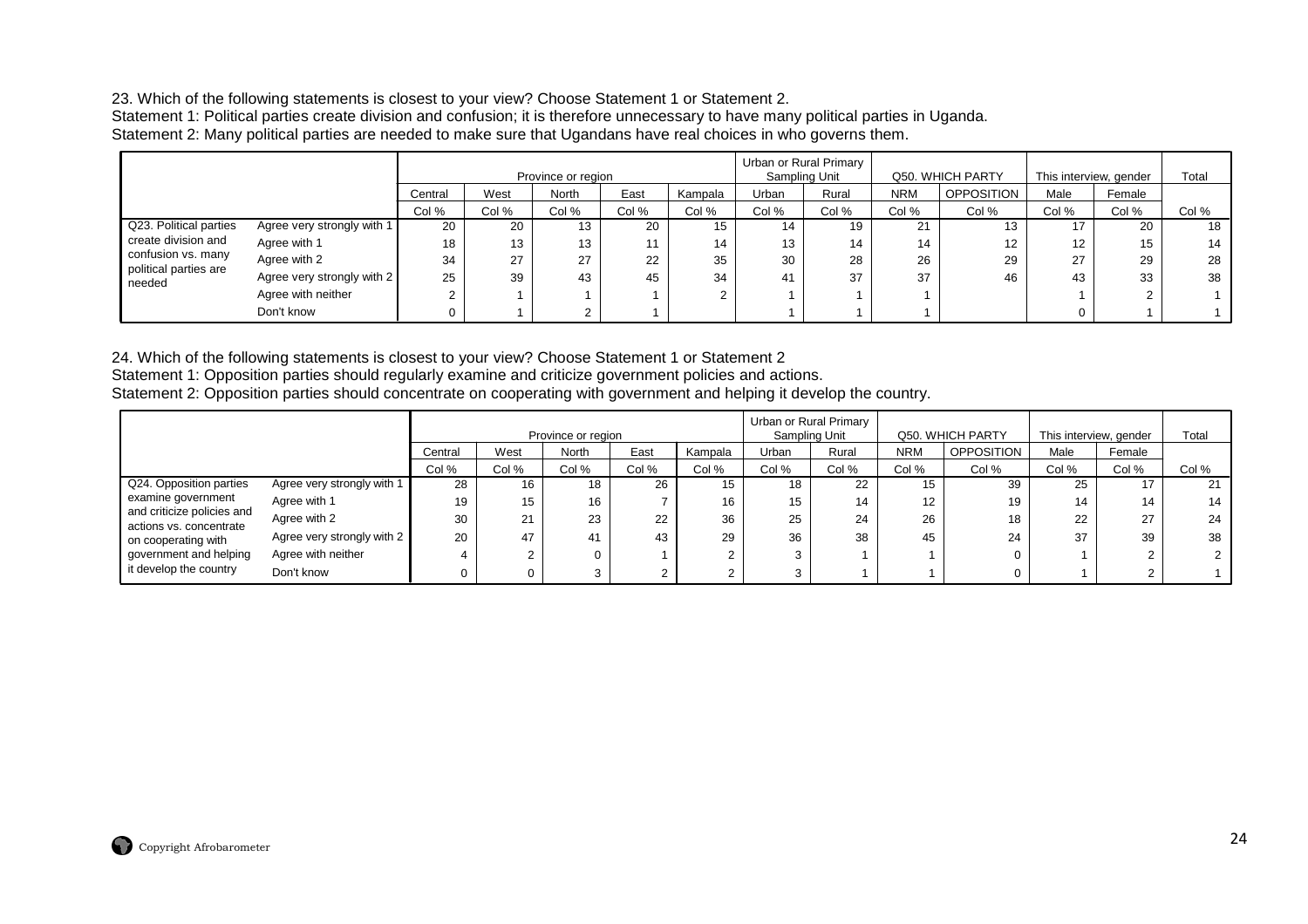23. Which of the following statements is closest to your view? Choose Statement 1 or Statement 2.
Statement 1: Political parties create division and confusion; it is therefore unnecessary to have many political parties in Uganda.
Statement 2: Many political parties are needed to make sure that Ugandans have real choices in who governs them.

| | | Province or region | | | | | Urban or Rural Primary Sampling Unit | | Q50. WHICH PARTY | | This interview, gender | | Total |
|---|---|---|---|---|---|---|---|---|---|---|---|---|---|
| | | Central | West | North | East | Kampala | Urban | Rural | NRM | OPPOSITION | Male | Female | |
| | | Col % | Col % | Col % | Col % | Col % | Col % | Col % | Col % | Col % | Col % | Col % | Col % |
| Q23. Political parties create division and confusion vs. many political parties are needed | Agree very strongly with 1 | 20 | 20 | 13 | 20 | 15 | 14 | 19 | 21 | 13 | 17 | 20 | 18 |
| | Agree with 1 | 18 | 13 | 13 | 11 | 14 | 13 | 14 | 14 | 12 | 12 | 15 | 14 |
| | Agree with 2 | 34 | 27 | 27 | 22 | 35 | 30 | 28 | 26 | 29 | 27 | 29 | 28 |
| | Agree very strongly with 2 | 25 | 39 | 43 | 45 | 34 | 41 | 37 | 37 | 46 | 43 | 33 | 38 |
| | Agree with neither | 2 | 1 | 1 | 1 | 2 | 1 | 1 | 1 | | 1 | 2 | 1 |
| | Don't know | 0 | 1 | 2 | 1 | | 1 | 1 | 1 | | 0 | 1 | 1 |

24. Which of the following statements is closest to your view? Choose Statement 1 or Statement 2
Statement 1: Opposition parties should regularly examine and criticize government policies and actions.
Statement 2: Opposition parties should concentrate on cooperating with government and helping it develop the country.

| | | Province or region | | | | | Urban or Rural Primary Sampling Unit | | Q50. WHICH PARTY | | This interview, gender | | Total |
|---|---|---|---|---|---|---|---|---|---|---|---|---|---|
| | | Central | West | North | East | Kampala | Urban | Rural | NRM | OPPOSITION | Male | Female | |
| | | Col % | Col % | Col % | Col % | Col % | Col % | Col % | Col % | Col % | Col % | Col % | Col % |
| Q24. Opposition parties examine government and criticize policies and actions vs. concentrate on cooperating with government and helping it develop the country | Agree very strongly with 1 | 28 | 16 | 18 | 26 | 15 | 18 | 22 | 15 | 39 | 25 | 17 | 21 |
| | Agree with 1 | 19 | 15 | 16 | 7 | 16 | 15 | 14 | 12 | 19 | 14 | 14 | 14 |
| | Agree with 2 | 30 | 21 | 23 | 22 | 36 | 25 | 24 | 26 | 18 | 22 | 27 | 24 |
| | Agree very strongly with 2 | 20 | 47 | 41 | 43 | 29 | 36 | 38 | 45 | 24 | 37 | 39 | 38 |
| | Agree with neither | 4 | 2 | 0 | 1 | 2 | 3 | 1 | 1 | 0 | 1 | 2 | 2 |
| | Don't know | 0 | 0 | 3 | 2 | 2 | 3 | 1 | 1 | 0 | 1 | 2 | 1 |

Copyright Afrobarometer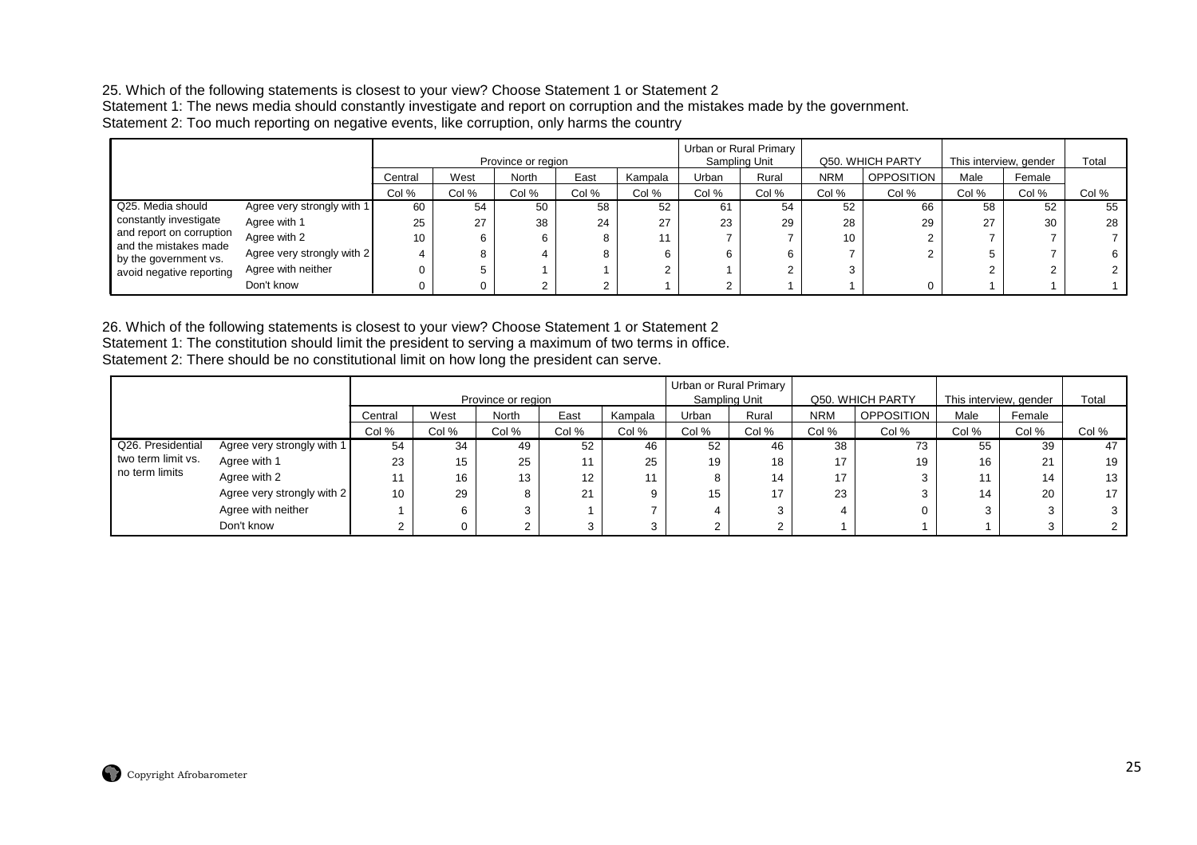25. Which of the following statements is closest to your view? Choose Statement 1 or Statement 2

Statement 1: The news media should constantly investigate and report on corruption and the mistakes made by the government.

Statement 2: Too much reporting on negative events, like corruption, only harms the country

| | | Province or region | | | | | Urban or Rural Primary Sampling Unit | | Q50. WHICH PARTY | | This interview, gender | | Total |
|---|---|---|---|---|---|---|---|---|---|---|---|---|---|
| | | Central | West | North | East | Kampala | Urban | Rural | NRM | OPPOSITION | Male | Female | |
| | | Col % | Col % | Col % | Col % | Col % | Col % | Col % | Col % | Col % | Col % | Col % | Col % |
| Q25. Media should constantly investigate and report on corruption and the mistakes made by the government vs. avoid negative reporting | Agree very strongly with 1 | 60 | 54 | 50 | 58 | 52 | 61 | 54 | 52 | 66 | 58 | 52 | 55 |
| | Agree with 1 | 25 | 27 | 38 | 24 | 27 | 23 | 29 | 28 | 29 | 27 | 30 | 28 |
| | Agree with 2 | 10 | 6 | 6 | 8 | 11 | 7 | 7 | 10 | 2 | 7 | 7 | 7 |
| | Agree very strongly with 2 | 4 | 8 | 4 | 8 | 6 | 6 | 6 | 7 | 2 | 5 | 7 | 6 |
| | Agree with neither | 0 | 5 | 1 | 1 | 2 | 1 | 2 | 3 | | 2 | 2 | 2 |
| | Don't know | 0 | 0 | 2 | 2 | 1 | 2 | 1 | 1 | 0 | 1 | 1 | 1 |

26. Which of the following statements is closest to your view? Choose Statement 1 or Statement 2

Statement 1: The constitution should limit the president to serving a maximum of two terms in office.

Statement 2: There should be no constitutional limit on how long the president can serve.

| | | Province or region | | | | | Urban or Rural Primary Sampling Unit | | Q50. WHICH PARTY | | This interview, gender | | Total |
|---|---|---|---|---|---|---|---|---|---|---|---|---|---|
| | | Central | West | North | East | Kampala | Urban | Rural | NRM | OPPOSITION | Male | Female | |
| | | Col % | Col % | Col % | Col % | Col % | Col % | Col % | Col % | Col % | Col % | Col % | Col % |
| Q26. Presidential two term limit vs. no term limits | Agree very strongly with 1 | 54 | 34 | 49 | 52 | 46 | 52 | 46 | 38 | 73 | 55 | 39 | 47 |
| | Agree with 1 | 23 | 15 | 25 | 11 | 25 | 19 | 18 | 17 | 19 | 16 | 21 | 19 |
| | Agree with 2 | 11 | 16 | 13 | 12 | 11 | 8 | 14 | 17 | 3 | 11 | 14 | 13 |
| | Agree very strongly with 2 | 10 | 29 | 8 | 21 | 9 | 15 | 17 | 23 | 3 | 14 | 20 | 17 |
| | Agree with neither | 1 | 6 | 3 | 1 | 7 | 4 | 3 | 4 | 0 | 3 | 3 | 3 |
| | Don't know | 2 | 0 | 2 | 3 | 3 | 2 | 2 | 1 | 1 | 1 | 3 | 2 |

Copyright Afrobarometer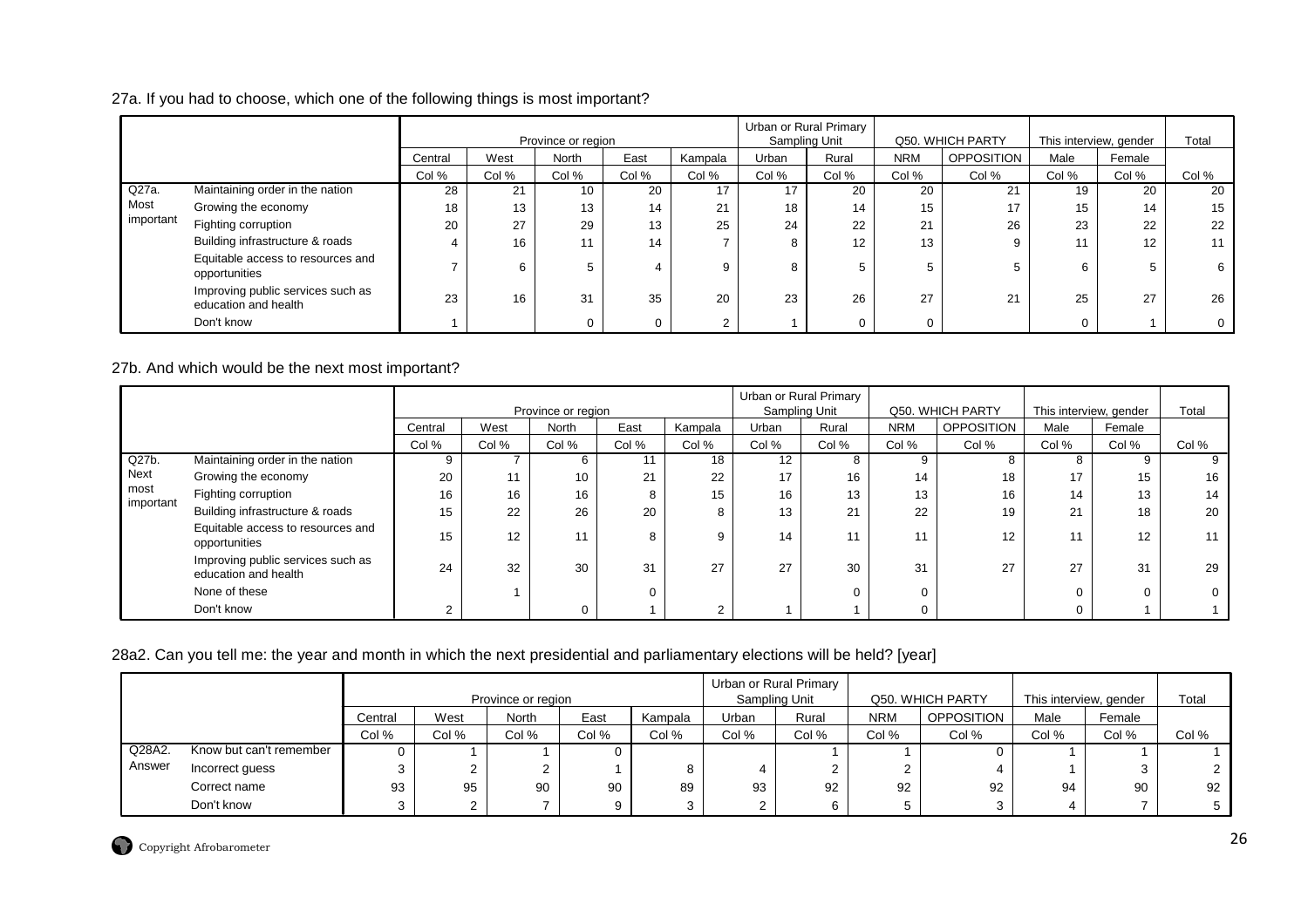27a. If you had to choose, which one of the following things is most important?

| | | Province or region | | | | | Urban or Rural Primary Sampling Unit | | Q50. WHICH PARTY | | This interview, gender | | Total |
|---|---|---|---|---|---|---|---|---|---|---|---|---|---|
| | | Central | West | North | East | Kampala | Urban | Rural | NRM | OPPOSITION | Male | Female | |
| | | Col % | Col % | Col % | Col % | Col % | Col % | Col % | Col % | Col % | Col % | Col % | Col % |
| Q27a. Most important | Maintaining order in the nation | 28 | 21 | 10 | 20 | 17 | 17 | 20 | 20 | 21 | 19 | 20 | 20 |
| | Growing the economy | 18 | 13 | 13 | 14 | 21 | 18 | 14 | 15 | 17 | 15 | 14 | 15 |
| | Fighting corruption | 20 | 27 | 29 | 13 | 25 | 24 | 22 | 21 | 26 | 23 | 22 | 22 |
| | Building infrastructure & roads | 4 | 16 | 11 | 14 | 7 | 8 | 12 | 13 | 9 | 11 | 12 | 11 |
| | Equitable access to resources and opportunities | 7 | 6 | 5 | 4 | 9 | 8 | 5 | 5 | 5 | 6 | 5 | 6 |
| | Improving public services such as education and health | 23 | 16 | 31 | 35 | 20 | 23 | 26 | 27 | 21 | 25 | 27 | 26 |
| | Don't know | 1 | | 0 | 0 | 2 | 1 | 0 | 0 | | 0 | 1 | 0 |

27b. And which would be the next most important?

| | | Province or region | | | | | Urban or Rural Primary Sampling Unit | | Q50. WHICH PARTY | | This interview, gender | | Total |
|---|---|---|---|---|---|---|---|---|---|---|---|---|---|
| | | Central | West | North | East | Kampala | Urban | Rural | NRM | OPPOSITION | Male | Female | |
| | | Col % | Col % | Col % | Col % | Col % | Col % | Col % | Col % | Col % | Col % | Col % | Col % |
| Q27b. Next most important | Maintaining order in the nation | 9 | 7 | 6 | 11 | 18 | 12 | 8 | 9 | 8 | 8 | 9 | 9 |
| | Growing the economy | 20 | 11 | 10 | 21 | 22 | 17 | 16 | 14 | 18 | 17 | 15 | 16 |
| | Fighting corruption | 16 | 16 | 16 | 8 | 15 | 16 | 13 | 13 | 16 | 14 | 13 | 14 |
| | Building infrastructure & roads | 15 | 22 | 26 | 20 | 8 | 13 | 21 | 22 | 19 | 21 | 18 | 20 |
| | Equitable access to resources and opportunities | 15 | 12 | 11 | 8 | 9 | 14 | 11 | 11 | 12 | 11 | 12 | 11 |
| | Improving public services such as education and health | 24 | 32 | 30 | 31 | 27 | 27 | 30 | 31 | 27 | 27 | 31 | 29 |
| | None of these | | 1 | | 0 | | | 0 | 0 | | 0 | 0 | 0 |
| | Don't know | 2 | | 0 | 1 | 2 | 1 | 1 | 0 | | 0 | 1 | 1 |

28a2. Can you tell me: the year and month in which the next presidential and parliamentary elections will be held? [year]

| | | Province or region | | | | | Urban or Rural Primary Sampling Unit | | Q50. WHICH PARTY | | This interview, gender | | Total |
|---|---|---|---|---|---|---|---|---|---|---|---|---|---|
| | | Central | West | North | East | Kampala | Urban | Rural | NRM | OPPOSITION | Male | Female | |
| | | Col % | Col % | Col % | Col % | Col % | Col % | Col % | Col % | Col % | Col % | Col % | Col % |
| Q28A2. Answer | Know but can't remember | 0 | 1 | 1 | 0 | | | 1 | 1 | 0 | 1 | 1 | 1 |
| | Incorrect guess | 3 | 2 | 2 | 1 | 8 | 4 | 2 | 2 | 4 | 1 | 3 | 2 |
| | Correct name | 93 | 95 | 90 | 90 | 89 | 93 | 92 | 92 | 92 | 94 | 90 | 92 |
| | Don't know | 3 | 2 | 7 | 9 | 3 | 2 | 6 | 5 | 3 | 4 | 7 | 5 |

Copyright Afrobarometer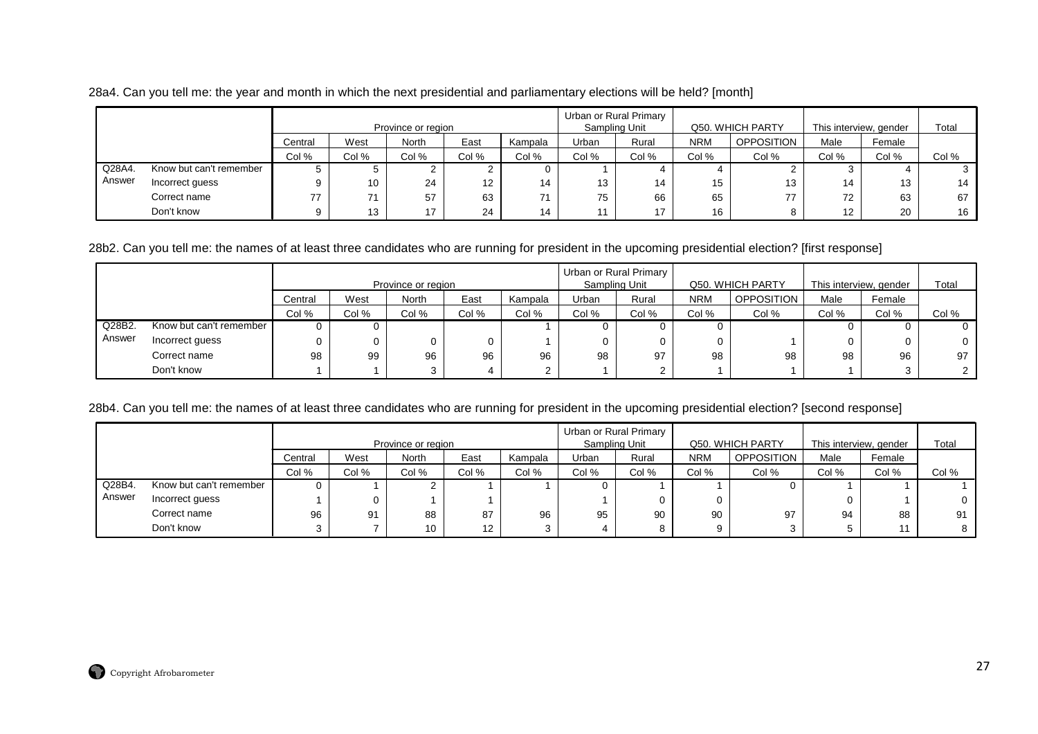28a4. Can you tell me: the year and month in which the next presidential and parliamentary elections will be held? [month]

| | | Province or region | | | | | Urban or Rural Primary Sampling Unit | | Q50. WHICH PARTY | | This interview, gender | | Total |
|---|---|---|---|---|---|---|---|---|---|---|---|---|---|
| | | Central | West | North | East | Kampala | Urban | Rural | NRM | OPPOSITION | Male | Female | |
| | | Col % | Col % | Col % | Col % | Col % | Col % | Col % | Col % | Col % | Col % | Col % | Col % |
| Q28A4. Answer | Know but can't remember | 5 | 5 | 2 | 2 | 0 | 1 | 4 | 4 | 2 | 3 | 4 | 3 |
| | Incorrect guess | 9 | 10 | 24 | 12 | 14 | 13 | 14 | 15 | 13 | 14 | 13 | 14 |
| | Correct name | 77 | 71 | 57 | 63 | 71 | 75 | 66 | 65 | 77 | 72 | 63 | 67 |
| | Don't know | 9 | 13 | 17 | 24 | 14 | 11 | 17 | 16 | 8 | 12 | 20 | 16 |

28b2. Can you tell me: the names of at least three candidates who are running for president in the upcoming presidential election? [first response]

| | | Province or region | | | | | Urban or Rural Primary Sampling Unit | | Q50. WHICH PARTY | | This interview, gender | | Total |
|---|---|---|---|---|---|---|---|---|---|---|---|---|---|
| | | Central | West | North | East | Kampala | Urban | Rural | NRM | OPPOSITION | Male | Female | |
| | | Col % | Col % | Col % | Col % | Col % | Col % | Col % | Col % | Col % | Col % | Col % | Col % |
| Q28B2. Answer | Know but can't remember | 0 | 0 | | | 1 | 0 | 0 | 0 | | 0 | 0 | 0 |
| | Incorrect guess | 0 | 0 | 0 | 0 | 1 | 0 | 0 | 0 | 1 | 0 | 0 | 0 |
| | Correct name | 98 | 99 | 96 | 96 | 96 | 98 | 97 | 98 | 98 | 98 | 96 | 97 |
| | Don't know | 1 | 1 | 3 | 4 | 2 | 1 | 2 | 1 | 1 | 1 | 3 | 2 |

28b4. Can you tell me: the names of at least three candidates who are running for president in the upcoming presidential election? [second response]

| | | Province or region | | | | | Urban or Rural Primary Sampling Unit | | Q50. WHICH PARTY | | This interview, gender | | Total |
|---|---|---|---|---|---|---|---|---|---|---|---|---|---|
| | | Central | West | North | East | Kampala | Urban | Rural | NRM | OPPOSITION | Male | Female | |
| | | Col % | Col % | Col % | Col % | Col % | Col % | Col % | Col % | Col % | Col % | Col % | Col % |
| Q28B4. Answer | Know but can't remember | 0 | 1 | 2 | 1 | 1 | 0 | 1 | 1 | 0 | 1 | 1 | 1 |
| | Incorrect guess | 1 | 0 | 1 | 1 | | 1 | 0 | 0 | | 0 | 1 | 0 |
| | Correct name | 96 | 91 | 88 | 87 | 96 | 95 | 90 | 90 | 97 | 94 | 88 | 91 |
| | Don't know | 3 | 7 | 10 | 12 | 3 | 4 | 8 | 9 | 3 | 5 | 11 | 8 |

Copyright Afrobarometer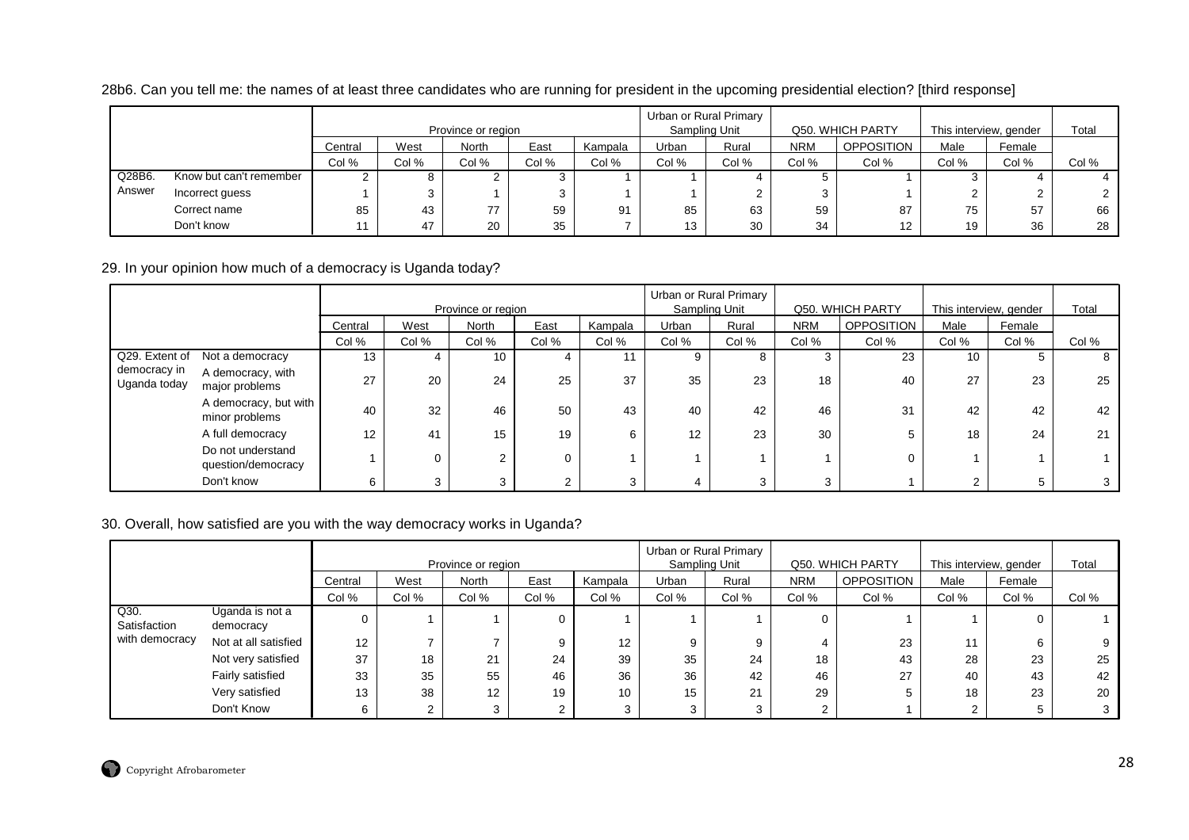28b6. Can you tell me: the names of at least three candidates who are running for president in the upcoming presidential election? [third response]

| | | Province or region | | | | | Urban or Rural Primary Sampling Unit | | Q50. WHICH PARTY | | This interview, gender | | Total |
|---|---|---|---|---|---|---|---|---|---|---|---|---|---|
| | | Central | West | North | East | Kampala | Urban | Rural | NRM | OPPOSITION | Male | Female | |
| | | Col % | Col % | Col % | Col % | Col % | Col % | Col % | Col % | Col % | Col % | Col % | Col % |
| Q28B6. Answer | Know but can't remember | 2 | 8 | 2 | 3 | 1 | 1 | 4 | 5 | 1 | 3 | 4 | 4 |
| | Incorrect guess | 1 | 3 | 1 | 3 | 1 | 1 | 2 | 3 | 1 | 2 | 2 | 2 |
| | Correct name | 85 | 43 | 77 | 59 | 91 | 85 | 63 | 59 | 87 | 75 | 57 | 66 |
| | Don't know | 11 | 47 | 20 | 35 | 7 | 13 | 30 | 34 | 12 | 19 | 36 | 28 |

29. In your opinion how much of a democracy is Uganda today?

| | | Province or region | | | | | Urban or Rural Primary Sampling Unit | | Q50. WHICH PARTY | | This interview, gender | | Total |
|---|---|---|---|---|---|---|---|---|---|---|---|---|---|
| | | Central | West | North | East | Kampala | Urban | Rural | NRM | OPPOSITION | Male | Female | |
| | | Col % | Col % | Col % | Col % | Col % | Col % | Col % | Col % | Col % | Col % | Col % | Col % |
| Q29. Extent of democracy in Uganda today | Not a democracy | 13 | 4 | 10 | 4 | 11 | 9 | 8 | 3 | 23 | 10 | 5 | 8 |
| | A democracy, with major problems | 27 | 20 | 24 | 25 | 37 | 35 | 23 | 18 | 40 | 27 | 23 | 25 |
| | A democracy, but with minor problems | 40 | 32 | 46 | 50 | 43 | 40 | 42 | 46 | 31 | 42 | 42 | 42 |
| | A full democracy | 12 | 41 | 15 | 19 | 6 | 12 | 23 | 30 | 5 | 18 | 24 | 21 |
| | Do not understand question/democracy | 1 | 0 | 2 | 0 | 1 | 1 | 1 | 1 | 0 | 1 | 1 | 1 |
| | Don't know | 6 | 3 | 3 | 2 | 3 | 4 | 3 | 3 | 1 | 2 | 5 | 3 |

30. Overall, how satisfied are you with the way democracy works in Uganda?

| | | Province or region | | | | | Urban or Rural Primary Sampling Unit | | Q50. WHICH PARTY | | This interview, gender | | Total |
|---|---|---|---|---|---|---|---|---|---|---|---|---|---|
| | | Central | West | North | East | Kampala | Urban | Rural | NRM | OPPOSITION | Male | Female | |
| | | Col % | Col % | Col % | Col % | Col % | Col % | Col % | Col % | Col % | Col % | Col % | Col % |
| Q30. Satisfaction with democracy | Uganda is not a democracy | 0 | 1 | 1 | 0 | 1 | 1 | 1 | 0 | 1 | 1 | 0 | 1 |
| | Not at all satisfied | 12 | 7 | 7 | 9 | 12 | 9 | 9 | 4 | 23 | 11 | 6 | 9 |
| | Not very satisfied | 37 | 18 | 21 | 24 | 39 | 35 | 24 | 18 | 43 | 28 | 23 | 25 |
| | Fairly satisfied | 33 | 35 | 55 | 46 | 36 | 36 | 42 | 46 | 27 | 40 | 43 | 42 |
| | Very satisfied | 13 | 38 | 12 | 19 | 10 | 15 | 21 | 29 | 5 | 18 | 23 | 20 |
| | Don't Know | 6 | 2 | 3 | 2 | 3 | 3 | 3 | 2 | 1 | 2 | 5 | 3 |

Copyright Afrobarometer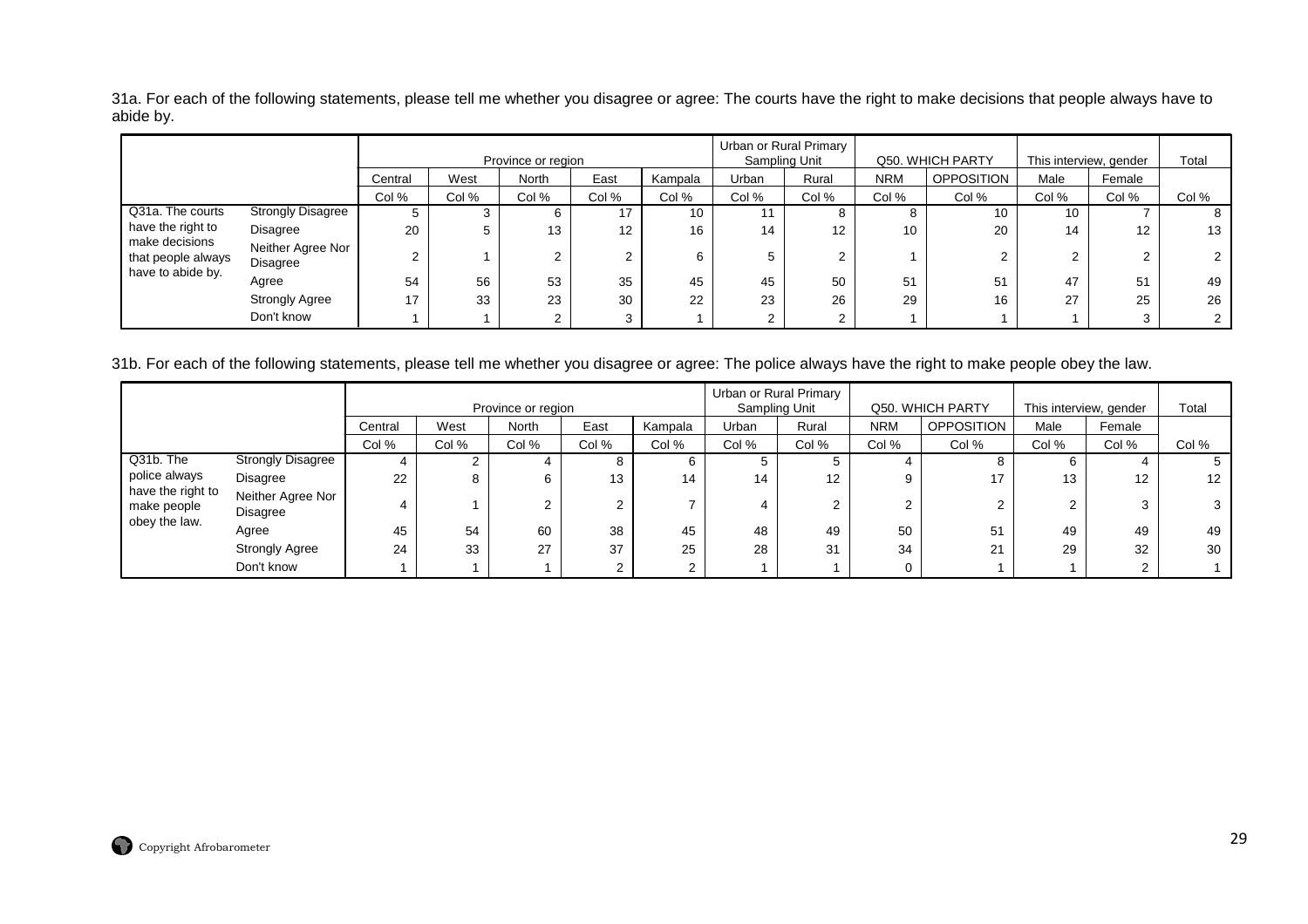31a. For each of the following statements, please tell me whether you disagree or agree: The courts have the right to make decisions that people always have to abide by.

| | | Province or region | | | | | Urban or Rural Primary Sampling Unit | | Q50. WHICH PARTY | | This interview, gender | | Total |
|---|---|---|---|---|---|---|---|---|---|---|---|---|---|
| | | Central | West | North | East | Kampala | Urban | Rural | NRM | OPPOSITION | Male | Female | |
| | | Col % | Col % | Col % | Col % | Col % | Col % | Col % | Col % | Col % | Col % | Col % | Col % |
| Q31a. The courts have the right to make decisions that people always have to abide by. | Strongly Disagree | 5 | 3 | 6 | 17 | 10 | 11 | 8 | 8 | 10 | 10 | 7 | 8 |
| | Disagree | 20 | 5 | 13 | 12 | 16 | 14 | 12 | 10 | 20 | 14 | 12 | 13 |
| | Neither Agree Nor Disagree | 2 | 1 | 2 | 2 | 6 | 5 | 2 | 1 | 2 | 2 | 2 | 2 |
| | Agree | 54 | 56 | 53 | 35 | 45 | 45 | 50 | 51 | 51 | 47 | 51 | 49 |
| | Strongly Agree | 17 | 33 | 23 | 30 | 22 | 23 | 26 | 29 | 16 | 27 | 25 | 26 |
| | Don't know | 1 | 1 | 2 | 3 | 1 | 2 | 2 | 1 | 1 | 1 | 3 | 2 |

31b. For each of the following statements, please tell me whether you disagree or agree: The police always have the right to make people obey the law.

| | | Province or region | | | | | Urban or Rural Primary Sampling Unit | | Q50. WHICH PARTY | | This interview, gender | | Total |
|---|---|---|---|---|---|---|---|---|---|---|---|---|---|
| | | Central | West | North | East | Kampala | Urban | Rural | NRM | OPPOSITION | Male | Female | |
| | | Col % | Col % | Col % | Col % | Col % | Col % | Col % | Col % | Col % | Col % | Col % | Col % |
| Q31b. The police always have the right to make people obey the law. | Strongly Disagree | 4 | 2 | 4 | 8 | 6 | 5 | 5 | 4 | 8 | 6 | 4 | 5 |
| | Disagree | 22 | 8 | 6 | 13 | 14 | 14 | 12 | 9 | 17 | 13 | 12 | 12 |
| | Neither Agree Nor Disagree | 4 | 1 | 2 | 2 | 7 | 4 | 2 | 2 | 2 | 2 | 3 | 3 |
| | Agree | 45 | 54 | 60 | 38 | 45 | 48 | 49 | 50 | 51 | 49 | 49 | 49 |
| | Strongly Agree | 24 | 33 | 27 | 37 | 25 | 28 | 31 | 34 | 21 | 29 | 32 | 30 |
| | Don't know | 1 | 1 | 1 | 2 | 2 | 1 | 1 | 0 | 1 | 1 | 2 | 1 |

Copyright Afrobarometer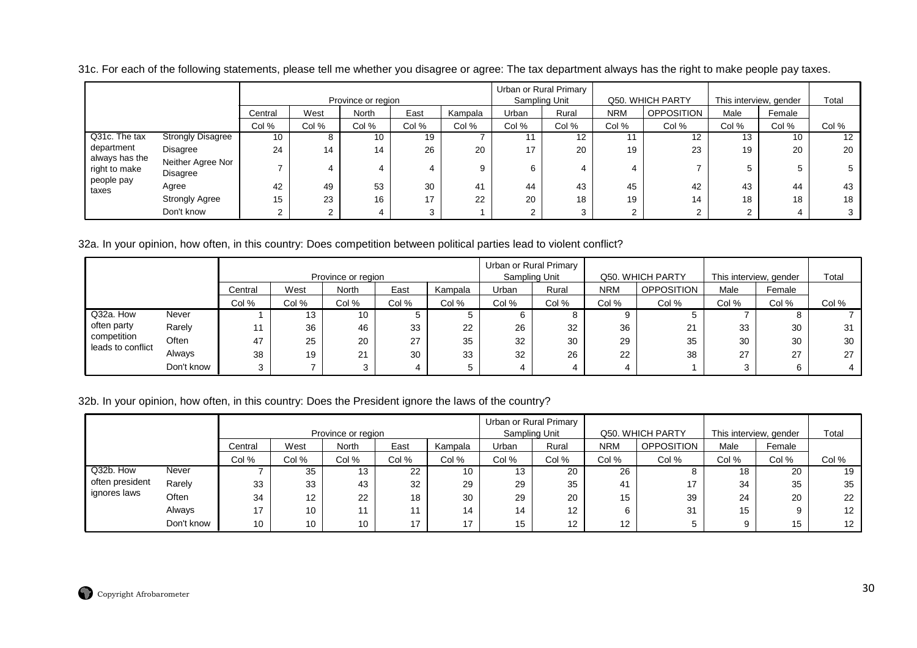31c. For each of the following statements, please tell me whether you disagree or agree: The tax department always has the right to make people pay taxes.

| | | Province or region | | | | | Urban or Rural Primary Sampling Unit | | Q50. WHICH PARTY | | This interview, gender | | Total |
|---|---|---|---|---|---|---|---|---|---|---|---|---|---|
| | | Central | West | North | East | Kampala | Urban | Rural | NRM | OPPOSITION | Male | Female | |
| | | Col % | Col % | Col % | Col % | Col % | Col % | Col % | Col % | Col % | Col % | Col % | Col % |
| Q31c. The tax department always has the right to make people pay taxes | Strongly Disagree | 10 | 8 | 10 | 19 | 7 | 11 | 12 | 11 | 12 | 13 | 10 | 12 |
| | Disagree | 24 | 14 | 14 | 26 | 20 | 17 | 20 | 19 | 23 | 19 | 20 | 20 |
| | Neither Agree Nor Disagree | 7 | 4 | 4 | 4 | 9 | 6 | 4 | 4 | 7 | 5 | 5 | 5 |
| | Agree | 42 | 49 | 53 | 30 | 41 | 44 | 43 | 45 | 42 | 43 | 44 | 43 |
| | Strongly Agree | 15 | 23 | 16 | 17 | 22 | 20 | 18 | 19 | 14 | 18 | 18 | 18 |
| | Don't know | 2 | 2 | 4 | 3 | 1 | 2 | 3 | 2 | 2 | 2 | 4 | 3 |

32a. In your opinion, how often, in this country: Does competition between political parties lead to violent conflict?

| | | Province or region | | | | | Urban or Rural Primary Sampling Unit | | Q50. WHICH PARTY | | This interview, gender | | Total |
|---|---|---|---|---|---|---|---|---|---|---|---|---|---|
| | | Central | West | North | East | Kampala | Urban | Rural | NRM | OPPOSITION | Male | Female | |
| | | Col % | Col % | Col % | Col % | Col % | Col % | Col % | Col % | Col % | Col % | Col % | Col % |
| Q32a. How often party competition leads to conflict | Never | 1 | 13 | 10 | 5 | 5 | 6 | 8 | 9 | 5 | 7 | 8 | 7 |
| | Rarely | 11 | 36 | 46 | 33 | 22 | 26 | 32 | 36 | 21 | 33 | 30 | 31 |
| | Often | 47 | 25 | 20 | 27 | 35 | 32 | 30 | 29 | 35 | 30 | 30 | 30 |
| | Always | 38 | 19 | 21 | 30 | 33 | 32 | 26 | 22 | 38 | 27 | 27 | 27 |
| | Don't know | 3 | 7 | 3 | 4 | 5 | 4 | 4 | 4 | 1 | 3 | 6 | 4 |

32b. In your opinion, how often, in this country: Does the President ignore the laws of the country?

| | | Province or region | | | | | Urban or Rural Primary Sampling Unit | | Q50. WHICH PARTY | | This interview, gender | | Total |
|---|---|---|---|---|---|---|---|---|---|---|---|---|---|
| | | Central | West | North | East | Kampala | Urban | Rural | NRM | OPPOSITION | Male | Female | |
| | | Col % | Col % | Col % | Col % | Col % | Col % | Col % | Col % | Col % | Col % | Col % | Col % |
| Q32b. How often president ignores laws | Never | 7 | 35 | 13 | 22 | 10 | 13 | 20 | 26 | 8 | 18 | 20 | 19 |
| | Rarely | 33 | 33 | 43 | 32 | 29 | 29 | 35 | 41 | 17 | 34 | 35 | 35 |
| | Often | 34 | 12 | 22 | 18 | 30 | 29 | 20 | 15 | 39 | 24 | 20 | 22 |
| | Always | 17 | 10 | 11 | 11 | 14 | 14 | 12 | 6 | 31 | 15 | 9 | 12 |
| | Don't know | 10 | 10 | 10 | 17 | 17 | 15 | 12 | 12 | 5 | 9 | 15 | 12 |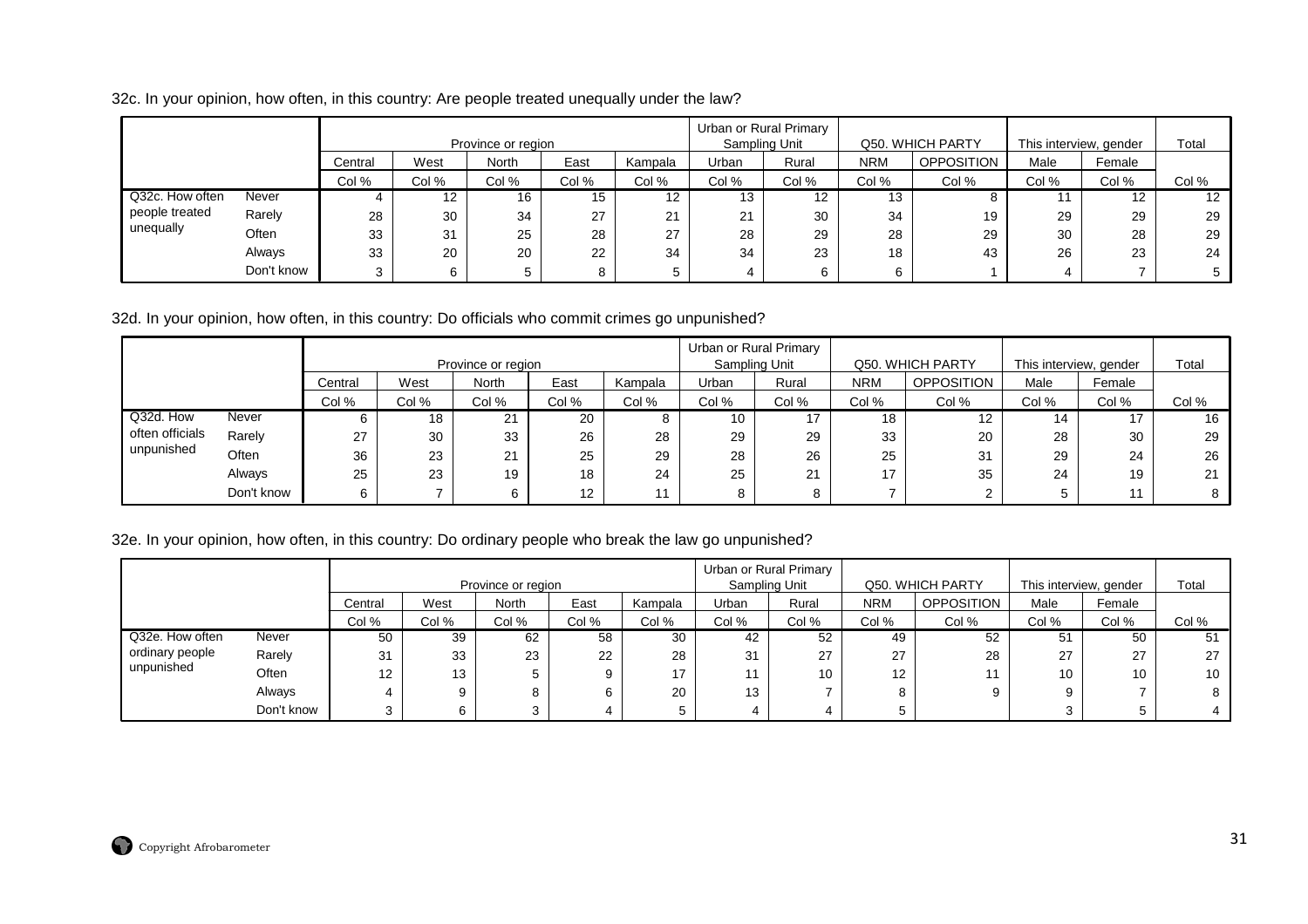32c. In your opinion, how often, in this country: Are people treated unequally under the law?

| | | Province or region | | | | | Urban or Rural Primary Sampling Unit | | Q50. WHICH PARTY | | This interview, gender | | Total |
|---|---|---|---|---|---|---|---|---|---|---|---|---|---|
| | | Central | West | North | East | Kampala | Urban | Rural | NRM | OPPOSITION | Male | Female | |
| | | Col % | Col % | Col % | Col % | Col % | Col % | Col % | Col % | Col % | Col % | Col % | Col % |
| Q32c. How often people treated unequally | Never | 4 | 12 | 16 | 15 | 12 | 13 | 12 | 13 | 8 | 11 | 12 | 12 |
| | Rarely | 28 | 30 | 34 | 27 | 21 | 21 | 30 | 34 | 19 | 29 | 29 | 29 |
| | Often | 33 | 31 | 25 | 28 | 27 | 28 | 29 | 28 | 29 | 30 | 28 | 29 |
| | Always | 33 | 20 | 20 | 22 | 34 | 34 | 23 | 18 | 43 | 26 | 23 | 24 |
| | Don't know | 3 | 6 | 5 | 8 | 5 | 4 | 6 | 6 | 1 | 4 | 7 | 5 |

32d. In your opinion, how often, in this country: Do officials who commit crimes go unpunished?

| | | Province or region | | | | | Urban or Rural Primary Sampling Unit | | Q50. WHICH PARTY | | This interview, gender | | Total |
|---|---|---|---|---|---|---|---|---|---|---|---|---|---|
| | | Central | West | North | East | Kampala | Urban | Rural | NRM | OPPOSITION | Male | Female | |
| | | Col % | Col % | Col % | Col % | Col % | Col % | Col % | Col % | Col % | Col % | Col % | Col % |
| Q32d. How often officials unpunished | Never | 6 | 18 | 21 | 20 | 8 | 10 | 17 | 18 | 12 | 14 | 17 | 16 |
| | Rarely | 27 | 30 | 33 | 26 | 28 | 29 | 29 | 33 | 20 | 28 | 30 | 29 |
| | Often | 36 | 23 | 21 | 25 | 29 | 28 | 26 | 25 | 31 | 29 | 24 | 26 |
| | Always | 25 | 23 | 19 | 18 | 24 | 25 | 21 | 17 | 35 | 24 | 19 | 21 |
| | Don't know | 6 | 7 | 6 | 12 | 11 | 8 | 8 | 7 | 2 | 5 | 11 | 8 |

32e. In your opinion, how often, in this country: Do ordinary people who break the law go unpunished?

| | | Province or region | | | | | Urban or Rural Primary Sampling Unit | | Q50. WHICH PARTY | | This interview, gender | | Total |
|---|---|---|---|---|---|---|---|---|---|---|---|---|---|
| | | Central | West | North | East | Kampala | Urban | Rural | NRM | OPPOSITION | Male | Female | |
| | | Col % | Col % | Col % | Col % | Col % | Col % | Col % | Col % | Col % | Col % | Col % | Col % |
| Q32e. How often ordinary people unpunished | Never | 50 | 39 | 62 | 58 | 30 | 42 | 52 | 49 | 52 | 51 | 50 | 51 |
| | Rarely | 31 | 33 | 23 | 22 | 28 | 31 | 27 | 27 | 28 | 27 | 27 | 27 |
| | Often | 12 | 13 | 5 | 9 | 17 | 11 | 10 | 12 | 11 | 10 | 10 | 10 |
| | Always | 4 | 9 | 8 | 6 | 20 | 13 | 7 | 8 | 9 | 9 | 7 | 8 |
| | Don't know | 3 | 6 | 3 | 4 | 5 | 4 | 4 | 5 | | 3 | 5 | 4 |

Copyright Afrobarometer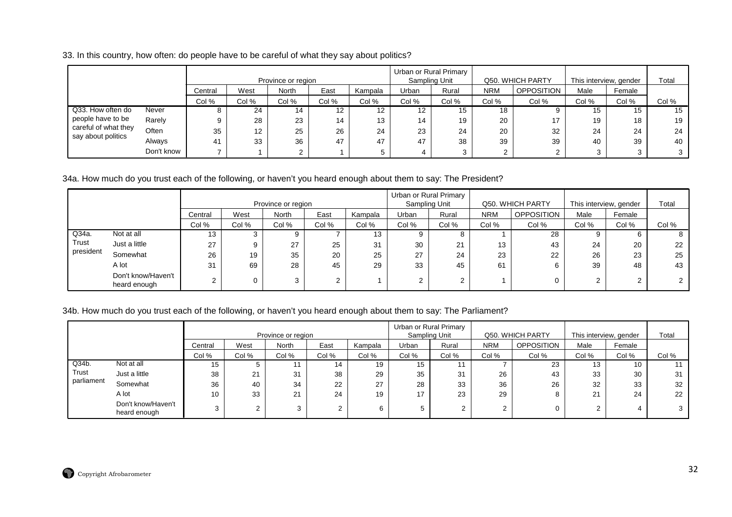33. In this country, how often: do people have to be careful of what they say about politics?

| | | Province or region | | | | | Urban or Rural Primary Sampling Unit | | Q50. WHICH PARTY | | This interview, gender | | Total |
|---|---|---|---|---|---|---|---|---|---|---|---|---|---|
| | | Central | West | North | East | Kampala | Urban | Rural | NRM | OPPOSITION | Male | Female | |
| | | Col % | Col % | Col % | Col % | Col % | Col % | Col % | Col % | Col % | Col % | Col % | Col % |
| Q33. How often do people have to be careful of what they say about politics | Never | 8 | 24 | 14 | 12 | 12 | 12 | 15 | 18 | 9 | 15 | 15 | 15 |
| | Rarely | 9 | 28 | 23 | 14 | 13 | 14 | 19 | 20 | 17 | 19 | 18 | 19 |
| | Often | 35 | 12 | 25 | 26 | 24 | 23 | 24 | 20 | 32 | 24 | 24 | 24 |
| | Always | 41 | 33 | 36 | 47 | 47 | 47 | 38 | 39 | 39 | 40 | 39 | 40 |
| | Don't know | 7 | 1 | 2 | 1 | 5 | 4 | 3 | 2 | 2 | 3 | 3 | 3 |

34a. How much do you trust each of the following, or haven't you heard enough about them to say: The President?

| | | Province or region | | | | | Urban or Rural Primary Sampling Unit | | Q50. WHICH PARTY | | This interview, gender | | Total |
|---|---|---|---|---|---|---|---|---|---|---|---|---|---|
| | | Central | West | North | East | Kampala | Urban | Rural | NRM | OPPOSITION | Male | Female | |
| | | Col % | Col % | Col % | Col % | Col % | Col % | Col % | Col % | Col % | Col % | Col % | Col % |
| Q34a. Trust president | Not at all | 13 | 3 | 9 | 7 | 13 | 9 | 8 | 1 | 28 | 9 | 6 | 8 |
| | Just a little | 27 | 9 | 27 | 25 | 31 | 30 | 21 | 13 | 43 | 24 | 20 | 22 |
| | Somewhat | 26 | 19 | 35 | 20 | 25 | 27 | 24 | 23 | 22 | 26 | 23 | 25 |
| | A lot | 31 | 69 | 28 | 45 | 29 | 33 | 45 | 61 | 6 | 39 | 48 | 43 |
| | Don't know/Haven't heard enough | 2 | 0 | 3 | 2 | 1 | 2 | 2 | 1 | 0 | 2 | 2 | 2 |

34b. How much do you trust each of the following, or haven't you heard enough about them to say: The Parliament?

| | | Province or region | | | | | Urban or Rural Primary Sampling Unit | | Q50. WHICH PARTY | | This interview, gender | | Total |
|---|---|---|---|---|---|---|---|---|---|---|---|---|---|
| | | Central | West | North | East | Kampala | Urban | Rural | NRM | OPPOSITION | Male | Female | |
| | | Col % | Col % | Col % | Col % | Col % | Col % | Col % | Col % | Col % | Col % | Col % | Col % |
| Q34b. Trust parliament | Not at all | 15 | 5 | 11 | 14 | 19 | 15 | 11 | 7 | 23 | 13 | 10 | 11 |
| | Just a little | 38 | 21 | 31 | 38 | 29 | 35 | 31 | 26 | 43 | 33 | 30 | 31 |
| | Somewhat | 36 | 40 | 34 | 22 | 27 | 28 | 33 | 36 | 26 | 32 | 33 | 32 |
| | A lot | 10 | 33 | 21 | 24 | 19 | 17 | 23 | 29 | 8 | 21 | 24 | 22 |
| | Don't know/Haven't heard enough | 3 | 2 | 3 | 2 | 6 | 5 | 2 | 2 | 0 | 2 | 4 | 3 |

Copyright Afrobarometer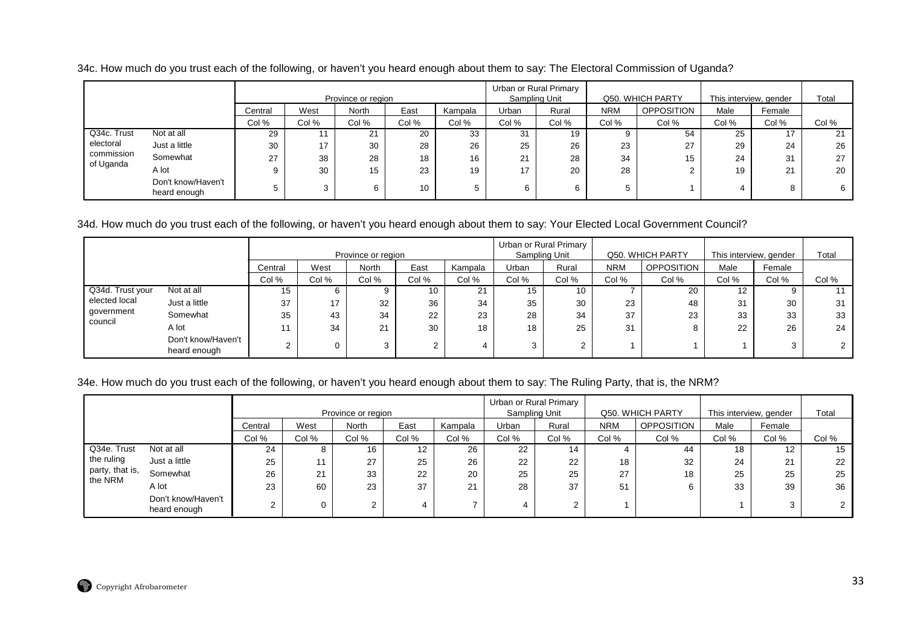34c. How much do you trust each of the following, or haven't you heard enough about them to say: The Electoral Commission of Uganda?

| | | Province or region | | | | | Urban or Rural Primary Sampling Unit | | Q50. WHICH PARTY | | This interview, gender | | Total |
|---|---|---|---|---|---|---|---|---|---|---|---|---|---|
| | | Central | West | North | East | Kampala | Urban | Rural | NRM | OPPOSITION | Male | Female | |
| | | Col % | Col % | Col % | Col % | Col % | Col % | Col % | Col % | Col % | Col % | Col % | Col % |
| Q34c. Trust electoral commission of Uganda | Not at all | 29 | 11 | 21 | 20 | 33 | 31 | 19 | 9 | 54 | 25 | 17 | 21 |
| | Just a little | 30 | 17 | 30 | 28 | 26 | 25 | 26 | 23 | 27 | 29 | 24 | 26 |
| | Somewhat | 27 | 38 | 28 | 18 | 16 | 21 | 28 | 34 | 15 | 24 | 31 | 27 |
| | A lot | 9 | 30 | 15 | 23 | 19 | 17 | 20 | 28 | 2 | 19 | 21 | 20 |
| | Don't know/Haven't heard enough | 5 | 3 | 6 | 10 | 5 | 6 | 6 | 5 | 1 | 4 | 8 | 6 |

34d. How much do you trust each of the following, or haven't you heard enough about them to say: Your Elected Local Government Council?

| | | Province or region | | | | | Urban or Rural Primary Sampling Unit | | Q50. WHICH PARTY | | This interview, gender | | Total |
|---|---|---|---|---|---|---|---|---|---|---|---|---|---|
| | | Central | West | North | East | Kampala | Urban | Rural | NRM | OPPOSITION | Male | Female | |
| | | Col % | Col % | Col % | Col % | Col % | Col % | Col % | Col % | Col % | Col % | Col % | Col % |
| Q34d. Trust your elected local government council | Not at all | 15 | 6 | 9 | 10 | 21 | 15 | 10 | 7 | 20 | 12 | 9 | 11 |
| | Just a little | 37 | 17 | 32 | 36 | 34 | 35 | 30 | 23 | 48 | 31 | 30 | 31 |
| | Somewhat | 35 | 43 | 34 | 22 | 23 | 28 | 34 | 37 | 23 | 33 | 33 | 33 |
| | A lot | 11 | 34 | 21 | 30 | 18 | 18 | 25 | 31 | 8 | 22 | 26 | 24 |
| | Don't know/Haven't heard enough | 2 | 0 | 3 | 2 | 4 | 3 | 2 | 1 | 1 | 1 | 3 | 2 |

34e. How much do you trust each of the following, or haven't you heard enough about them to say: The Ruling Party, that is, the NRM?

| | | Province or region | | | | | Urban or Rural Primary Sampling Unit | | Q50. WHICH PARTY | | This interview, gender | | Total |
|---|---|---|---|---|---|---|---|---|---|---|---|---|---|
| | | Central | West | North | East | Kampala | Urban | Rural | NRM | OPPOSITION | Male | Female | |
| | | Col % | Col % | Col % | Col % | Col % | Col % | Col % | Col % | Col % | Col % | Col % | Col % |
| Q34e. Trust the ruling party, that is, the NRM | Not at all | 24 | 8 | 16 | 12 | 26 | 22 | 14 | 4 | 44 | 18 | 12 | 15 |
| | Just a little | 25 | 11 | 27 | 25 | 26 | 22 | 22 | 18 | 32 | 24 | 21 | 22 |
| | Somewhat | 26 | 21 | 33 | 22 | 20 | 25 | 25 | 27 | 18 | 25 | 25 | 25 |
| | A lot | 23 | 60 | 23 | 37 | 21 | 28 | 37 | 51 | 6 | 33 | 39 | 36 |
| | Don't know/Haven't heard enough | 2 | 0 | 2 | 4 | 7 | 4 | 2 | 1 | | 1 | 3 | 2 |

Copyright Afrobarometer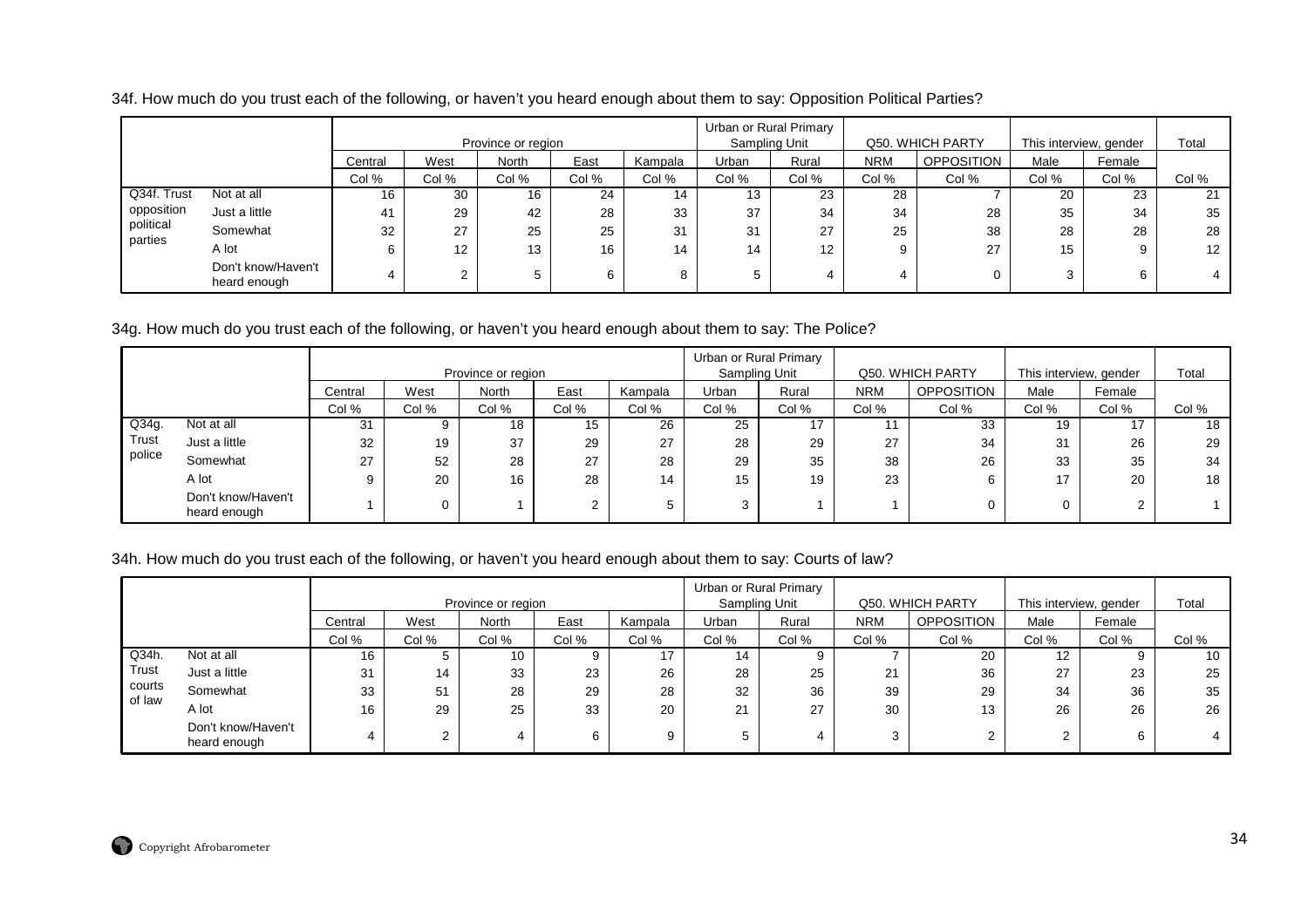34f. How much do you trust each of the following, or haven't you heard enough about them to say: Opposition Political Parties?

| | | Province or region | | | | | Urban or Rural Primary Sampling Unit | | Q50. WHICH PARTY | | This interview, gender | | Total |
|---|---|---|---|---|---|---|---|---|---|---|---|---|---|
| | | Central | West | North | East | Kampala | Urban | Rural | NRM | OPPOSITION | Male | Female | |
| | | Col % | Col % | Col % | Col % | Col % | Col % | Col % | Col % | Col % | Col % | Col % | Col % |
| Q34f. Trust opposition political parties | Not at all | 16 | 30 | 16 | 24 | 14 | 13 | 23 | 28 | 7 | 20 | 23 | 21 |
| | Just a little | 41 | 29 | 42 | 28 | 33 | 37 | 34 | 34 | 28 | 35 | 34 | 35 |
| | Somewhat | 32 | 27 | 25 | 25 | 31 | 31 | 27 | 25 | 38 | 28 | 28 | 28 |
| | A lot | 6 | 12 | 13 | 16 | 14 | 14 | 12 | 9 | 27 | 15 | 9 | 12 |
| | Don't know/Haven't heard enough | 4 | 2 | 5 | 6 | 8 | 5 | 4 | 4 | 0 | 3 | 6 | 4 |

34g. How much do you trust each of the following, or haven't you heard enough about them to say: The Police?

| | | Province or region | | | | | Urban or Rural Primary Sampling Unit | | Q50. WHICH PARTY | | This interview, gender | | Total |
|---|---|---|---|---|---|---|---|---|---|---|---|---|---|
| | | Central | West | North | East | Kampala | Urban | Rural | NRM | OPPOSITION | Male | Female | |
| | | Col % | Col % | Col % | Col % | Col % | Col % | Col % | Col % | Col % | Col % | Col % | Col % |
| Q34g. Trust police | Not at all | 31 | 9 | 18 | 15 | 26 | 25 | 17 | 11 | 33 | 19 | 17 | 18 |
| | Just a little | 32 | 19 | 37 | 29 | 27 | 28 | 29 | 27 | 34 | 31 | 26 | 29 |
| | Somewhat | 27 | 52 | 28 | 27 | 28 | 29 | 35 | 38 | 26 | 33 | 35 | 34 |
| | A lot | 9 | 20 | 16 | 28 | 14 | 15 | 19 | 23 | 6 | 17 | 20 | 18 |
| | Don't know/Haven't heard enough | 1 | 0 | 1 | 2 | 5 | 3 | 1 | 1 | 0 | 0 | 2 | 1 |

34h. How much do you trust each of the following, or haven't you heard enough about them to say: Courts of law?

| | | Province or region | | | | | Urban or Rural Primary Sampling Unit | | Q50. WHICH PARTY | | This interview, gender | | Total |
|---|---|---|---|---|---|---|---|---|---|---|---|---|---|
| | | Central | West | North | East | Kampala | Urban | Rural | NRM | OPPOSITION | Male | Female | |
| | | Col % | Col % | Col % | Col % | Col % | Col % | Col % | Col % | Col % | Col % | Col % | Col % |
| Q34h. Trust courts of law | Not at all | 16 | 5 | 10 | 9 | 17 | 14 | 9 | 7 | 20 | 12 | 9 | 10 |
| | Just a little | 31 | 14 | 33 | 23 | 26 | 28 | 25 | 21 | 36 | 27 | 23 | 25 |
| | Somewhat | 33 | 51 | 28 | 29 | 28 | 32 | 36 | 39 | 29 | 34 | 36 | 35 |
| | A lot | 16 | 29 | 25 | 33 | 20 | 21 | 27 | 30 | 13 | 26 | 26 | 26 |
| | Don't know/Haven't heard enough | 4 | 2 | 4 | 6 | 9 | 5 | 4 | 3 | 2 | 2 | 6 | 4 |

Copyright Afrobarometer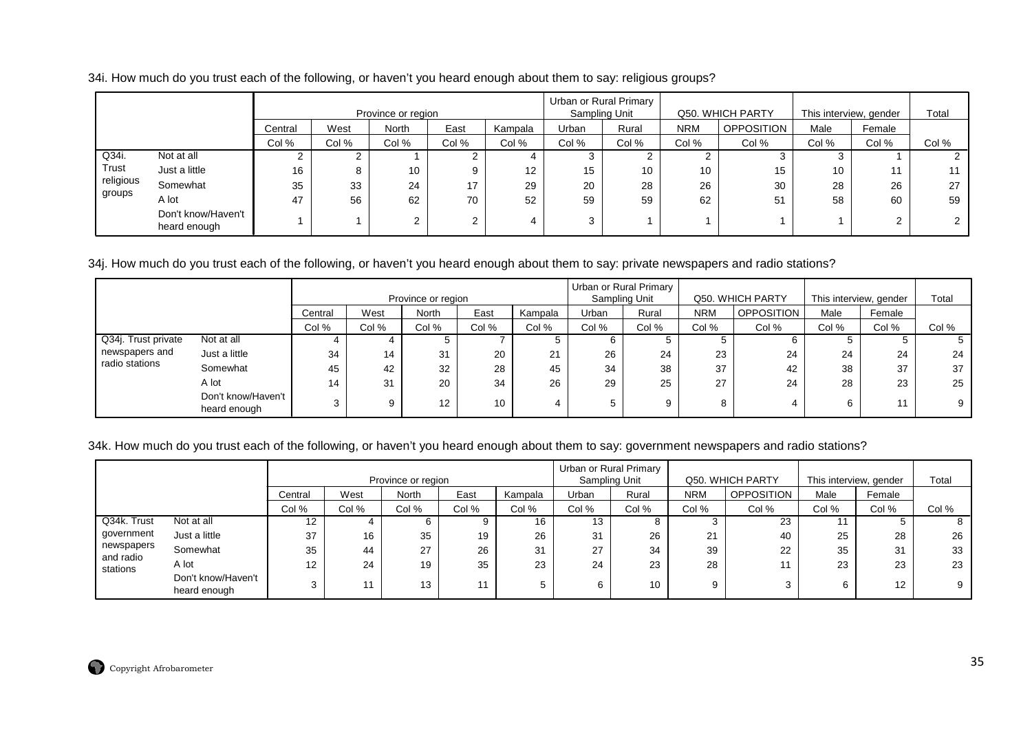34i. How much do you trust each of the following, or haven't you heard enough about them to say: religious groups?

| | | Province or region | | | | | Urban or Rural Primary Sampling Unit | | Q50. WHICH PARTY | | This interview, gender | | Total |
|---|---|---|---|---|---|---|---|---|---|---|---|---|---|
| | | Central | West | North | East | Kampala | Urban | Rural | NRM | OPPOSITION | Male | Female | |
| | | Col % | Col % | Col % | Col % | Col % | Col % | Col % | Col % | Col % | Col % | Col % | Col % |
| Q34i. Trust religious groups | Not at all | 2 | 2 | 1 | 2 | 4 | 3 | 2 | 2 | 3 | 3 | 1 | 2 |
| | Just a little | 16 | 8 | 10 | 9 | 12 | 15 | 10 | 10 | 15 | 10 | 11 | 11 |
| | Somewhat | 35 | 33 | 24 | 17 | 29 | 20 | 28 | 26 | 30 | 28 | 26 | 27 |
| | A lot | 47 | 56 | 62 | 70 | 52 | 59 | 59 | 62 | 51 | 58 | 60 | 59 |
| | Don't know/Haven't heard enough | 1 | 1 | 2 | 2 | 4 | 3 | 1 | 1 | 1 | 1 | 2 | 2 |

34j. How much do you trust each of the following, or haven't you heard enough about them to say: private newspapers and radio stations?

| | | Province or region | | | | | Urban or Rural Primary Sampling Unit | | Q50. WHICH PARTY | | This interview, gender | | Total |
|---|---|---|---|---|---|---|---|---|---|---|---|---|---|
| | | Central | West | North | East | Kampala | Urban | Rural | NRM | OPPOSITION | Male | Female | |
| | | Col % | Col % | Col % | Col % | Col % | Col % | Col % | Col % | Col % | Col % | Col % | Col % |
| Q34j. Trust private newspapers and radio stations | Not at all | 4 | 4 | 5 | 7 | 5 | 6 | 5 | 5 | 6 | 5 | 5 | 5 |
| | Just a little | 34 | 14 | 31 | 20 | 21 | 26 | 24 | 23 | 24 | 24 | 24 | 24 |
| | Somewhat | 45 | 42 | 32 | 28 | 45 | 34 | 38 | 37 | 42 | 38 | 37 | 37 |
| | A lot | 14 | 31 | 20 | 34 | 26 | 29 | 25 | 27 | 24 | 28 | 23 | 25 |
| | Don't know/Haven't heard enough | 3 | 9 | 12 | 10 | 4 | 5 | 9 | 8 | 4 | 6 | 11 | 9 |

34k. How much do you trust each of the following, or haven't you heard enough about them to say: government newspapers and radio stations?

| | | Province or region | | | | | Urban or Rural Primary Sampling Unit | | Q50. WHICH PARTY | | This interview, gender | | Total |
|---|---|---|---|---|---|---|---|---|---|---|---|---|---|
| | | Central | West | North | East | Kampala | Urban | Rural | NRM | OPPOSITION | Male | Female | |
| | | Col % | Col % | Col % | Col % | Col % | Col % | Col % | Col % | Col % | Col % | Col % | Col % |
| Q34k. Trust government newspapers and radio stations | Not at all | 12 | 4 | 6 | 9 | 16 | 13 | 8 | 3 | 23 | 11 | 5 | 8 |
| | Just a little | 37 | 16 | 35 | 19 | 26 | 31 | 26 | 21 | 40 | 25 | 28 | 26 |
| | Somewhat | 35 | 44 | 27 | 26 | 31 | 27 | 34 | 39 | 22 | 35 | 31 | 33 |
| | A lot | 12 | 24 | 19 | 35 | 23 | 24 | 23 | 28 | 11 | 23 | 23 | 23 |
| | Don't know/Haven't heard enough | 3 | 11 | 13 | 11 | 5 | 6 | 10 | 9 | 3 | 6 | 12 | 9 |

Copyright Afrobarometer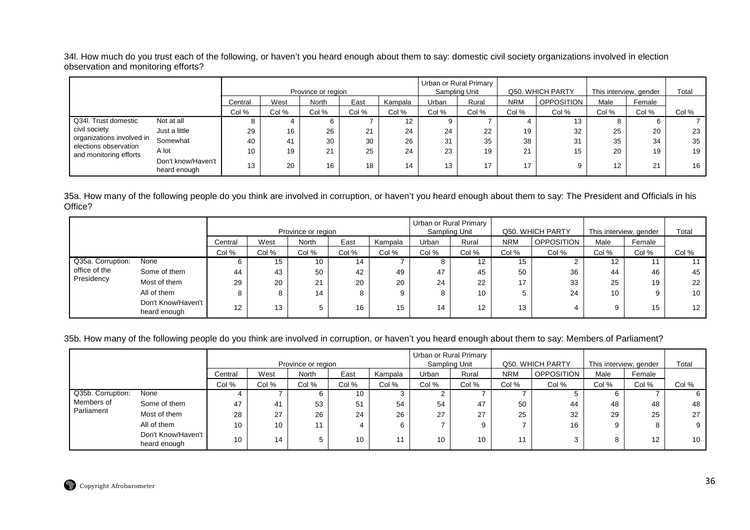34l. How much do you trust each of the following, or haven't you heard enough about them to say: domestic civil society organizations involved in election observation and monitoring efforts?

| | | Province or region | | | | | Urban or Rural Primary Sampling Unit | | Q50. WHICH PARTY | | This interview, gender | | Total |
|---|---|---|---|---|---|---|---|---|---|---|---|---|---|
| | | Central | West | North | East | Kampala | Urban | Rural | NRM | OPPOSITION | Male | Female | |
| | | Col % | Col % | Col % | Col % | Col % | Col % | Col % | Col % | Col % | Col % | Col % | Col % |
| Q34l. Trust domestic civil society organizations involved in elections observation and monitoring efforts | Not at all | 8 | 4 | 6 | 7 | 12 | 9 | 7 | 4 | 13 | 8 | 6 | 7 |
| | Just a little | 29 | 16 | 26 | 21 | 24 | 24 | 22 | 19 | 32 | 25 | 20 | 23 |
| | Somewhat | 40 | 41 | 30 | 30 | 26 | 31 | 35 | 38 | 31 | 35 | 34 | 35 |
| | A lot | 10 | 19 | 21 | 25 | 24 | 23 | 19 | 21 | 15 | 20 | 19 | 19 |
| | Don't know/Haven't heard enough | 13 | 20 | 16 | 18 | 14 | 13 | 17 | 17 | 9 | 12 | 21 | 16 |

35a. How many of the following people do you think are involved in corruption, or haven't you heard enough about them to say: The President and Officials in his Office?

| | | Province or region | | | | | Urban or Rural Primary Sampling Unit | | Q50. WHICH PARTY | | This interview, gender | | Total |
|---|---|---|---|---|---|---|---|---|---|---|---|---|---|
| | | Central | West | North | East | Kampala | Urban | Rural | NRM | OPPOSITION | Male | Female | |
| | | Col % | Col % | Col % | Col % | Col % | Col % | Col % | Col % | Col % | Col % | Col % | Col % |
| Q35a. Corruption: office of the Presidency | None | 6 | 15 | 10 | 14 | 7 | 8 | 12 | 15 | 2 | 12 | 11 | 11 |
| | Some of them | 44 | 43 | 50 | 42 | 49 | 47 | 45 | 50 | 36 | 44 | 46 | 45 |
| | Most of them | 29 | 20 | 21 | 20 | 20 | 24 | 22 | 17 | 33 | 25 | 19 | 22 |
| | All of them | 8 | 8 | 14 | 8 | 9 | 8 | 10 | 5 | 24 | 10 | 9 | 10 |
| | Don't Know/Haven't heard enough | 12 | 13 | 5 | 16 | 15 | 14 | 12 | 13 | 4 | 9 | 15 | 12 |

35b. How many of the following people do you think are involved in corruption, or haven't you heard enough about them to say: Members of Parliament?

| | | Province or region | | | | | Urban or Rural Primary Sampling Unit | | Q50. WHICH PARTY | | This interview, gender | | Total |
|---|---|---|---|---|---|---|---|---|---|---|---|---|---|
| | | Central | West | North | East | Kampala | Urban | Rural | NRM | OPPOSITION | Male | Female | |
| | | Col % | Col % | Col % | Col % | Col % | Col % | Col % | Col % | Col % | Col % | Col % | Col % |
| Q35b. Corruption: Members of Parliament | None | 4 | 7 | 6 | 10 | 3 | 2 | 7 | 7 | 5 | 6 | 7 | 6 |
| | Some of them | 47 | 41 | 53 | 51 | 54 | 54 | 47 | 50 | 44 | 48 | 48 | 48 |
| | Most of them | 28 | 27 | 26 | 24 | 26 | 27 | 27 | 25 | 32 | 29 | 25 | 27 |
| | All of them | 10 | 10 | 11 | 4 | 6 | 7 | 9 | 7 | 16 | 9 | 8 | 9 |
| | Don't Know/Haven't heard enough | 10 | 14 | 5 | 10 | 11 | 10 | 10 | 11 | 3 | 8 | 12 | 10 |

Copyright Afrobarometer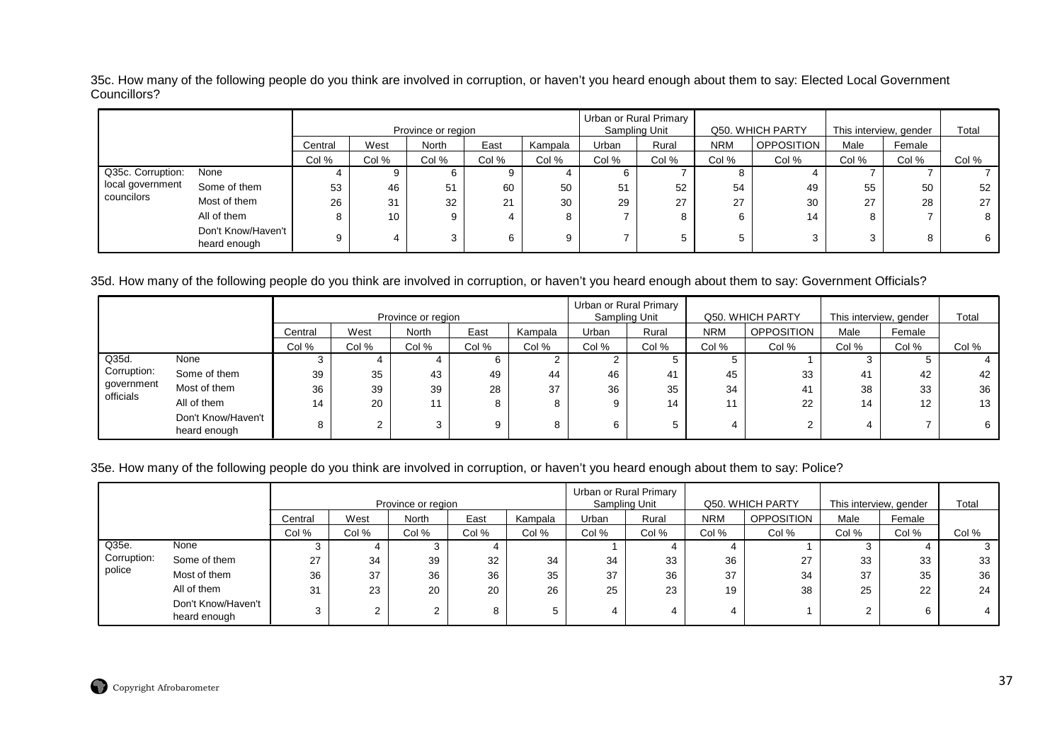35c. How many of the following people do you think are involved in corruption, or haven't you heard enough about them to say: Elected Local Government Councillors?

| | | Province or region | | | | | Urban or Rural Primary Sampling Unit | | Q50. WHICH PARTY | | This interview, gender | | Total |
|---|---|---|---|---|---|---|---|---|---|---|---|---|---|
| | | Central | West | North | East | Kampala | Urban | Rural | NRM | OPPOSITION | Male | Female | |
| | | Col % | Col % | Col % | Col % | Col % | Col % | Col % | Col % | Col % | Col % | Col % | Col % |
| Q35c. Corruption: local government councilors | None | 4 | 9 | 6 | 9 | 4 | 6 | 7 | 8 | 4 | 7 | 7 | 7 |
| | Some of them | 53 | 46 | 51 | 60 | 50 | 51 | 52 | 54 | 49 | 55 | 50 | 52 |
| | Most of them | 26 | 31 | 32 | 21 | 30 | 29 | 27 | 27 | 30 | 27 | 28 | 27 |
| | All of them | 8 | 10 | 9 | 4 | 8 | 7 | 8 | 6 | 14 | 8 | 7 | 8 |
| | Don't Know/Haven't heard enough | 9 | 4 | 3 | 6 | 9 | 7 | 5 | 5 | 3 | 3 | 8 | 6 |

35d. How many of the following people do you think are involved in corruption, or haven't you heard enough about them to say: Government Officials?

| | | Province or region | | | | | Urban or Rural Primary Sampling Unit | | Q50. WHICH PARTY | | This interview, gender | | Total |
|---|---|---|---|---|---|---|---|---|---|---|---|---|---|
| | | Central | West | North | East | Kampala | Urban | Rural | NRM | OPPOSITION | Male | Female | |
| | | Col % | Col % | Col % | Col % | Col % | Col % | Col % | Col % | Col % | Col % | Col % | Col % |
| Q35d. Corruption: government officials | None | 3 | 4 | 4 | 6 | 2 | 2 | 5 | 5 | 1 | 3 | 5 | 4 |
| | Some of them | 39 | 35 | 43 | 49 | 44 | 46 | 41 | 45 | 33 | 41 | 42 | 42 |
| | Most of them | 36 | 39 | 39 | 28 | 37 | 36 | 35 | 34 | 41 | 38 | 33 | 36 |
| | All of them | 14 | 20 | 11 | 8 | 8 | 9 | 14 | 11 | 22 | 14 | 12 | 13 |
| | Don't Know/Haven't heard enough | 8 | 2 | 3 | 9 | 8 | 6 | 5 | 4 | 2 | 4 | 7 | 6 |

35e. How many of the following people do you think are involved in corruption, or haven't you heard enough about them to say: Police?

| | | Province or region | | | | | Urban or Rural Primary Sampling Unit | | Q50. WHICH PARTY | | This interview, gender | | Total |
|---|---|---|---|---|---|---|---|---|---|---|---|---|---|
| | | Central | West | North | East | Kampala | Urban | Rural | NRM | OPPOSITION | Male | Female | |
| | | Col % | Col % | Col % | Col % | Col % | Col % | Col % | Col % | Col % | Col % | Col % | Col % |
| Q35e. Corruption: police | None | 3 | 4 | 3 | 4 | | 1 | 4 | 4 | 1 | 3 | 4 | 3 |
| | Some of them | 27 | 34 | 39 | 32 | 34 | 34 | 33 | 36 | 27 | 33 | 33 | 33 |
| | Most of them | 36 | 37 | 36 | 36 | 35 | 37 | 36 | 37 | 34 | 37 | 35 | 36 |
| | All of them | 31 | 23 | 20 | 20 | 26 | 25 | 23 | 19 | 38 | 25 | 22 | 24 |
| | Don't Know/Haven't heard enough | 3 | 2 | 2 | 8 | 5 | 4 | 4 | 4 | 1 | 2 | 6 | 4 |

Copyright Afrobarometer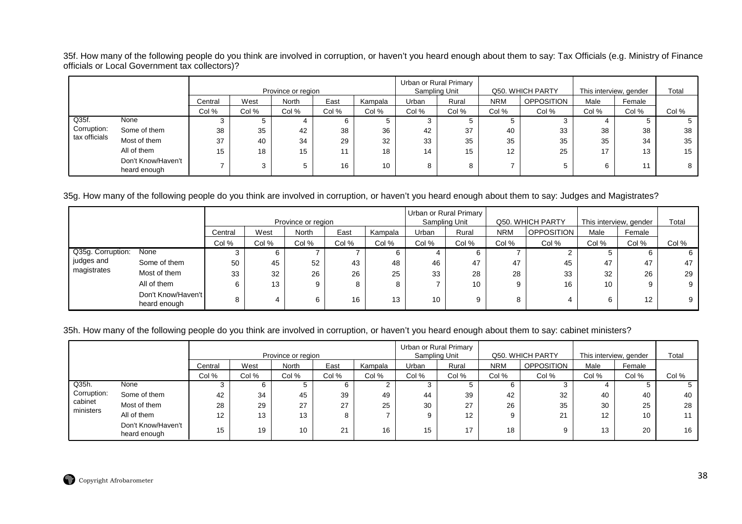35f. How many of the following people do you think are involved in corruption, or haven't you heard enough about them to say: Tax Officials (e.g. Ministry of Finance officials or Local Government tax collectors)?

| | | Province or region | | | | | Urban or Rural Primary Sampling Unit | | Q50. WHICH PARTY | | This interview, gender | | Total |
|---|---|---|---|---|---|---|---|---|---|---|---|---|---|
| | | Central | West | North | East | Kampala | Urban | Rural | NRM | OPPOSITION | Male | Female | |
| | | Col % | Col % | Col % | Col % | Col % | Col % | Col % | Col % | Col % | Col % | Col % | Col % |
| Q35f. Corruption: tax officials | None | 3 | 5 | 4 | 6 | 5 | 3 | 5 | 5 | 3 | 4 | 5 | 5 |
| | Some of them | 38 | 35 | 42 | 38 | 36 | 42 | 37 | 40 | 33 | 38 | 38 | 38 |
| | Most of them | 37 | 40 | 34 | 29 | 32 | 33 | 35 | 35 | 35 | 35 | 34 | 35 |
| | All of them | 15 | 18 | 15 | 11 | 18 | 14 | 15 | 12 | 25 | 17 | 13 | 15 |
| | Don't Know/Haven't heard enough | 7 | 3 | 5 | 16 | 10 | 8 | 8 | 7 | 5 | 6 | 11 | 8 |

35g. How many of the following people do you think are involved in corruption, or haven't you heard enough about them to say: Judges and Magistrates?

| | | Province or region | | | | | Urban or Rural Primary Sampling Unit | | Q50. WHICH PARTY | | This interview, gender | | Total |
|---|---|---|---|---|---|---|---|---|---|---|---|---|---|
| | | Central | West | North | East | Kampala | Urban | Rural | NRM | OPPOSITION | Male | Female | |
| | | Col % | Col % | Col % | Col % | Col % | Col % | Col % | Col % | Col % | Col % | Col % | Col % |
| Q35g. Corruption: judges and magistrates | None | 3 | 6 | 7 | 7 | 6 | 4 | 6 | 7 | 2 | 5 | 6 | 6 |
| | Some of them | 50 | 45 | 52 | 43 | 48 | 46 | 47 | 47 | 45 | 47 | 47 | 47 |
| | Most of them | 33 | 32 | 26 | 26 | 25 | 33 | 28 | 28 | 33 | 32 | 26 | 29 |
| | All of them | 6 | 13 | 9 | 8 | 8 | 7 | 10 | 9 | 16 | 10 | 9 | 9 |
| | Don't Know/Haven't heard enough | 8 | 4 | 6 | 16 | 13 | 10 | 9 | 8 | 4 | 6 | 12 | 9 |

35h. How many of the following people do you think are involved in corruption, or haven't you heard enough about them to say: cabinet ministers?

| | | Province or region | | | | | Urban or Rural Primary Sampling Unit | | Q50. WHICH PARTY | | This interview, gender | | Total |
|---|---|---|---|---|---|---|---|---|---|---|---|---|---|
| | | Central | West | North | East | Kampala | Urban | Rural | NRM | OPPOSITION | Male | Female | |
| | | Col % | Col % | Col % | Col % | Col % | Col % | Col % | Col % | Col % | Col % | Col % | Col % |
| Q35h. Corruption: cabinet ministers | None | 3 | 6 | 5 | 6 | 2 | 3 | 5 | 6 | 3 | 4 | 5 | 5 |
| | Some of them | 42 | 34 | 45 | 39 | 49 | 44 | 39 | 42 | 32 | 40 | 40 | 40 |
| | Most of them | 28 | 29 | 27 | 27 | 25 | 30 | 27 | 26 | 35 | 30 | 25 | 28 |
| | All of them | 12 | 13 | 13 | 8 | 7 | 9 | 12 | 9 | 21 | 12 | 10 | 11 |
| | Don't Know/Haven't heard enough | 15 | 19 | 10 | 21 | 16 | 15 | 17 | 18 | 9 | 13 | 20 | 16 |

Copyright Afrobarometer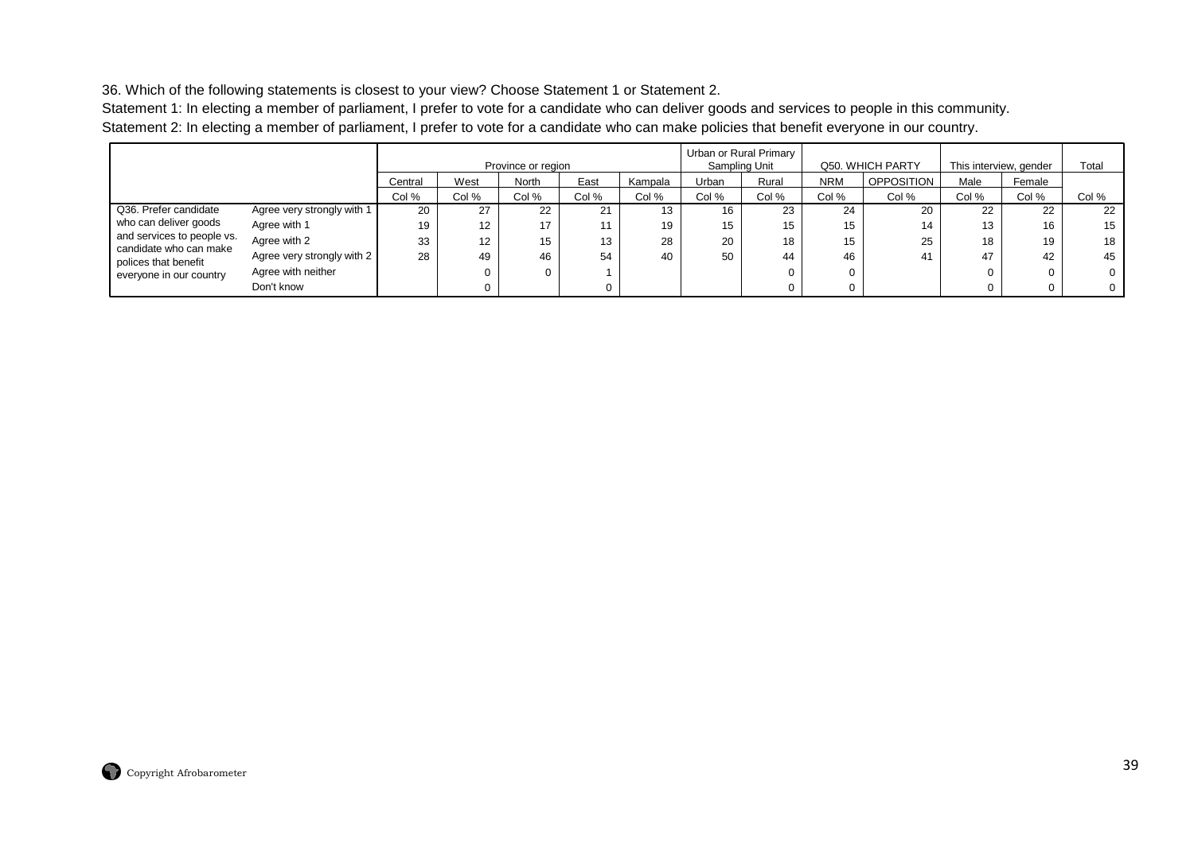36. Which of the following statements is closest to your view? Choose Statement 1 or Statement 2.

Statement 1: In electing a member of parliament, I prefer to vote for a candidate who can deliver goods and services to people in this community.

Statement 2: In electing a member of parliament, I prefer to vote for a candidate who can make policies that benefit everyone in our country.

| | | Province or region | | | | | Urban or Rural Primary Sampling Unit | | Q50. WHICH PARTY | | This interview, gender | | Total |
|---|---|---|---|---|---|---|---|---|---|---|---|---|---|
| | | Central | West | North | East | Kampala | Urban | Rural | NRM | OPPOSITION | Male | Female | |
| | | Col % | Col % | Col % | Col % | Col % | Col % | Col % | Col % | Col % | Col % | Col % | Col % |
| Q36. Prefer candidate who can deliver goods and services to people vs. candidate who can make polices that benefit everyone in our country | Agree very strongly with 1 | 20 | 27 | 22 | 21 | 13 | 16 | 23 | 24 | 20 | 22 | 22 | 22 |
| | Agree with 1 | 19 | 12 | 17 | 11 | 19 | 15 | 15 | 15 | 14 | 13 | 16 | 15 |
| | Agree with 2 | 33 | 12 | 15 | 13 | 28 | 20 | 18 | 15 | 25 | 18 | 19 | 18 |
| | Agree very strongly with 2 | 28 | 49 | 46 | 54 | 40 | 50 | 44 | 46 | 41 | 47 | 42 | 45 |
| | Agree with neither | | 0 | 0 | 1 | | | 0 | 0 | | 0 | 0 | 0 |
| | Don't know | | 0 | | 0 | | | 0 | 0 | | 0 | 0 | 0 |

Copyright Afrobarometer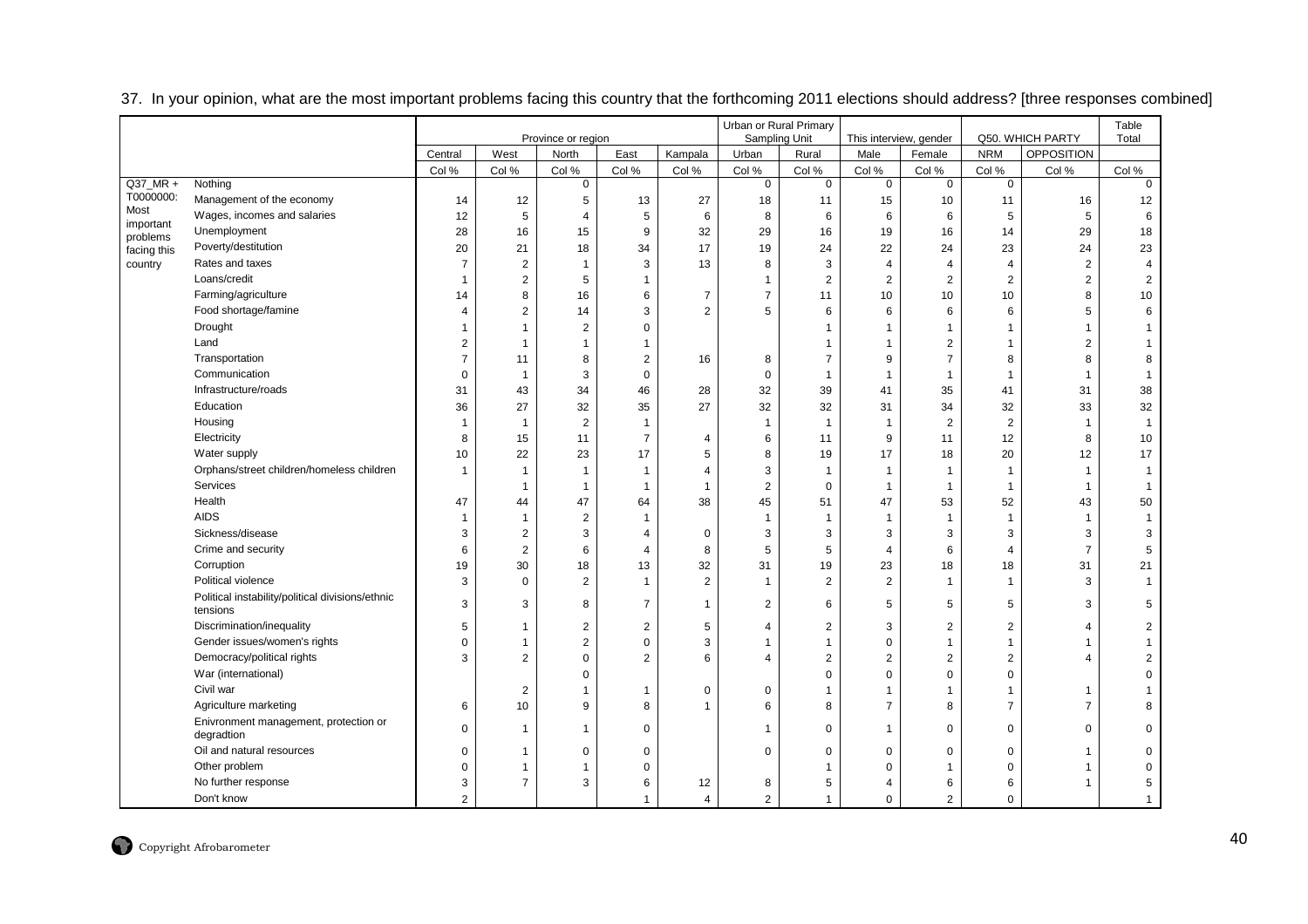37. In your opinion, what are the most important problems facing this country that the forthcoming 2011 elections should address? [three responses combined]

| | | Province or region | | | | | Urban or Rural Primary Sampling Unit | | This interview, gender | | Q50. WHICH PARTY | | Table Total |
|---|---|---|---|---|---|---|---|---|---|---|---|---|---|
| | | Central | West | North | East | Kampala | Urban | Rural | Male | Female | NRM | OPPOSITION | |
| | | Col % | Col % | Col % | Col % | Col % | Col % | Col % | Col % | Col % | Col % | Col % | Col % |
| Q37_MR + T0000000: Most important problems facing this country | Nothing | | | 0 | | | 0 | 0 | 0 | 0 | 0 | | 0 |
| | Management of the economy | 14 | 12 | 5 | 13 | 27 | 18 | 11 | 15 | 10 | 11 | 16 | 12 |
| | Wages, incomes and salaries | 12 | 5 | 4 | 5 | 6 | 8 | 6 | 6 | 6 | 5 | 5 | 6 |
| | Unemployment | 28 | 16 | 15 | 9 | 32 | 29 | 16 | 19 | 16 | 14 | 29 | 18 |
| | Poverty/destitution | 20 | 21 | 18 | 34 | 17 | 19 | 24 | 22 | 24 | 23 | 24 | 23 |
| | Rates and taxes | 7 | 2 | 1 | 3 | 13 | 8 | 3 | 4 | 4 | 4 | 2 | 4 |
| | Loans/credit | 1 | 2 | 5 | 1 | | 1 | 2 | 2 | 2 | 2 | 2 | 2 |
| | Farming/agriculture | 14 | 8 | 16 | 6 | 7 | 7 | 11 | 10 | 10 | 10 | 8 | 10 |
| | Food shortage/famine | 4 | 2 | 14 | 3 | 2 | 5 | 6 | 6 | 6 | 6 | 5 | 6 |
| | Drought | 1 | 1 | 2 | 0 | | | 1 | 1 | 1 | 1 | 1 | 1 |
| | Land | 2 | 1 | 1 | 1 | | | 1 | 1 | 2 | 1 | 2 | 1 |
| | Transportation | 7 | 11 | 8 | 2 | 16 | 8 | 7 | 9 | 7 | 8 | 8 | 8 |
| | Communication | 0 | 1 | 3 | 0 | | 0 | 1 | 1 | 1 | 1 | 1 | 1 |
| | Infrastructure/roads | 31 | 43 | 34 | 46 | 28 | 32 | 39 | 41 | 35 | 41 | 31 | 38 |
| | Education | 36 | 27 | 32 | 35 | 27 | 32 | 32 | 31 | 34 | 32 | 33 | 32 |
| | Housing | 1 | 1 | 2 | 1 | | 1 | 1 | 1 | 2 | 2 | 1 | 1 |
| | Electricity | 8 | 15 | 11 | 7 | 4 | 6 | 11 | 9 | 11 | 12 | 8 | 10 |
| | Water supply | 10 | 22 | 23 | 17 | 5 | 8 | 19 | 17 | 18 | 20 | 12 | 17 |
| | Orphans/street children/homeless children | 1 | 1 | 1 | 1 | 4 | 3 | 1 | 1 | 1 | 1 | 1 | 1 |
| | Services | | 1 | 1 | 1 | 1 | 2 | 0 | 1 | 1 | 1 | 1 | 1 |
| | Health | 47 | 44 | 47 | 64 | 38 | 45 | 51 | 47 | 53 | 52 | 43 | 50 |
| | AIDS | 1 | 1 | 2 | 1 | | 1 | 1 | 1 | 1 | 1 | 1 | 1 |
| | Sickness/disease | 3 | 2 | 3 | 4 | 0 | 3 | 3 | 3 | 3 | 3 | 3 | 3 |
| | Crime and security | 6 | 2 | 6 | 4 | 8 | 5 | 5 | 4 | 6 | 4 | 7 | 5 |
| | Corruption | 19 | 30 | 18 | 13 | 32 | 31 | 19 | 23 | 18 | 18 | 31 | 21 |
| | Political violence | 3 | 0 | 2 | 1 | 2 | 1 | 2 | 2 | 1 | 1 | 3 | 1 |
| | Political instability/political divisions/ethnic tensions | 3 | 3 | 8 | 7 | 1 | 2 | 6 | 5 | 5 | 5 | 3 | 5 |
| | Discrimination/inequality | 5 | 1 | 2 | 2 | 5 | 4 | 2 | 3 | 2 | 2 | 4 | 2 |
| | Gender issues/women's rights | 0 | 1 | 2 | 0 | 3 | 1 | 1 | 0 | 1 | 1 | 1 | 1 |
| | Democracy/political rights | 3 | 2 | 0 | 2 | 6 | 4 | 2 | 2 | 2 | 2 | 4 | 2 |
| | War (international) | | | 0 | | | | 0 | 0 | 0 | 0 | | 0 |
| | Civil war | | 2 | 1 | 1 | 0 | 0 | 1 | 1 | 1 | 1 | 1 | 1 |
| | Agriculture marketing | 6 | 10 | 9 | 8 | 1 | 6 | 8 | 7 | 8 | 7 | 7 | 8 |
| | Enivronment management, protection or degradtion | 0 | 1 | 1 | 0 | | 1 | 0 | 1 | 0 | 0 | 0 | 0 |
| | Oil and natural resources | 0 | 1 | 0 | 0 | | 0 | 0 | 0 | 0 | 0 | 1 | 0 |
| | Other problem | 0 | 1 | 1 | 0 | | | 1 | 0 | 1 | 0 | 1 | 0 |
| | No further response | 3 | 7 | 3 | 6 | 12 | 8 | 5 | 4 | 6 | 6 | 1 | 5 |
| | Don't know | 2 | | | 1 | 4 | 2 | 1 | 0 | 2 | 0 | | 1 |

Copyright Afrobarometer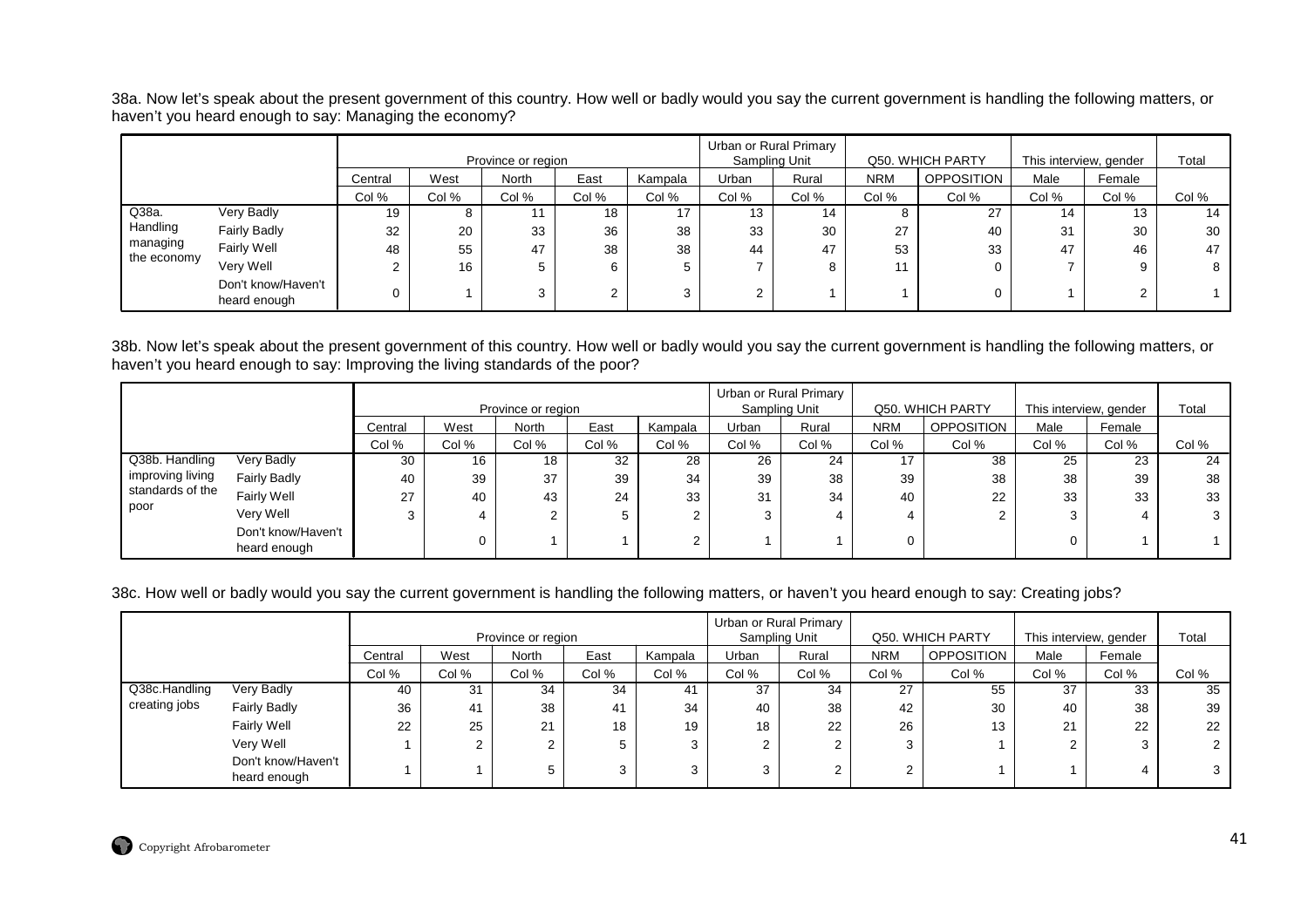38a. Now let's speak about the present government of this country. How well or badly would you say the current government is handling the following matters, or haven't you heard enough to say: Managing the economy?

| | | Province or region | | | | | Urban or Rural Primary Sampling Unit | | Q50. WHICH PARTY | | This interview, gender | | Total |
|---|---|---|---|---|---|---|---|---|---|---|---|---|---|
| | | Central | West | North | East | Kampala | Urban | Rural | NRM | OPPOSITION | Male | Female | |
| | | Col % | Col % | Col % | Col % | Col % | Col % | Col % | Col % | Col % | Col % | Col % | Col % |
| Q38a. Handling managing the economy | Very Badly | 19 | 8 | 11 | 18 | 17 | 13 | 14 | 8 | 27 | 14 | 13 | 14 |
| | Fairly Badly | 32 | 20 | 33 | 36 | 38 | 33 | 30 | 27 | 40 | 31 | 30 | 30 |
| | Fairly Well | 48 | 55 | 47 | 38 | 38 | 44 | 47 | 53 | 33 | 47 | 46 | 47 |
| | Very Well | 2 | 16 | 5 | 6 | 5 | 7 | 8 | 11 | 0 | 7 | 9 | 8 |
| | Don't know/Haven't heard enough | 0 | 1 | 3 | 2 | 3 | 2 | 1 | 1 | 0 | 1 | 2 | 1 |

38b. Now let's speak about the present government of this country. How well or badly would you say the current government is handling the following matters, or haven't you heard enough to say: Improving the living standards of the poor?

| | | Province or region | | | | | Urban or Rural Primary Sampling Unit | | Q50. WHICH PARTY | | This interview, gender | | Total |
|---|---|---|---|---|---|---|---|---|---|---|---|---|---|
| | | Central | West | North | East | Kampala | Urban | Rural | NRM | OPPOSITION | Male | Female | |
| | | Col % | Col % | Col % | Col % | Col % | Col % | Col % | Col % | Col % | Col % | Col % | Col % |
| Q38b. Handling improving living standards of the poor | Very Badly | 30 | 16 | 18 | 32 | 28 | 26 | 24 | 17 | 38 | 25 | 23 | 24 |
| | Fairly Badly | 40 | 39 | 37 | 39 | 34 | 39 | 38 | 39 | 38 | 38 | 39 | 38 |
| | Fairly Well | 27 | 40 | 43 | 24 | 33 | 31 | 34 | 40 | 22 | 33 | 33 | 33 |
| | Very Well | 3 | 4 | 2 | 5 | 2 | 3 | 4 | 4 | 2 | 3 | 4 | 3 |
| | Don't know/Haven't heard enough | | 0 | 1 | 1 | 2 | 1 | 1 | 0 | | 0 | 1 | 1 |

38c. How well or badly would you say the current government is handling the following matters, or haven't you heard enough to say: Creating jobs?

| | | Province or region | | | | | Urban or Rural Primary Sampling Unit | | Q50. WHICH PARTY | | This interview, gender | | Total |
|---|---|---|---|---|---|---|---|---|---|---|---|---|---|
| | | Central | West | North | East | Kampala | Urban | Rural | NRM | OPPOSITION | Male | Female | |
| | | Col % | Col % | Col % | Col % | Col % | Col % | Col % | Col % | Col % | Col % | Col % | Col % |
| Q38c.Handling creating jobs | Very Badly | 40 | 31 | 34 | 34 | 41 | 37 | 34 | 27 | 55 | 37 | 33 | 35 |
| | Fairly Badly | 36 | 41 | 38 | 41 | 34 | 40 | 38 | 42 | 30 | 40 | 38 | 39 |
| | Fairly Well | 22 | 25 | 21 | 18 | 19 | 18 | 22 | 26 | 13 | 21 | 22 | 22 |
| | Very Well | 1 | 2 | 2 | 5 | 3 | 2 | 2 | 3 | 1 | 2 | 3 | 2 |
| | Don't know/Haven't heard enough | 1 | 1 | 5 | 3 | 3 | 3 | 2 | 2 | 1 | 1 | 4 | 3 |

Copyright Afrobarometer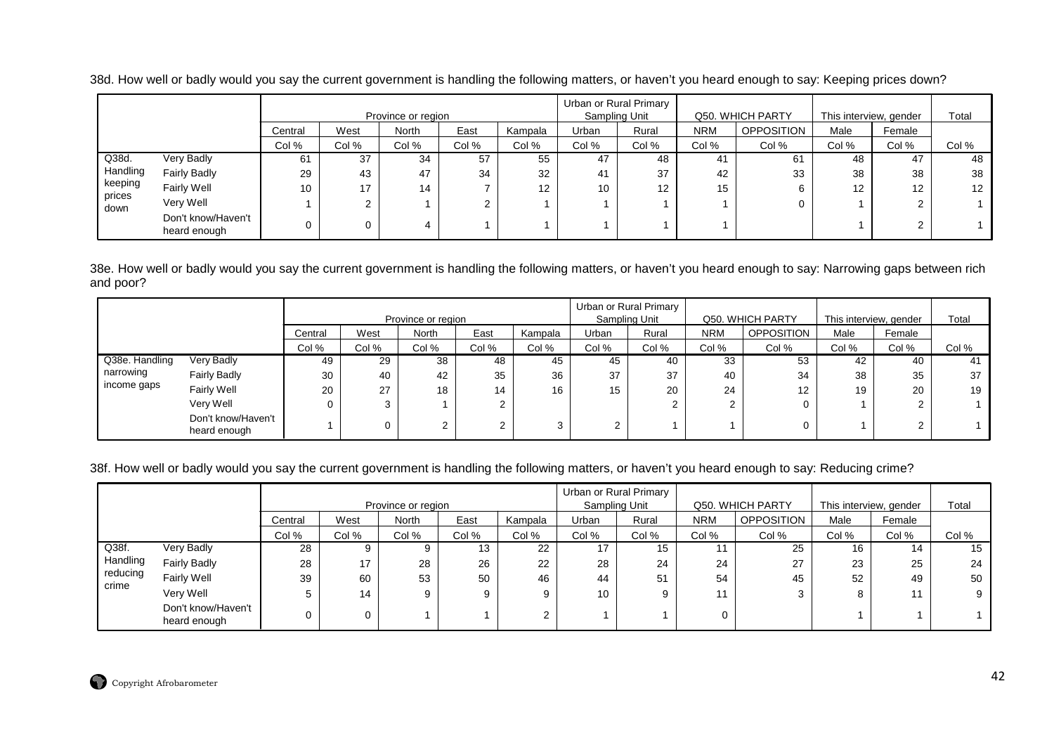38d. How well or badly would you say the current government is handling the following matters, or haven't you heard enough to say: Keeping prices down?

| | | Province or region | | | | | Urban or Rural Primary Sampling Unit | | Q50. WHICH PARTY | | This interview, gender | | Total |
|---|---|---|---|---|---|---|---|---|---|---|---|---|---|
| | | Central | West | North | East | Kampala | Urban | Rural | NRM | OPPOSITION | Male | Female | |
| | | Col % | Col % | Col % | Col % | Col % | Col % | Col % | Col % | Col % | Col % | Col % | Col % |
| Q38d. Handling keeping prices down | Very Badly | 61 | 37 | 34 | 57 | 55 | 47 | 48 | 41 | 61 | 48 | 47 | 48 |
| | Fairly Badly | 29 | 43 | 47 | 34 | 32 | 41 | 37 | 42 | 33 | 38 | 38 | 38 |
| | Fairly Well | 10 | 17 | 14 | 7 | 12 | 10 | 12 | 15 | 6 | 12 | 12 | 12 |
| | Very Well | 1 | 2 | 1 | 2 | 1 | 1 | 1 | 1 | 0 | 1 | 2 | 1 |
| | Don't know/Haven't heard enough | 0 | 0 | 4 | 1 | 1 | 1 | 1 | 1 | | 1 | 2 | 1 |

38e. How well or badly would you say the current government is handling the following matters, or haven't you heard enough to say: Narrowing gaps between rich and poor?

| | | Province or region | | | | | Urban or Rural Primary Sampling Unit | | Q50. WHICH PARTY | | This interview, gender | | Total |
|---|---|---|---|---|---|---|---|---|---|---|---|---|---|
| | | Central | West | North | East | Kampala | Urban | Rural | NRM | OPPOSITION | Male | Female | |
| | | Col % | Col % | Col % | Col % | Col % | Col % | Col % | Col % | Col % | Col % | Col % | Col % |
| Q38e. Handling narrowing income gaps | Very Badly | 49 | 29 | 38 | 48 | 45 | 45 | 40 | 33 | 53 | 42 | 40 | 41 |
| | Fairly Badly | 30 | 40 | 42 | 35 | 36 | 37 | 37 | 40 | 34 | 38 | 35 | 37 |
| | Fairly Well | 20 | 27 | 18 | 14 | 16 | 15 | 20 | 24 | 12 | 19 | 20 | 19 |
| | Very Well | 0 | 3 | 1 | 2 | | | 2 | 2 | 0 | 1 | 2 | 1 |
| | Don't know/Haven't heard enough | 1 | 0 | 2 | 2 | 3 | 2 | 1 | 1 | 0 | 1 | 2 | 1 |

38f. How well or badly would you say the current government is handling the following matters, or haven't you heard enough to say: Reducing crime?

| | | Province or region | | | | | Urban or Rural Primary Sampling Unit | | Q50. WHICH PARTY | | This interview, gender | | Total |
|---|---|---|---|---|---|---|---|---|---|---|---|---|---|
| | | Central | West | North | East | Kampala | Urban | Rural | NRM | OPPOSITION | Male | Female | |
| | | Col % | Col % | Col % | Col % | Col % | Col % | Col % | Col % | Col % | Col % | Col % | Col % |
| Q38f. Handling reducing crime | Very Badly | 28 | 9 | 9 | 13 | 22 | 17 | 15 | 11 | 25 | 16 | 14 | 15 |
| | Fairly Badly | 28 | 17 | 28 | 26 | 22 | 28 | 24 | 24 | 27 | 23 | 25 | 24 |
| | Fairly Well | 39 | 60 | 53 | 50 | 46 | 44 | 51 | 54 | 45 | 52 | 49 | 50 |
| | Very Well | 5 | 14 | 9 | 9 | 9 | 10 | 9 | 11 | 3 | 8 | 11 | 9 |
| | Don't know/Haven't heard enough | 0 | 0 | 1 | 1 | 2 | 1 | 1 | 0 | | 1 | 1 | 1 |

Copyright Afrobarometer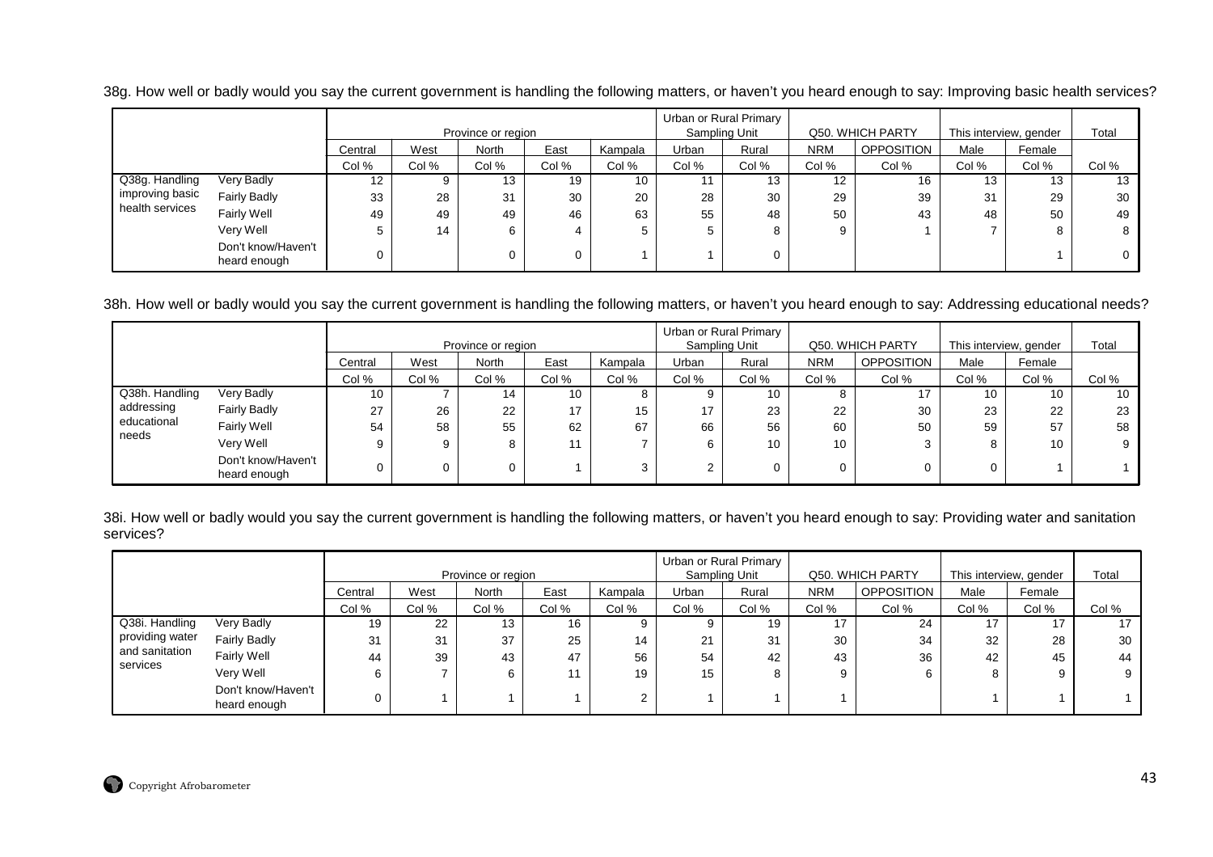38g. How well or badly would you say the current government is handling the following matters, or haven't you heard enough to say: Improving basic health services?

| | | Province or region | | | | | Urban or Rural Primary Sampling Unit | | Q50. WHICH PARTY | | This interview, gender | | Total |
|---|---|---|---|---|---|---|---|---|---|---|---|---|---|
| | | Central | West | North | East | Kampala | Urban | Rural | NRM | OPPOSITION | Male | Female | |
| | | Col % | Col % | Col % | Col % | Col % | Col % | Col % | Col % | Col % | Col % | Col % | Col % |
| Q38g. Handling improving basic health services | Very Badly | 12 | 9 | 13 | 19 | 10 | 11 | 13 | 12 | 16 | 13 | 13 | 13 |
| | Fairly Badly | 33 | 28 | 31 | 30 | 20 | 28 | 30 | 29 | 39 | 31 | 29 | 30 |
| | Fairly Well | 49 | 49 | 49 | 46 | 63 | 55 | 48 | 50 | 43 | 48 | 50 | 49 |
| | Very Well | 5 | 14 | 6 | 4 | 5 | 5 | 8 | 9 | 1 | 7 | 8 | 8 |
| | Don't know/Haven't heard enough | 0 | | 0 | 0 | 1 | 1 | 0 | | | | 1 | 0 |

38h. How well or badly would you say the current government is handling the following matters, or haven't you heard enough to say: Addressing educational needs?

| | | Province or region | | | | | Urban or Rural Primary Sampling Unit | | Q50. WHICH PARTY | | This interview, gender | | Total |
|---|---|---|---|---|---|---|---|---|---|---|---|---|---|
| | | Central | West | North | East | Kampala | Urban | Rural | NRM | OPPOSITION | Male | Female | |
| | | Col % | Col % | Col % | Col % | Col % | Col % | Col % | Col % | Col % | Col % | Col % | Col % |
| Q38h. Handling addressing educational needs | Very Badly | 10 | 7 | 14 | 10 | 8 | 9 | 10 | 8 | 17 | 10 | 10 | 10 |
| | Fairly Badly | 27 | 26 | 22 | 17 | 15 | 17 | 23 | 22 | 30 | 23 | 22 | 23 |
| | Fairly Well | 54 | 58 | 55 | 62 | 67 | 66 | 56 | 60 | 50 | 59 | 57 | 58 |
| | Very Well | 9 | 9 | 8 | 11 | 7 | 6 | 10 | 10 | 3 | 8 | 10 | 9 |
| | Don't know/Haven't heard enough | 0 | 0 | 0 | 1 | 3 | 2 | 0 | 0 | 0 | 0 | 1 | 1 |

38i. How well or badly would you say the current government is handling the following matters, or haven't you heard enough to say: Providing water and sanitation services?

| | | Province or region | | | | | Urban or Rural Primary Sampling Unit | | Q50. WHICH PARTY | | This interview, gender | | Total |
|---|---|---|---|---|---|---|---|---|---|---|---|---|---|
| | | Central | West | North | East | Kampala | Urban | Rural | NRM | OPPOSITION | Male | Female | |
| | | Col % | Col % | Col % | Col % | Col % | Col % | Col % | Col % | Col % | Col % | Col % | Col % |
| Q38i. Handling providing water and sanitation services | Very Badly | 19 | 22 | 13 | 16 | 9 | 9 | 19 | 17 | 24 | 17 | 17 | 17 |
| | Fairly Badly | 31 | 31 | 37 | 25 | 14 | 21 | 31 | 30 | 34 | 32 | 28 | 30 |
| | Fairly Well | 44 | 39 | 43 | 47 | 56 | 54 | 42 | 43 | 36 | 42 | 45 | 44 |
| | Very Well | 6 | 7 | 6 | 11 | 19 | 15 | 8 | 9 | 6 | 8 | 9 | 9 |
| | Don't know/Haven't heard enough | 0 | 1 | 1 | 1 | 2 | 1 | 1 | 1 | | 1 | 1 | 1 |

Copyright Afrobarometer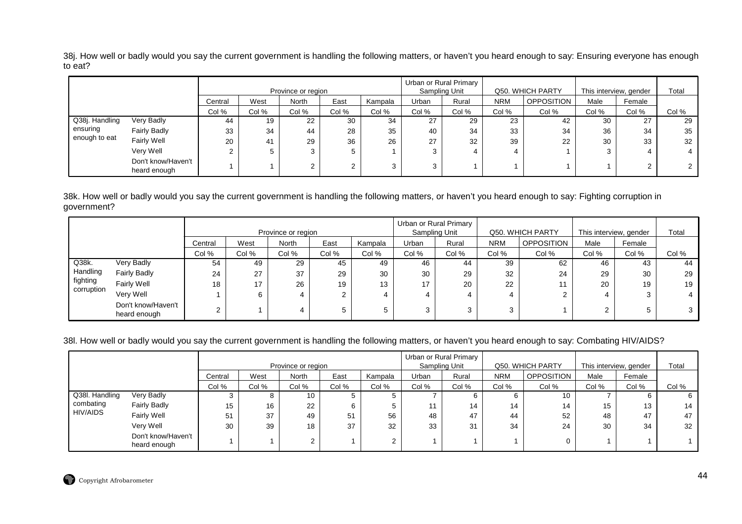38j. How well or badly would you say the current government is handling the following matters, or haven't you heard enough to say: Ensuring everyone has enough to eat?

| | | Province or region | | | | | Urban or Rural Primary Sampling Unit | | Q50. WHICH PARTY | | This interview, gender | | Total |
|---|---|---|---|---|---|---|---|---|---|---|---|---|---|
| | | Central | West | North | East | Kampala | Urban | Rural | NRM | OPPOSITION | Male | Female | |
| | | Col % | Col % | Col % | Col % | Col % | Col % | Col % | Col % | Col % | Col % | Col % | Col % |
| Q38j. Handling ensuring enough to eat | Very Badly | 44 | 19 | 22 | 30 | 34 | 27 | 29 | 23 | 42 | 30 | 27 | 29 |
| | Fairly Badly | 33 | 34 | 44 | 28 | 35 | 40 | 34 | 33 | 34 | 36 | 34 | 35 |
| | Fairly Well | 20 | 41 | 29 | 36 | 26 | 27 | 32 | 39 | 22 | 30 | 33 | 32 |
| | Very Well | 2 | 5 | 3 | 5 | 1 | 3 | 4 | 4 | 1 | 3 | 4 | 4 |
| | Don't know/Haven't heard enough | 1 | 1 | 2 | 2 | 3 | 3 | 1 | 1 | 1 | 1 | 2 | 2 |

38k. How well or badly would you say the current government is handling the following matters, or haven't you heard enough to say: Fighting corruption in government?

| | | Province or region | | | | | Urban or Rural Primary Sampling Unit | | Q50. WHICH PARTY | | This interview, gender | | Total |
|---|---|---|---|---|---|---|---|---|---|---|---|---|---|
| | | Central | West | North | East | Kampala | Urban | Rural | NRM | OPPOSITION | Male | Female | |
| | | Col % | Col % | Col % | Col % | Col % | Col % | Col % | Col % | Col % | Col % | Col % | Col % |
| Q38k. Handling fighting corruption | Very Badly | 54 | 49 | 29 | 45 | 49 | 46 | 44 | 39 | 62 | 46 | 43 | 44 |
| | Fairly Badly | 24 | 27 | 37 | 29 | 30 | 30 | 29 | 32 | 24 | 29 | 30 | 29 |
| | Fairly Well | 18 | 17 | 26 | 19 | 13 | 17 | 20 | 22 | 11 | 20 | 19 | 19 |
| | Very Well | 1 | 6 | 4 | 2 | 4 | 4 | 4 | 4 | 2 | 4 | 3 | 4 |
| | Don't know/Haven't heard enough | 2 | 1 | 4 | 5 | 5 | 3 | 3 | 3 | 1 | 2 | 5 | 3 |

38l. How well or badly would you say the current government is handling the following matters, or haven't you heard enough to say: Combating HIV/AIDS?

| | | Province or region | | | | | Urban or Rural Primary Sampling Unit | | Q50. WHICH PARTY | | This interview, gender | | Total |
|---|---|---|---|---|---|---|---|---|---|---|---|---|---|
| | | Central | West | North | East | Kampala | Urban | Rural | NRM | OPPOSITION | Male | Female | |
| | | Col % | Col % | Col % | Col % | Col % | Col % | Col % | Col % | Col % | Col % | Col % | Col % |
| Q38l. Handling combating HIV/AIDS | Very Badly | 3 | 8 | 10 | 5 | 5 | 7 | 6 | 6 | 10 | 7 | 6 | 6 |
| | Fairly Badly | 15 | 16 | 22 | 6 | 5 | 11 | 14 | 14 | 14 | 15 | 13 | 14 |
| | Fairly Well | 51 | 37 | 49 | 51 | 56 | 48 | 47 | 44 | 52 | 48 | 47 | 47 |
| | Very Well | 30 | 39 | 18 | 37 | 32 | 33 | 31 | 34 | 24 | 30 | 34 | 32 |
| | Don't know/Haven't heard enough | 1 | 1 | 2 | 1 | 2 | 1 | 1 | 1 | 0 | 1 | 1 | 1 |

Copyright Afrobarometer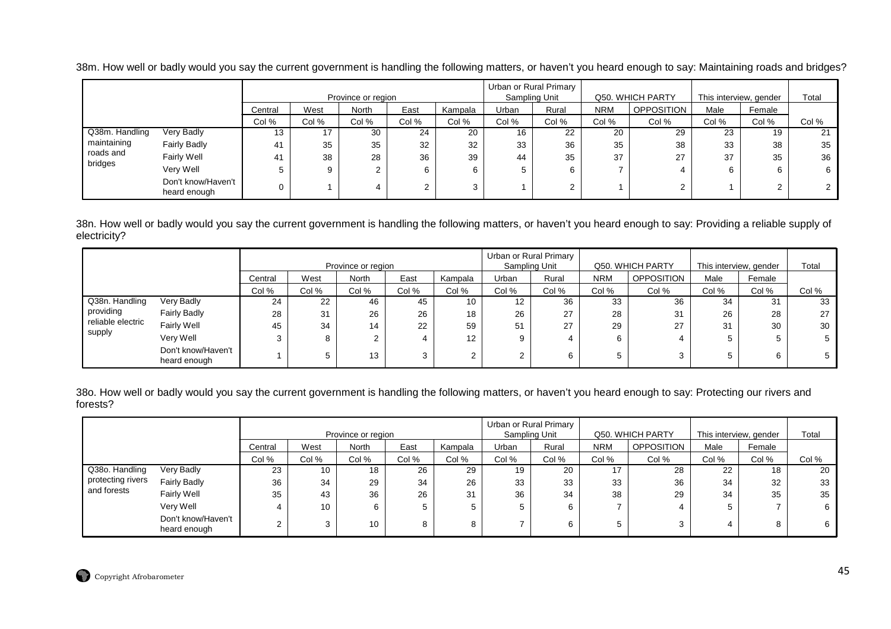38m. How well or badly would you say the current government is handling the following matters, or haven't you heard enough to say: Maintaining roads and bridges?

| | | Province or region | | | | | Urban or Rural Primary Sampling Unit | | Q50. WHICH PARTY | | This interview, gender | | Total |
|---|---|---|---|---|---|---|---|---|---|---|---|---|---|
| | | Central | West | North | East | Kampala | Urban | Rural | NRM | OPPOSITION | Male | Female | |
| | | Col % | Col % | Col % | Col % | Col % | Col % | Col % | Col % | Col % | Col % | Col % | Col % |
| Q38m. Handling maintaining roads and bridges | Very Badly | 13 | 17 | 30 | 24 | 20 | 16 | 22 | 20 | 29 | 23 | 19 | 21 |
| | Fairly Badly | 41 | 35 | 35 | 32 | 32 | 33 | 36 | 35 | 38 | 33 | 38 | 35 |
| | Fairly Well | 41 | 38 | 28 | 36 | 39 | 44 | 35 | 37 | 27 | 37 | 35 | 36 |
| | Very Well | 5 | 9 | 2 | 6 | 6 | 5 | 6 | 7 | 4 | 6 | 6 | 6 |
| | Don't know/Haven't heard enough | 0 | 1 | 4 | 2 | 3 | 1 | 2 | 1 | 2 | 1 | 2 | 2 |

38n. How well or badly would you say the current government is handling the following matters, or haven't you heard enough to say: Providing a reliable supply of electricity?

| | | Province or region | | | | | Urban or Rural Primary Sampling Unit | | Q50. WHICH PARTY | | This interview, gender | | Total |
|---|---|---|---|---|---|---|---|---|---|---|---|---|---|
| | | Central | West | North | East | Kampala | Urban | Rural | NRM | OPPOSITION | Male | Female | |
| | | Col % | Col % | Col % | Col % | Col % | Col % | Col % | Col % | Col % | Col % | Col % | Col % |
| Q38n. Handling providing reliable electric supply | Very Badly | 24 | 22 | 46 | 45 | 10 | 12 | 36 | 33 | 36 | 34 | 31 | 33 |
| | Fairly Badly | 28 | 31 | 26 | 26 | 18 | 26 | 27 | 28 | 31 | 26 | 28 | 27 |
| | Fairly Well | 45 | 34 | 14 | 22 | 59 | 51 | 27 | 29 | 27 | 31 | 30 | 30 |
| | Very Well | 3 | 8 | 2 | 4 | 12 | 9 | 4 | 6 | 4 | 5 | 5 | 5 |
| | Don't know/Haven't heard enough | 1 | 5 | 13 | 3 | 2 | 2 | 6 | 5 | 3 | 5 | 6 | 5 |

38o. How well or badly would you say the current government is handling the following matters, or haven't you heard enough to say: Protecting our rivers and forests?

| | | Province or region | | | | | Urban or Rural Primary Sampling Unit | | Q50. WHICH PARTY | | This interview, gender | | Total |
|---|---|---|---|---|---|---|---|---|---|---|---|---|---|
| | | Central | West | North | East | Kampala | Urban | Rural | NRM | OPPOSITION | Male | Female | |
| | | Col % | Col % | Col % | Col % | Col % | Col % | Col % | Col % | Col % | Col % | Col % | Col % |
| Q38o. Handling protecting rivers and forests | Very Badly | 23 | 10 | 18 | 26 | 29 | 19 | 20 | 17 | 28 | 22 | 18 | 20 |
| | Fairly Badly | 36 | 34 | 29 | 34 | 26 | 33 | 33 | 33 | 36 | 34 | 32 | 33 |
| | Fairly Well | 35 | 43 | 36 | 26 | 31 | 36 | 34 | 38 | 29 | 34 | 35 | 35 |
| | Very Well | 4 | 10 | 6 | 5 | 5 | 5 | 6 | 7 | 4 | 5 | 7 | 6 |
| | Don't know/Haven't heard enough | 2 | 3 | 10 | 8 | 8 | 7 | 6 | 5 | 3 | 4 | 8 | 6 |

Copyright Afrobarometer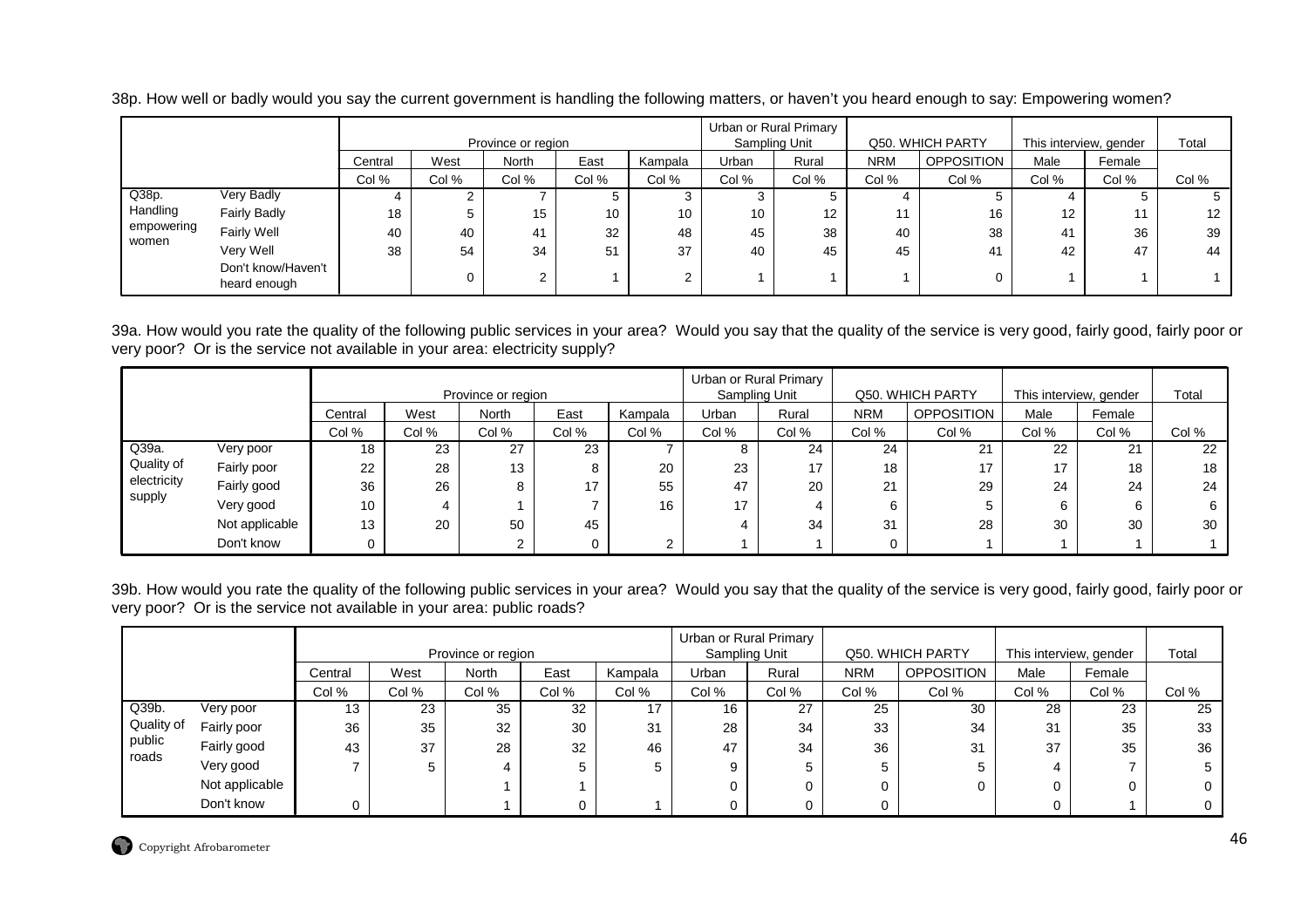38p. How well or badly would you say the current government is handling the following matters, or haven't you heard enough to say: Empowering women?

| | | Province or region | | | | | Urban or Rural Primary Sampling Unit | | Q50. WHICH PARTY | | This interview, gender | | Total |
|---|---|---|---|---|---|---|---|---|---|---|---|---|---|
| | | Central | West | North | East | Kampala | Urban | Rural | NRM | OPPOSITION | Male | Female | |
| | | Col % | Col % | Col % | Col % | Col % | Col % | Col % | Col % | Col % | Col % | Col % | Col % |
| Q38p. Handling empowering women | Very Badly | 4 | 2 | 7 | 5 | 3 | 3 | 5 | 4 | 5 | 4 | 5 | 5 |
| | Fairly Badly | 18 | 5 | 15 | 10 | 10 | 10 | 12 | 11 | 16 | 12 | 11 | 12 |
| | Fairly Well | 40 | 40 | 41 | 32 | 48 | 45 | 38 | 40 | 38 | 41 | 36 | 39 |
| | Very Well | 38 | 54 | 34 | 51 | 37 | 40 | 45 | 45 | 41 | 42 | 47 | 44 |
| | Don't know/Haven't heard enough | | 0 | 2 | 1 | 2 | 1 | 1 | 1 | 0 | 1 | 1 | 1 |

39a. How would you rate the quality of the following public services in your area? Would you say that the quality of the service is very good, fairly good, fairly poor or very poor? Or is the service not available in your area: electricity supply?

| | | Province or region | | | | | Urban or Rural Primary Sampling Unit | | Q50. WHICH PARTY | | This interview, gender | | Total |
|---|---|---|---|---|---|---|---|---|---|---|---|---|---|
| | | Central | West | North | East | Kampala | Urban | Rural | NRM | OPPOSITION | Male | Female | |
| | | Col % | Col % | Col % | Col % | Col % | Col % | Col % | Col % | Col % | Col % | Col % | Col % |
| Q39a. Quality of electricity supply | Very poor | 18 | 23 | 27 | 23 | 7 | 8 | 24 | 24 | 21 | 22 | 21 | 22 |
| | Fairly poor | 22 | 28 | 13 | 8 | 20 | 23 | 17 | 18 | 17 | 17 | 18 | 18 |
| | Fairly good | 36 | 26 | 8 | 17 | 55 | 47 | 20 | 21 | 29 | 24 | 24 | 24 |
| | Very good | 10 | 4 | 1 | 7 | 16 | 17 | 4 | 6 | 5 | 6 | 6 | 6 |
| | Not applicable | 13 | 20 | 50 | 45 | | 4 | 34 | 31 | 28 | 30 | 30 | 30 |
| | Don't know | 0 | | 2 | 0 | 2 | 1 | 1 | 0 | 1 | 1 | 1 | 1 |

39b. How would you rate the quality of the following public services in your area? Would you say that the quality of the service is very good, fairly good, fairly poor or very poor? Or is the service not available in your area: public roads?

| | | Province or region | | | | | Urban or Rural Primary Sampling Unit | | Q50. WHICH PARTY | | This interview, gender | | Total |
|---|---|---|---|---|---|---|---|---|---|---|---|---|---|
| | | Central | West | North | East | Kampala | Urban | Rural | NRM | OPPOSITION | Male | Female | |
| | | Col % | Col % | Col % | Col % | Col % | Col % | Col % | Col % | Col % | Col % | Col % | Col % |
| Q39b. Quality of public roads | Very poor | 13 | 23 | 35 | 32 | 17 | 16 | 27 | 25 | 30 | 28 | 23 | 25 |
| | Fairly poor | 36 | 35 | 32 | 30 | 31 | 28 | 34 | 33 | 34 | 31 | 35 | 33 |
| | Fairly good | 43 | 37 | 28 | 32 | 46 | 47 | 34 | 36 | 31 | 37 | 35 | 36 |
| | Very good | 7 | 5 | 4 | 5 | 5 | 9 | 5 | 5 | 5 | 4 | 7 | 5 |
| | Not applicable | | | 1 | 1 | | 0 | 0 | 0 | 0 | 0 | 0 | 0 |
| | Don't know | 0 | | 1 | 0 | 1 | 0 | 0 | 0 | | 0 | 1 | 0 |

Copyright Afrobarometer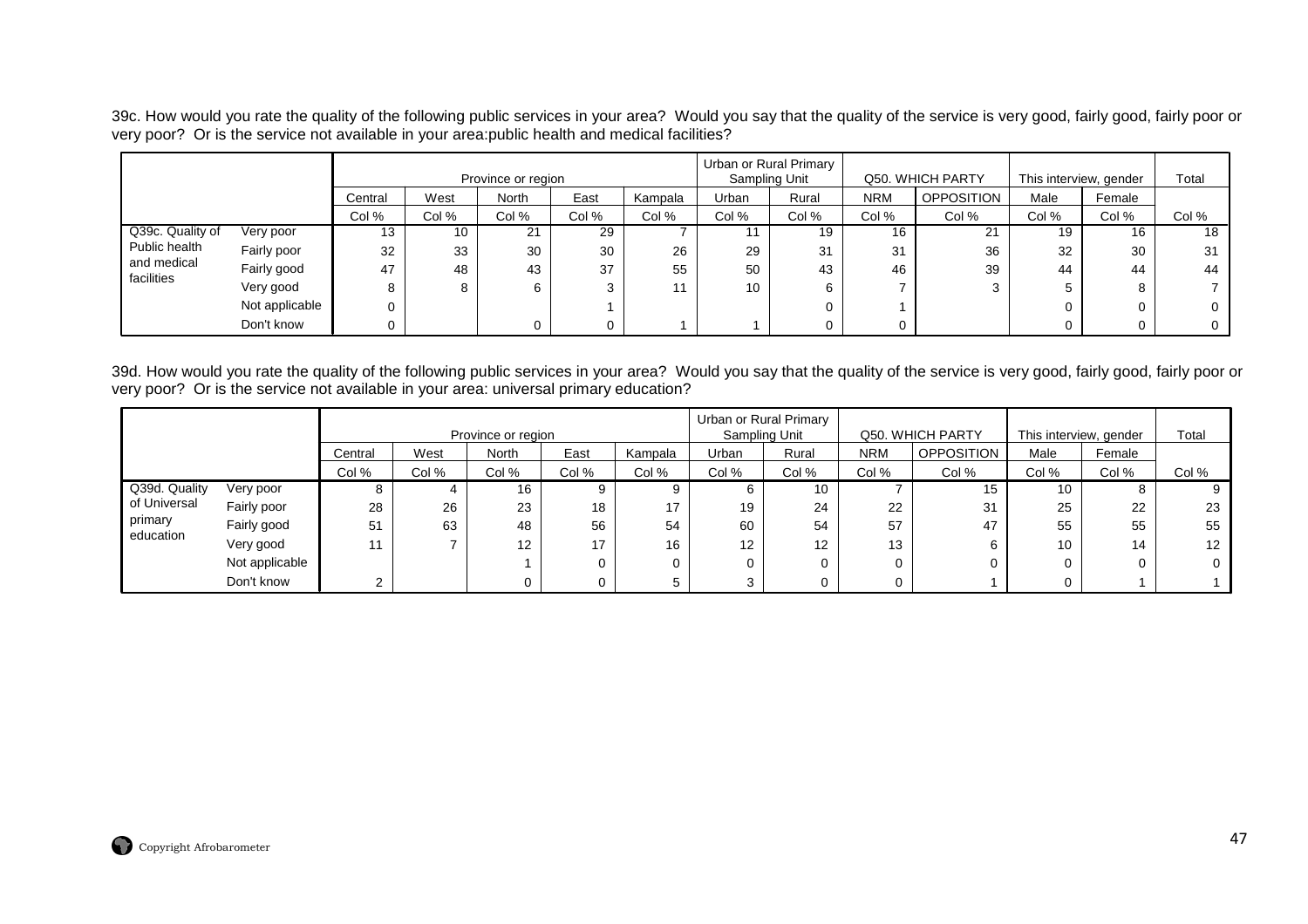39c. How would you rate the quality of the following public services in your area? Would you say that the quality of the service is very good, fairly good, fairly poor or very poor? Or is the service not available in your area:public health and medical facilities?

| | | Province or region | | | | | Urban or Rural Primary Sampling Unit | | Q50. WHICH PARTY | | This interview, gender | | Total |
|---|---|---|---|---|---|---|---|---|---|---|---|---|---|
| | | Central | West | North | East | Kampala | Urban | Rural | NRM | OPPOSITION | Male | Female | |
| | | Col % | Col % | Col % | Col % | Col % | Col % | Col % | Col % | Col % | Col % | Col % | Col % |
| Q39c. Quality of Public health and medical facilities | Very poor | 13 | 10 | 21 | 29 | 7 | 11 | 19 | 16 | 21 | 19 | 16 | 18 |
| | Fairly poor | 32 | 33 | 30 | 30 | 26 | 29 | 31 | 31 | 36 | 32 | 30 | 31 |
| | Fairly good | 47 | 48 | 43 | 37 | 55 | 50 | 43 | 46 | 39 | 44 | 44 | 44 |
| | Very good | 8 | 8 | 6 | 3 | 11 | 10 | 6 | 7 | 3 | 5 | 8 | 7 |
| | Not applicable | 0 | | | 1 | | | 0 | 1 | | 0 | 0 | 0 |
| | Don't know | 0 | | 0 | 0 | 1 | 1 | 0 | 0 | | 0 | 0 | 0 |

39d. How would you rate the quality of the following public services in your area? Would you say that the quality of the service is very good, fairly good, fairly poor or very poor? Or is the service not available in your area: universal primary education?

| | | Province or region | | | | | Urban or Rural Primary Sampling Unit | | Q50. WHICH PARTY | | This interview, gender | | Total |
|---|---|---|---|---|---|---|---|---|---|---|---|---|---|
| | | Central | West | North | East | Kampala | Urban | Rural | NRM | OPPOSITION | Male | Female | |
| | | Col % | Col % | Col % | Col % | Col % | Col % | Col % | Col % | Col % | Col % | Col % | Col % |
| Q39d. Quality of Universal primary education | Very poor | 8 | 4 | 16 | 9 | 9 | 6 | 10 | 7 | 15 | 10 | 8 | 9 |
| | Fairly poor | 28 | 26 | 23 | 18 | 17 | 19 | 24 | 22 | 31 | 25 | 22 | 23 |
| | Fairly good | 51 | 63 | 48 | 56 | 54 | 60 | 54 | 57 | 47 | 55 | 55 | 55 |
| | Very good | 11 | 7 | 12 | 17 | 16 | 12 | 12 | 13 | 6 | 10 | 14 | 12 |
| | Not applicable | | | 1 | 0 | 0 | 0 | 0 | 0 | 0 | 0 | 0 | 0 |
| | Don't know | 2 | | 0 | 0 | 5 | 3 | 0 | 0 | 1 | 0 | 1 | 1 |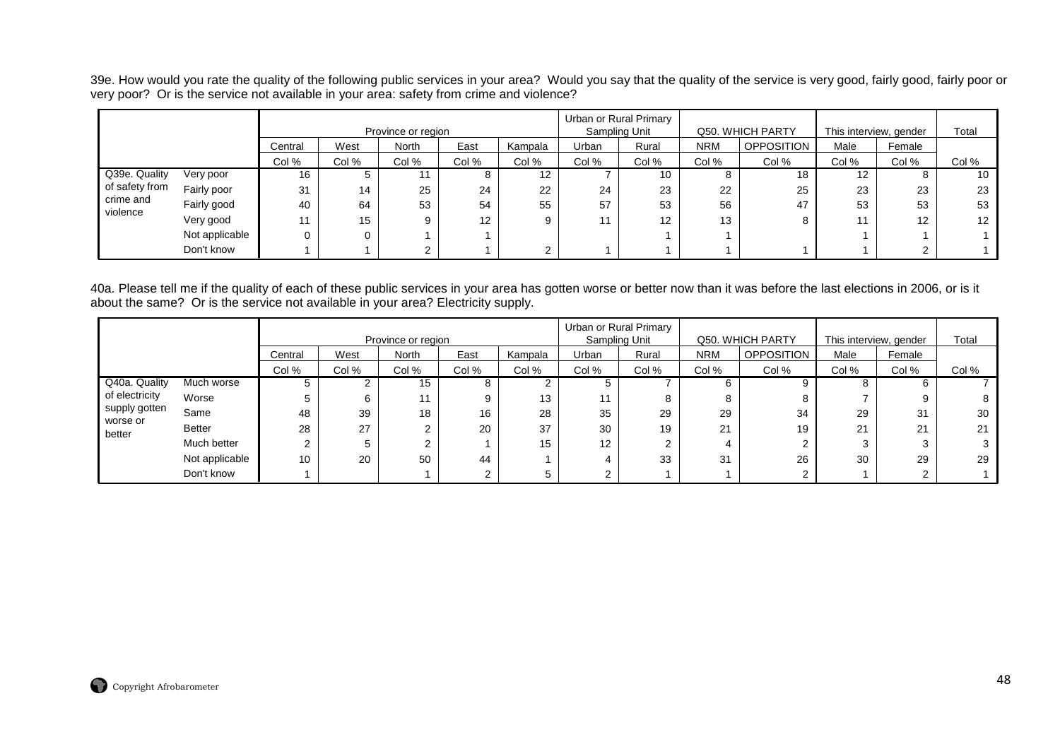39e. How would you rate the quality of the following public services in your area? Would you say that the quality of the service is very good, fairly good, fairly poor or very poor? Or is the service not available in your area: safety from crime and violence?

| | | Province or region | | | | | Urban or Rural Primary Sampling Unit | | Q50. WHICH PARTY | | This interview, gender | | Total |
|---|---|---|---|---|---|---|---|---|---|---|---|---|---|
| | | Central | West | North | East | Kampala | Urban | Rural | NRM | OPPOSITION | Male | Female | |
| | | Col % | Col % | Col % | Col % | Col % | Col % | Col % | Col % | Col % | Col % | Col % | Col % |
| Q39e. Quality of safety from crime and violence | Very poor | 16 | 5 | 11 | 8 | 12 | 7 | 10 | 8 | 18 | 12 | 8 | 10 |
| | Fairly poor | 31 | 14 | 25 | 24 | 22 | 24 | 23 | 22 | 25 | 23 | 23 | 23 |
| | Fairly good | 40 | 64 | 53 | 54 | 55 | 57 | 53 | 56 | 47 | 53 | 53 | 53 |
| | Very good | 11 | 15 | 9 | 12 | 9 | 11 | 12 | 13 | 8 | 11 | 12 | 12 |
| | Not applicable | 0 | 0 | 1 | 1 | | | 1 | 1 | | 1 | 1 | 1 |
| | Don't know | 1 | 1 | 2 | 1 | 2 | 1 | 1 | 1 | 1 | 1 | 2 | 1 |

40a. Please tell me if the quality of each of these public services in your area has gotten worse or better now than it was before the last elections in 2006, or is it about the same? Or is the service not available in your area? Electricity supply.

| | | Province or region | | | | | Urban or Rural Primary Sampling Unit | | Q50. WHICH PARTY | | This interview, gender | | Total |
|---|---|---|---|---|---|---|---|---|---|---|---|---|---|
| | | Central | West | North | East | Kampala | Urban | Rural | NRM | OPPOSITION | Male | Female | |
| | | Col % | Col % | Col % | Col % | Col % | Col % | Col % | Col % | Col % | Col % | Col % | Col % |
| Q40a. Quality of electricity supply gotten worse or better | Much worse | 5 | 2 | 15 | 8 | 2 | 5 | 7 | 6 | 9 | 8 | 6 | 7 |
| | Worse | 5 | 6 | 11 | 9 | 13 | 11 | 8 | 8 | 8 | 7 | 9 | 8 |
| | Same | 48 | 39 | 18 | 16 | 28 | 35 | 29 | 29 | 34 | 29 | 31 | 30 |
| | Better | 28 | 27 | 2 | 20 | 37 | 30 | 19 | 21 | 19 | 21 | 21 | 21 |
| | Much better | 2 | 5 | 2 | 1 | 15 | 12 | 2 | 4 | 2 | 3 | 3 | 3 |
| | Not applicable | 10 | 20 | 50 | 44 | 1 | 4 | 33 | 31 | 26 | 30 | 29 | 29 |
| | Don't know | 1 | | 1 | 2 | 5 | 2 | 1 | 1 | 2 | 1 | 2 | 1 |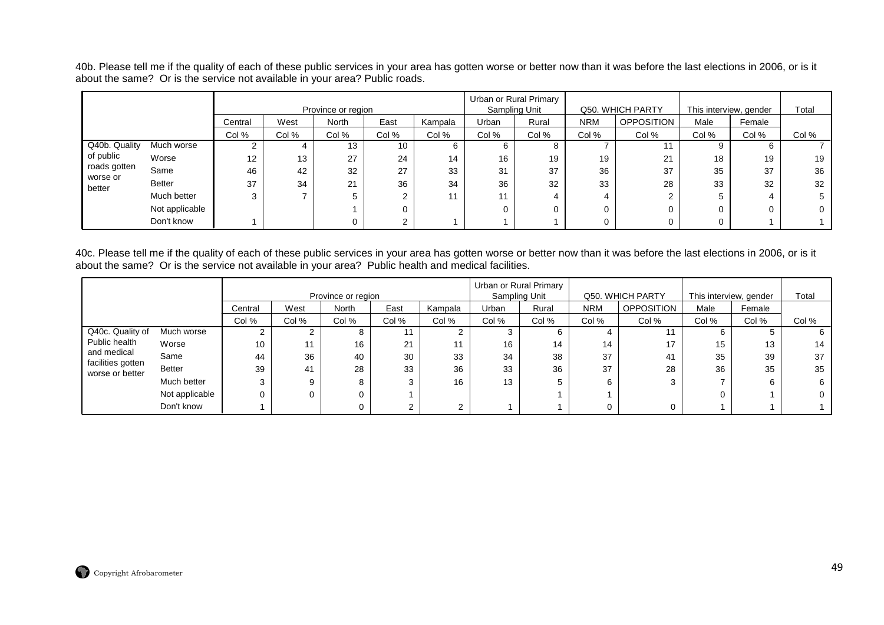40b. Please tell me if the quality of each of these public services in your area has gotten worse or better now than it was before the last elections in 2006, or is it about the same? Or is the service not available in your area? Public roads.

| | | Province or region | | | | | Urban or Rural Primary Sampling Unit | | Q50. WHICH PARTY | | This interview, gender | | Total |
|---|---|---|---|---|---|---|---|---|---|---|---|---|---|
| | | Central | West | North | East | Kampala | Urban | Rural | NRM | OPPOSITION | Male | Female | |
| | | Col % | Col % | Col % | Col % | Col % | Col % | Col % | Col % | Col % | Col % | Col % | Col % |
| Q40b. Quality of public roads gotten worse or better | Much worse | 2 | 4 | 13 | 10 | 6 | 6 | 8 | 7 | 11 | 9 | 6 | 7 |
| | Worse | 12 | 13 | 27 | 24 | 14 | 16 | 19 | 19 | 21 | 18 | 19 | 19 |
| | Same | 46 | 42 | 32 | 27 | 33 | 31 | 37 | 36 | 37 | 35 | 37 | 36 |
| | Better | 37 | 34 | 21 | 36 | 34 | 36 | 32 | 33 | 28 | 33 | 32 | 32 |
| | Much better | 3 | 7 | 5 | 2 | 11 | 11 | 4 | 4 | 2 | 5 | 4 | 5 |
| | Not applicable | | | 1 | 0 | | 0 | 0 | 0 | 0 | 0 | 0 | 0 |
| | Don't know | 1 | | 0 | 2 | 1 | 1 | 1 | 0 | 0 | 0 | 1 | 1 |

40c. Please tell me if the quality of each of these public services in your area has gotten worse or better now than it was before the last elections in 2006, or is it about the same? Or is the service not available in your area? Public health and medical facilities.

| | | Province or region | | | | | Urban or Rural Primary Sampling Unit | | Q50. WHICH PARTY | | This interview, gender | | Total |
|---|---|---|---|---|---|---|---|---|---|---|---|---|---|
| | | Central | West | North | East | Kampala | Urban | Rural | NRM | OPPOSITION | Male | Female | |
| | | Col % | Col % | Col % | Col % | Col % | Col % | Col % | Col % | Col % | Col % | Col % | Col % |
| Q40c. Quality of Public health and medical facilities gotten worse or better | Much worse | 2 | 2 | 8 | 11 | 2 | 3 | 6 | 4 | 11 | 6 | 5 | 6 |
| | Worse | 10 | 11 | 16 | 21 | 11 | 16 | 14 | 14 | 17 | 15 | 13 | 14 |
| | Same | 44 | 36 | 40 | 30 | 33 | 34 | 38 | 37 | 41 | 35 | 39 | 37 |
| | Better | 39 | 41 | 28 | 33 | 36 | 33 | 36 | 37 | 28 | 36 | 35 | 35 |
| | Much better | 3 | 9 | 8 | 3 | 16 | 13 | 5 | 6 | 3 | 7 | 6 | 6 |
| | Not applicable | 0 | 0 | 0 | 1 | | | 1 | 1 | | 0 | 1 | 0 |
| | Don't know | 1 | | 0 | 2 | 2 | 1 | 1 | 0 | 0 | 1 | 1 | 1 |

Copyright Afrobarometer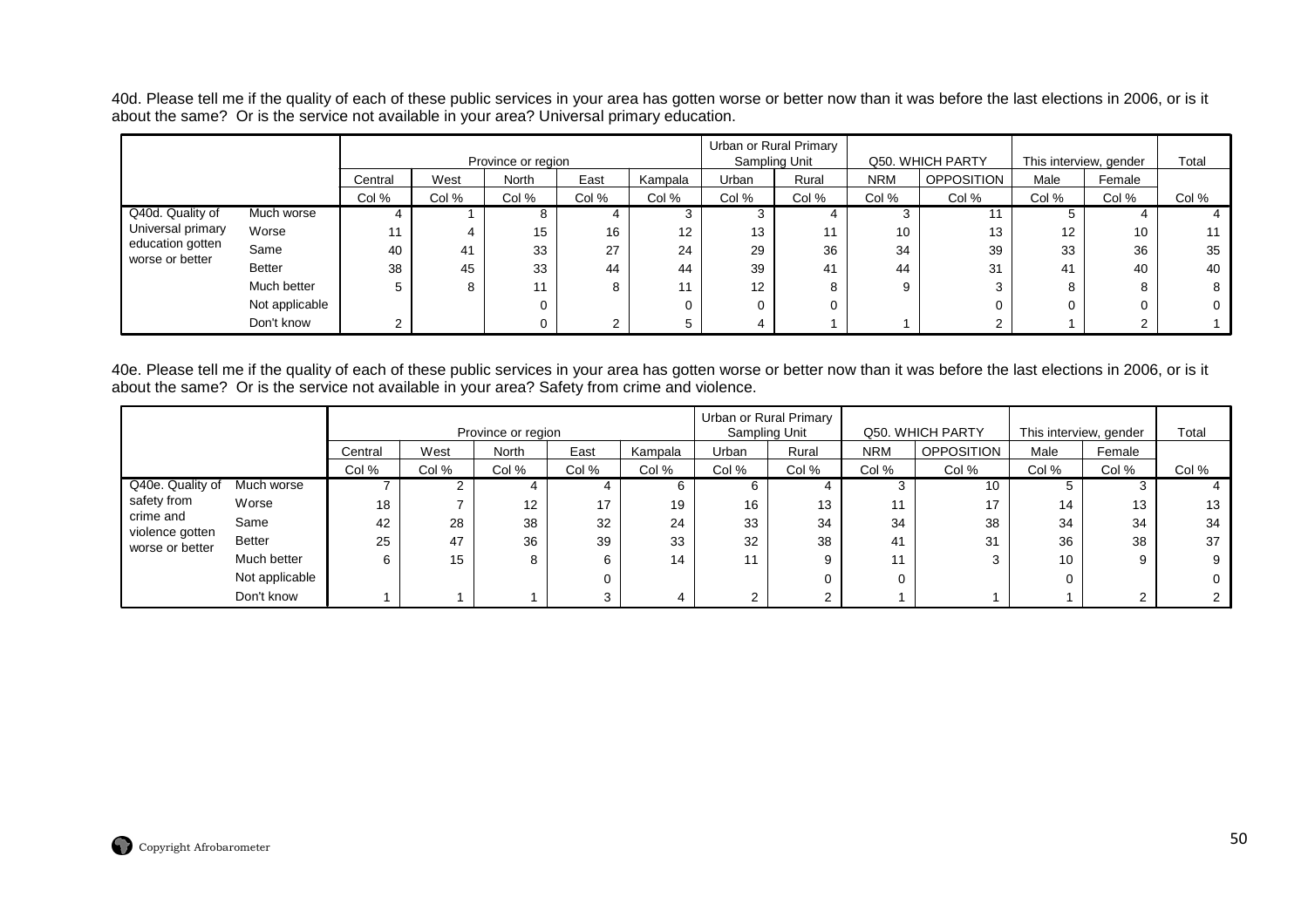40d. Please tell me if the quality of each of these public services in your area has gotten worse or better now than it was before the last elections in 2006, or is it about the same? Or is the service not available in your area? Universal primary education.

| | | Province or region | | | | | Urban or Rural Primary Sampling Unit | | Q50. WHICH PARTY | | This interview, gender | | Total |
|---|---|---|---|---|---|---|---|---|---|---|---|---|---|
| | | Central | West | North | East | Kampala | Urban | Rural | NRM | OPPOSITION | Male | Female | |
| | | Col % | Col % | Col % | Col % | Col % | Col % | Col % | Col % | Col % | Col % | Col % | Col % |
| Q40d. Quality of Universal primary education gotten worse or better | Much worse | 4 | 1 | 8 | 4 | 3 | 3 | 4 | 3 | 11 | 5 | 4 | 4 |
| | Worse | 11 | 4 | 15 | 16 | 12 | 13 | 11 | 10 | 13 | 12 | 10 | 11 |
| | Same | 40 | 41 | 33 | 27 | 24 | 29 | 36 | 34 | 39 | 33 | 36 | 35 |
| | Better | 38 | 45 | 33 | 44 | 44 | 39 | 41 | 44 | 31 | 41 | 40 | 40 |
| | Much better | 5 | 8 | 11 | 8 | 11 | 12 | 8 | 9 | 3 | 8 | 8 | 8 |
| | Not applicable | | | 0 | | 0 | 0 | 0 | | 0 | 0 | 0 | 0 |
| | Don't know | 2 | | 0 | 2 | 5 | 4 | 1 | 1 | 2 | 1 | 2 | 1 |

40e. Please tell me if the quality of each of these public services in your area has gotten worse or better now than it was before the last elections in 2006, or is it about the same? Or is the service not available in your area? Safety from crime and violence.

| | | Province or region | | | | | Urban or Rural Primary Sampling Unit | | Q50. WHICH PARTY | | This interview, gender | | Total |
|---|---|---|---|---|---|---|---|---|---|---|---|---|---|
| | | Central | West | North | East | Kampala | Urban | Rural | NRM | OPPOSITION | Male | Female | |
| | | Col % | Col % | Col % | Col % | Col % | Col % | Col % | Col % | Col % | Col % | Col % | Col % |
| Q40e. Quality of safety from crime and violence gotten worse or better | Much worse | 7 | 2 | 4 | 4 | 6 | 6 | 4 | 3 | 10 | 5 | 3 | 4 |
| | Worse | 18 | 7 | 12 | 17 | 19 | 16 | 13 | 11 | 17 | 14 | 13 | 13 |
| | Same | 42 | 28 | 38 | 32 | 24 | 33 | 34 | 34 | 38 | 34 | 34 | 34 |
| | Better | 25 | 47 | 36 | 39 | 33 | 32 | 38 | 41 | 31 | 36 | 38 | 37 |
| | Much better | 6 | 15 | 8 | 6 | 14 | 11 | 9 | 11 | 3 | 10 | 9 | 9 |
| | Not applicable | | | | 0 | | | 0 | 0 | | 0 | | 0 |
| | Don't know | 1 | 1 | 1 | 3 | 4 | 2 | 2 | 1 | 1 | 1 | 2 | 2 |

Copyright Afrobarometer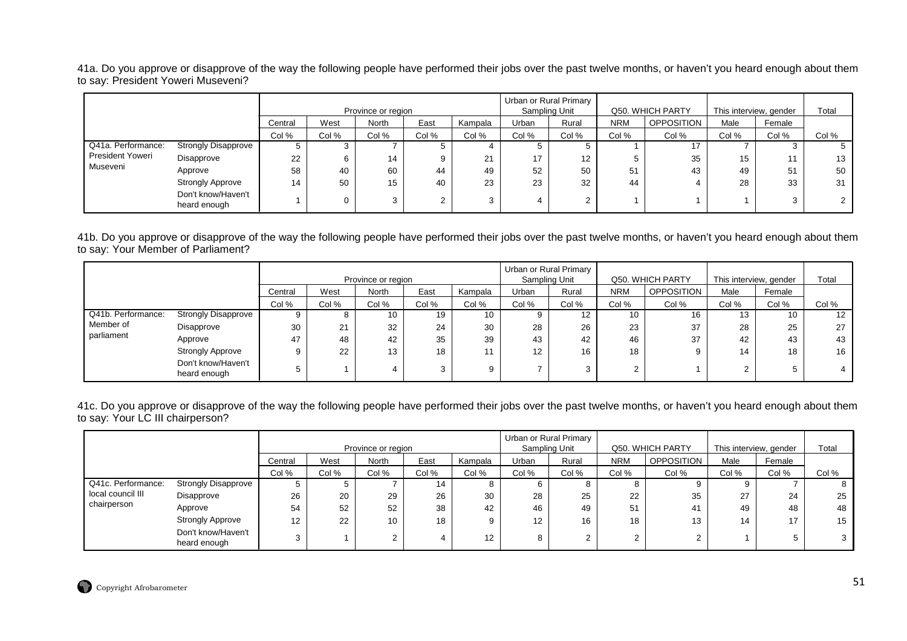41a. Do you approve or disapprove of the way the following people have performed their jobs over the past twelve months, or haven't you heard enough about them to say: President Yoweri Museveni?

| | | Province or region | | | | | Urban or Rural Primary Sampling Unit | | Q50. WHICH PARTY | | This interview, gender | | Total |
|---|---|---|---|---|---|---|---|---|---|---|---|---|---|
| | | Central | West | North | East | Kampala | Urban | Rural | NRM | OPPOSITION | Male | Female | |
| | | Col % | Col % | Col % | Col % | Col % | Col % | Col % | Col % | Col % | Col % | Col % | Col % |
| Q41a. Performance: President Yoweri Museveni | Strongly Disapprove | 5 | 3 | 7 | 5 | 4 | 5 | 5 | 1 | 17 | 7 | 3 | 5 |
| | Disapprove | 22 | 6 | 14 | 9 | 21 | 17 | 12 | 5 | 35 | 15 | 11 | 13 |
| | Approve | 58 | 40 | 60 | 44 | 49 | 52 | 50 | 51 | 43 | 49 | 51 | 50 |
| | Strongly Approve | 14 | 50 | 15 | 40 | 23 | 23 | 32 | 44 | 4 | 28 | 33 | 31 |
| | Don't know/Haven't heard enough | 1 | 0 | 3 | 2 | 3 | 4 | 2 | 1 | 1 | 1 | 3 | 2 |

41b. Do you approve or disapprove of the way the following people have performed their jobs over the past twelve months, or haven't you heard enough about them to say: Your Member of Parliament?

| | | Province or region | | | | | Urban or Rural Primary Sampling Unit | | Q50. WHICH PARTY | | This interview, gender | | Total |
|---|---|---|---|---|---|---|---|---|---|---|---|---|---|
| | | Central | West | North | East | Kampala | Urban | Rural | NRM | OPPOSITION | Male | Female | |
| | | Col % | Col % | Col % | Col % | Col % | Col % | Col % | Col % | Col % | Col % | Col % | Col % |
| Q41b. Performance: Member of parliament | Strongly Disapprove | 9 | 8 | 10 | 19 | 10 | 9 | 12 | 10 | 16 | 13 | 10 | 12 |
| | Disapprove | 30 | 21 | 32 | 24 | 30 | 28 | 26 | 23 | 37 | 28 | 25 | 27 |
| | Approve | 47 | 48 | 42 | 35 | 39 | 43 | 42 | 46 | 37 | 42 | 43 | 43 |
| | Strongly Approve | 9 | 22 | 13 | 18 | 11 | 12 | 16 | 18 | 9 | 14 | 18 | 16 |
| | Don't know/Haven't heard enough | 5 | 1 | 4 | 3 | 9 | 7 | 3 | 2 | 1 | 2 | 5 | 4 |

41c. Do you approve or disapprove of the way the following people have performed their jobs over the past twelve months, or haven't you heard enough about them to say: Your LC III chairperson?

| | | Province or region | | | | | Urban or Rural Primary Sampling Unit | | Q50. WHICH PARTY | | This interview, gender | | Total |
|---|---|---|---|---|---|---|---|---|---|---|---|---|---|
| | | Central | West | North | East | Kampala | Urban | Rural | NRM | OPPOSITION | Male | Female | |
| | | Col % | Col % | Col % | Col % | Col % | Col % | Col % | Col % | Col % | Col % | Col % | Col % |
| Q41c. Performance: local council III chairperson | Strongly Disapprove | 5 | 5 | 7 | 14 | 8 | 6 | 8 | 8 | 9 | 9 | 7 | 8 |
| | Disapprove | 26 | 20 | 29 | 26 | 30 | 28 | 25 | 22 | 35 | 27 | 24 | 25 |
| | Approve | 54 | 52 | 52 | 38 | 42 | 46 | 49 | 51 | 41 | 49 | 48 | 48 |
| | Strongly Approve | 12 | 22 | 10 | 18 | 9 | 12 | 16 | 18 | 13 | 14 | 17 | 15 |
| | Don't know/Haven't heard enough | 3 | 1 | 2 | 4 | 12 | 8 | 2 | 2 | 2 | 1 | 5 | 3 |

Copyright Afrobarometer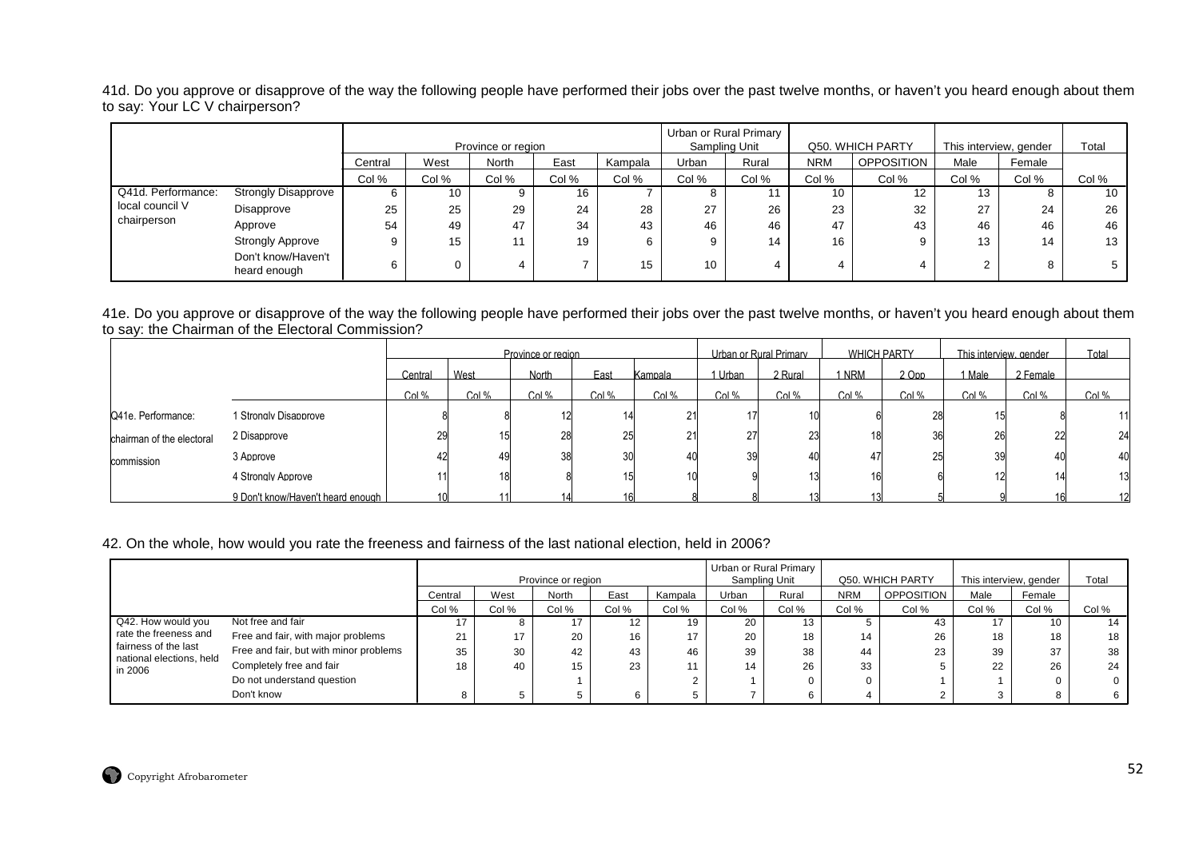41d. Do you approve or disapprove of the way the following people have performed their jobs over the past twelve months, or haven't you heard enough about them to say: Your LC V chairperson?

| | | Province or region | | | | | Urban or Rural Primary Sampling Unit | | Q50. WHICH PARTY | | This interview, gender | | Total |
|---|---|---|---|---|---|---|---|---|---|---|---|---|---|
| | | Central | West | North | East | Kampala | Urban | Rural | NRM | OPPOSITION | Male | Female | |
| | | Col % | Col % | Col % | Col % | Col % | Col % | Col % | Col % | Col % | Col % | Col % | Col % |
| Q41d. Performance: local council V chairperson | Strongly Disapprove | 6 | 10 | 9 | 16 | 7 | 8 | 11 | 10 | 12 | 13 | 8 | 10 |
| | Disapprove | 25 | 25 | 29 | 24 | 28 | 27 | 26 | 23 | 32 | 27 | 24 | 26 |
| | Approve | 54 | 49 | 47 | 34 | 43 | 46 | 46 | 47 | 43 | 46 | 46 | 46 |
| | Strongly Approve | 9 | 15 | 11 | 19 | 6 | 9 | 14 | 16 | 9 | 13 | 14 | 13 |
| | Don't know/Haven't heard enough | 6 | 0 | 4 | 7 | 15 | 10 | 4 | 4 | 4 | 2 | 8 | 5 |

41e. Do you approve or disapprove of the way the following people have performed their jobs over the past twelve months, or haven't you heard enough about them to say: the Chairman of the Electoral Commission?

| | | Province or region | | | | | Urban or Rural Primary | | WHICH PARTY | | This interview, gender | | Total |
|---|---|---|---|---|---|---|---|---|---|---|---|---|---|
| | | Central | West | North | East | Kampala | 1 Urban | 2 Rural | 1 NRM | 2 Opp | 1 Male | 2 Female | |
| | | Col % | Col % | Col % | Col % | Col % | Col % | Col % | Col % | Col % | Col % | Col % | Col % |
| Q41e. Performance: chairman of the electoral commission | 1 Strongly Disapprove | 8 | 8 | 12 | 14 | 21 | 17 | 10 | 6 | 28 | 15 | 8 | 11 |
| | 2 Disapprove | 29 | 15 | 28 | 25 | 21 | 27 | 23 | 18 | 36 | 26 | 22 | 24 |
| | 3 Approve | 42 | 49 | 38 | 30 | 40 | 39 | 40 | 47 | 25 | 39 | 40 | 40 |
| | 4 Strongly Approve | 11 | 18 | 8 | 15 | 10 | 9 | 13 | 16 | 6 | 12 | 14 | 13 |
| | 9 Don't know/Haven't heard enough | 10 | 11 | 14 | 16 | 8 | 8 | 13 | 13 | 5 | 9 | 16 | 12 |

42. On the whole, how would you rate the freeness and fairness of the last national election, held in 2006?

| | | Province or region | | | | | Urban or Rural Primary Sampling Unit | | Q50. WHICH PARTY | | This interview, gender | | Total |
|---|---|---|---|---|---|---|---|---|---|---|---|---|---|
| | | Central | West | North | East | Kampala | Urban | Rural | NRM | OPPOSITION | Male | Female | |
| | | Col % | Col % | Col % | Col % | Col % | Col % | Col % | Col % | Col % | Col % | Col % | Col % |
| Q42. How would you rate the freeness and fairness of the last national elections, held in 2006 | Not free and fair | 17 | 8 | 17 | 12 | 19 | 20 | 13 | 5 | 43 | 17 | 10 | 14 |
| | Free and fair, with major problems | 21 | 17 | 20 | 16 | 17 | 20 | 18 | 14 | 26 | 18 | 18 | 18 |
| | Free and fair, but with minor problems | 35 | 30 | 42 | 43 | 46 | 39 | 38 | 44 | 23 | 39 | 37 | 38 |
| | Completely free and fair | 18 | 40 | 15 | 23 | 11 | 14 | 26 | 33 | 5 | 22 | 26 | 24 |
| | Do not understand question | | | 1 | | 2 | 1 | 0 | 0 | 1 | 1 | 0 | 0 |
| | Don't know | 8 | 5 | 5 | 6 | 5 | 7 | 6 | 4 | 2 | 3 | 8 | 6 |

Copyright Afrobarometer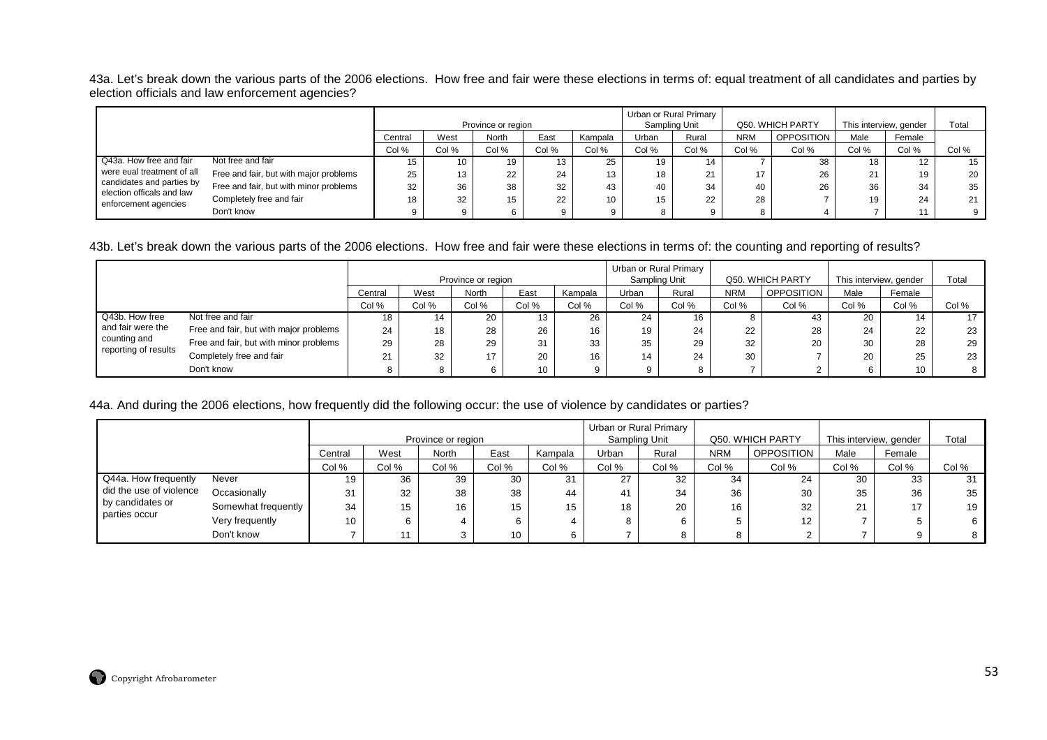43a. Let's break down the various parts of the 2006 elections. How free and fair were these elections in terms of: equal treatment of all candidates and parties by election officials and law enforcement agencies?

| | | Province or region | | | | | Urban or Rural Primary Sampling Unit | | Q50. WHICH PARTY | | This interview, gender | | Total |
|---|---|---|---|---|---|---|---|---|---|---|---|---|---|
| | | Central | West | North | East | Kampala | Urban | Rural | NRM | OPPOSITION | Male | Female | |
| | | Col % | Col % | Col % | Col % | Col % | Col % | Col % | Col % | Col % | Col % | Col % | Col % |
| Q43a. How free and fair were eual treatment of all candidates and parties by election officals and law enforcement agencies | Not free and fair | 15 | 10 | 19 | 13 | 25 | 19 | 14 | 7 | 38 | 18 | 12 | 15 |
| | Free and fair, but with major problems | 25 | 13 | 22 | 24 | 13 | 18 | 21 | 17 | 26 | 21 | 19 | 20 |
| | Free and fair, but with minor problems | 32 | 36 | 38 | 32 | 43 | 40 | 34 | 40 | 26 | 36 | 34 | 35 |
| | Completely free and fair | 18 | 32 | 15 | 22 | 10 | 15 | 22 | 28 | 7 | 19 | 24 | 21 |
| | Don't know | 9 | 9 | 6 | 9 | 9 | 8 | 9 | 8 | 4 | 7 | 11 | 9 |

43b. Let's break down the various parts of the 2006 elections. How free and fair were these elections in terms of: the counting and reporting of results?

| | | Province or region | | | | | Urban or Rural Primary Sampling Unit | | Q50. WHICH PARTY | | This interview, gender | | Total |
|---|---|---|---|---|---|---|---|---|---|---|---|---|---|
| | | Central | West | North | East | Kampala | Urban | Rural | NRM | OPPOSITION | Male | Female | |
| | | Col % | Col % | Col % | Col % | Col % | Col % | Col % | Col % | Col % | Col % | Col % | Col % |
| Q43b. How free and fair were the counting and reporting of results | Not free and fair | 18 | 14 | 20 | 13 | 26 | 24 | 16 | 8 | 43 | 20 | 14 | 17 |
| | Free and fair, but with major problems | 24 | 18 | 28 | 26 | 16 | 19 | 24 | 22 | 28 | 24 | 22 | 23 |
| | Free and fair, but with minor problems | 29 | 28 | 29 | 31 | 33 | 35 | 29 | 32 | 20 | 30 | 28 | 29 |
| | Completely free and fair | 21 | 32 | 17 | 20 | 16 | 14 | 24 | 30 | 7 | 20 | 25 | 23 |
| | Don't know | 8 | 8 | 6 | 10 | 9 | 9 | 8 | 7 | 2 | 6 | 10 | 8 |

44a. And during the 2006 elections, how frequently did the following occur: the use of violence by candidates or parties?

| | | Province or region | | | | | Urban or Rural Primary Sampling Unit | | Q50. WHICH PARTY | | This interview, gender | | Total |
|---|---|---|---|---|---|---|---|---|---|---|---|---|---|
| | | Central | West | North | East | Kampala | Urban | Rural | NRM | OPPOSITION | Male | Female | |
| | | Col % | Col % | Col % | Col % | Col % | Col % | Col % | Col % | Col % | Col % | Col % | Col % |
| Q44a. How frequently did the use of violence by candidates or parties occur | Never | 19 | 36 | 39 | 30 | 31 | 27 | 32 | 34 | 24 | 30 | 33 | 31 |
| | Occasionally | 31 | 32 | 38 | 38 | 44 | 41 | 34 | 36 | 30 | 35 | 36 | 35 |
| | Somewhat frequently | 34 | 15 | 16 | 15 | 15 | 18 | 20 | 16 | 32 | 21 | 17 | 19 |
| | Very frequently | 10 | 6 | 4 | 6 | 4 | 8 | 6 | 5 | 12 | 7 | 5 | 6 |
| | Don't know | 7 | 11 | 3 | 10 | 6 | 7 | 8 | 8 | 2 | 7 | 9 | 8 |

Copyright Afrobarometer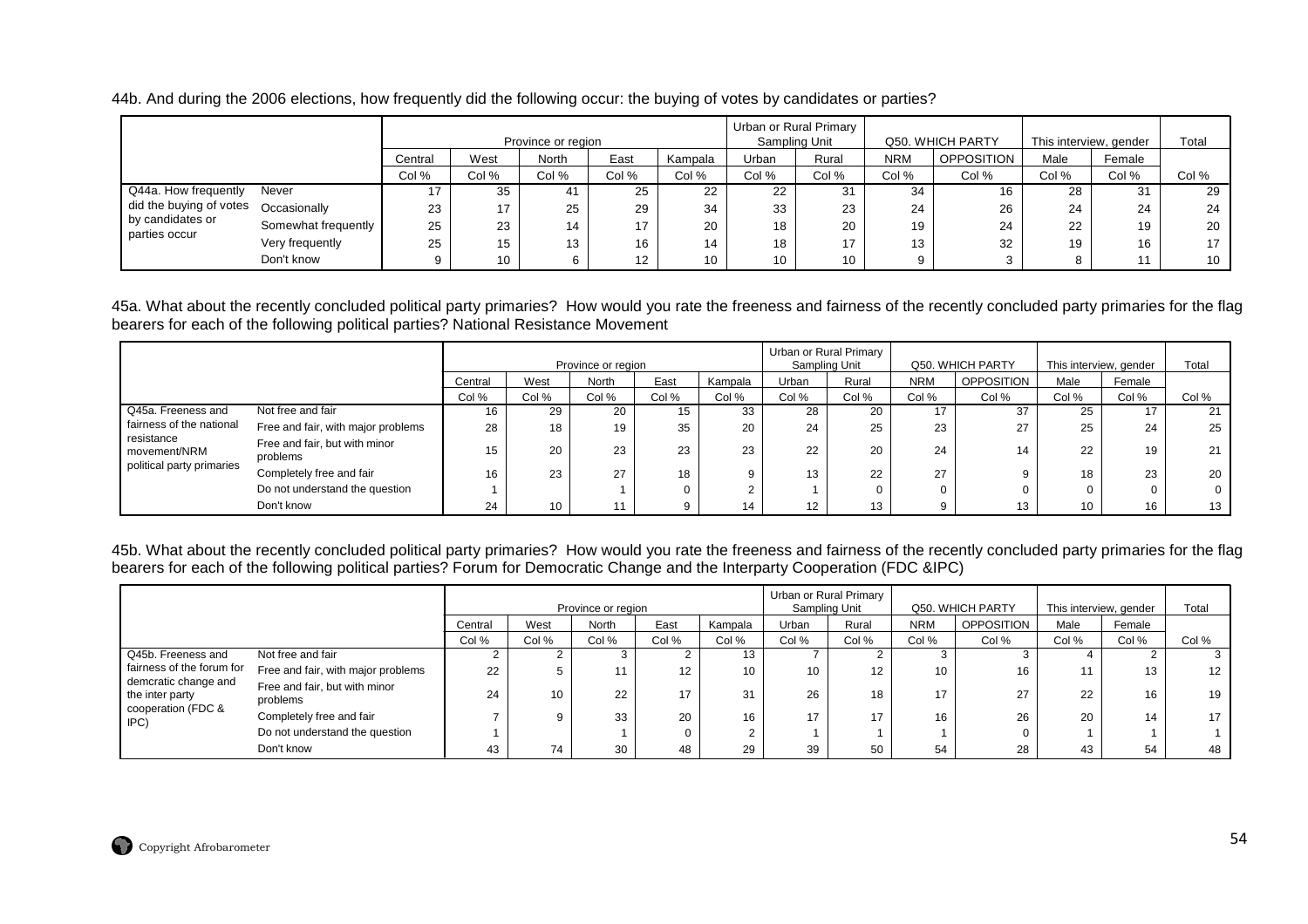44b. And during the 2006 elections, how frequently did the following occur: the buying of votes by candidates or parties?

| | | Province or region | | | | | Urban or Rural Primary Sampling Unit | | Q50. WHICH PARTY | | This interview, gender | | Total |
|---|---|---|---|---|---|---|---|---|---|---|---|---|---|
| | | Central | West | North | East | Kampala | Urban | Rural | NRM | OPPOSITION | Male | Female | |
| | | Col % | Col % | Col % | Col % | Col % | Col % | Col % | Col % | Col % | Col % | Col % | Col % |
| Q44a. How frequently did the buying of votes by candidates or parties occur | Never | 17 | 35 | 41 | 25 | 22 | 22 | 31 | 34 | 16 | 28 | 31 | 29 |
| | Occasionally | 23 | 17 | 25 | 29 | 34 | 33 | 23 | 24 | 26 | 24 | 24 | 24 |
| | Somewhat frequently | 25 | 23 | 14 | 17 | 20 | 18 | 20 | 19 | 24 | 22 | 19 | 20 |
| | Very frequently | 25 | 15 | 13 | 16 | 14 | 18 | 17 | 13 | 32 | 19 | 16 | 17 |
| | Don't know | 9 | 10 | 6 | 12 | 10 | 10 | 10 | 9 | 3 | 8 | 11 | 10 |

45a. What about the recently concluded political party primaries? How would you rate the freeness and fairness of the recently concluded party primaries for the flag bearers for each of the following political parties? National Resistance Movement

| | | Province or region | | | | | Urban or Rural Primary Sampling Unit | | Q50. WHICH PARTY | | This interview, gender | | Total |
|---|---|---|---|---|---|---|---|---|---|---|---|---|---|
| | | Central | West | North | East | Kampala | Urban | Rural | NRM | OPPOSITION | Male | Female | |
| | | Col % | Col % | Col % | Col % | Col % | Col % | Col % | Col % | Col % | Col % | Col % | Col % |
| Q45a. Freeness and fairness of the national resistance movement/NRM political party primaries | Not free and fair | 16 | 29 | 20 | 15 | 33 | 28 | 20 | 17 | 37 | 25 | 17 | 21 |
| | Free and fair, with major problems | 28 | 18 | 19 | 35 | 20 | 24 | 25 | 23 | 27 | 25 | 24 | 25 |
| | Free and fair, but with minor problems | 15 | 20 | 23 | 23 | 23 | 22 | 20 | 24 | 14 | 22 | 19 | 21 |
| | Completely free and fair | 16 | 23 | 27 | 18 | 9 | 13 | 22 | 27 | 9 | 18 | 23 | 20 |
| | Do not understand the question | 1 | | 1 | 0 | 2 | 1 | 0 | 0 | 0 | 0 | 0 | 0 |
| | Don't know | 24 | 10 | 11 | 9 | 14 | 12 | 13 | 9 | 13 | 10 | 16 | 13 |

45b. What about the recently concluded political party primaries? How would you rate the freeness and fairness of the recently concluded party primaries for the flag bearers for each of the following political parties? Forum for Democratic Change and the Interparty Cooperation (FDC &IPC)

| | | Province or region | | | | | Urban or Rural Primary Sampling Unit | | Q50. WHICH PARTY | | This interview, gender | | Total |
|---|---|---|---|---|---|---|---|---|---|---|---|---|---|
| | | Central | West | North | East | Kampala | Urban | Rural | NRM | OPPOSITION | Male | Female | |
| | | Col % | Col % | Col % | Col % | Col % | Col % | Col % | Col % | Col % | Col % | Col % | Col % |
| Q45b. Freeness and fairness of the forum for demcratic change and the inter party cooperation (FDC & IPC) | Not free and fair | 2 | 2 | 3 | 2 | 13 | 7 | 2 | 3 | 3 | 4 | 2 | 3 |
| | Free and fair, with major problems | 22 | 5 | 11 | 12 | 10 | 10 | 12 | 10 | 16 | 11 | 13 | 12 |
| | Free and fair, but with minor problems | 24 | 10 | 22 | 17 | 31 | 26 | 18 | 17 | 27 | 22 | 16 | 19 |
| | Completely free and fair | 7 | 9 | 33 | 20 | 16 | 17 | 17 | 16 | 26 | 20 | 14 | 17 |
| | Do not understand the question | 1 | | 1 | 0 | 2 | 1 | 1 | 1 | 0 | 1 | 1 | 1 |
| | Don't know | 43 | 74 | 30 | 48 | 29 | 39 | 50 | 54 | 28 | 43 | 54 | 48 |

Copyright Afrobarometer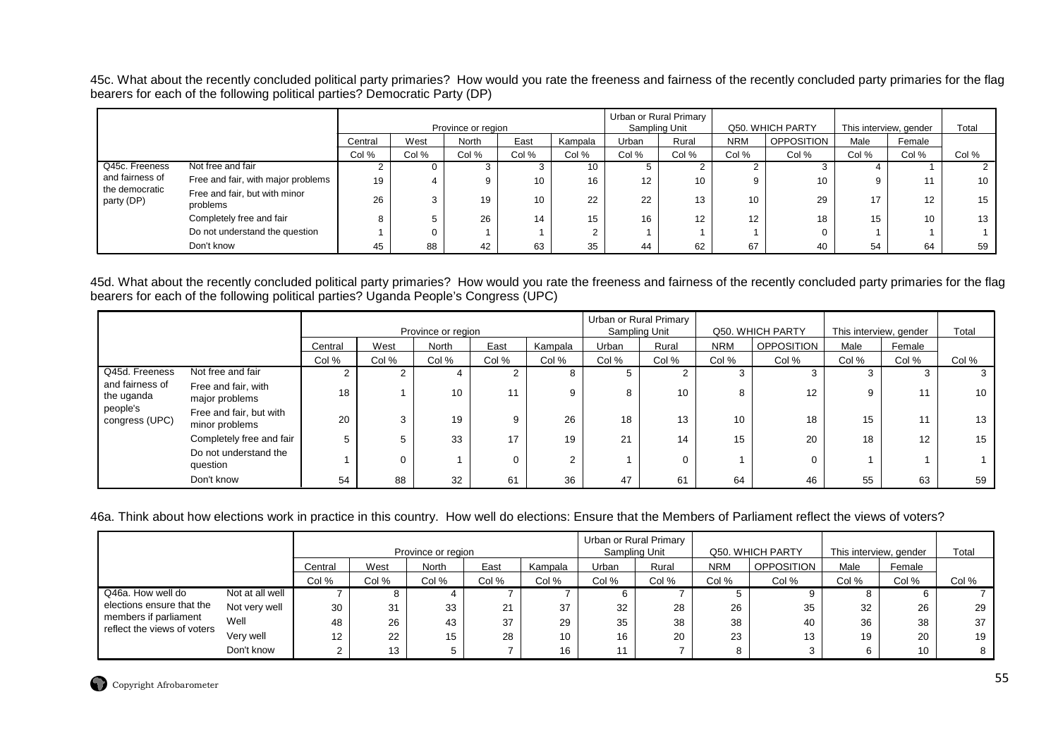45c. What about the recently concluded political party primaries? How would you rate the freeness and fairness of the recently concluded party primaries for the flag bearers for each of the following political parties? Democratic Party (DP)

| | | Province or region | | | | | Urban or Rural Primary Sampling Unit | | Q50. WHICH PARTY | | This interview, gender | | Total |
|---|---|---|---|---|---|---|---|---|---|---|---|---|---|
| | | Central | West | North | East | Kampala | Urban | Rural | NRM | OPPOSITION | Male | Female | |
| | | Col % | Col % | Col % | Col % | Col % | Col % | Col % | Col % | Col % | Col % | Col % | Col % |
| Q45c. Freeness and fairness of the democratic party (DP) | Not free and fair | 2 | 0 | 3 | 3 | 10 | 5 | 2 | 2 | 3 | 4 | 1 | 2 |
| | Free and fair, with major problems | 19 | 4 | 9 | 10 | 16 | 12 | 10 | 9 | 10 | 9 | 11 | 10 |
| | Free and fair, but with minor problems | 26 | 3 | 19 | 10 | 22 | 22 | 13 | 10 | 29 | 17 | 12 | 15 |
| | Completely free and fair | 8 | 5 | 26 | 14 | 15 | 16 | 12 | 12 | 18 | 15 | 10 | 13 |
| | Do not understand the question | 1 | 0 | 1 | 1 | 2 | 1 | 1 | 1 | 0 | 1 | 1 | 1 |
| | Don't know | 45 | 88 | 42 | 63 | 35 | 44 | 62 | 67 | 40 | 54 | 64 | 59 |

45d. What about the recently concluded political party primaries? How would you rate the freeness and fairness of the recently concluded party primaries for the flag bearers for each of the following political parties? Uganda People's Congress (UPC)

| | | Province or region | | | | | Urban or Rural Primary Sampling Unit | | Q50. WHICH PARTY | | This interview, gender | | Total |
|---|---|---|---|---|---|---|---|---|---|---|---|---|---|
| | | Central | West | North | East | Kampala | Urban | Rural | NRM | OPPOSITION | Male | Female | |
| | | Col % | Col % | Col % | Col % | Col % | Col % | Col % | Col % | Col % | Col % | Col % | Col % |
| Q45d. Freeness and fairness of the uganda people's congress (UPC) | Not free and fair | 2 | 2 | 4 | 2 | 8 | 5 | 2 | 3 | 3 | 3 | 3 | 3 |
| | Free and fair, with major problems | 18 | 1 | 10 | 11 | 9 | 8 | 10 | 8 | 12 | 9 | 11 | 10 |
| | Free and fair, but with minor problems | 20 | 3 | 19 | 9 | 26 | 18 | 13 | 10 | 18 | 15 | 11 | 13 |
| | Completely free and fair | 5 | 5 | 33 | 17 | 19 | 21 | 14 | 15 | 20 | 18 | 12 | 15 |
| | Do not understand the question | 1 | 0 | 1 | 0 | 2 | 1 | 0 | 1 | 0 | 1 | 1 | 1 |
| | Don't know | 54 | 88 | 32 | 61 | 36 | 47 | 61 | 64 | 46 | 55 | 63 | 59 |

46a. Think about how elections work in practice in this country. How well do elections: Ensure that the Members of Parliament reflect the views of voters?

| | | Province or region | | | | | Urban or Rural Primary Sampling Unit | | Q50. WHICH PARTY | | This interview, gender | | Total |
|---|---|---|---|---|---|---|---|---|---|---|---|---|---|
| | | Central | West | North | East | Kampala | Urban | Rural | NRM | OPPOSITION | Male | Female | |
| | | Col % | Col % | Col % | Col % | Col % | Col % | Col % | Col % | Col % | Col % | Col % | Col % |
| Q46a. How well do elections ensure that the members if parliament reflect the views of voters | Not at all well | 7 | 8 | 4 | 7 | 7 | 6 | 7 | 5 | 9 | 8 | 6 | 7 |
| | Not very well | 30 | 31 | 33 | 21 | 37 | 32 | 28 | 26 | 35 | 32 | 26 | 29 |
| | Well | 48 | 26 | 43 | 37 | 29 | 35 | 38 | 38 | 40 | 36 | 38 | 37 |
| | Very well | 12 | 22 | 15 | 28 | 10 | 16 | 20 | 23 | 13 | 19 | 20 | 19 |
| | Don't know | 2 | 13 | 5 | 7 | 16 | 11 | 7 | 8 | 3 | 6 | 10 | 8 |

Copyright Afrobarometer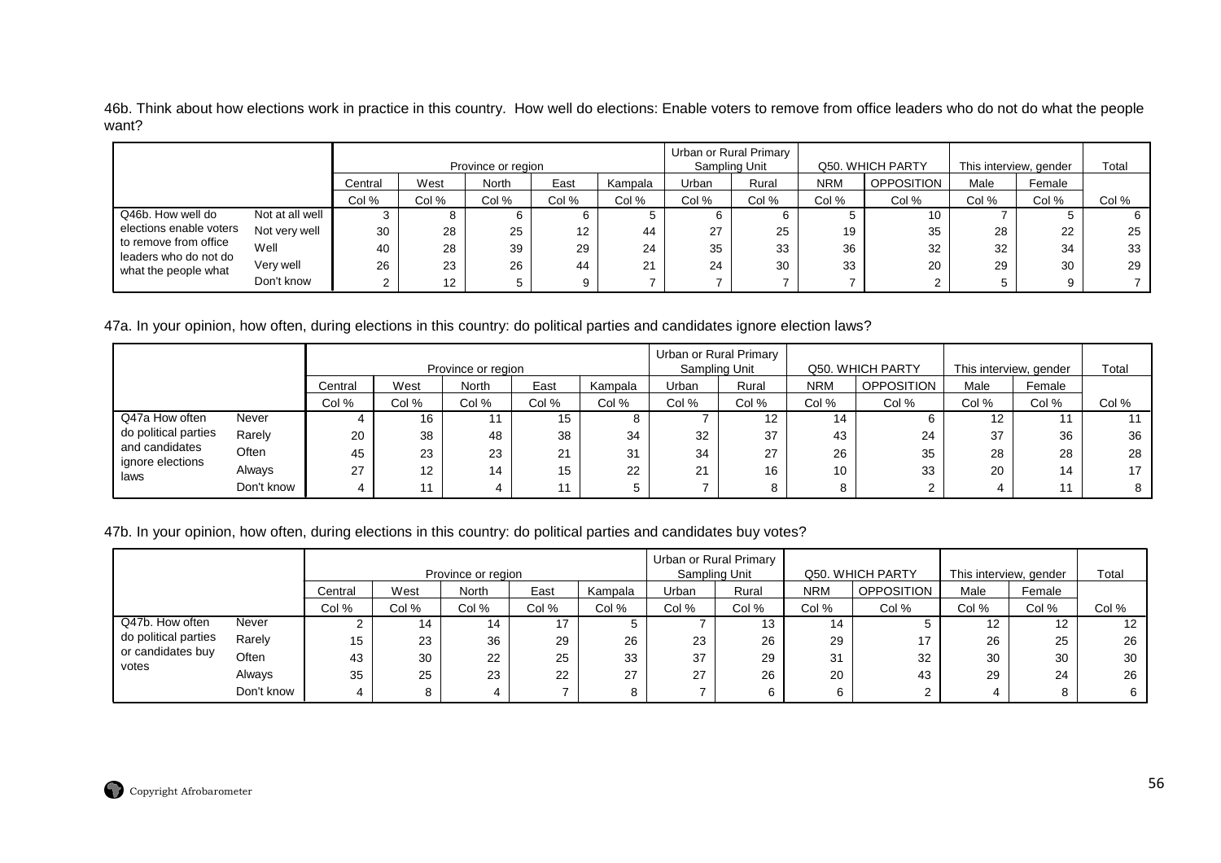46b. Think about how elections work in practice in this country. How well do elections: Enable voters to remove from office leaders who do not do what the people want?

| | | Province or region | | | | | Urban or Rural Primary Sampling Unit | | Q50. WHICH PARTY | | This interview, gender | | Total |
|---|---|---|---|---|---|---|---|---|---|---|---|---|---|
| | | Central | West | North | East | Kampala | Urban | Rural | NRM | OPPOSITION | Male | Female | |
| | | Col % | Col % | Col % | Col % | Col % | Col % | Col % | Col % | Col % | Col % | Col % | Col % |
| Q46b. How well do elections enable voters to remove from office leaders who do not do what the people what | Not at all well | 3 | 8 | 6 | 6 | 5 | 6 | 6 | 5 | 10 | 7 | 5 | 6 |
| | Not very well | 30 | 28 | 25 | 12 | 44 | 27 | 25 | 19 | 35 | 28 | 22 | 25 |
| | Well | 40 | 28 | 39 | 29 | 24 | 35 | 33 | 36 | 32 | 32 | 34 | 33 |
| | Very well | 26 | 23 | 26 | 44 | 21 | 24 | 30 | 33 | 20 | 29 | 30 | 29 |
| | Don't know | 2 | 12 | 5 | 9 | 7 | 7 | 7 | 7 | 2 | 5 | 9 | 7 |

47a. In your opinion, how often, during elections in this country: do political parties and candidates ignore election laws?

| | | Province or region | | | | | Urban or Rural Primary Sampling Unit | | Q50. WHICH PARTY | | This interview, gender | | Total |
|---|---|---|---|---|---|---|---|---|---|---|---|---|---|
| | | Central | West | North | East | Kampala | Urban | Rural | NRM | OPPOSITION | Male | Female | |
| | | Col % | Col % | Col % | Col % | Col % | Col % | Col % | Col % | Col % | Col % | Col % | Col % |
| Q47a How often do political parties and candidates ignore elections laws | Never | 4 | 16 | 11 | 15 | 8 | 7 | 12 | 14 | 6 | 12 | 11 | 11 |
| | Rarely | 20 | 38 | 48 | 38 | 34 | 32 | 37 | 43 | 24 | 37 | 36 | 36 |
| | Often | 45 | 23 | 23 | 21 | 31 | 34 | 27 | 26 | 35 | 28 | 28 | 28 |
| | Always | 27 | 12 | 14 | 15 | 22 | 21 | 16 | 10 | 33 | 20 | 14 | 17 |
| | Don't know | 4 | 11 | 4 | 11 | 5 | 7 | 8 | 8 | 2 | 4 | 11 | 8 |

47b. In your opinion, how often, during elections in this country: do political parties and candidates buy votes?

| | | Province or region | | | | | Urban or Rural Primary Sampling Unit | | Q50. WHICH PARTY | | This interview, gender | | Total |
|---|---|---|---|---|---|---|---|---|---|---|---|---|---|
| | | Central | West | North | East | Kampala | Urban | Rural | NRM | OPPOSITION | Male | Female | |
| | | Col % | Col % | Col % | Col % | Col % | Col % | Col % | Col % | Col % | Col % | Col % | Col % |
| Q47b. How often do political parties or candidates buy votes | Never | 2 | 14 | 14 | 17 | 5 | 7 | 13 | 14 | 5 | 12 | 12 | 12 |
| | Rarely | 15 | 23 | 36 | 29 | 26 | 23 | 26 | 29 | 17 | 26 | 25 | 26 |
| | Often | 43 | 30 | 22 | 25 | 33 | 37 | 29 | 31 | 32 | 30 | 30 | 30 |
| | Always | 35 | 25 | 23 | 22 | 27 | 27 | 26 | 20 | 43 | 29 | 24 | 26 |
| | Don't know | 4 | 8 | 4 | 7 | 8 | 7 | 6 | 6 | 2 | 4 | 8 | 6 |

Copyright Afrobarometer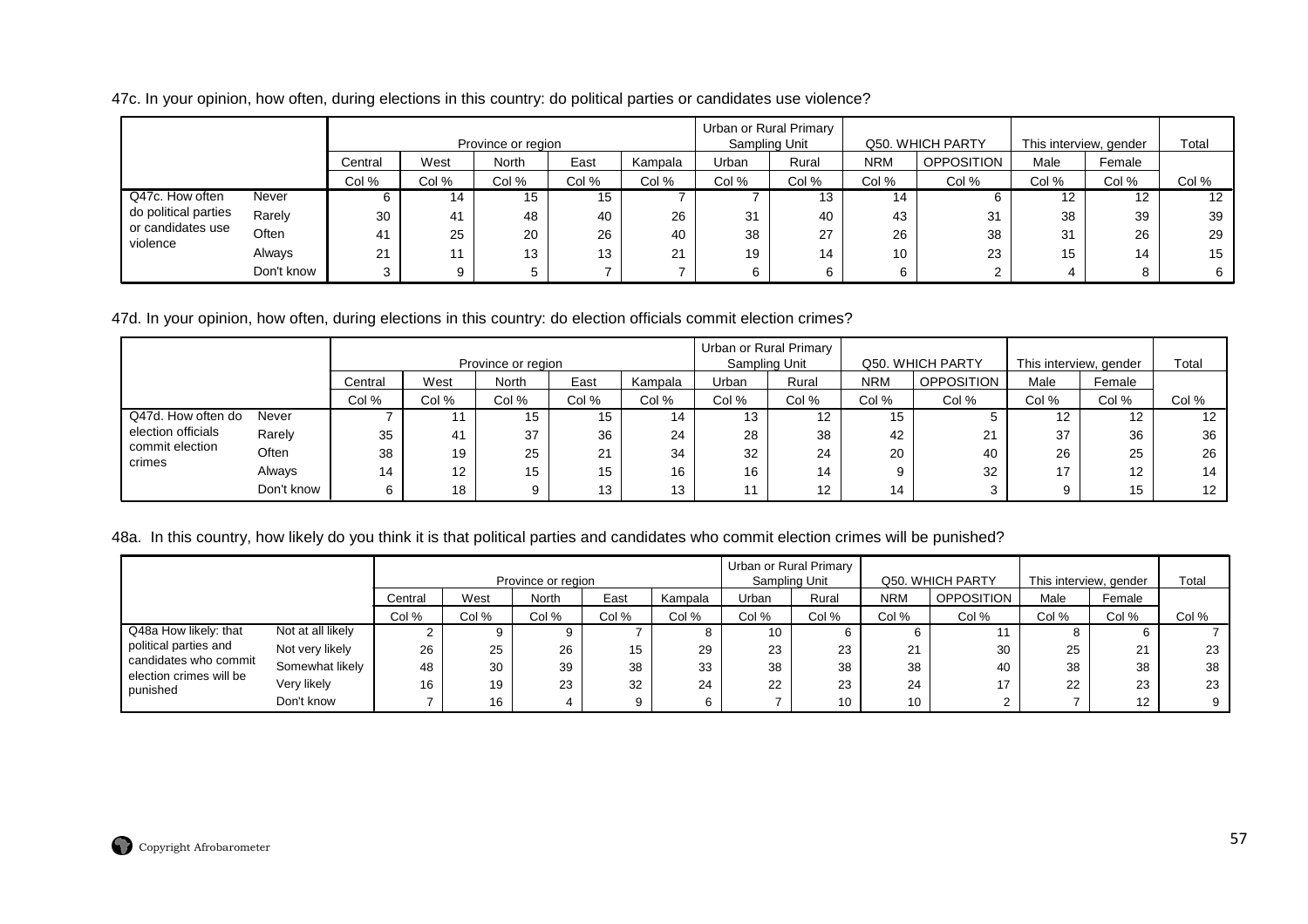47c. In your opinion, how often, during elections in this country: do political parties or candidates use violence?

| | | Province or region | | | | | Urban or Rural Primary Sampling Unit | | Q50. WHICH PARTY | | This interview, gender | | Total |
|---|---|---|---|---|---|---|---|---|---|---|---|---|---|
| | | Central | West | North | East | Kampala | Urban | Rural | NRM | OPPOSITION | Male | Female | |
| | | Col % | Col % | Col % | Col % | Col % | Col % | Col % | Col % | Col % | Col % | Col % | Col % |
| Q47c. How often do political parties or candidates use violence | Never | 6 | 14 | 15 | 15 | 7 | 7 | 13 | 14 | 6 | 12 | 12 | 12 |
| | Rarely | 30 | 41 | 48 | 40 | 26 | 31 | 40 | 43 | 31 | 38 | 39 | 39 |
| | Often | 41 | 25 | 20 | 26 | 40 | 38 | 27 | 26 | 38 | 31 | 26 | 29 |
| | Always | 21 | 11 | 13 | 13 | 21 | 19 | 14 | 10 | 23 | 15 | 14 | 15 |
| | Don't know | 3 | 9 | 5 | 7 | 7 | 6 | 6 | 6 | 2 | 4 | 8 | 6 |

47d. In your opinion, how often, during elections in this country: do election officials commit election crimes?

| | | Province or region | | | | | Urban or Rural Primary Sampling Unit | | Q50. WHICH PARTY | | This interview, gender | | Total |
|---|---|---|---|---|---|---|---|---|---|---|---|---|---|
| | | Central | West | North | East | Kampala | Urban | Rural | NRM | OPPOSITION | Male | Female | |
| | | Col % | Col % | Col % | Col % | Col % | Col % | Col % | Col % | Col % | Col % | Col % | Col % |
| Q47d. How often do election officials commit election crimes | Never | 7 | 11 | 15 | 15 | 14 | 13 | 12 | 15 | 5 | 12 | 12 | 12 |
| | Rarely | 35 | 41 | 37 | 36 | 24 | 28 | 38 | 42 | 21 | 37 | 36 | 36 |
| | Often | 38 | 19 | 25 | 21 | 34 | 32 | 24 | 20 | 40 | 26 | 25 | 26 |
| | Always | 14 | 12 | 15 | 15 | 16 | 16 | 14 | 9 | 32 | 17 | 12 | 14 |
| | Don't know | 6 | 18 | 9 | 13 | 13 | 11 | 12 | 14 | 3 | 9 | 15 | 12 |

48a. In this country, how likely do you think it is that political parties and candidates who commit election crimes will be punished?

| | | Province or region | | | | | Urban or Rural Primary Sampling Unit | | Q50. WHICH PARTY | | This interview, gender | | Total |
|---|---|---|---|---|---|---|---|---|---|---|---|---|---|
| | | Central | West | North | East | Kampala | Urban | Rural | NRM | OPPOSITION | Male | Female | |
| | | Col % | Col % | Col % | Col % | Col % | Col % | Col % | Col % | Col % | Col % | Col % | Col % |
| Q48a How likely: that political parties and candidates who commit election crimes will be punished | Not at all likely | 2 | 9 | 9 | 7 | 8 | 10 | 6 | 6 | 11 | 8 | 6 | 7 |
| | Not very likely | 26 | 25 | 26 | 15 | 29 | 23 | 23 | 21 | 30 | 25 | 21 | 23 |
| | Somewhat likely | 48 | 30 | 39 | 38 | 33 | 38 | 38 | 38 | 40 | 38 | 38 | 38 |
| | Very likely | 16 | 19 | 23 | 32 | 24 | 22 | 23 | 24 | 17 | 22 | 23 | 23 |
| | Don't know | 7 | 16 | 4 | 9 | 6 | 7 | 10 | 10 | 2 | 7 | 12 | 9 |

Copyright Afrobarometer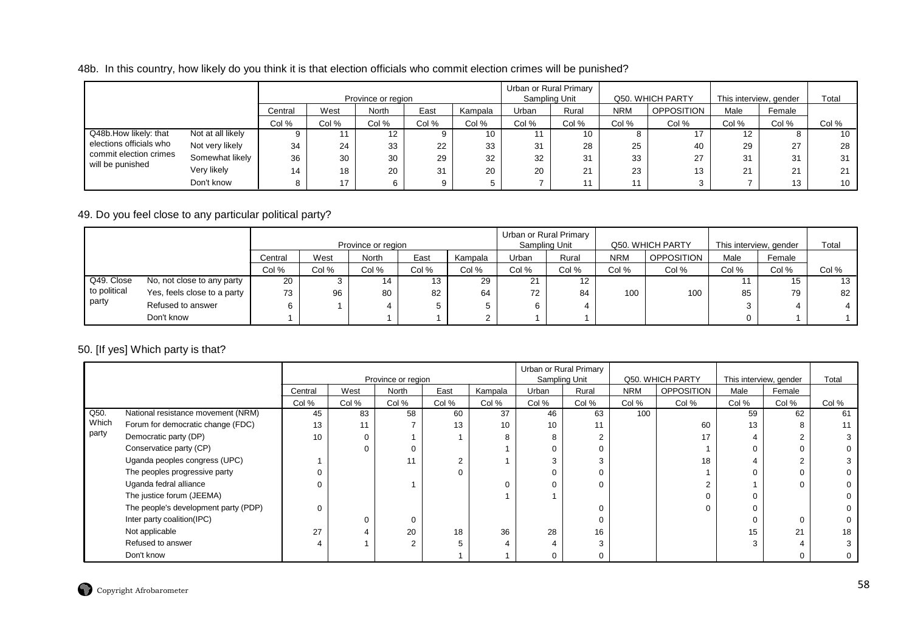48b. In this country, how likely do you think it is that election officials who commit election crimes will be punished?

| | | Province or region | | | | | Urban or Rural Primary Sampling Unit | | Q50. WHICH PARTY | | This interview, gender | | Total |
|---|---|---|---|---|---|---|---|---|---|---|---|---|---|
| | | Central | West | North | East | Kampala | Urban | Rural | NRM | OPPOSITION | Male | Female | |
| | | Col % | Col % | Col % | Col % | Col % | Col % | Col % | Col % | Col % | Col % | Col % | Col % |
| Q48b.How likely: that elections officials who commit election crimes will be punished | Not at all likely | 9 | 11 | 12 | 9 | 10 | 11 | 10 | 8 | 17 | 12 | 8 | 10 |
| | Not very likely | 34 | 24 | 33 | 22 | 33 | 31 | 28 | 25 | 40 | 29 | 27 | 28 |
| | Somewhat likely | 36 | 30 | 30 | 29 | 32 | 32 | 31 | 33 | 27 | 31 | 31 | 31 |
| | Very likely | 14 | 18 | 20 | 31 | 20 | 20 | 21 | 23 | 13 | 21 | 21 | 21 |
| | Don't know | 8 | 17 | 6 | 9 | 5 | 7 | 11 | 11 | 3 | 7 | 13 | 10 |

49. Do you feel close to any particular political party?

| | | Province or region | | | | | Urban or Rural Primary Sampling Unit | | Q50. WHICH PARTY | | This interview, gender | | Total |
|---|---|---|---|---|---|---|---|---|---|---|---|---|---|
| | | Central | West | North | East | Kampala | Urban | Rural | NRM | OPPOSITION | Male | Female | |
| | | Col % | Col % | Col % | Col % | Col % | Col % | Col % | Col % | Col % | Col % | Col % | Col % |
| Q49. Close to political party | No, not close to any party | 20 | 3 | 14 | 13 | 29 | 21 | 12 | | | 11 | 15 | 13 |
| | Yes, feels close to a party | 73 | 96 | 80 | 82 | 64 | 72 | 84 | 100 | 100 | 85 | 79 | 82 |
| | Refused to answer | 6 | 1 | 4 | 5 | 5 | 6 | 4 | | | 3 | 4 | 4 |
| | Don't know | 1 | | 1 | 1 | 2 | 1 | 1 | | | 0 | 1 | 1 |

50. [If yes] Which party is that?

| | | Province or region | | | | | Urban or Rural Primary Sampling Unit | | Q50. WHICH PARTY | | This interview, gender | | Total |
|---|---|---|---|---|---|---|---|---|---|---|---|---|---|
| | | Central | West | North | East | Kampala | Urban | Rural | NRM | OPPOSITION | Male | Female | |
| | | Col % | Col % | Col % | Col % | Col % | Col % | Col % | Col % | Col % | Col % | Col % | Col % |
| Q50. Which party | National resistance movement (NRM) | 45 | 83 | 58 | 60 | 37 | 46 | 63 | 100 | | 59 | 62 | 61 |
| | Forum for democratic change (FDC) | 13 | 11 | 7 | 13 | 10 | 10 | 11 | | 60 | 13 | 8 | 11 |
| | Democratic party (DP) | 10 | 0 | 1 | 1 | 8 | 8 | 2 | | 17 | 4 | 2 | 3 |
| | Conservatice party (CP) | | 0 | 0 | | 1 | 0 | 0 | | 1 | 0 | 0 | 0 |
| | Uganda peoples congress (UPC) | 1 | | 11 | 2 | 1 | 3 | 3 | | 18 | 4 | 2 | 3 |
| | The peoples progressive party | 0 | | | 0 | | 0 | 0 | | 1 | 0 | 0 | 0 |
| | Uganda fedral alliance | 0 | | 1 | | 0 | 0 | 0 | | 2 | 1 | 0 | 0 |
| | The justice forum (JEEMA) | | | | | 1 | 1 | | | 0 | 0 | | 0 |
| | The people's development party (PDP) | 0 | | | | | | 0 | | 0 | 0 | | 0 |
| | Inter party coalition(IPC) | | 0 | 0 | | | | 0 | | | 0 | 0 | 0 |
| | Not applicable | 27 | 4 | 20 | 18 | 36 | 28 | 16 | | | 15 | 21 | 18 |
| | Refused to answer | 4 | 1 | 2 | 5 | 4 | 4 | 3 | | | 3 | 4 | 3 |
| | Don't know | | | | 1 | 1 | 0 | 0 | | | | 0 | 0 |

Copyright Afrobarometer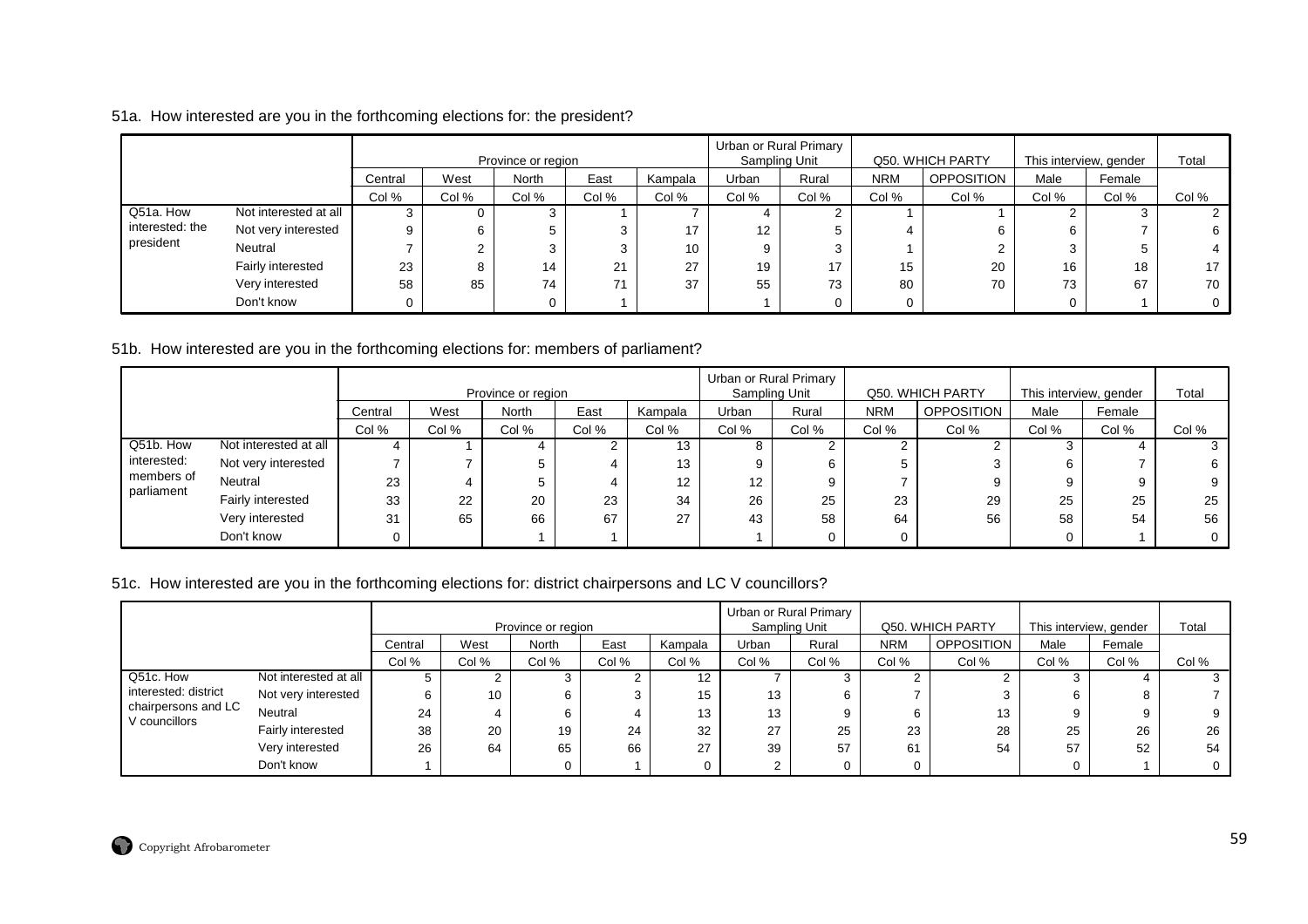51a. How interested are you in the forthcoming elections for: the president?

| | | Province or region | | | | | Urban or Rural Primary Sampling Unit | | Q50. WHICH PARTY | | This interview, gender | | Total |
|---|---|---|---|---|---|---|---|---|---|---|---|---|---|
| | | Central | West | North | East | Kampala | Urban | Rural | NRM | OPPOSITION | Male | Female | |
| | | Col % | Col % | Col % | Col % | Col % | Col % | Col % | Col % | Col % | Col % | Col % | Col % |
| Q51a. How interested: the president | Not interested at all | 3 | 0 | 3 | 1 | 7 | 4 | 2 | 1 | 1 | 2 | 3 | 2 |
| | Not very interested | 9 | 6 | 5 | 3 | 17 | 12 | 5 | 4 | 6 | 6 | 7 | 6 |
| | Neutral | 7 | 2 | 3 | 3 | 10 | 9 | 3 | 1 | 2 | 3 | 5 | 4 |
| | Fairly interested | 23 | 8 | 14 | 21 | 27 | 19 | 17 | 15 | 20 | 16 | 18 | 17 |
| | Very interested | 58 | 85 | 74 | 71 | 37 | 55 | 73 | 80 | 70 | 73 | 67 | 70 |
| | Don't know | 0 | | 0 | 1 | | 1 | 0 | 0 | | 0 | 1 | 0 |

51b. How interested are you in the forthcoming elections for: members of parliament?

| | | Province or region | | | | | Urban or Rural Primary Sampling Unit | | Q50. WHICH PARTY | | This interview, gender | | Total |
|---|---|---|---|---|---|---|---|---|---|---|---|---|---|
| | | Central | West | North | East | Kampala | Urban | Rural | NRM | OPPOSITION | Male | Female | |
| | | Col % | Col % | Col % | Col % | Col % | Col % | Col % | Col % | Col % | Col % | Col % | Col % |
| Q51b. How interested: members of parliament | Not interested at all | 4 | 1 | 4 | 2 | 13 | 8 | 2 | 2 | 2 | 3 | 4 | 3 |
| | Not very interested | 7 | 7 | 5 | 4 | 13 | 9 | 6 | 5 | 3 | 6 | 7 | 6 |
| | Neutral | 23 | 4 | 5 | 4 | 12 | 12 | 9 | 7 | 9 | 9 | 9 | 9 |
| | Fairly interested | 33 | 22 | 20 | 23 | 34 | 26 | 25 | 23 | 29 | 25 | 25 | 25 |
| | Very interested | 31 | 65 | 66 | 67 | 27 | 43 | 58 | 64 | 56 | 58 | 54 | 56 |
| | Don't know | 0 | | 1 | 1 | | 1 | 0 | 0 | | 0 | 1 | 0 |

51c. How interested are you in the forthcoming elections for: district chairpersons and LC V councillors?

| | | Province or region | | | | | Urban or Rural Primary Sampling Unit | | Q50. WHICH PARTY | | This interview, gender | | Total |
|---|---|---|---|---|---|---|---|---|---|---|---|---|---|
| | | Central | West | North | East | Kampala | Urban | Rural | NRM | OPPOSITION | Male | Female | |
| | | Col % | Col % | Col % | Col % | Col % | Col % | Col % | Col % | Col % | Col % | Col % | Col % |
| Q51c. How interested: district chairpersons and LC V councillors | Not interested at all | 5 | 2 | 3 | 2 | 12 | 7 | 3 | 2 | 2 | 3 | 4 | 3 |
| | Not very interested | 6 | 10 | 6 | 3 | 15 | 13 | 6 | 7 | 3 | 6 | 8 | 7 |
| | Neutral | 24 | 4 | 6 | 4 | 13 | 13 | 9 | 6 | 13 | 9 | 9 | 9 |
| | Fairly interested | 38 | 20 | 19 | 24 | 32 | 27 | 25 | 23 | 28 | 25 | 26 | 26 |
| | Very interested | 26 | 64 | 65 | 66 | 27 | 39 | 57 | 61 | 54 | 57 | 52 | 54 |
| | Don't know | 1 | | 0 | 1 | 0 | 2 | 0 | 0 | | 0 | 1 | 0 |

Copyright Afrobarometer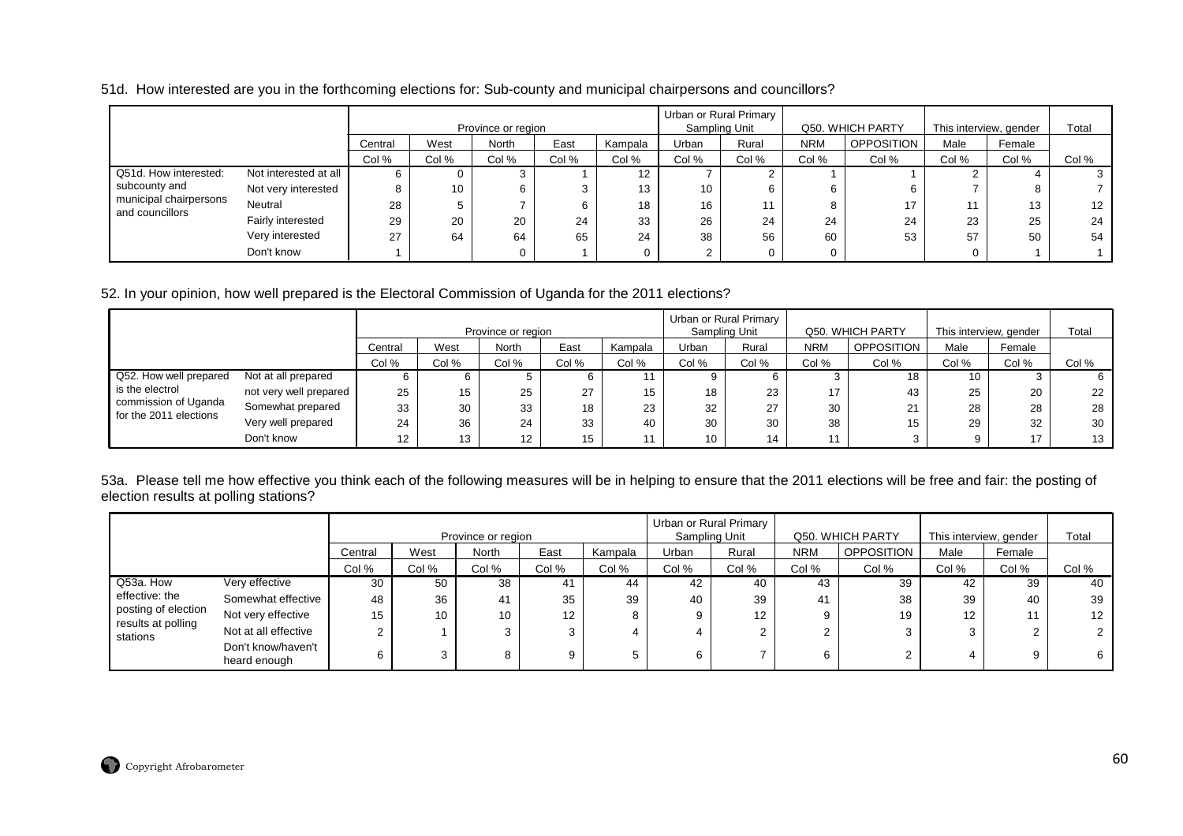51d. How interested are you in the forthcoming elections for: Sub-county and municipal chairpersons and councillors?

| | | Province or region | | | | | Urban or Rural Primary Sampling Unit | | Q50. WHICH PARTY | | This interview, gender | | Total |
|---|---|---|---|---|---|---|---|---|---|---|---|---|---|
| | | Central | West | North | East | Kampala | Urban | Rural | NRM | OPPOSITION | Male | Female | |
| | | Col % | Col % | Col % | Col % | Col % | Col % | Col % | Col % | Col % | Col % | Col % | Col % |
| Q51d. How interested: subcounty and municipal chairpersons and councillors | Not interested at all | 6 | 0 | 3 | 1 | 12 | 7 | 2 | 1 | 1 | 2 | 4 | 3 |
| | Not very interested | 8 | 10 | 6 | 3 | 13 | 10 | 6 | 6 | 6 | 7 | 8 | 7 |
| | Neutral | 28 | 5 | 7 | 6 | 18 | 16 | 11 | 8 | 17 | 11 | 13 | 12 |
| | Fairly interested | 29 | 20 | 20 | 24 | 33 | 26 | 24 | 24 | 24 | 23 | 25 | 24 |
| | Very interested | 27 | 64 | 64 | 65 | 24 | 38 | 56 | 60 | 53 | 57 | 50 | 54 |
| | Don't know | 1 | | 0 | 1 | 0 | 2 | 0 | 0 | | 0 | 1 | 1 |

52. In your opinion, how well prepared is the Electoral Commission of Uganda for the 2011 elections?

| | | Province or region | | | | | Urban or Rural Primary Sampling Unit | | Q50. WHICH PARTY | | This interview, gender | | Total |
|---|---|---|---|---|---|---|---|---|---|---|---|---|---|
| | | Central | West | North | East | Kampala | Urban | Rural | NRM | OPPOSITION | Male | Female | |
| | | Col % | Col % | Col % | Col % | Col % | Col % | Col % | Col % | Col % | Col % | Col % | Col % |
| Q52. How well prepared is the electrol commission of Uganda for the 2011 elections | Not at all prepared | 6 | 6 | 5 | 6 | 11 | 9 | 6 | 3 | 18 | 10 | 3 | 6 |
| | not very well prepared | 25 | 15 | 25 | 27 | 15 | 18 | 23 | 17 | 43 | 25 | 20 | 22 |
| | Somewhat prepared | 33 | 30 | 33 | 18 | 23 | 32 | 27 | 30 | 21 | 28 | 28 | 28 |
| | Very well prepared | 24 | 36 | 24 | 33 | 40 | 30 | 30 | 38 | 15 | 29 | 32 | 30 |
| | Don't know | 12 | 13 | 12 | 15 | 11 | 10 | 14 | 11 | 3 | 9 | 17 | 13 |

53a. Please tell me how effective you think each of the following measures will be in helping to ensure that the 2011 elections will be free and fair: the posting of election results at polling stations?

| | | Province or region | | | | | Urban or Rural Primary Sampling Unit | | Q50. WHICH PARTY | | This interview, gender | | Total |
|---|---|---|---|---|---|---|---|---|---|---|---|---|---|
| | | Central | West | North | East | Kampala | Urban | Rural | NRM | OPPOSITION | Male | Female | |
| | | Col % | Col % | Col % | Col % | Col % | Col % | Col % | Col % | Col % | Col % | Col % | Col % |
| Q53a. How effective: the posting of election results at polling stations | Very effective | 30 | 50 | 38 | 41 | 44 | 42 | 40 | 43 | 39 | 42 | 39 | 40 |
| | Somewhat effective | 48 | 36 | 41 | 35 | 39 | 40 | 39 | 41 | 38 | 39 | 40 | 39 |
| | Not very effective | 15 | 10 | 10 | 12 | 8 | 9 | 12 | 9 | 19 | 12 | 11 | 12 |
| | Not at all effective | 2 | 1 | 3 | 3 | 4 | 4 | 2 | 2 | 3 | 3 | 2 | 2 |
| | Don't know/haven't heard enough | 6 | 3 | 8 | 9 | 5 | 6 | 7 | 6 | 2 | 4 | 9 | 6 |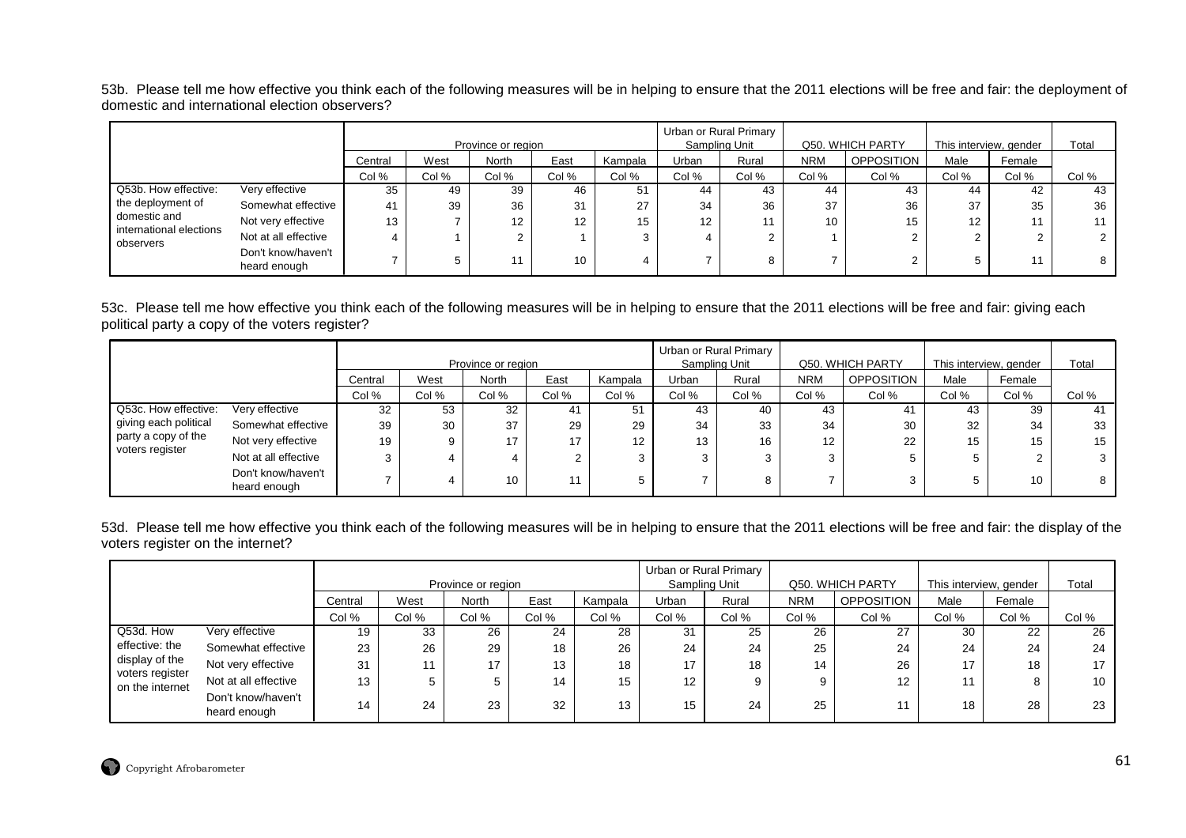53b. Please tell me how effective you think each of the following measures will be in helping to ensure that the 2011 elections will be free and fair: the deployment of domestic and international election observers?

| | | Province or region | | | | | Urban or Rural Primary Sampling Unit | | Q50. WHICH PARTY | | This interview, gender | | Total |
|---|---|---|---|---|---|---|---|---|---|---|---|---|---|
| | | Central | West | North | East | Kampala | Urban | Rural | NRM | OPPOSITION | Male | Female | |
| | | Col % | Col % | Col % | Col % | Col % | Col % | Col % | Col % | Col % | Col % | Col % | Col % |
| Q53b. How effective: the deployment of domestic and international elections observers | Very effective | 35 | 49 | 39 | 46 | 51 | 44 | 43 | 44 | 43 | 44 | 42 | 43 |
| | Somewhat effective | 41 | 39 | 36 | 31 | 27 | 34 | 36 | 37 | 36 | 37 | 35 | 36 |
| | Not very effective | 13 | 7 | 12 | 12 | 15 | 12 | 11 | 10 | 15 | 12 | 11 | 11 |
| | Not at all effective | 4 | 1 | 2 | 1 | 3 | 4 | 2 | 1 | 2 | 2 | 2 | 2 |
| | Don't know/haven't heard enough | 7 | 5 | 11 | 10 | 4 | 7 | 8 | 7 | 2 | 5 | 11 | 8 |

53c. Please tell me how effective you think each of the following measures will be in helping to ensure that the 2011 elections will be free and fair: giving each political party a copy of the voters register?

| | | Province or region | | | | | Urban or Rural Primary Sampling Unit | | Q50. WHICH PARTY | | This interview, gender | | Total |
|---|---|---|---|---|---|---|---|---|---|---|---|---|---|
| | | Central | West | North | East | Kampala | Urban | Rural | NRM | OPPOSITION | Male | Female | |
| | | Col % | Col % | Col % | Col % | Col % | Col % | Col % | Col % | Col % | Col % | Col % | Col % |
| Q53c. How effective: giving each political party a copy of the voters register | Very effective | 32 | 53 | 32 | 41 | 51 | 43 | 40 | 43 | 41 | 43 | 39 | 41 |
| | Somewhat effective | 39 | 30 | 37 | 29 | 29 | 34 | 33 | 34 | 30 | 32 | 34 | 33 |
| | Not very effective | 19 | 9 | 17 | 17 | 12 | 13 | 16 | 12 | 22 | 15 | 15 | 15 |
| | Not at all effective | 3 | 4 | 4 | 2 | 3 | 3 | 3 | 3 | 5 | 5 | 2 | 3 |
| | Don't know/haven't heard enough | 7 | 4 | 10 | 11 | 5 | 7 | 8 | 7 | 3 | 5 | 10 | 8 |

53d. Please tell me how effective you think each of the following measures will be in helping to ensure that the 2011 elections will be free and fair: the display of the voters register on the internet?

| | | Province or region | | | | | Urban or Rural Primary Sampling Unit | | Q50. WHICH PARTY | | This interview, gender | | Total |
|---|---|---|---|---|---|---|---|---|---|---|---|---|---|
| | | Central | West | North | East | Kampala | Urban | Rural | NRM | OPPOSITION | Male | Female | |
| | | Col % | Col % | Col % | Col % | Col % | Col % | Col % | Col % | Col % | Col % | Col % | Col % |
| Q53d. How effective: the display of the voters register on the internet | Very effective | 19 | 33 | 26 | 24 | 28 | 31 | 25 | 26 | 27 | 30 | 22 | 26 |
| | Somewhat effective | 23 | 26 | 29 | 18 | 26 | 24 | 24 | 25 | 24 | 24 | 24 | 24 |
| | Not very effective | 31 | 11 | 17 | 13 | 18 | 17 | 18 | 14 | 26 | 17 | 18 | 17 |
| | Not at all effective | 13 | 5 | 5 | 14 | 15 | 12 | 9 | 9 | 12 | 11 | 8 | 10 |
| | Don't know/haven't heard enough | 14 | 24 | 23 | 32 | 13 | 15 | 24 | 25 | 11 | 18 | 28 | 23 |

Copyright Afrobarometer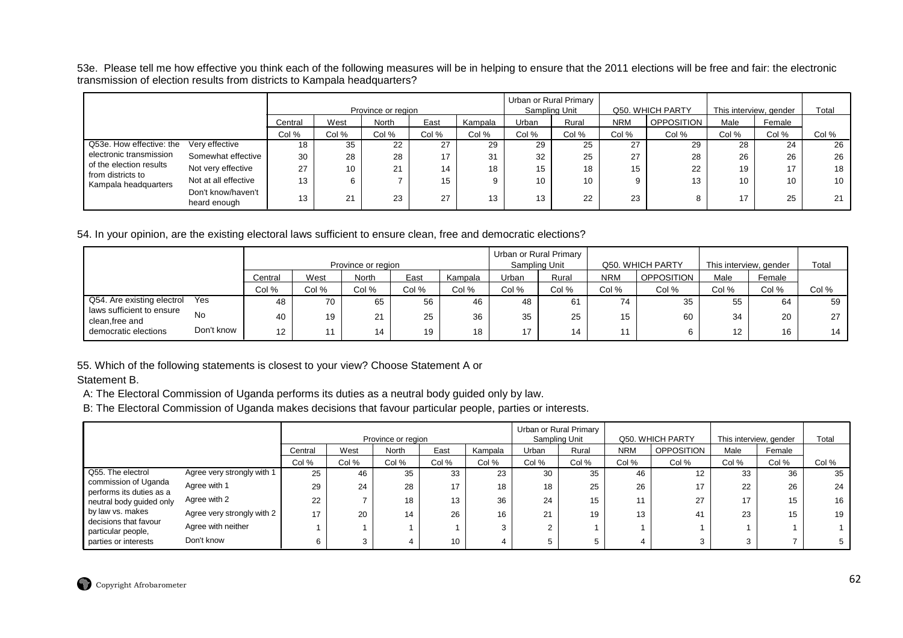53e. Please tell me how effective you think each of the following measures will be in helping to ensure that the 2011 elections will be free and fair: the electronic transmission of election results from districts to Kampala headquarters?

| | | Province or region | | | | | Urban or Rural Primary Sampling Unit | | Q50. WHICH PARTY | | This interview, gender | | Total |
|---|---|---|---|---|---|---|---|---|---|---|---|---|---|
| | | Central | West | North | East | Kampala | Urban | Rural | NRM | OPPOSITION | Male | Female | |
| | | Col % | Col % | Col % | Col % | Col % | Col % | Col % | Col % | Col % | Col % | Col % | Col % |
| Q53e. How effective: the electronic transmission of the election results from districts to Kampala headquarters | Very effective | 18 | 35 | 22 | 27 | 29 | 29 | 25 | 27 | 29 | 28 | 24 | 26 |
| | Somewhat effective | 30 | 28 | 28 | 17 | 31 | 32 | 25 | 27 | 28 | 26 | 26 | 26 |
| | Not very effective | 27 | 10 | 21 | 14 | 18 | 15 | 18 | 15 | 22 | 19 | 17 | 18 |
| | Not at all effective | 13 | 6 | 7 | 15 | 9 | 10 | 10 | 9 | 13 | 10 | 10 | 10 |
| | Don't know/haven't heard enough | 13 | 21 | 23 | 27 | 13 | 13 | 22 | 23 | 8 | 17 | 25 | 21 |

54. In your opinion, are the existing electoral laws sufficient to ensure clean, free and democratic elections?

| | | Province or region | | | | | Urban or Rural Primary Sampling Unit | | Q50. WHICH PARTY | | This interview, gender | | Total |
|---|---|---|---|---|---|---|---|---|---|---|---|---|---|
| | | Central | West | North | East | Kampala | Urban | Rural | NRM | OPPOSITION | Male | Female | |
| | | Col % | Col % | Col % | Col % | Col % | Col % | Col % | Col % | Col % | Col % | Col % | Col % |
| Q54. Are existing electrol laws sufficient to ensure clean,free and democratic elections | Yes | 48 | 70 | 65 | 56 | 46 | 48 | 61 | 74 | 35 | 55 | 64 | 59 |
| | No | 40 | 19 | 21 | 25 | 36 | 35 | 25 | 15 | 60 | 34 | 20 | 27 |
| | Don't know | 12 | 11 | 14 | 19 | 18 | 17 | 14 | 11 | 6 | 12 | 16 | 14 |

55. Which of the following statements is closest to your view? Choose Statement A or Statement B.

A: The Electoral Commission of Uganda performs its duties as a neutral body guided only by law.

B: The Electoral Commission of Uganda makes decisions that favour particular people, parties or interests.

| | | Province or region | | | | | Urban or Rural Primary Sampling Unit | | Q50. WHICH PARTY | | This interview, gender | | Total |
|---|---|---|---|---|---|---|---|---|---|---|---|---|---|
| | | Central | West | North | East | Kampala | Urban | Rural | NRM | OPPOSITION | Male | Female | |
| | | Col % | Col % | Col % | Col % | Col % | Col % | Col % | Col % | Col % | Col % | Col % | Col % |
| Q55. The electrol commission of Uganda performs its duties as a neutral body guided only by law vs. makes decisions that favour particular people, parties or interests | Agree very strongly with 1 | 25 | 46 | 35 | 33 | 23 | 30 | 35 | 46 | 12 | 33 | 36 | 35 |
| | Agree with 1 | 29 | 24 | 28 | 17 | 18 | 18 | 25 | 26 | 17 | 22 | 26 | 24 |
| | Agree with 2 | 22 | 7 | 18 | 13 | 36 | 24 | 15 | 11 | 27 | 17 | 15 | 16 |
| | Agree very strongly with 2 | 17 | 20 | 14 | 26 | 16 | 21 | 19 | 13 | 41 | 23 | 15 | 19 |
| | Agree with neither | 1 | 1 | 1 | 1 | 3 | 2 | 1 | 1 | 1 | 1 | 1 | 1 |
| | Don't know | 6 | 3 | 4 | 10 | 4 | 5 | 5 | 4 | 3 | 3 | 7 | 5 |

Copyright Afrobarometer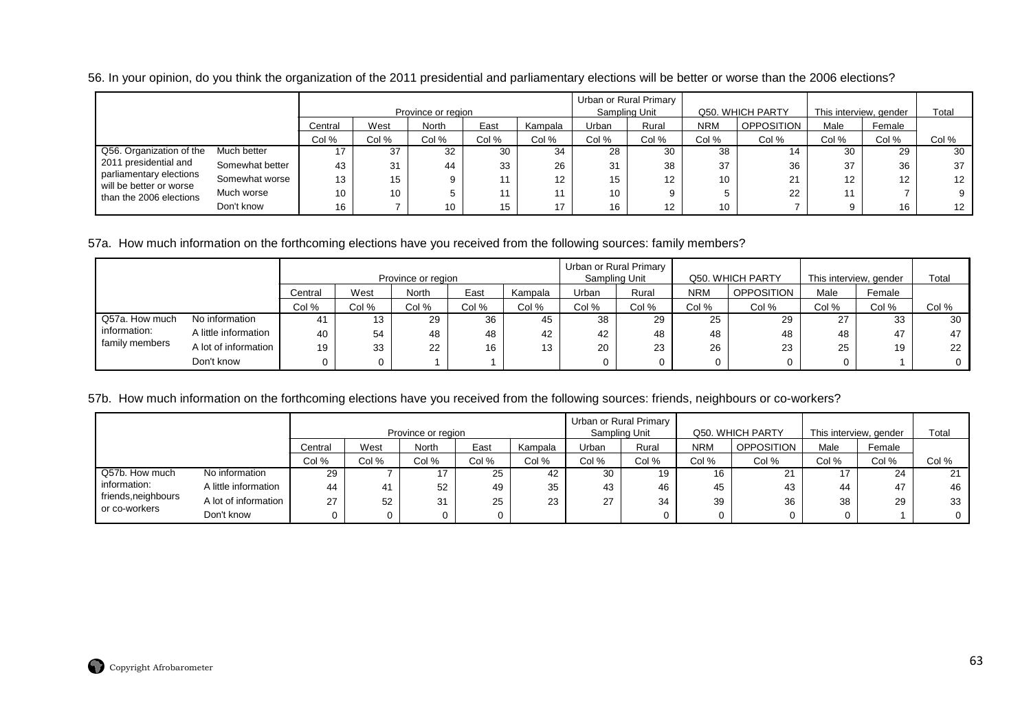56. In your opinion, do you think the organization of the 2011 presidential and parliamentary elections will be better or worse than the 2006 elections?

| | | Province or region | | | | | Urban or Rural Primary Sampling Unit | | Q50. WHICH PARTY | | This interview, gender | | Total |
|---|---|---|---|---|---|---|---|---|---|---|---|---|---|
| | | Central | West | North | East | Kampala | Urban | Rural | NRM | OPPOSITION | Male | Female | |
| | | Col % | Col % | Col % | Col % | Col % | Col % | Col % | Col % | Col % | Col % | Col % | Col % |
| Q56. Organization of the 2011 presidential and parliamentary elections will be better or worse than the 2006 elections | Much better | 17 | 37 | 32 | 30 | 34 | 28 | 30 | 38 | 14 | 30 | 29 | 30 |
| | Somewhat better | 43 | 31 | 44 | 33 | 26 | 31 | 38 | 37 | 36 | 37 | 36 | 37 |
| | Somewhat worse | 13 | 15 | 9 | 11 | 12 | 15 | 12 | 10 | 21 | 12 | 12 | 12 |
| | Much worse | 10 | 10 | 5 | 11 | 11 | 10 | 9 | 5 | 22 | 11 | 7 | 9 |
| | Don't know | 16 | 7 | 10 | 15 | 17 | 16 | 12 | 10 | 7 | 9 | 16 | 12 |

57a. How much information on the forthcoming elections have you received from the following sources: family members?

| | | Province or region | | | | | Urban or Rural Primary Sampling Unit | | Q50. WHICH PARTY | | This interview, gender | | Total |
|---|---|---|---|---|---|---|---|---|---|---|---|---|---|
| | | Central | West | North | East | Kampala | Urban | Rural | NRM | OPPOSITION | Male | Female | |
| | | Col % | Col % | Col % | Col % | Col % | Col % | Col % | Col % | Col % | Col % | Col % | Col % |
| Q57a. How much information: family members | No information | 41 | 13 | 29 | 36 | 45 | 38 | 29 | 25 | 29 | 27 | 33 | 30 |
| | A little information | 40 | 54 | 48 | 48 | 42 | 42 | 48 | 48 | 48 | 48 | 47 | 47 |
| | A lot of information | 19 | 33 | 22 | 16 | 13 | 20 | 23 | 26 | 23 | 25 | 19 | 22 |
| | Don't know | 0 | 0 | 1 | 1 | | 0 | 0 | 0 | 0 | 0 | 1 | 0 |

57b. How much information on the forthcoming elections have you received from the following sources: friends, neighbours or co-workers?

| | | Province or region | | | | | Urban or Rural Primary Sampling Unit | | Q50. WHICH PARTY | | This interview, gender | | Total |
|---|---|---|---|---|---|---|---|---|---|---|---|---|---|
| | | Central | West | North | East | Kampala | Urban | Rural | NRM | OPPOSITION | Male | Female | |
| | | Col % | Col % | Col % | Col % | Col % | Col % | Col % | Col % | Col % | Col % | Col % | Col % |
| Q57b. How much information: friends,neighbours or co-workers | No information | 29 | 7 | 17 | 25 | 42 | 30 | 19 | 16 | 21 | 17 | 24 | 21 |
| | A little information | 44 | 41 | 52 | 49 | 35 | 43 | 46 | 45 | 43 | 44 | 47 | 46 |
| | A lot of information | 27 | 52 | 31 | 25 | 23 | 27 | 34 | 39 | 36 | 38 | 29 | 33 |
| | Don't know | 0 | 0 | 0 | 0 | | | 0 | 0 | 0 | 0 | 1 | 0 |

Copyright Afrobarometer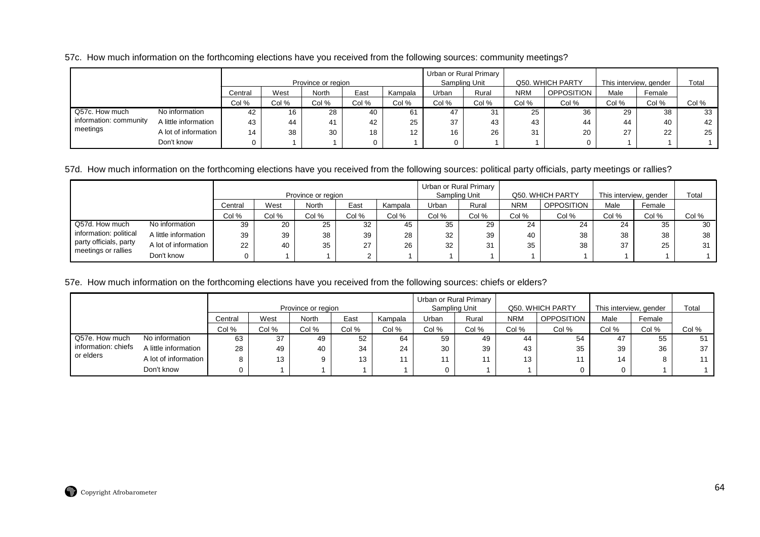57c. How much information on the forthcoming elections have you received from the following sources: community meetings?

| | | Province or region | | | | | Urban or Rural Primary Sampling Unit | | Q50. WHICH PARTY | | This interview, gender | | Total |
|---|---|---|---|---|---|---|---|---|---|---|---|---|---|
| | | Central | West | North | East | Kampala | Urban | Rural | NRM | OPPOSITION | Male | Female | |
| | | Col % | Col % | Col % | Col % | Col % | Col % | Col % | Col % | Col % | Col % | Col % | Col % |
| Q57c. How much information: community meetings | No information | 42 | 16 | 28 | 40 | 61 | 47 | 31 | 25 | 36 | 29 | 38 | 33 |
| | A little information | 43 | 44 | 41 | 42 | 25 | 37 | 43 | 43 | 44 | 44 | 40 | 42 |
| | A lot of information | 14 | 38 | 30 | 18 | 12 | 16 | 26 | 31 | 20 | 27 | 22 | 25 |
| | Don't know | 0 | 1 | 1 | 0 | 1 | 0 | 1 | 1 | 0 | 1 | 1 | 1 |

57d. How much information on the forthcoming elections have you received from the following sources: political party officials, party meetings or rallies?

| | | Province or region | | | | | Urban or Rural Primary Sampling Unit | | Q50. WHICH PARTY | | This interview, gender | | Total |
|---|---|---|---|---|---|---|---|---|---|---|---|---|---|
| | | Central | West | North | East | Kampala | Urban | Rural | NRM | OPPOSITION | Male | Female | |
| | | Col % | Col % | Col % | Col % | Col % | Col % | Col % | Col % | Col % | Col % | Col % | Col % |
| Q57d. How much information: political party officials, party meetings or rallies | No information | 39 | 20 | 25 | 32 | 45 | 35 | 29 | 24 | 24 | 24 | 35 | 30 |
| | A little information | 39 | 39 | 38 | 39 | 28 | 32 | 39 | 40 | 38 | 38 | 38 | 38 |
| | A lot of information | 22 | 40 | 35 | 27 | 26 | 32 | 31 | 35 | 38 | 37 | 25 | 31 |
| | Don't know | 0 | 1 | 1 | 2 | 1 | 1 | 1 | 1 | 1 | 1 | 1 | 1 |

57e. How much information on the forthcoming elections have you received from the following sources: chiefs or elders?

| | | Province or region | | | | | Urban or Rural Primary Sampling Unit | | Q50. WHICH PARTY | | This interview, gender | | Total |
|---|---|---|---|---|---|---|---|---|---|---|---|---|---|
| | | Central | West | North | East | Kampala | Urban | Rural | NRM | OPPOSITION | Male | Female | |
| | | Col % | Col % | Col % | Col % | Col % | Col % | Col % | Col % | Col % | Col % | Col % | Col % |
| Q57e. How much information: chiefs or elders | No information | 63 | 37 | 49 | 52 | 64 | 59 | 49 | 44 | 54 | 47 | 55 | 51 |
| | A little information | 28 | 49 | 40 | 34 | 24 | 30 | 39 | 43 | 35 | 39 | 36 | 37 |
| | A lot of information | 8 | 13 | 9 | 13 | 11 | 11 | 11 | 13 | 11 | 14 | 8 | 11 |
| | Don't know | 0 | 1 | 1 | 1 | 1 | 0 | 1 | 1 | 0 | 0 | 1 | 1 |

Copyright Afrobarometer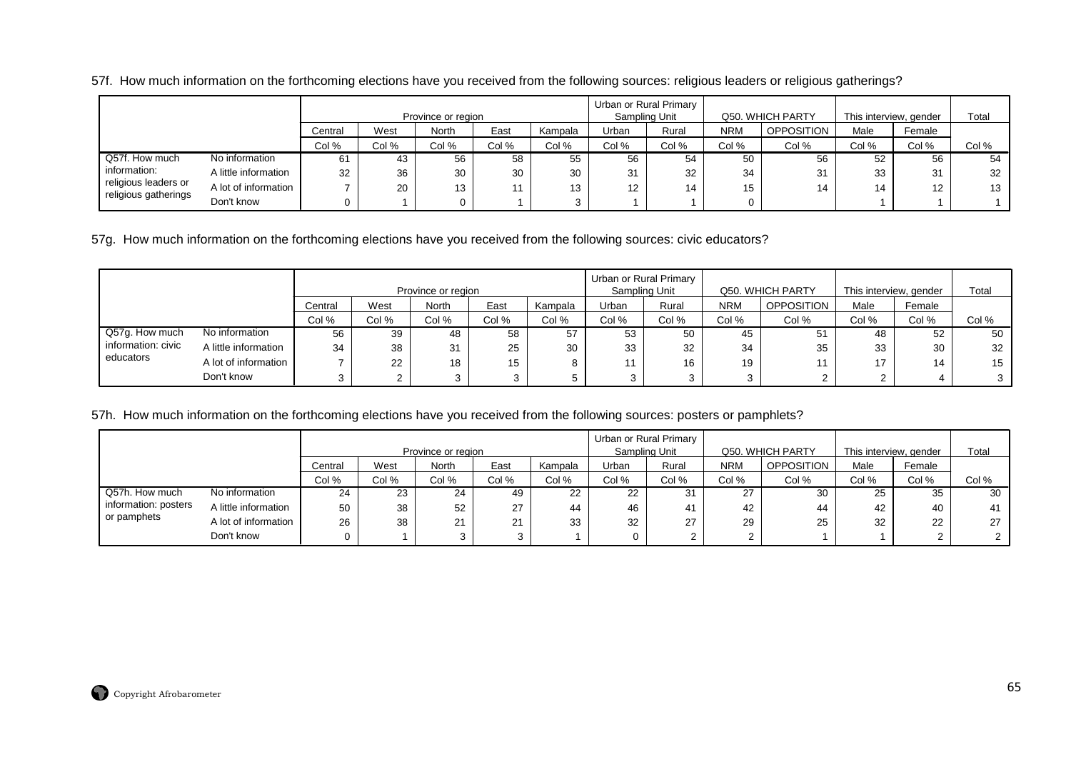57f. How much information on the forthcoming elections have you received from the following sources: religious leaders or religious gatherings?

| | | Province or region | | | | | Urban or Rural Primary Sampling Unit | | Q50. WHICH PARTY | | This interview, gender | | Total |
|---|---|---|---|---|---|---|---|---|---|---|---|---|---|
| | | Central | West | North | East | Kampala | Urban | Rural | NRM | OPPOSITION | Male | Female | |
| | | Col % | Col % | Col % | Col % | Col % | Col % | Col % | Col % | Col % | Col % | Col % | Col % |
| Q57f. How much information: religious leaders or religious gatherings | No information | 61 | 43 | 56 | 58 | 55 | 56 | 54 | 50 | 56 | 52 | 56 | 54 |
| | A little information | 32 | 36 | 30 | 30 | 30 | 31 | 32 | 34 | 31 | 33 | 31 | 32 |
| | A lot of information | 7 | 20 | 13 | 11 | 13 | 12 | 14 | 15 | 14 | 14 | 12 | 13 |
| | Don't know | 0 | 1 | 0 | 1 | 3 | 1 | 1 | 0 | | 1 | 1 | 1 |

57g. How much information on the forthcoming elections have you received from the following sources: civic educators?

| | | Province or region | | | | | Urban or Rural Primary Sampling Unit | | Q50. WHICH PARTY | | This interview, gender | | Total |
|---|---|---|---|---|---|---|---|---|---|---|---|---|---|
| | | Central | West | North | East | Kampala | Urban | Rural | NRM | OPPOSITION | Male | Female | |
| | | Col % | Col % | Col % | Col % | Col % | Col % | Col % | Col % | Col % | Col % | Col % | Col % |
| Q57g. How much information: civic educators | No information | 56 | 39 | 48 | 58 | 57 | 53 | 50 | 45 | 51 | 48 | 52 | 50 |
| | A little information | 34 | 38 | 31 | 25 | 30 | 33 | 32 | 34 | 35 | 33 | 30 | 32 |
| | A lot of information | 7 | 22 | 18 | 15 | 8 | 11 | 16 | 19 | 11 | 17 | 14 | 15 |
| | Don't know | 3 | 2 | 3 | 3 | 5 | 3 | 3 | 3 | 2 | 2 | 4 | 3 |

57h. How much information on the forthcoming elections have you received from the following sources: posters or pamphlets?

| | | Province or region | | | | | Urban or Rural Primary Sampling Unit | | Q50. WHICH PARTY | | This interview, gender | | Total |
|---|---|---|---|---|---|---|---|---|---|---|---|---|---|
| | | Central | West | North | East | Kampala | Urban | Rural | NRM | OPPOSITION | Male | Female | |
| | | Col % | Col % | Col % | Col % | Col % | Col % | Col % | Col % | Col % | Col % | Col % | Col % |
| Q57h. How much information: posters or pamphets | No information | 24 | 23 | 24 | 49 | 22 | 22 | 31 | 27 | 30 | 25 | 35 | 30 |
| | A little information | 50 | 38 | 52 | 27 | 44 | 46 | 41 | 42 | 44 | 42 | 40 | 41 |
| | A lot of information | 26 | 38 | 21 | 21 | 33 | 32 | 27 | 29 | 25 | 32 | 22 | 27 |
| | Don't know | 0 | 1 | 3 | 3 | 1 | 0 | 2 | 2 | 1 | 1 | 2 | 2 |

Copyright Afrobarometer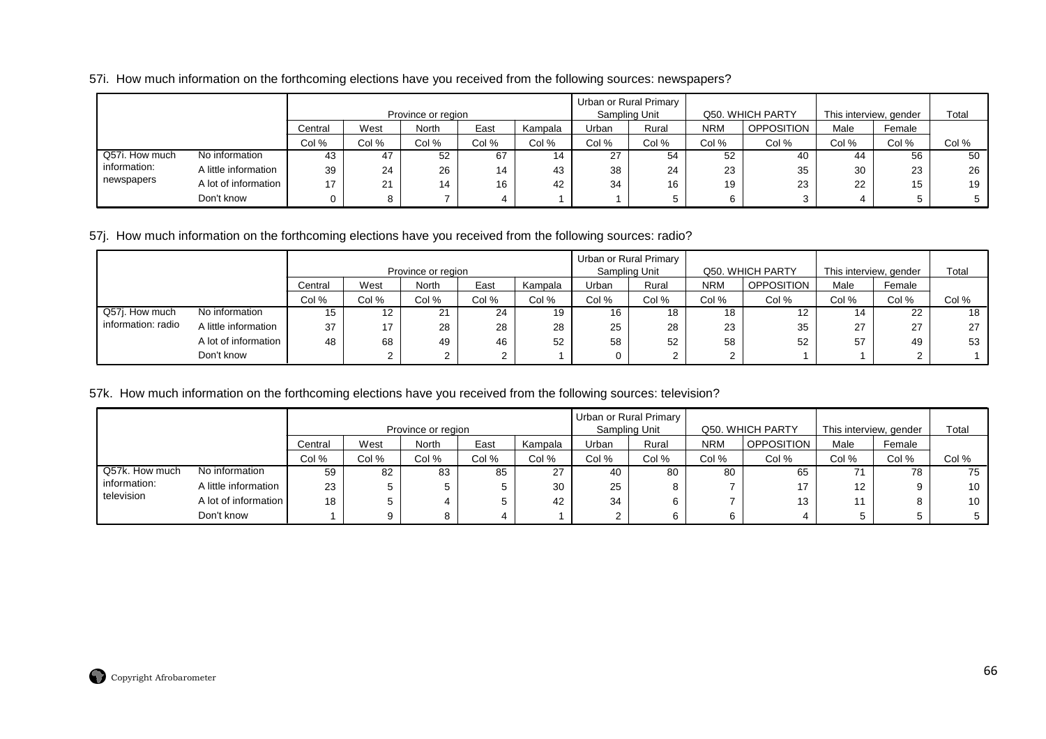57i. How much information on the forthcoming elections have you received from the following sources: newspapers?

| | | Province or region | | | | | Urban or Rural Primary Sampling Unit | | Q50. WHICH PARTY | | This interview, gender | | Total |
|---|---|---|---|---|---|---|---|---|---|---|---|---|---|
| | | Central | West | North | East | Kampala | Urban | Rural | NRM | OPPOSITION | Male | Female | |
| | | Col % | Col % | Col % | Col % | Col % | Col % | Col % | Col % | Col % | Col % | Col % | Col % |
| Q57i. How much information: newspapers | No information | 43 | 47 | 52 | 67 | 14 | 27 | 54 | 52 | 40 | 44 | 56 | 50 |
| | A little information | 39 | 24 | 26 | 14 | 43 | 38 | 24 | 23 | 35 | 30 | 23 | 26 |
| | A lot of information | 17 | 21 | 14 | 16 | 42 | 34 | 16 | 19 | 23 | 22 | 15 | 19 |
| | Don't know | 0 | 8 | 7 | 4 | 1 | 1 | 5 | 6 | 3 | 4 | 5 | 5 |

57j. How much information on the forthcoming elections have you received from the following sources: radio?

| | | Province or region | | | | | Urban or Rural Primary Sampling Unit | | Q50. WHICH PARTY | | This interview, gender | | Total |
|---|---|---|---|---|---|---|---|---|---|---|---|---|---|
| | | Central | West | North | East | Kampala | Urban | Rural | NRM | OPPOSITION | Male | Female | |
| | | Col % | Col % | Col % | Col % | Col % | Col % | Col % | Col % | Col % | Col % | Col % | Col % |
| Q57j. How much information: radio | No information | 15 | 12 | 21 | 24 | 19 | 16 | 18 | 18 | 12 | 14 | 22 | 18 |
| | A little information | 37 | 17 | 28 | 28 | 28 | 25 | 28 | 23 | 35 | 27 | 27 | 27 |
| | A lot of information | 48 | 68 | 49 | 46 | 52 | 58 | 52 | 58 | 52 | 57 | 49 | 53 |
| | Don't know | | 2 | 2 | 2 | 1 | 0 | 2 | 2 | 1 | 1 | 2 | 1 |

57k. How much information on the forthcoming elections have you received from the following sources: television?

| | | Province or region | | | | | Urban or Rural Primary Sampling Unit | | Q50. WHICH PARTY | | This interview, gender | | Total |
|---|---|---|---|---|---|---|---|---|---|---|---|---|---|
| | | Central | West | North | East | Kampala | Urban | Rural | NRM | OPPOSITION | Male | Female | |
| | | Col % | Col % | Col % | Col % | Col % | Col % | Col % | Col % | Col % | Col % | Col % | Col % |
| Q57k. How much information: television | No information | 59 | 82 | 83 | 85 | 27 | 40 | 80 | 80 | 65 | 71 | 78 | 75 |
| | A little information | 23 | 5 | 5 | 5 | 30 | 25 | 8 | 7 | 17 | 12 | 9 | 10 |
| | A lot of information | 18 | 5 | 4 | 5 | 42 | 34 | 6 | 7 | 13 | 11 | 8 | 10 |
| | Don't know | 1 | 9 | 8 | 4 | 1 | 2 | 6 | 6 | 4 | 5 | 5 | 5 |

Copyright Afrobarometer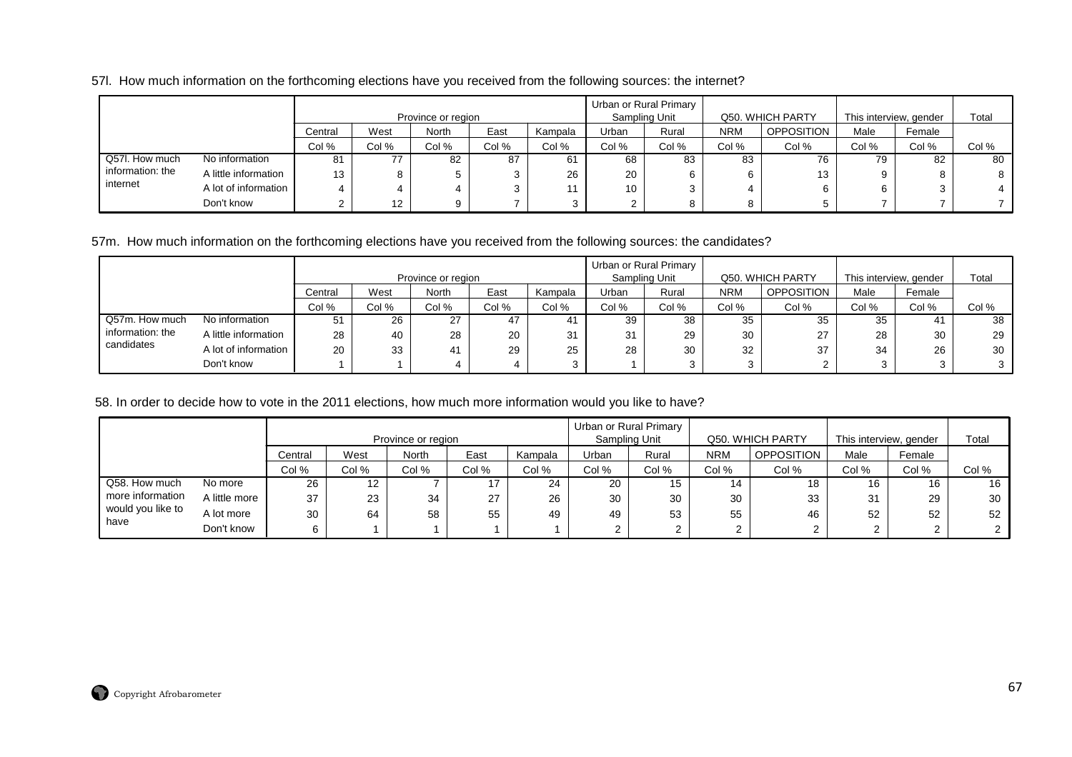57l. How much information on the forthcoming elections have you received from the following sources: the internet?

| | | Province or region | | | | | Urban or Rural Primary Sampling Unit | | Q50. WHICH PARTY | | This interview, gender | | Total |
|---|---|---|---|---|---|---|---|---|---|---|---|---|---|
| | | Central | West | North | East | Kampala | Urban | Rural | NRM | OPPOSITION | Male | Female | |
| | | Col % | Col % | Col % | Col % | Col % | Col % | Col % | Col % | Col % | Col % | Col % | Col % |
| Q57l. How much information: the internet | No information | 81 | 77 | 82 | 87 | 61 | 68 | 83 | 83 | 76 | 79 | 82 | 80 |
| | A little information | 13 | 8 | 5 | 3 | 26 | 20 | 6 | 6 | 13 | 9 | 8 | 8 |
| | A lot of information | 4 | 4 | 4 | 3 | 11 | 10 | 3 | 4 | 6 | 6 | 3 | 4 |
| | Don't know | 2 | 12 | 9 | 7 | 3 | 2 | 8 | 8 | 5 | 7 | 7 | 7 |

57m. How much information on the forthcoming elections have you received from the following sources: the candidates?

| | | Province or region | | | | | Urban or Rural Primary Sampling Unit | | Q50. WHICH PARTY | | This interview, gender | | Total |
|---|---|---|---|---|---|---|---|---|---|---|---|---|---|
| | | Central | West | North | East | Kampala | Urban | Rural | NRM | OPPOSITION | Male | Female | |
| | | Col % | Col % | Col % | Col % | Col % | Col % | Col % | Col % | Col % | Col % | Col % | Col % |
| Q57m. How much information: the candidates | No information | 51 | 26 | 27 | 47 | 41 | 39 | 38 | 35 | 35 | 35 | 41 | 38 |
| | A little information | 28 | 40 | 28 | 20 | 31 | 31 | 29 | 30 | 27 | 28 | 30 | 29 |
| | A lot of information | 20 | 33 | 41 | 29 | 25 | 28 | 30 | 32 | 37 | 34 | 26 | 30 |
| | Don't know | 1 | 1 | 4 | 4 | 3 | 1 | 3 | 3 | 2 | 3 | 3 | 3 |

58. In order to decide how to vote in the 2011 elections, how much more information would you like to have?

| | | Province or region | | | | | Urban or Rural Primary Sampling Unit | | Q50. WHICH PARTY | | This interview, gender | | Total |
|---|---|---|---|---|---|---|---|---|---|---|---|---|---|
| | | Central | West | North | East | Kampala | Urban | Rural | NRM | OPPOSITION | Male | Female | |
| | | Col % | Col % | Col % | Col % | Col % | Col % | Col % | Col % | Col % | Col % | Col % | Col % |
| Q58. How much more information would you like to have | No more | 26 | 12 | 7 | 17 | 24 | 20 | 15 | 14 | 18 | 16 | 16 | 16 |
| | A little more | 37 | 23 | 34 | 27 | 26 | 30 | 30 | 30 | 33 | 31 | 29 | 30 |
| | A lot more | 30 | 64 | 58 | 55 | 49 | 49 | 53 | 55 | 46 | 52 | 52 | 52 |
| | Don't know | 6 | 1 | 1 | 1 | 1 | 2 | 2 | 2 | 2 | 2 | 2 | 2 |

Copyright Afrobarometer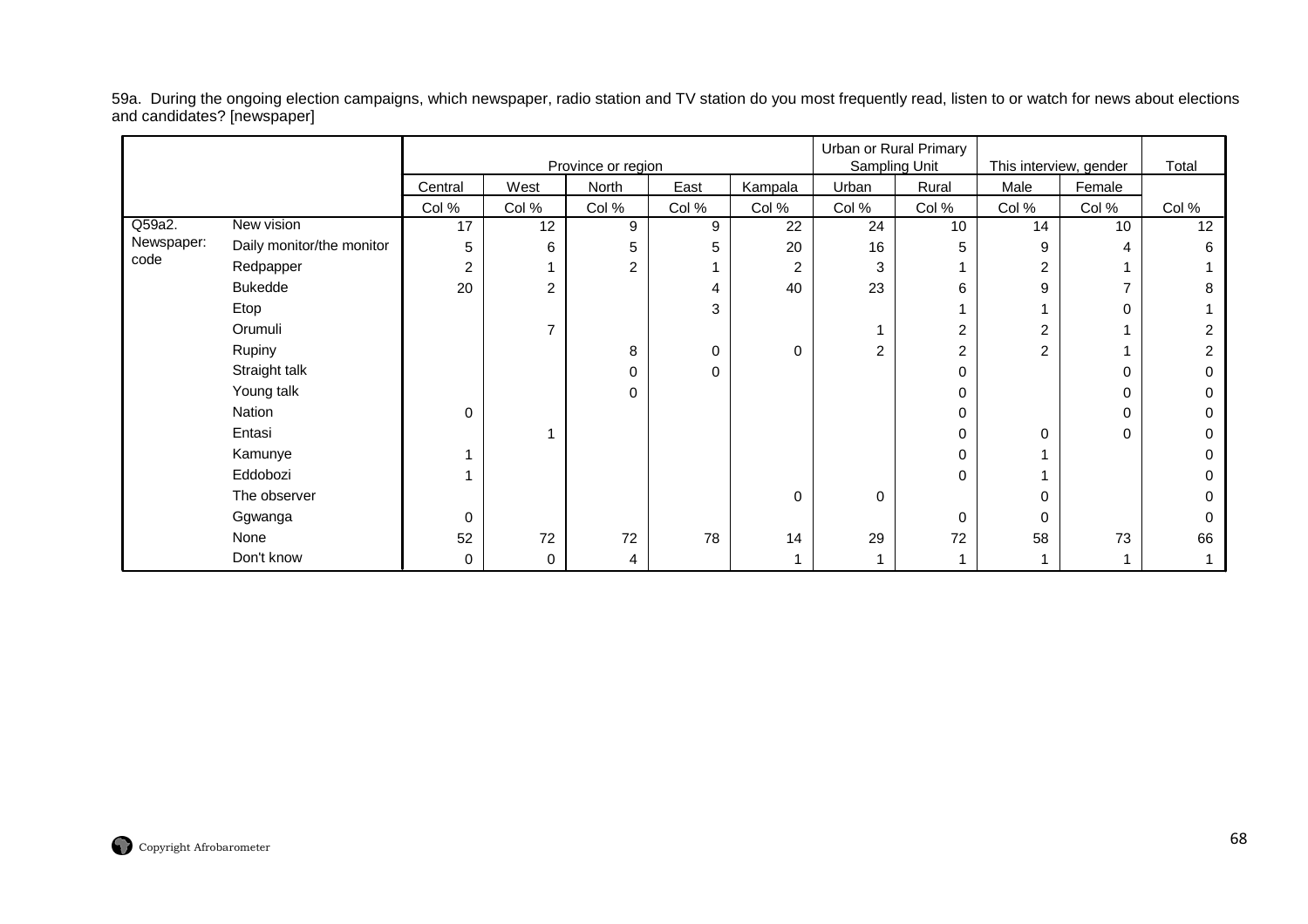59a. During the ongoing election campaigns, which newspaper, radio station and TV station do you most frequently read, listen to or watch for news about elections and candidates? [newspaper]

| | | Province or region | | | | | Urban or Rural Primary Sampling Unit | | This interview, gender | | Total |
|---|---|---|---|---|---|---|---|---|---|---|---|
| | | Central | West | North | East | Kampala | Urban | Rural | Male | Female | |
| | | Col % | Col % | Col % | Col % | Col % | Col % | Col % | Col % | Col % | Col % |
| Q59a2. Newspaper: code | New vision | 17 | 12 | 9 | 9 | 22 | 24 | 10 | 14 | 10 | 12 |
| | Daily monitor/the monitor | 5 | 6 | 5 | 5 | 20 | 16 | 5 | 9 | 4 | 6 |
| | Redpapper | 2 | 1 | 2 | 1 | 2 | 3 | 1 | 2 | 1 | 1 |
| | Bukedde | 20 | 2 | | 4 | 40 | 23 | 6 | 9 | 7 | 8 |
| | Etop | | | | 3 | | | 1 | 1 | 0 | 1 |
| | Orumuli | | 7 | | | | 1 | 2 | 2 | 1 | 2 |
| | Rupiny | | | 8 | 0 | 0 | 2 | 2 | 2 | 1 | 2 |
| | Straight talk | | | 0 | 0 | | | 0 | | 0 | 0 |
| | Young talk | | | 0 | | | | 0 | | 0 | 0 |
| | Nation | 0 | | | | | | 0 | | 0 | 0 |
| | Entasi | | 1 | | | | | 0 | 0 | 0 | 0 |
| | Kamunye | 1 | | | | | | 0 | 1 | | 0 |
| | Eddobozi | 1 | | | | | | 0 | 1 | | 0 |
| | The observer | | | | | 0 | 0 | | 0 | | 0 |
| | Ggwanga | 0 | | | | | | 0 | 0 | | 0 |
| | None | 52 | 72 | 72 | 78 | 14 | 29 | 72 | 58 | 73 | 66 |
| | Don't know | 0 | 0 | 4 | | 1 | 1 | 1 | 1 | 1 | 1 |

Copyright Afrobarometer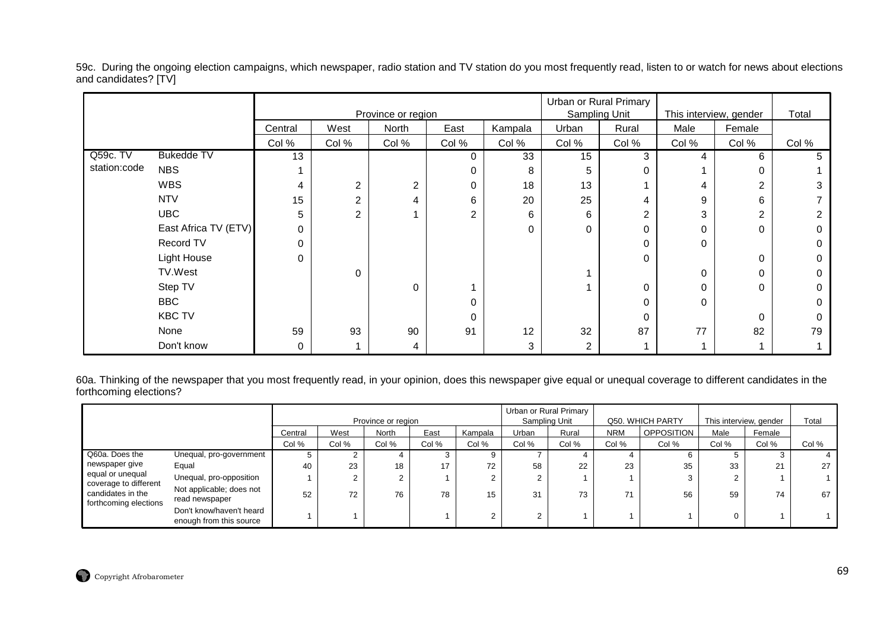59c. During the ongoing election campaigns, which newspaper, radio station and TV station do you most frequently read, listen to or watch for news about elections and candidates? [TV]

| | | Province or region | | | | | Urban or Rural Primary Sampling Unit | | This interview, gender | | Total |
|---|---|---|---|---|---|---|---|---|---|---|---|
| | | Central | West | North | East | Kampala | Urban | Rural | Male | Female | |
| | | Col % | Col % | Col % | Col % | Col % | Col % | Col % | Col % | Col % | Col % |
| Q59c. TV station:code | Bukedde TV | 13 | | | 0 | 33 | 15 | 3 | 4 | 6 | 5 |
| | NBS | 1 | | | 0 | 8 | 5 | 0 | 1 | 0 | 1 |
| | WBS | 4 | 2 | 2 | 0 | 18 | 13 | 1 | 4 | 2 | 3 |
| | NTV | 15 | 2 | 4 | 6 | 20 | 25 | 4 | 9 | 6 | 7 |
| | UBC | 5 | 2 | 1 | 2 | 6 | 6 | 2 | 3 | 2 | 2 |
| | East Africa TV (ETV) | 0 | | | | 0 | 0 | 0 | 0 | 0 | 0 |
| | Record TV | 0 | | | | | | 0 | 0 | | 0 |
| | Light House | 0 | | | | | | 0 | | 0 | 0 |
| | TV.West | | 0 | | | | 1 | | 0 | 0 | 0 |
| | Step TV | | | 0 | 1 | | 1 | 0 | 0 | 0 | 0 |
| | BBC | | | | 0 | | | 0 | 0 | | 0 |
| | KBC TV | | | | 0 | | | 0 | | 0 | 0 |
| | None | 59 | 93 | 90 | 91 | 12 | 32 | 87 | 77 | 82 | 79 |
| | Don't know | 0 | 1 | 4 | | 3 | 2 | 1 | 1 | 1 | 1 |

60a. Thinking of the newspaper that you most frequently read, in your opinion, does this newspaper give equal or unequal coverage to different candidates in the forthcoming elections?

| | | Province or region | | | | | Urban or Rural Primary Sampling Unit | | Q50. WHICH PARTY | | This interview, gender | | Total |
|---|---|---|---|---|---|---|---|---|---|---|---|---|---|
| | | Central | West | North | East | Kampala | Urban | Rural | NRM | OPPOSITION | Male | Female | |
| | | Col % | Col % | Col % | Col % | Col % | Col % | Col % | Col % | Col % | Col % | Col % | Col % |
| Q60a. Does the newspaper give equal or unequal coverage to different candidates in the forthcoming elections | Unequal, pro-government | 5 | 2 | 4 | 3 | 9 | 7 | 4 | 4 | 6 | 5 | 3 | 4 |
| | Equal | 40 | 23 | 18 | 17 | 72 | 58 | 22 | 23 | 35 | 33 | 21 | 27 |
| | Unequal, pro-opposition | 1 | 2 | 2 | 1 | 2 | 2 | 1 | 1 | 3 | 2 | 1 | 1 |
| | Not applicable; does not read newspaper | 52 | 72 | 76 | 78 | 15 | 31 | 73 | 71 | 56 | 59 | 74 | 67 |
| | Don't know/haven't heard enough from this source | 1 | 1 | | 1 | 2 | 2 | 1 | 1 | 1 | 0 | 1 | 1 |

Copyright Afrobarometer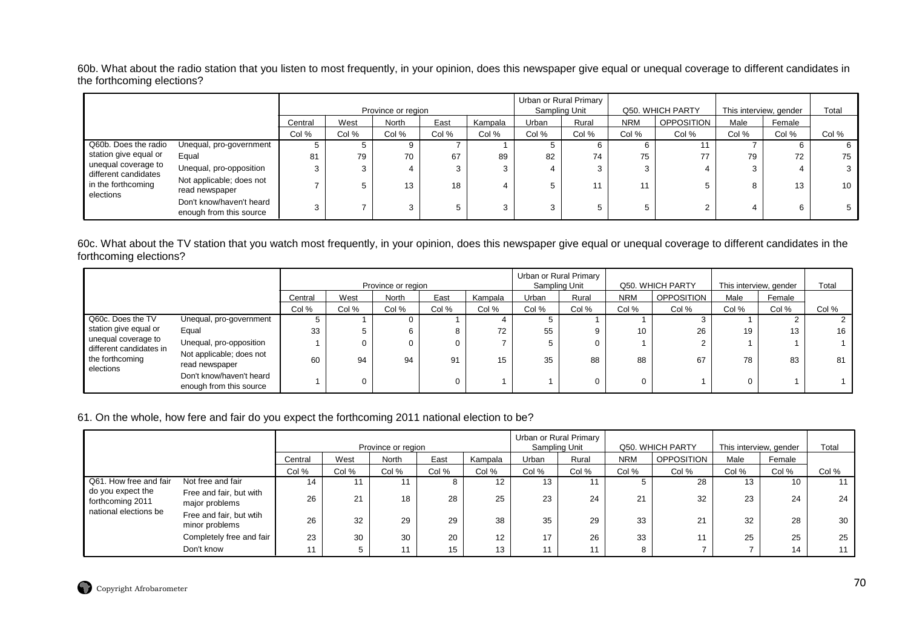60b. What about the radio station that you listen to most frequently, in your opinion, does this newspaper give equal or unequal coverage to different candidates in the forthcoming elections?

| | | Province or region | | | | | Urban or Rural Primary Sampling Unit | | Q50. WHICH PARTY | | This interview, gender | | Total |
|---|---|---|---|---|---|---|---|---|---|---|---|---|---|
| | | Central | West | North | East | Kampala | Urban | Rural | NRM | OPPOSITION | Male | Female | |
| | | Col % | Col % | Col % | Col % | Col % | Col % | Col % | Col % | Col % | Col % | Col % | Col % |
| Q60b. Does the radio station give equal or unequal coverage to different candidates in the forthcoming elections | Unequal, pro-government | 5 | 5 | 9 | 7 | 1 | 5 | 6 | 6 | 11 | 7 | 6 | 6 |
| | Equal | 81 | 79 | 70 | 67 | 89 | 82 | 74 | 75 | 77 | 79 | 72 | 75 |
| | Unequal, pro-opposition | 3 | 3 | 4 | 3 | 3 | 4 | 3 | 3 | 4 | 3 | 4 | 3 |
| | Not applicable; does not read newspaper | 7 | 5 | 13 | 18 | 4 | 5 | 11 | 11 | 5 | 8 | 13 | 10 |
| | Don't know/haven't heard enough from this source | 3 | 7 | 3 | 5 | 3 | 3 | 5 | 5 | 2 | 4 | 6 | 5 |

60c. What about the TV station that you watch most frequently, in your opinion, does this newspaper give equal or unequal coverage to different candidates in the forthcoming elections?

| | | Province or region | | | | | Urban or Rural Primary Sampling Unit | | Q50. WHICH PARTY | | This interview, gender | | Total |
|---|---|---|---|---|---|---|---|---|---|---|---|---|---|
| | | Central | West | North | East | Kampala | Urban | Rural | NRM | OPPOSITION | Male | Female | |
| | | Col % | Col % | Col % | Col % | Col % | Col % | Col % | Col % | Col % | Col % | Col % | Col % |
| Q60c. Does the TV station give equal or unequal coverage to different candidates in the forthcoming elections | Unequal, pro-government | 5 | 1 | 0 | 1 | 4 | 5 | 1 | 1 | 3 | 1 | 2 | 2 |
| | Equal | 33 | 5 | 6 | 8 | 72 | 55 | 9 | 10 | 26 | 19 | 13 | 16 |
| | Unequal, pro-opposition | 1 | 0 | 0 | 0 | 7 | 5 | 0 | 1 | 2 | 1 | 1 | 1 |
| | Not applicable; does not read newspaper | 60 | 94 | 94 | 91 | 15 | 35 | 88 | 88 | 67 | 78 | 83 | 81 |
| | Don't know/haven't heard enough from this source | 1 | 0 | | 0 | 1 | 1 | 0 | 0 | 1 | 0 | 1 | 1 |

61. On the whole, how fere and fair do you expect the forthcoming 2011 national election to be?

| | | Province or region | | | | | Urban or Rural Primary Sampling Unit | | Q50. WHICH PARTY | | This interview, gender | | Total |
|---|---|---|---|---|---|---|---|---|---|---|---|---|---|
| | | Central | West | North | East | Kampala | Urban | Rural | NRM | OPPOSITION | Male | Female | |
| | | Col % | Col % | Col % | Col % | Col % | Col % | Col % | Col % | Col % | Col % | Col % | Col % |
| Q61. How free and fair do you expect the forthcoming 2011 national elections be | Not free and fair | 14 | 11 | 11 | 8 | 12 | 13 | 11 | 5 | 28 | 13 | 10 | 11 |
| | Free and fair, but with major problems | 26 | 21 | 18 | 28 | 25 | 23 | 24 | 21 | 32 | 23 | 24 | 24 |
| | Free and fair, but wtih minor problems | 26 | 32 | 29 | 29 | 38 | 35 | 29 | 33 | 21 | 32 | 28 | 30 |
| | Completely free and fair | 23 | 30 | 30 | 20 | 12 | 17 | 26 | 33 | 11 | 25 | 25 | 25 |
| | Don't know | 11 | 5 | 11 | 15 | 13 | 11 | 11 | 8 | 7 | 7 | 14 | 11 |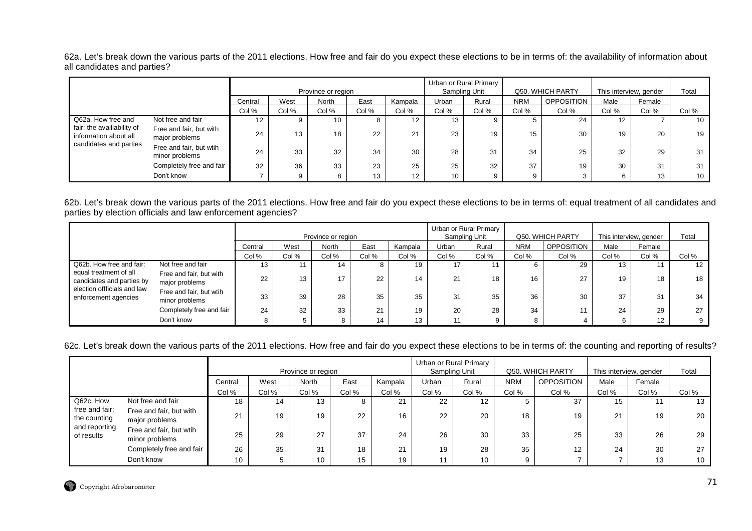62a. Let's break down the various parts of the 2011 elections. How free and fair do you expect these elections to be in terms of: the availability of information about all candidates and parties?

| | | Province or region | | | | | Urban or Rural Primary Sampling Unit | | Q50. WHICH PARTY | | This interview, gender | | Total |
|---|---|---|---|---|---|---|---|---|---|---|---|---|---|
| | | Central | West | North | East | Kampala | Urban | Rural | NRM | OPPOSITION | Male | Female | |
| | | Col % | Col % | Col % | Col % | Col % | Col % | Col % | Col % | Col % | Col % | Col % | Col % |
| Q62a. How free and fair: the availiability of information about all candidates and parties | Not free and fair | 12 | 9 | 10 | 8 | 12 | 13 | 9 | 5 | 24 | 12 | 7 | 10 |
| | Free and fair, but with major problems | 24 | 13 | 18 | 22 | 21 | 23 | 19 | 15 | 30 | 19 | 20 | 19 |
| | Free and fair, but wtih minor problems | 24 | 33 | 32 | 34 | 30 | 28 | 31 | 34 | 25 | 32 | 29 | 31 |
| | Completely free and fair | 32 | 36 | 33 | 23 | 25 | 25 | 32 | 37 | 19 | 30 | 31 | 31 |
| | Don't know | 7 | 9 | 8 | 13 | 12 | 10 | 9 | 9 | 3 | 6 | 13 | 10 |

62b. Let's break down the various parts of the 2011 elections. How free and fair do you expect these elections to be in terms of: equal treatment of all candidates and parties by election officials and law enforcement agencies?

| | | Province or region | | | | | Urban or Rural Primary Sampling Unit | | Q50. WHICH PARTY | | This interview, gender | | Total |
|---|---|---|---|---|---|---|---|---|---|---|---|---|---|
| | | Central | West | North | East | Kampala | Urban | Rural | NRM | OPPOSITION | Male | Female | |
| | | Col % | Col % | Col % | Col % | Col % | Col % | Col % | Col % | Col % | Col % | Col % | Col % |
| Q62b. How free and fair: equal treatment of all candidates and parties by election offficials and law enforcement agencies | Not free and fair | 13 | 11 | 14 | 8 | 19 | 17 | 11 | 6 | 29 | 13 | 11 | 12 |
| | Free and fair, but with major problems | 22 | 13 | 17 | 22 | 14 | 21 | 18 | 16 | 27 | 19 | 18 | 18 |
| | Free and fair, but wtih minor problems | 33 | 39 | 28 | 35 | 35 | 31 | 35 | 36 | 30 | 37 | 31 | 34 |
| | Completely free and fair | 24 | 32 | 33 | 21 | 19 | 20 | 28 | 34 | 11 | 24 | 29 | 27 |
| | Don't know | 8 | 5 | 8 | 14 | 13 | 11 | 9 | 8 | 4 | 6 | 12 | 9 |

62c. Let's break down the various parts of the 2011 elections. How free and fair do you expect these elections to be in terms of: the counting and reporting of results?

| | | Province or region | | | | | Urban or Rural Primary Sampling Unit | | Q50. WHICH PARTY | | This interview, gender | | Total |
|---|---|---|---|---|---|---|---|---|---|---|---|---|---|
| | | Central | West | North | East | Kampala | Urban | Rural | NRM | OPPOSITION | Male | Female | |
| | | Col % | Col % | Col % | Col % | Col % | Col % | Col % | Col % | Col % | Col % | Col % | Col % |
| Q62c. How free and fair: the counting and reporting of results | Not free and fair | 18 | 14 | 13 | 8 | 21 | 22 | 12 | 5 | 37 | 15 | 11 | 13 |
| | Free and fair, but with major problems | 21 | 19 | 19 | 22 | 16 | 22 | 20 | 18 | 19 | 21 | 19 | 20 |
| | Free and fair, but wtih minor problems | 25 | 29 | 27 | 37 | 24 | 26 | 30 | 33 | 25 | 33 | 26 | 29 |
| | Completely free and fair | 26 | 35 | 31 | 18 | 21 | 19 | 28 | 35 | 12 | 24 | 30 | 27 |
| | Don't know | 10 | 5 | 10 | 15 | 19 | 11 | 10 | 9 | 7 | 7 | 13 | 10 |

Copyright Afrobarometer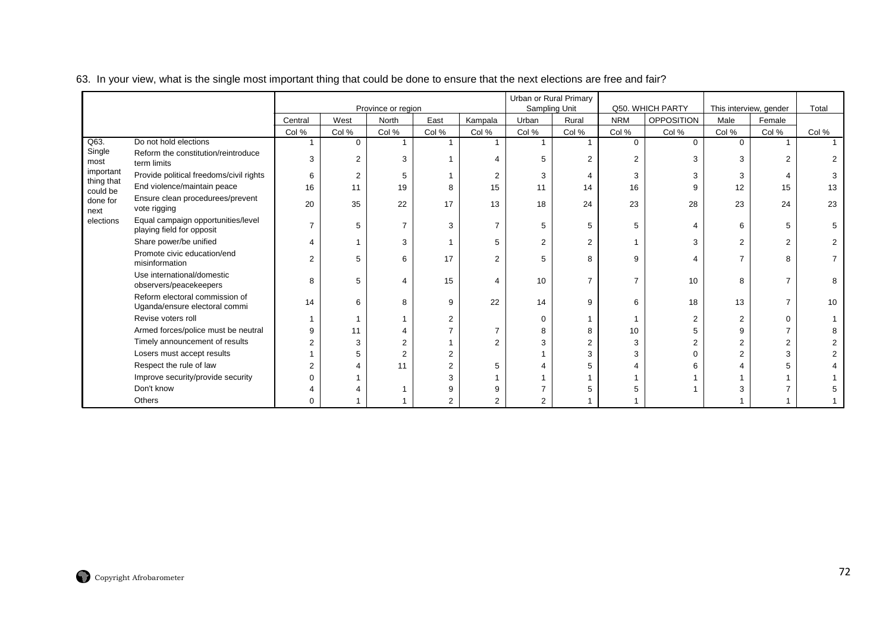63. In your view, what is the single most important thing that could be done to ensure that the next elections are free and fair?

| | | Province or region | | | | | Urban or Rural Primary Sampling Unit | | Q50. WHICH PARTY | | This interview, gender | | Total |
|---|---|---|---|---|---|---|---|---|---|---|---|---|---|
| | | Central | West | North | East | Kampala | Urban | Rural | NRM | OPPOSITION | Male | Female | |
| | | Col % | Col % | Col % | Col % | Col % | Col % | Col % | Col % | Col % | Col % | Col % | Col % |
| Q63. Single most important thing that could be done for next elections | Do not hold elections | 1 | 0 | 1 | 1 | 1 | 1 | 1 | 0 | 0 | 0 | 1 | 1 |
| | Reform the constitution/reintroduce term limits | 3 | 2 | 3 | 1 | 4 | 5 | 2 | 2 | 3 | 3 | 2 | 2 |
| | Provide political freedoms/civil rights | 6 | 2 | 5 | 1 | 2 | 3 | 4 | 3 | 3 | 3 | 4 | 3 |
| | End violence/maintain peace | 16 | 11 | 19 | 8 | 15 | 11 | 14 | 16 | 9 | 12 | 15 | 13 |
| | Ensure clean proceduree s/prevent vote rigging | 20 | 35 | 22 | 17 | 13 | 18 | 24 | 23 | 28 | 23 | 24 | 23 |
| | Equal campaign opportunities/level playing field for opposit | 7 | 5 | 7 | 3 | 7 | 5 | 5 | 5 | 4 | 6 | 5 | 5 |
| | Share power/be unified | 4 | 1 | 3 | 1 | 5 | 2 | 2 | 1 | 3 | 2 | 2 | 2 |
| | Promote civic education/end misinformation | 2 | 5 | 6 | 17 | 2 | 5 | 8 | 9 | 4 | 7 | 8 | 7 |
| | Use international/domestic observers/peacekeepers | 8 | 5 | 4 | 15 | 4 | 10 | 7 | 7 | 10 | 8 | 7 | 8 |
| | Reform electoral commission of Uganda/ensure electoral commi | 14 | 6 | 8 | 9 | 22 | 14 | 9 | 6 | 18 | 13 | 7 | 10 |
| | Revise voters roll | 1 | 1 | 1 | 2 | | 0 | 1 | 1 | 2 | 2 | 0 | 1 |
| | Armed forces/police must be neutral | 9 | 11 | 4 | 7 | 7 | 8 | 8 | 10 | 5 | 9 | 7 | 8 |
| | Timely announcement of results | 2 | 3 | 2 | 1 | 2 | 3 | 2 | 3 | 2 | 2 | 2 | 2 |
| | Losers must accept results | 1 | 5 | 2 | 2 | | 1 | 3 | 3 | 0 | 2 | 3 | 2 |
| | Respect the rule of law | 2 | 4 | 11 | 2 | 5 | 4 | 5 | 4 | 6 | 4 | 5 | 4 |
| | Improve security/provide security | 0 | 1 | | 3 | 1 | 1 | 1 | 1 | 1 | 1 | 1 | 1 |
| | Don't know | 4 | 4 | 1 | 9 | 9 | 7 | 5 | 5 | 1 | 3 | 7 | 5 |
| | Others | 0 | 1 | 1 | 2 | 2 | 2 | 1 | 1 | | 1 | 1 | 1 |

Copyright Afrobarometer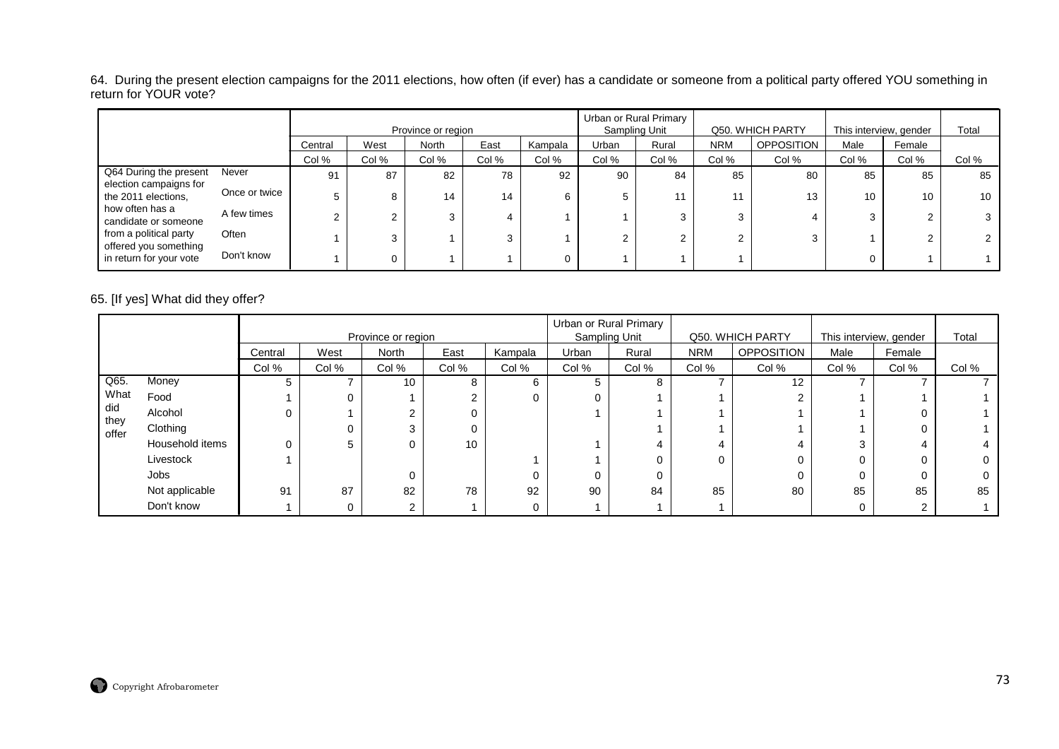64. During the present election campaigns for the 2011 elections, how often (if ever) has a candidate or someone from a political party offered YOU something in return for YOUR vote?

| | | Province or region | | | | | Urban or Rural Primary Sampling Unit | | Q50. WHICH PARTY | | This interview, gender | | Total |
|---|---|---|---|---|---|---|---|---|---|---|---|---|---|
| | | Central | West | North | East | Kampala | Urban | Rural | NRM | OPPOSITION | Male | Female | |
| | | Col % | Col % | Col % | Col % | Col % | Col % | Col % | Col % | Col % | Col % | Col % | Col % |
| Q64 During the present election campaigns for the 2011 elections, how often has a candidate or someone from a political party offered you something in return for your vote | Never | 91 | 87 | 82 | 78 | 92 | 90 | 84 | 85 | 80 | 85 | 85 | 85 |
| | Once or twice | 5 | 8 | 14 | 14 | 6 | 5 | 11 | 11 | 13 | 10 | 10 | 10 |
| | A few times | 2 | 2 | 3 | 4 | 1 | 1 | 3 | 3 | 4 | 3 | 2 | 3 |
| | Often | 1 | 3 | 1 | 3 | 1 | 2 | 2 | 2 | 3 | 1 | 2 | 2 |
| | Don't know | 1 | 0 | 1 | 1 | 0 | 1 | 1 | 1 | | 0 | 1 | 1 |

65. [If yes] What did they offer?

| | | Province or region | | | | | Urban or Rural Primary Sampling Unit | | Q50. WHICH PARTY | | This interview, gender | | Total |
|---|---|---|---|---|---|---|---|---|---|---|---|---|---|
| | | Central | West | North | East | Kampala | Urban | Rural | NRM | OPPOSITION | Male | Female | |
| | | Col % | Col % | Col % | Col % | Col % | Col % | Col % | Col % | Col % | Col % | Col % | Col % |
| Q65. What did they offer | Money | 5 | 7 | 10 | 8 | 6 | 5 | 8 | 7 | 12 | 7 | 7 | 7 |
| | Food | 1 | 0 | 1 | 2 | 0 | 0 | 1 | 1 | 2 | 1 | 1 | 1 |
| | Alcohol | 0 | 1 | 2 | 0 | | 1 | 1 | 1 | 1 | 1 | 0 | 1 |
| | Clothing | | 0 | 3 | 0 | | | 1 | 1 | 1 | 1 | 0 | 1 |
| | Household items | 0 | 5 | 0 | 10 | | 1 | 4 | 4 | 4 | 3 | 4 | 4 |
| | Livestock | 1 | | | | 1 | 1 | 0 | 0 | 0 | 0 | 0 | 0 |
| | Jobs | | | 0 | | 0 | 0 | 0 | | 0 | 0 | 0 | 0 |
| | Not applicable | 91 | 87 | 82 | 78 | 92 | 90 | 84 | 85 | 80 | 85 | 85 | 85 |
| | Don't know | 1 | 0 | 2 | 1 | 0 | 1 | 1 | 1 | | 0 | 2 | 1 |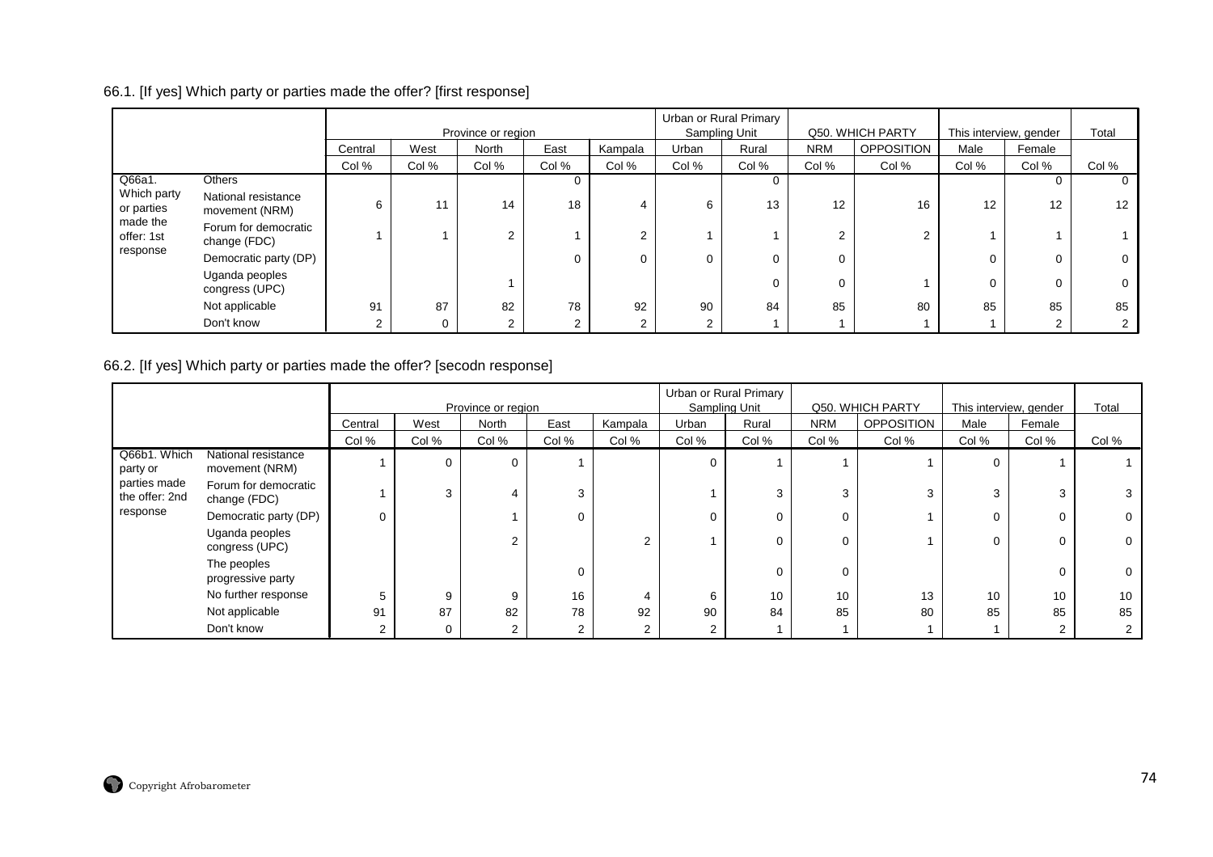66.1. [If yes] Which party or parties made the offer? [first response]

| | | Province or region | | | | | Urban or Rural Primary Sampling Unit | | Q50. WHICH PARTY | | This interview, gender | | Total |
|---|---|---|---|---|---|---|---|---|---|---|---|---|---|
| | | Central | West | North | East | Kampala | Urban | Rural | NRM | OPPOSITION | Male | Female | |
| | | Col % | Col % | Col % | Col % | Col % | Col % | Col % | Col % | Col % | Col % | Col % | Col % |
| Q66a1. Which party or parties made the offer: 1st response | Others | | | | 0 | | | 0 | | | | 0 | 0 |
| | National resistance movement (NRM) | 6 | 11 | 14 | 18 | 4 | 6 | 13 | 12 | 16 | 12 | 12 | 12 |
| | Forum for democratic change (FDC) | 1 | 1 | 2 | 1 | 2 | 1 | 1 | 2 | 2 | 1 | 1 | 1 |
| | Democratic party (DP) | | | | 0 | 0 | 0 | 0 | 0 | | 0 | 0 | 0 |
| | Uganda peoples congress (UPC) | | | 1 | | | | 0 | 0 | 1 | 0 | 0 | 0 |
| | Not applicable | 91 | 87 | 82 | 78 | 92 | 90 | 84 | 85 | 80 | 85 | 85 | 85 |
| | Don't know | 2 | 0 | 2 | 2 | 2 | 2 | 1 | 1 | 1 | 1 | 2 | 2 |

66.2. [If yes] Which party or parties made the offer? [secodn response]

| | | Province or region | | | | | Urban or Rural Primary Sampling Unit | | Q50. WHICH PARTY | | This interview, gender | | Total |
|---|---|---|---|---|---|---|---|---|---|---|---|---|---|
| | | Central | West | North | East | Kampala | Urban | Rural | NRM | OPPOSITION | Male | Female | |
| | | Col % | Col % | Col % | Col % | Col % | Col % | Col % | Col % | Col % | Col % | Col % | Col % |
| Q66b1. Which party or parties made the offer: 2nd response | National resistance movement (NRM) | 1 | 0 | 0 | 1 | | 0 | 1 | 1 | 1 | 0 | 1 | 1 |
| | Forum for democratic change (FDC) | 1 | 3 | 4 | 3 | | 1 | 3 | 3 | 3 | 3 | 3 | 3 |
| | Democratic party (DP) | 0 | | 1 | 0 | | 0 | 0 | 0 | 1 | 0 | 0 | 0 |
| | Uganda peoples congress (UPC) | | | 2 | | 2 | 1 | 0 | 0 | 1 | 0 | 0 | 0 |
| | The peoples progressive party | | | | 0 | | | 0 | 0 | | | 0 | 0 |
| | No further response | 5 | 9 | 9 | 16 | 4 | 6 | 10 | 10 | 13 | 10 | 10 | 10 |
| | Not applicable | 91 | 87 | 82 | 78 | 92 | 90 | 84 | 85 | 80 | 85 | 85 | 85 |
| | Don't know | 2 | 0 | 2 | 2 | 2 | 2 | 1 | 1 | 1 | 1 | 2 | 2 |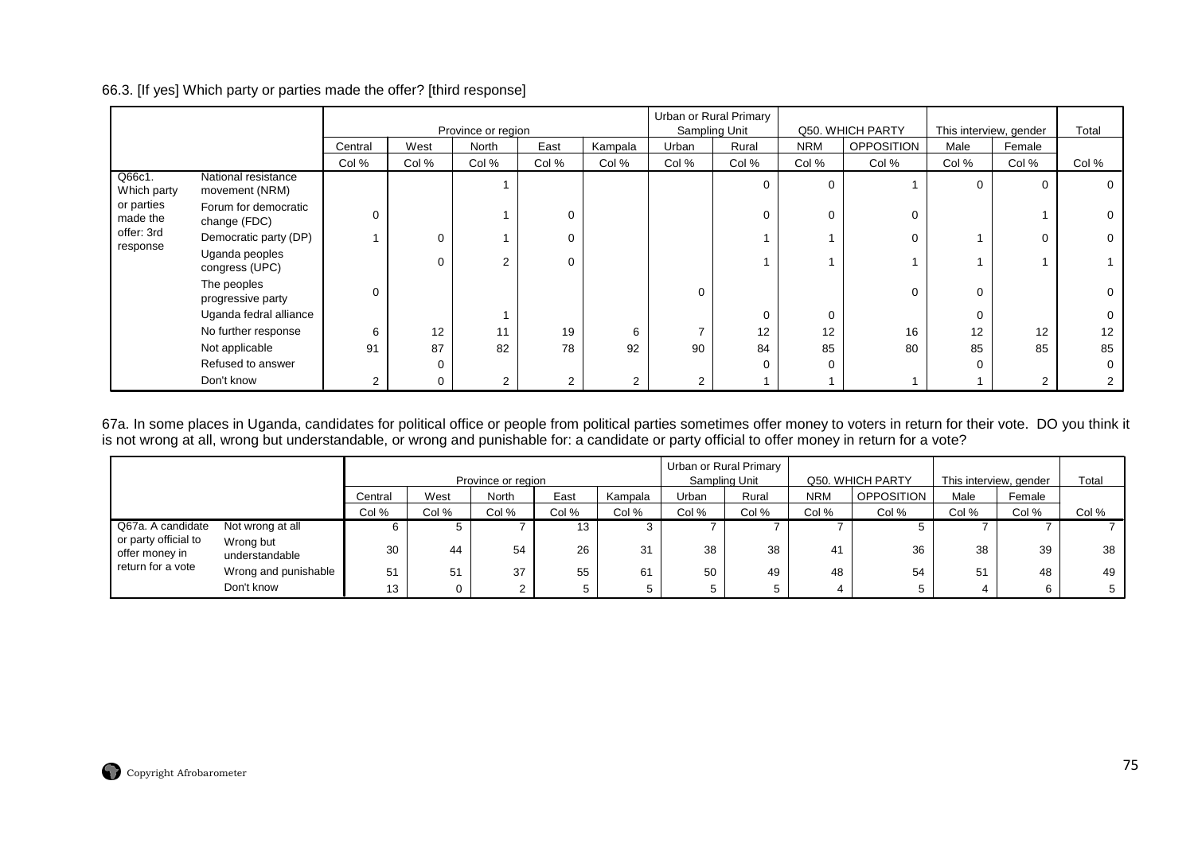66.3. [If yes] Which party or parties made the offer? [third response]

| | | Province or region | | | | | Urban or Rural Primary Sampling Unit | | Q50. WHICH PARTY | | This interview, gender | | Total |
|---|---|---|---|---|---|---|---|---|---|---|---|---|---|
| | | Central | West | North | East | Kampala | Urban | Rural | NRM | OPPOSITION | Male | Female | |
| | | Col % | Col % | Col % | Col % | Col % | Col % | Col % | Col % | Col % | Col % | Col % | Col % |
| Q66c1. Which party or parties made the offer: 3rd response | National resistance movement (NRM) | | | 1 | | | | 0 | 0 | 1 | 0 | 0 | 0 |
| | Forum for democratic change (FDC) | 0 | | 1 | 0 | | | 0 | 0 | 0 | | 1 | 0 |
| | Democratic party (DP) | 1 | 0 | 1 | 0 | | | 1 | 1 | 0 | 1 | 0 | 0 |
| | Uganda peoples congress (UPC) | | 0 | 2 | 0 | | | 1 | 1 | 1 | 1 | 1 | 1 |
| | The peoples progressive party | 0 | | | | | 0 | | | 0 | 0 | | 0 |
| | Uganda fedral alliance | | | 1 | | | | 0 | 0 | | 0 | | 0 |
| | No further response | 6 | 12 | 11 | 19 | 6 | 7 | 12 | 12 | 16 | 12 | 12 | 12 |
| | Not applicable | 91 | 87 | 82 | 78 | 92 | 90 | 84 | 85 | 80 | 85 | 85 | 85 |
| | Refused to answer | | 0 | | | | | 0 | 0 | | 0 | | 0 |
| | Don't know | 2 | 0 | 2 | 2 | 2 | 2 | 1 | 1 | 1 | 1 | 2 | 2 |

67a. In some places in Uganda, candidates for political office or people from political parties sometimes offer money to voters in return for their vote. DO you think it is not wrong at all, wrong but understandable, or wrong and punishable for: a candidate or party official to offer money in return for a vote?

| | | Province or region | | | | | Urban or Rural Primary Sampling Unit | | Q50. WHICH PARTY | | This interview, gender | | Total |
|---|---|---|---|---|---|---|---|---|---|---|---|---|---|
| | | Central | West | North | East | Kampala | Urban | Rural | NRM | OPPOSITION | Male | Female | |
| | | Col % | Col % | Col % | Col % | Col % | Col % | Col % | Col % | Col % | Col % | Col % | Col % |
| Q67a. A candidate or party official to offer money in return for a vote | Not wrong at all | 6 | 5 | 7 | 13 | 3 | 7 | 7 | 7 | 5 | 7 | 7 | 7 |
| | Wrong but understandable | 30 | 44 | 54 | 26 | 31 | 38 | 38 | 41 | 36 | 38 | 39 | 38 |
| | Wrong and punishable | 51 | 51 | 37 | 55 | 61 | 50 | 49 | 48 | 54 | 51 | 48 | 49 |
| | Don't know | 13 | 0 | 2 | 5 | 5 | 5 | 5 | 4 | 5 | 4 | 6 | 5 |

Copyright Afrobarometer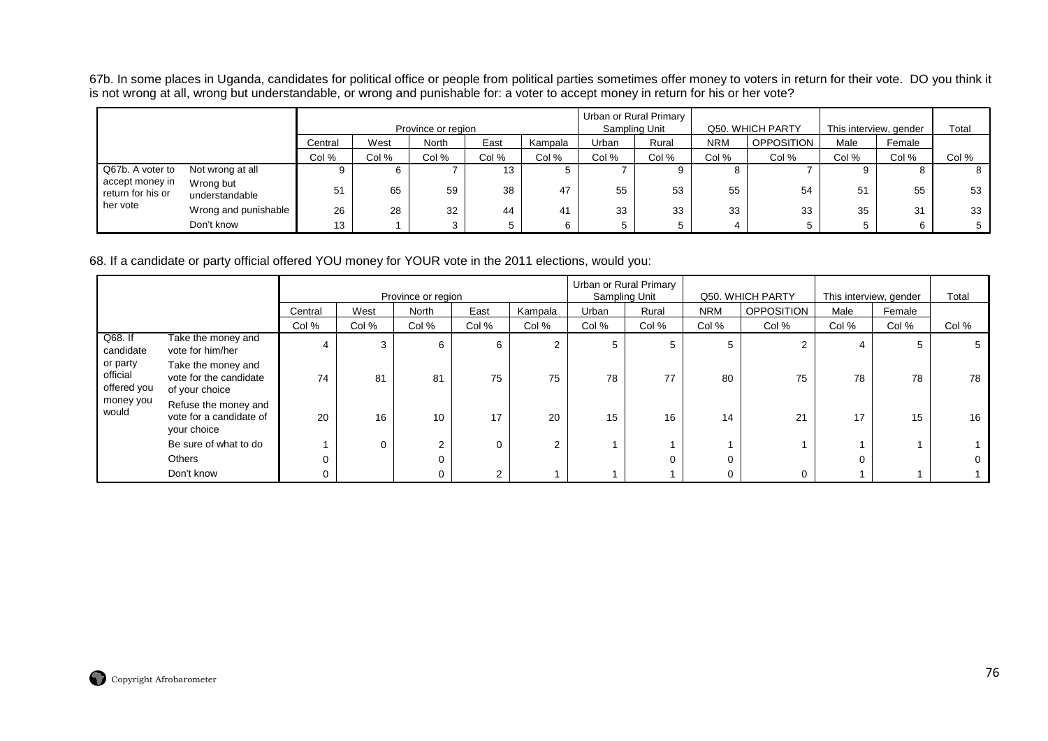67b. In some places in Uganda, candidates for political office or people from political parties sometimes offer money to voters in return for their vote. DO you think it is not wrong at all, wrong but understandable, or wrong and punishable for: a voter to accept money in return for his or her vote?

| | | Province or region | | | | | Urban or Rural Primary Sampling Unit | | Q50. WHICH PARTY | | This interview, gender | | Total |
|---|---|---|---|---|---|---|---|---|---|---|---|---|---|
| | | Central | West | North | East | Kampala | Urban | Rural | NRM | OPPOSITION | Male | Female | |
| | | Col % | Col % | Col % | Col % | Col % | Col % | Col % | Col % | Col % | Col % | Col % | Col % |
| Q67b. A voter to accept money in return for his or her vote | Not wrong at all | 9 | 6 | 7 | 13 | 5 | 7 | 9 | 8 | 7 | 9 | 8 | 8 |
| | Wrong but understandable | 51 | 65 | 59 | 38 | 47 | 55 | 53 | 55 | 54 | 51 | 55 | 53 |
| | Wrong and punishable | 26 | 28 | 32 | 44 | 41 | 33 | 33 | 33 | 33 | 35 | 31 | 33 |
| | Don't know | 13 | 1 | 3 | 5 | 6 | 5 | 5 | 4 | 5 | 5 | 6 | 5 |

68. If a candidate or party official offered YOU money for YOUR vote in the 2011 elections, would you:

| | | Province or region | | | | | Urban or Rural Primary Sampling Unit | | Q50. WHICH PARTY | | This interview, gender | | Total |
|---|---|---|---|---|---|---|---|---|---|---|---|---|---|
| | | Central | West | North | East | Kampala | Urban | Rural | NRM | OPPOSITION | Male | Female | |
| | | Col % | Col % | Col % | Col % | Col % | Col % | Col % | Col % | Col % | Col % | Col % | Col % |
| Q68. If candidate or party official offered you money you would | Take the money and vote for him/her | 4 | 3 | 6 | 6 | 2 | 5 | 5 | 5 | 2 | 4 | 5 | 5 |
| | Take the money and vote for the candidate of your choice | 74 | 81 | 81 | 75 | 75 | 78 | 77 | 80 | 75 | 78 | 78 | 78 |
| | Refuse the money and vote for a candidate of your choice | 20 | 16 | 10 | 17 | 20 | 15 | 16 | 14 | 21 | 17 | 15 | 16 |
| | Be sure of what to do | 1 | 0 | 2 | 0 | 2 | 1 | 1 | 1 | 1 | 1 | 1 | 1 |
| | Others | 0 | | 0 | | | | 0 | 0 | | 0 | | 0 |
| | Don't know | 0 | | 0 | 2 | 1 | 1 | 1 | 0 | 0 | 1 | 1 | 1 |

Copyright Afrobarometer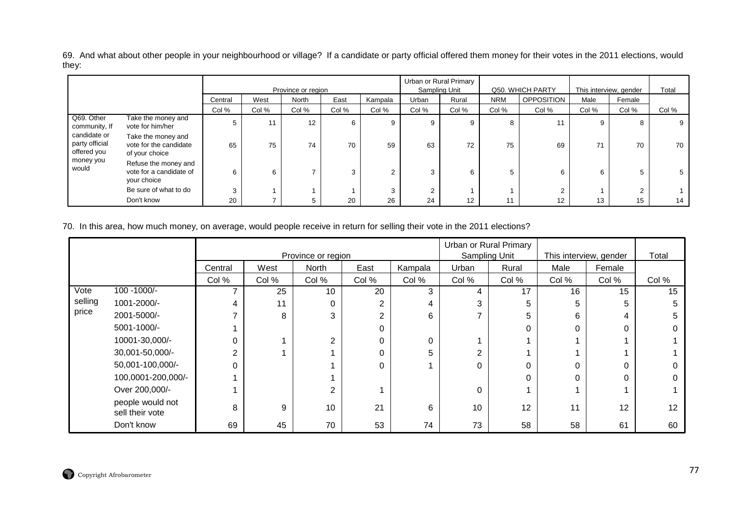69. And what about other people in your neighbourhood or village? If a candidate or party official offered them money for their votes in the 2011 elections, would they:

| | | Province or region | | | | | Urban or Rural Primary Sampling Unit | | Q50. WHICH PARTY | | This interview, gender | | Total |
|---|---|---|---|---|---|---|---|---|---|---|---|---|---|
| | | Central | West | North | East | Kampala | Urban | Rural | NRM | OPPOSITION | Male | Female | |
| | | Col % | Col % | Col % | Col % | Col % | Col % | Col % | Col % | Col % | Col % | Col % | Col % |
| Q69. Other community, If candidate or party official offered you money you would | Take the money and vote for him/her | 5 | 11 | 12 | 6 | 9 | 9 | 9 | 8 | 11 | 9 | 8 | 9 |
| | Take the money and vote for the candidate of your choice | 65 | 75 | 74 | 70 | 59 | 63 | 72 | 75 | 69 | 71 | 70 | 70 |
| | Refuse the money and vote for a candidate of your choice | 6 | 6 | 7 | 3 | 2 | 3 | 6 | 5 | 6 | 6 | 5 | 5 |
| | Be sure of what to do | 3 | 1 | 1 | 1 | 3 | 2 | 1 | 1 | 2 | 1 | 2 | 1 |
| | Don't know | 20 | 7 | 5 | 20 | 26 | 24 | 12 | 11 | 12 | 13 | 15 | 14 |

70. In this area, how much money, on average, would people receive in return for selling their vote in the 2011 elections?

| | | Province or region | | | | | Urban or Rural Primary Sampling Unit | | This interview, gender | | Total |
|---|---|---|---|---|---|---|---|---|---|---|---|
| | | Central | West | North | East | Kampala | Urban | Rural | Male | Female | |
| | | Col % | Col % | Col % | Col % | Col % | Col % | Col % | Col % | Col % | Col % |
| Vote selling price | 100 -1000/- | 7 | 25 | 10 | 20 | 3 | 4 | 17 | 16 | 15 | 15 |
| | 1001-2000/- | 4 | 11 | 0 | 2 | 4 | 3 | 5 | 5 | 5 | 5 |
| | 2001-5000/- | 7 | 8 | 3 | 2 | 6 | 7 | 5 | 6 | 4 | 5 |
| | 5001-1000/- | 1 | | | 0 | | | 0 | 0 | 0 | 0 |
| | 10001-30,000/- | 0 | 1 | 2 | 0 | 0 | 1 | 1 | 1 | 1 | 1 |
| | 30,001-50,000/- | 2 | 1 | 1 | 0 | 5 | 2 | 1 | 1 | 1 | 1 |
| | 50,001-100,000/- | 0 | | 1 | 0 | 1 | 0 | 0 | 0 | 0 | 0 |
| | 100,0001-200,000/- | 1 | | 1 | | | | 0 | 0 | 0 | 0 |
| | Over 200,000/- | 1 | | 2 | 1 | | 0 | 1 | 1 | 1 | 1 |
| | people would not sell their vote | 8 | 9 | 10 | 21 | 6 | 10 | 12 | 11 | 12 | 12 |
| | Don't know | 69 | 45 | 70 | 53 | 74 | 73 | 58 | 58 | 61 | 60 |

Copyright Afrobarometer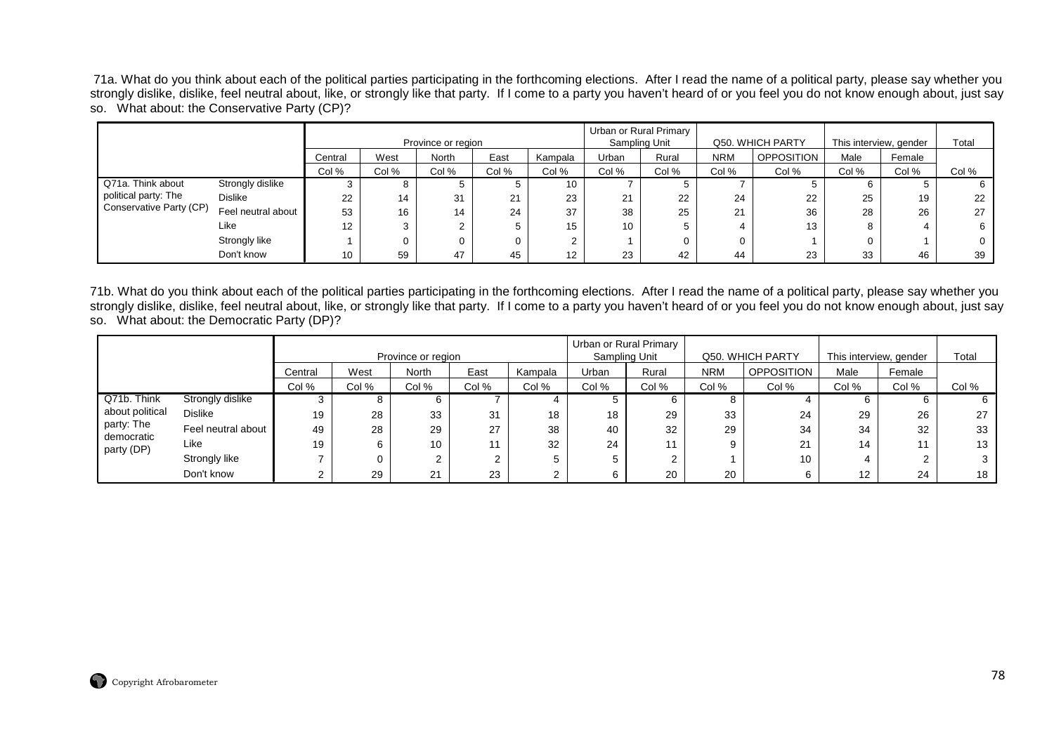71a. What do you think about each of the political parties participating in the forthcoming elections. After I read the name of a political party, please say whether you strongly dislike, dislike, feel neutral about, like, or strongly like that party. If I come to a party you haven't heard of or you feel you do not know enough about, just say so. What about: the Conservative Party (CP)?

| | | Province or region | | | | | Urban or Rural Primary Sampling Unit | | Q50. WHICH PARTY | | This interview, gender | | Total |
|---|---|---|---|---|---|---|---|---|---|---|---|---|---|
| | | Central | West | North | East | Kampala | Urban | Rural | NRM | OPPOSITION | Male | Female | |
| | | Col % | Col % | Col % | Col % | Col % | Col % | Col % | Col % | Col % | Col % | Col % | Col % |
| Q71a. Think about political party: The Conservative Party (CP) | Strongly dislike | 3 | 8 | 5 | 5 | 10 | 7 | 5 | 7 | 5 | 6 | 5 | 6 |
| | Dislike | 22 | 14 | 31 | 21 | 23 | 21 | 22 | 24 | 22 | 25 | 19 | 22 |
| | Feel neutral about | 53 | 16 | 14 | 24 | 37 | 38 | 25 | 21 | 36 | 28 | 26 | 27 |
| | Like | 12 | 3 | 2 | 5 | 15 | 10 | 5 | 4 | 13 | 8 | 4 | 6 |
| | Strongly like | 1 | 0 | 0 | 0 | 2 | 1 | 0 | 0 | 1 | 0 | 1 | 0 |
| | Don't know | 10 | 59 | 47 | 45 | 12 | 23 | 42 | 44 | 23 | 33 | 46 | 39 |

71b. What do you think about each of the political parties participating in the forthcoming elections. After I read the name of a political party, please say whether you strongly dislike, dislike, feel neutral about, like, or strongly like that party. If I come to a party you haven't heard of or you feel you do not know enough about, just say so. What about: the Democratic Party (DP)?

| | | Province or region | | | | | Urban or Rural Primary Sampling Unit | | Q50. WHICH PARTY | | This interview, gender | | Total |
|---|---|---|---|---|---|---|---|---|---|---|---|---|---|
| | | Central | West | North | East | Kampala | Urban | Rural | NRM | OPPOSITION | Male | Female | |
| | | Col % | Col % | Col % | Col % | Col % | Col % | Col % | Col % | Col % | Col % | Col % | Col % |
| Q71b. Think about political party: The democratic party (DP) | Strongly dislike | 3 | 8 | 6 | 7 | 4 | 5 | 6 | 8 | 4 | 6 | 6 | 6 |
| | Dislike | 19 | 28 | 33 | 31 | 18 | 18 | 29 | 33 | 24 | 29 | 26 | 27 |
| | Feel neutral about | 49 | 28 | 29 | 27 | 38 | 40 | 32 | 29 | 34 | 34 | 32 | 33 |
| | Like | 19 | 6 | 10 | 11 | 32 | 24 | 11 | 9 | 21 | 14 | 11 | 13 |
| | Strongly like | 7 | 0 | 2 | 2 | 5 | 5 | 2 | 1 | 10 | 4 | 2 | 3 |
| | Don't know | 2 | 29 | 21 | 23 | 2 | 6 | 20 | 20 | 6 | 12 | 24 | 18 |

Copyright Afrobarometer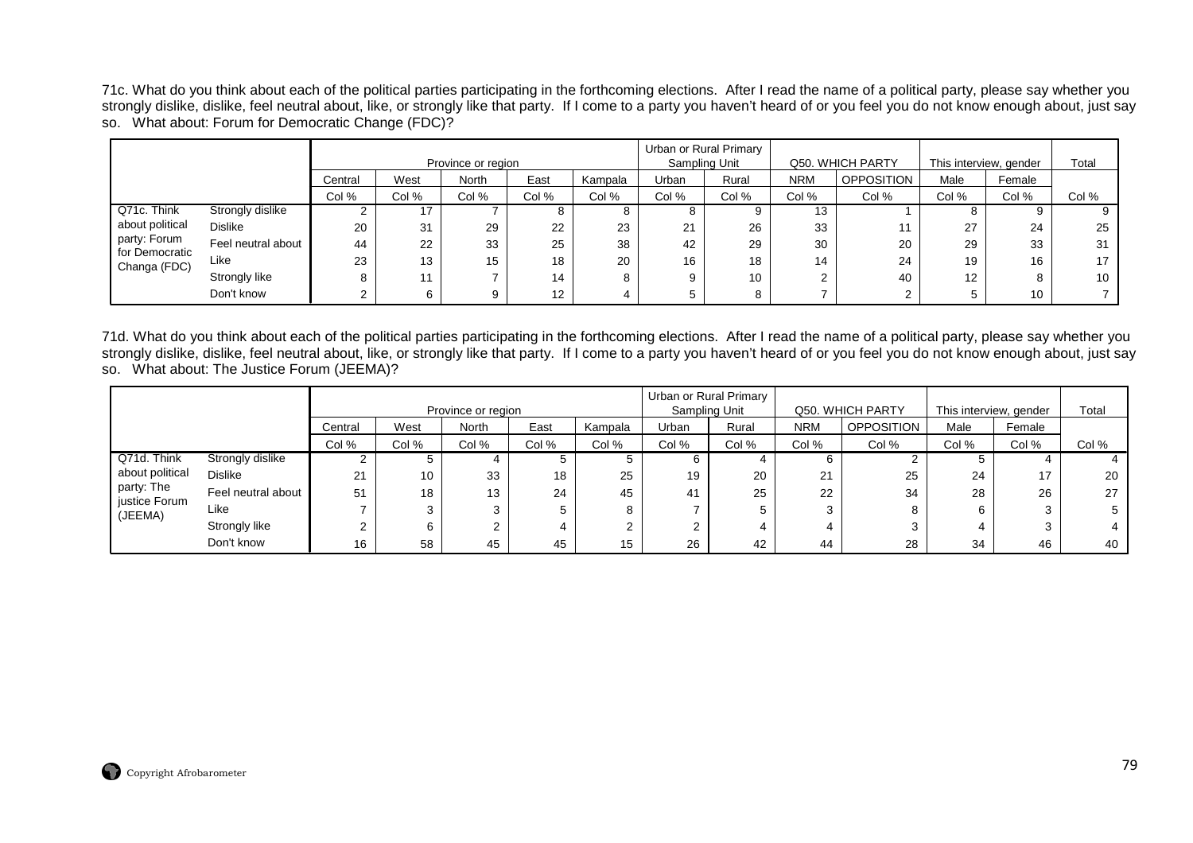71c. What do you think about each of the political parties participating in the forthcoming elections. After I read the name of a political party, please say whether you strongly dislike, dislike, feel neutral about, like, or strongly like that party. If I come to a party you haven't heard of or you feel you do not know enough about, just say so. What about: Forum for Democratic Change (FDC)?

| | | Province or region | | | | | Urban or Rural Primary Sampling Unit | | Q50. WHICH PARTY | | This interview, gender | | Total |
|---|---|---|---|---|---|---|---|---|---|---|---|---|---|
| | | Central | West | North | East | Kampala | Urban | Rural | NRM | OPPOSITION | Male | Female | |
| | | Col % | Col % | Col % | Col % | Col % | Col % | Col % | Col % | Col % | Col % | Col % | Col % |
| Q71c. Think about political party: Forum for Democratic Changa (FDC) | Strongly dislike | 2 | 17 | 7 | 8 | 8 | 8 | 9 | 13 | 1 | 8 | 9 | 9 |
| | Dislike | 20 | 31 | 29 | 22 | 23 | 21 | 26 | 33 | 11 | 27 | 24 | 25 |
| | Feel neutral about | 44 | 22 | 33 | 25 | 38 | 42 | 29 | 30 | 20 | 29 | 33 | 31 |
| | Like | 23 | 13 | 15 | 18 | 20 | 16 | 18 | 14 | 24 | 19 | 16 | 17 |
| | Strongly like | 8 | 11 | 7 | 14 | 8 | 9 | 10 | 2 | 40 | 12 | 8 | 10 |
| | Don't know | 2 | 6 | 9 | 12 | 4 | 5 | 8 | 7 | 2 | 5 | 10 | 7 |

71d. What do you think about each of the political parties participating in the forthcoming elections. After I read the name of a political party, please say whether you strongly dislike, dislike, feel neutral about, like, or strongly like that party. If I come to a party you haven't heard of or you feel you do not know enough about, just say so. What about: The Justice Forum (JEEMA)?

| | | Province or region | | | | | Urban or Rural Primary Sampling Unit | | Q50. WHICH PARTY | | This interview, gender | | Total |
|---|---|---|---|---|---|---|---|---|---|---|---|---|---|
| | | Central | West | North | East | Kampala | Urban | Rural | NRM | OPPOSITION | Male | Female | |
| | | Col % | Col % | Col % | Col % | Col % | Col % | Col % | Col % | Col % | Col % | Col % | Col % |
| Q71d. Think about political party: The justice Forum (JEEMA) | Strongly dislike | 2 | 5 | 4 | 5 | 5 | 6 | 4 | 6 | 2 | 5 | 4 | 4 |
| | Dislike | 21 | 10 | 33 | 18 | 25 | 19 | 20 | 21 | 25 | 24 | 17 | 20 |
| | Feel neutral about | 51 | 18 | 13 | 24 | 45 | 41 | 25 | 22 | 34 | 28 | 26 | 27 |
| | Like | 7 | 3 | 3 | 5 | 8 | 7 | 5 | 3 | 8 | 6 | 3 | 5 |
| | Strongly like | 2 | 6 | 2 | 4 | 2 | 2 | 4 | 4 | 3 | 4 | 3 | 4 |
| | Don't know | 16 | 58 | 45 | 45 | 15 | 26 | 42 | 44 | 28 | 34 | 46 | 40 |

Copyright Afrobarometer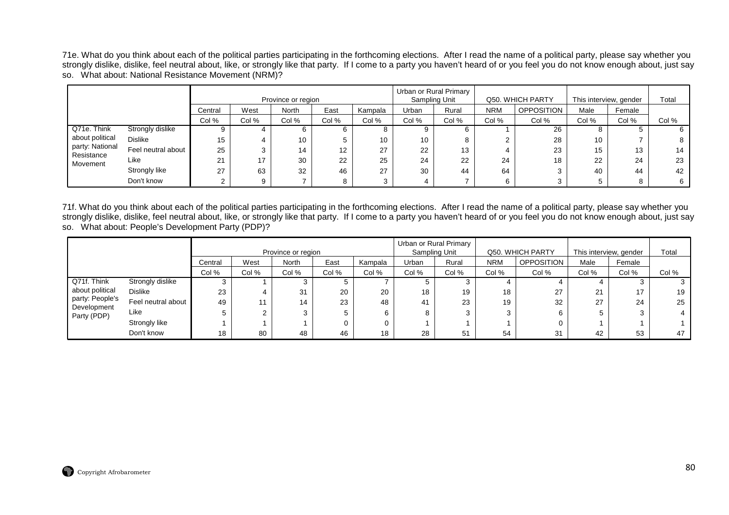71e. What do you think about each of the political parties participating in the forthcoming elections. After I read the name of a political party, please say whether you strongly dislike, dislike, feel neutral about, like, or strongly like that party. If I come to a party you haven't heard of or you feel you do not know enough about, just say so. What about: National Resistance Movement (NRM)?

| | | Province or region | | | | | Urban or Rural Primary Sampling Unit | | Q50. WHICH PARTY | | This interview, gender | | Total |
|---|---|---|---|---|---|---|---|---|---|---|---|---|---|
| | | Central | West | North | East | Kampala | Urban | Rural | NRM | OPPOSITION | Male | Female | |
| | | Col % | Col % | Col % | Col % | Col % | Col % | Col % | Col % | Col % | Col % | Col % | Col % |
| Q71e. Think about political party: National Resistance Movement | Strongly dislike | 9 | 4 | 6 | 6 | 8 | 9 | 6 | 1 | 26 | 8 | 5 | 6 |
| | Dislike | 15 | 4 | 10 | 5 | 10 | 10 | 8 | 2 | 28 | 10 | 7 | 8 |
| | Feel neutral about | 25 | 3 | 14 | 12 | 27 | 22 | 13 | 4 | 23 | 15 | 13 | 14 |
| | Like | 21 | 17 | 30 | 22 | 25 | 24 | 22 | 24 | 18 | 22 | 24 | 23 |
| | Strongly like | 27 | 63 | 32 | 46 | 27 | 30 | 44 | 64 | 3 | 40 | 44 | 42 |
| | Don't know | 2 | 9 | 7 | 8 | 3 | 4 | 7 | 6 | 3 | 5 | 8 | 6 |

71f. What do you think about each of the political parties participating in the forthcoming elections. After I read the name of a political party, please say whether you strongly dislike, dislike, feel neutral about, like, or strongly like that party. If I come to a party you haven't heard of or you feel you do not know enough about, just say so. What about: People's Development Party (PDP)?

| | | Province or region | | | | | Urban or Rural Primary Sampling Unit | | Q50. WHICH PARTY | | This interview, gender | | Total |
|---|---|---|---|---|---|---|---|---|---|---|---|---|---|
| | | Central | West | North | East | Kampala | Urban | Rural | NRM | OPPOSITION | Male | Female | |
| | | Col % | Col % | Col % | Col % | Col % | Col % | Col % | Col % | Col % | Col % | Col % | Col % |
| Q71f. Think about political party: People's Development Party (PDP) | Strongly dislike | 3 | 1 | 3 | 5 | 7 | 5 | 3 | 4 | 4 | 4 | 3 | 3 |
| | Dislike | 23 | 4 | 31 | 20 | 20 | 18 | 19 | 18 | 27 | 21 | 17 | 19 |
| | Feel neutral about | 49 | 11 | 14 | 23 | 48 | 41 | 23 | 19 | 32 | 27 | 24 | 25 |
| | Like | 5 | 2 | 3 | 5 | 6 | 8 | 3 | 3 | 6 | 5 | 3 | 4 |
| | Strongly like | 1 | 1 | 1 | 0 | 0 | 1 | 1 | 1 | 0 | 1 | 1 | 1 |
| | Don't know | 18 | 80 | 48 | 46 | 18 | 28 | 51 | 54 | 31 | 42 | 53 | 47 |

Copyright Afrobarometer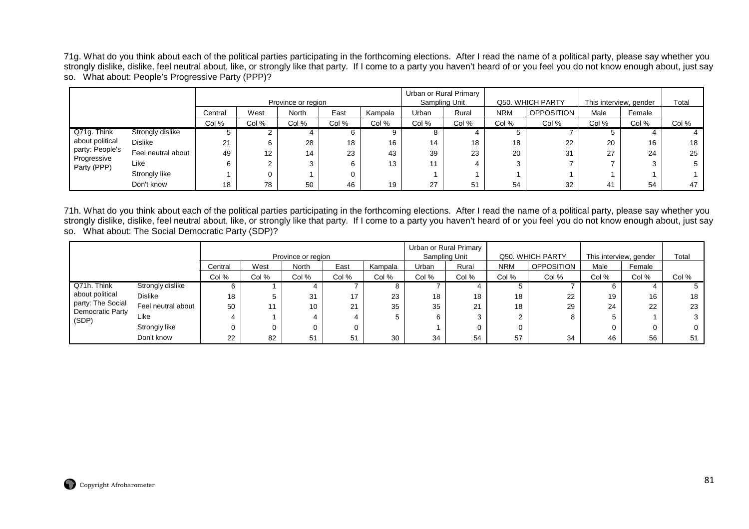71g. What do you think about each of the political parties participating in the forthcoming elections. After I read the name of a political party, please say whether you strongly dislike, dislike, feel neutral about, like, or strongly like that party. If I come to a party you haven't heard of or you feel you do not know enough about, just say so. What about: People's Progressive Party (PPP)?

| | | Province or region | | | | | Urban or Rural Primary Sampling Unit | | Q50. WHICH PARTY | | This interview, gender | | Total |
|---|---|---|---|---|---|---|---|---|---|---|---|---|---|
| | | Central | West | North | East | Kampala | Urban | Rural | NRM | OPPOSITION | Male | Female | |
| | | Col % | Col % | Col % | Col % | Col % | Col % | Col % | Col % | Col % | Col % | Col % | Col % |
| Q71g. Think about political party: People's Progressive Party (PPP) | Strongly dislike | 5 | 2 | 4 | 6 | 9 | 8 | 4 | 5 | 7 | 5 | 4 | 4 |
| | Dislike | 21 | 6 | 28 | 18 | 16 | 14 | 18 | 18 | 22 | 20 | 16 | 18 |
| | Feel neutral about | 49 | 12 | 14 | 23 | 43 | 39 | 23 | 20 | 31 | 27 | 24 | 25 |
| | Like | 6 | 2 | 3 | 6 | 13 | 11 | 4 | 3 | 7 | 7 | 3 | 5 |
| | Strongly like | 1 | 0 | 1 | 0 | | 1 | 1 | 1 | 1 | 1 | 1 | 1 |
| | Don't know | 18 | 78 | 50 | 46 | 19 | 27 | 51 | 54 | 32 | 41 | 54 | 47 |

71h. What do you think about each of the political parties participating in the forthcoming elections. After I read the name of a political party, please say whether you strongly dislike, dislike, feel neutral about, like, or strongly like that party. If I come to a party you haven't heard of or you feel you do not know enough about, just say so. What about: The Social Democratic Party (SDP)?

| | | Province or region | | | | | Urban or Rural Primary Sampling Unit | | Q50. WHICH PARTY | | This interview, gender | | Total |
|---|---|---|---|---|---|---|---|---|---|---|---|---|---|
| | | Central | West | North | East | Kampala | Urban | Rural | NRM | OPPOSITION | Male | Female | |
| | | Col % | Col % | Col % | Col % | Col % | Col % | Col % | Col % | Col % | Col % | Col % | Col % |
| Q71h. Think about political party: The Social Democratic Party (SDP) | Strongly dislike | 6 | 1 | 4 | 7 | 8 | 7 | 4 | 5 | 7 | 6 | 4 | 5 |
| | Dislike | 18 | 5 | 31 | 17 | 23 | 18 | 18 | 18 | 22 | 19 | 16 | 18 |
| | Feel neutral about | 50 | 11 | 10 | 21 | 35 | 35 | 21 | 18 | 29 | 24 | 22 | 23 |
| | Like | 4 | 1 | 4 | 4 | 5 | 6 | 3 | 2 | 8 | 5 | 1 | 3 |
| | Strongly like | 0 | 0 | 0 | 0 | | 1 | 0 | 0 | | 0 | 0 | 0 |
| | Don't know | 22 | 82 | 51 | 51 | 30 | 34 | 54 | 57 | 34 | 46 | 56 | 51 |

Copyright Afrobarometer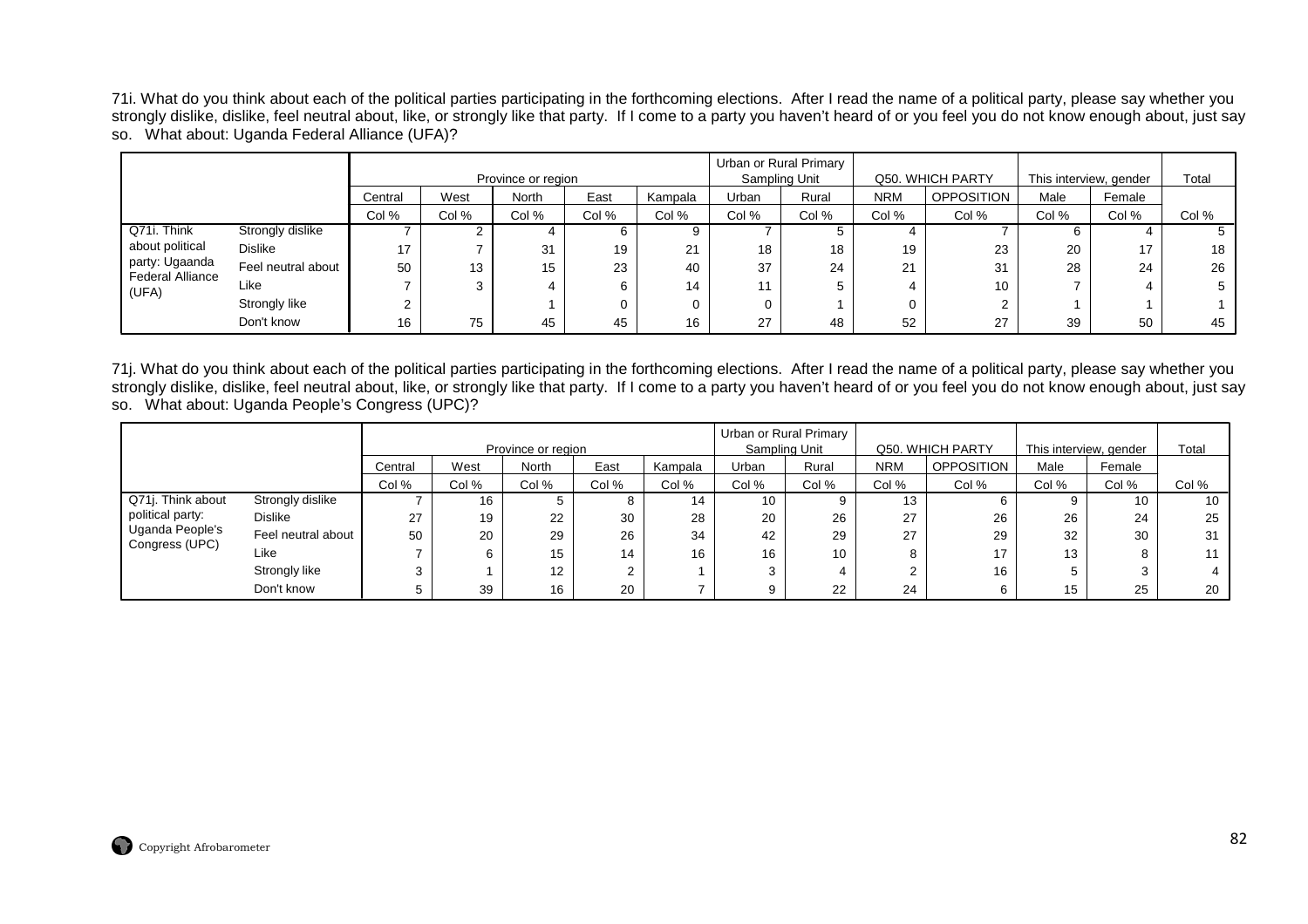71i. What do you think about each of the political parties participating in the forthcoming elections. After I read the name of a political party, please say whether you strongly dislike, dislike, feel neutral about, like, or strongly like that party. If I come to a party you haven't heard of or you feel you do not know enough about, just say so. What about: Uganda Federal Alliance (UFA)?

| | | Province or region | | | | | Urban or Rural Primary Sampling Unit | | Q50. WHICH PARTY | | This interview, gender | | Total |
|---|---|---|---|---|---|---|---|---|---|---|---|---|---|
| | | Central | West | North | East | Kampala | Urban | Rural | NRM | OPPOSITION | Male | Female | |
| | | Col % | Col % | Col % | Col % | Col % | Col % | Col % | Col % | Col % | Col % | Col % | Col % |
| Q71i. Think about political party: Ugaanda Federal Alliance (UFA) | Strongly dislike | 7 | 2 | 4 | 6 | 9 | 7 | 5 | 4 | 7 | 6 | 4 | 5 |
| | Dislike | 17 | 7 | 31 | 19 | 21 | 18 | 18 | 19 | 23 | 20 | 17 | 18 |
| | Feel neutral about | 50 | 13 | 15 | 23 | 40 | 37 | 24 | 21 | 31 | 28 | 24 | 26 |
| | Like | 7 | 3 | 4 | 6 | 14 | 11 | 5 | 4 | 10 | 7 | 4 | 5 |
| | Strongly like | 2 | | 1 | 0 | 0 | 0 | 1 | 0 | 2 | 1 | 1 | 1 |
| | Don't know | 16 | 75 | 45 | 45 | 16 | 27 | 48 | 52 | 27 | 39 | 50 | 45 |

71j. What do you think about each of the political parties participating in the forthcoming elections. After I read the name of a political party, please say whether you strongly dislike, dislike, feel neutral about, like, or strongly like that party. If I come to a party you haven't heard of or you feel you do not know enough about, just say so. What about: Uganda People's Congress (UPC)?

| | | Province or region | | | | | Urban or Rural Primary Sampling Unit | | Q50. WHICH PARTY | | This interview, gender | | Total |
|---|---|---|---|---|---|---|---|---|---|---|---|---|---|
| | | Central | West | North | East | Kampala | Urban | Rural | NRM | OPPOSITION | Male | Female | |
| | | Col % | Col % | Col % | Col % | Col % | Col % | Col % | Col % | Col % | Col % | Col % | Col % |
| Q71j. Think about political party: Uganda People's Congress (UPC) | Strongly dislike | 7 | 16 | 5 | 8 | 14 | 10 | 9 | 13 | 6 | 9 | 10 | 10 |
| | Dislike | 27 | 19 | 22 | 30 | 28 | 20 | 26 | 27 | 26 | 26 | 24 | 25 |
| | Feel neutral about | 50 | 20 | 29 | 26 | 34 | 42 | 29 | 27 | 29 | 32 | 30 | 31 |
| | Like | 7 | 6 | 15 | 14 | 16 | 16 | 10 | 8 | 17 | 13 | 8 | 11 |
| | Strongly like | 3 | 1 | 12 | 2 | 1 | 3 | 4 | 2 | 16 | 5 | 3 | 4 |
| | Don't know | 5 | 39 | 16 | 20 | 7 | 9 | 22 | 24 | 6 | 15 | 25 | 20 |

Copyright Afrobarometer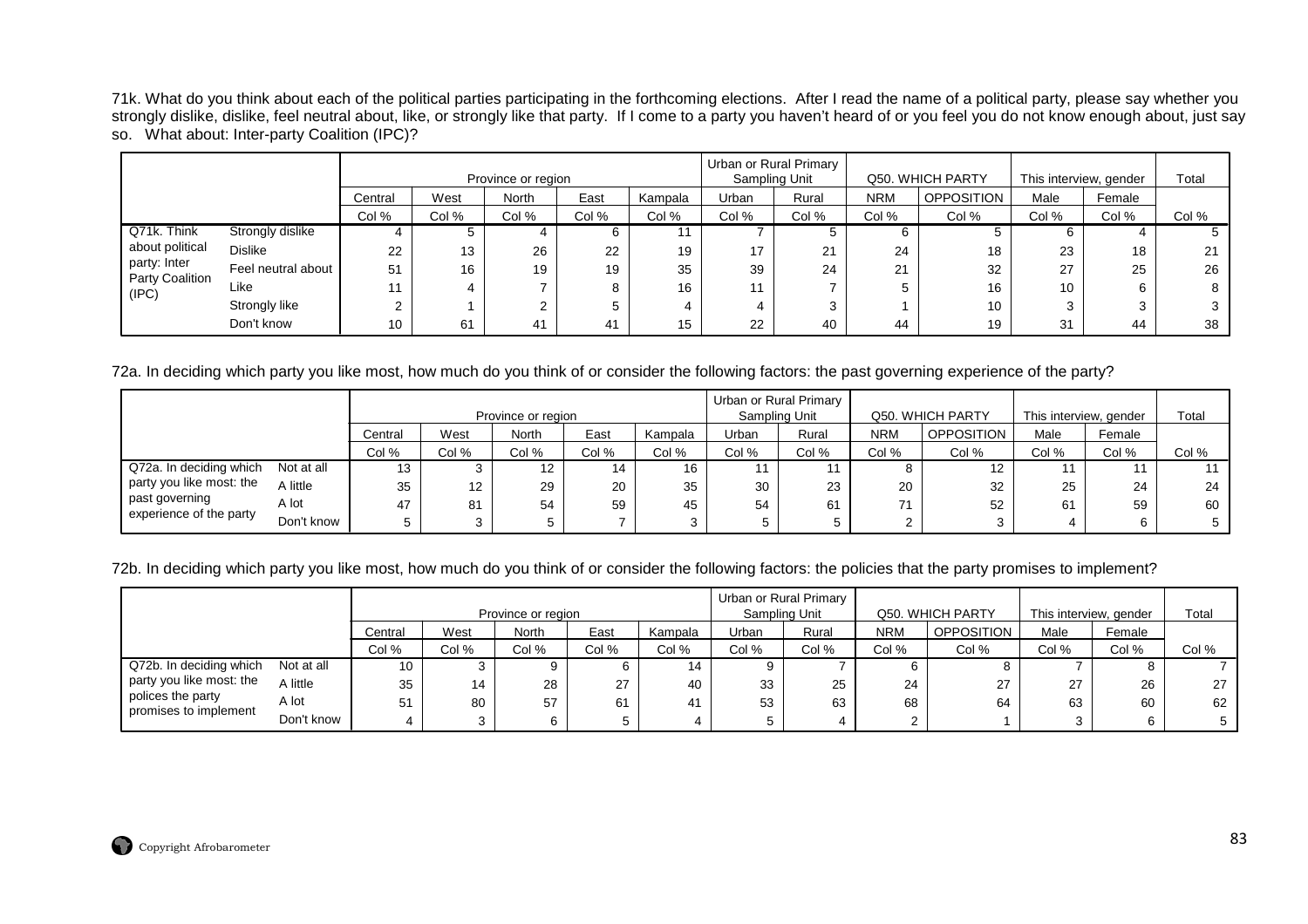71k. What do you think about each of the political parties participating in the forthcoming elections. After I read the name of a political party, please say whether you strongly dislike, dislike, feel neutral about, like, or strongly like that party. If I come to a party you haven't heard of or you feel you do not know enough about, just say so. What about: Inter-party Coalition (IPC)?

| | | Province or region | | | | | Urban or Rural Primary Sampling Unit | | Q50. WHICH PARTY | | This interview, gender | | Total |
|---|---|---|---|---|---|---|---|---|---|---|---|---|---|
| | | Central | West | North | East | Kampala | Urban | Rural | NRM | OPPOSITION | Male | Female | |
| | | Col % | Col % | Col % | Col % | Col % | Col % | Col % | Col % | Col % | Col % | Col % | Col % |
| Q71k. Think about political party: Inter Party Coalition (IPC) | Strongly dislike | 4 | 5 | 4 | 6 | 11 | 7 | 5 | 6 | 5 | 6 | 4 | 5 |
| | Dislike | 22 | 13 | 26 | 22 | 19 | 17 | 21 | 24 | 18 | 23 | 18 | 21 |
| | Feel neutral about | 51 | 16 | 19 | 19 | 35 | 39 | 24 | 21 | 32 | 27 | 25 | 26 |
| | Like | 11 | 4 | 7 | 8 | 16 | 11 | 7 | 5 | 16 | 10 | 6 | 8 |
| | Strongly like | 2 | 1 | 2 | 5 | 4 | 4 | 3 | 1 | 10 | 3 | 3 | 3 |
| | Don't know | 10 | 61 | 41 | 41 | 15 | 22 | 40 | 44 | 19 | 31 | 44 | 38 |

72a. In deciding which party you like most, how much do you think of or consider the following factors: the past governing experience of the party?

| | | Province or region | | | | | Urban or Rural Primary Sampling Unit | | Q50. WHICH PARTY | | This interview, gender | | Total |
|---|---|---|---|---|---|---|---|---|---|---|---|---|---|
| | | Central | West | North | East | Kampala | Urban | Rural | NRM | OPPOSITION | Male | Female | |
| | | Col % | Col % | Col % | Col % | Col % | Col % | Col % | Col % | Col % | Col % | Col % | Col % |
| Q72a. In deciding which party you like most: the past governing experience of the party | Not at all | 13 | 3 | 12 | 14 | 16 | 11 | 11 | 8 | 12 | 11 | 11 | 11 |
| | A little | 35 | 12 | 29 | 20 | 35 | 30 | 23 | 20 | 32 | 25 | 24 | 24 |
| | A lot | 47 | 81 | 54 | 59 | 45 | 54 | 61 | 71 | 52 | 61 | 59 | 60 |
| | Don't know | 5 | 3 | 5 | 7 | 3 | 5 | 5 | 2 | 3 | 4 | 6 | 5 |

72b. In deciding which party you like most, how much do you think of or consider the following factors: the policies that the party promises to implement?

| | | Province or region | | | | | Urban or Rural Primary Sampling Unit | | Q50. WHICH PARTY | | This interview, gender | | Total |
|---|---|---|---|---|---|---|---|---|---|---|---|---|---|
| | | Central | West | North | East | Kampala | Urban | Rural | NRM | OPPOSITION | Male | Female | |
| | | Col % | Col % | Col % | Col % | Col % | Col % | Col % | Col % | Col % | Col % | Col % | Col % |
| Q72b. In deciding which party you like most: the polices the party promises to implement | Not at all | 10 | 3 | 9 | 6 | 14 | 9 | 7 | 6 | 8 | 7 | 8 | 7 |
| | A little | 35 | 14 | 28 | 27 | 40 | 33 | 25 | 24 | 27 | 27 | 26 | 27 |
| | A lot | 51 | 80 | 57 | 61 | 41 | 53 | 63 | 68 | 64 | 63 | 60 | 62 |
| | Don't know | 4 | 3 | 6 | 5 | 4 | 5 | 4 | 2 | 1 | 3 | 6 | 5 |

Copyright Afrobarometer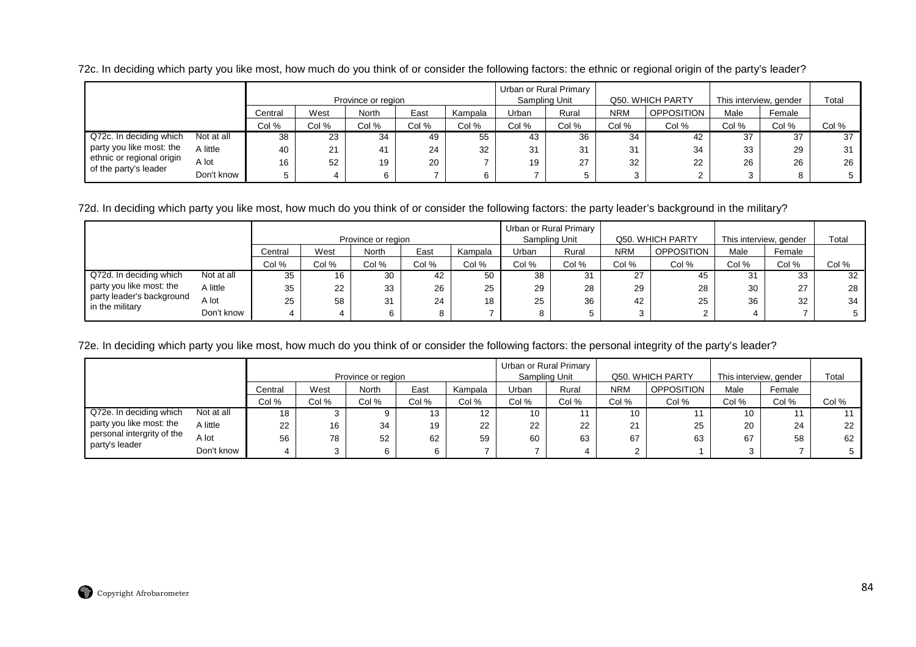72c. In deciding which party you like most, how much do you think of or consider the following factors: the ethnic or regional origin of the party's leader?

| | | Province or region | | | | | Urban or Rural Primary Sampling Unit | | Q50. WHICH PARTY | | This interview, gender | | Total |
|---|---|---|---|---|---|---|---|---|---|---|---|---|---|
| | | Central | West | North | East | Kampala | Urban | Rural | NRM | OPPOSITION | Male | Female | |
| | | Col % | Col % | Col % | Col % | Col % | Col % | Col % | Col % | Col % | Col % | Col % | Col % |
| Q72c. In deciding which party you like most: the ethnic or regional origin of the party's leader | Not at all | 38 | 23 | 34 | 49 | 55 | 43 | 36 | 34 | 42 | 37 | 37 | 37 |
| | A little | 40 | 21 | 41 | 24 | 32 | 31 | 31 | 31 | 34 | 33 | 29 | 31 |
| | A lot | 16 | 52 | 19 | 20 | 7 | 19 | 27 | 32 | 22 | 26 | 26 | 26 |
| | Don't know | 5 | 4 | 6 | 7 | 6 | 7 | 5 | 3 | 2 | 3 | 8 | 5 |

72d. In deciding which party you like most, how much do you think of or consider the following factors: the party leader's background in the military?

| | | Province or region | | | | | Urban or Rural Primary Sampling Unit | | Q50. WHICH PARTY | | This interview, gender | | Total |
|---|---|---|---|---|---|---|---|---|---|---|---|---|---|
| | | Central | West | North | East | Kampala | Urban | Rural | NRM | OPPOSITION | Male | Female | |
| | | Col % | Col % | Col % | Col % | Col % | Col % | Col % | Col % | Col % | Col % | Col % | Col % |
| Q72d. In deciding which party you like most: the party leader's background in the military | Not at all | 35 | 16 | 30 | 42 | 50 | 38 | 31 | 27 | 45 | 31 | 33 | 32 |
| | A little | 35 | 22 | 33 | 26 | 25 | 29 | 28 | 29 | 28 | 30 | 27 | 28 |
| | A lot | 25 | 58 | 31 | 24 | 18 | 25 | 36 | 42 | 25 | 36 | 32 | 34 |
| | Don't know | 4 | 4 | 6 | 8 | 7 | 8 | 5 | 3 | 2 | 4 | 7 | 5 |

72e. In deciding which party you like most, how much do you think of or consider the following factors: the personal integrity of the party's leader?

| | | Province or region | | | | | Urban or Rural Primary Sampling Unit | | Q50. WHICH PARTY | | This interview, gender | | Total |
|---|---|---|---|---|---|---|---|---|---|---|---|---|---|
| | | Central | West | North | East | Kampala | Urban | Rural | NRM | OPPOSITION | Male | Female | |
| | | Col % | Col % | Col % | Col % | Col % | Col % | Col % | Col % | Col % | Col % | Col % | Col % |
| Q72e. In deciding which party you like most: the personal intergrity of the party's leader | Not at all | 18 | 3 | 9 | 13 | 12 | 10 | 11 | 10 | 11 | 10 | 11 | 11 |
| | A little | 22 | 16 | 34 | 19 | 22 | 22 | 22 | 21 | 25 | 20 | 24 | 22 |
| | A lot | 56 | 78 | 52 | 62 | 59 | 60 | 63 | 67 | 63 | 67 | 58 | 62 |
| | Don't know | 4 | 3 | 6 | 6 | 7 | 7 | 4 | 2 | 1 | 3 | 7 | 5 |

Copyright Afrobarometer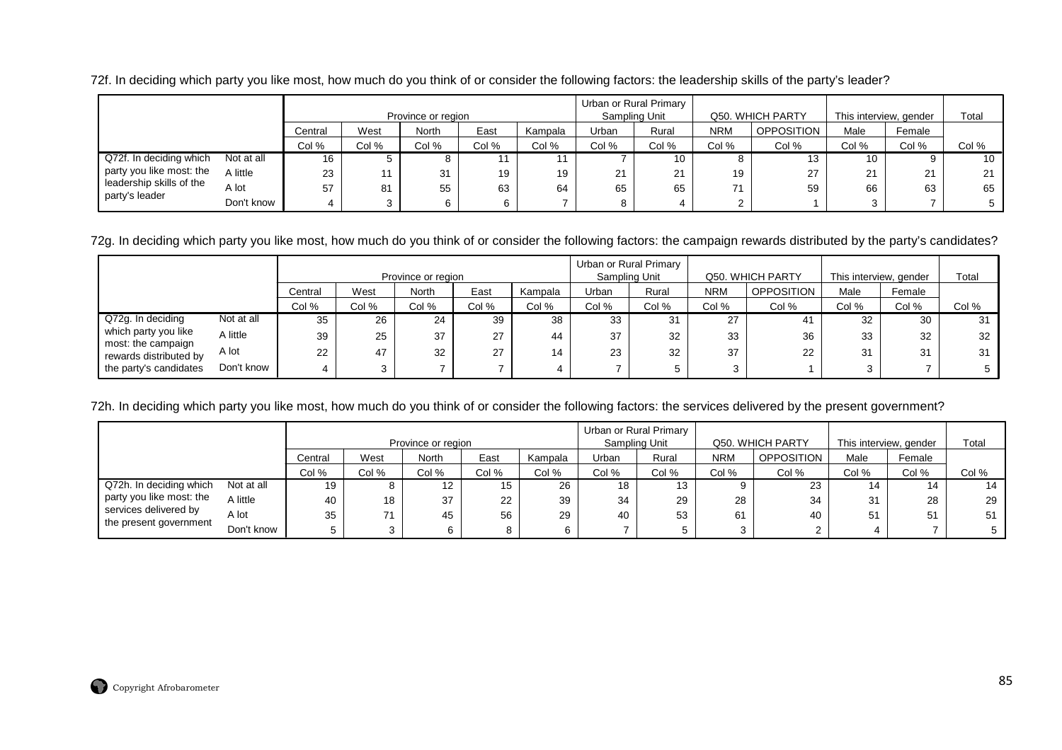72f. In deciding which party you like most, how much do you think of or consider the following factors: the leadership skills of the party's leader?

| | | Province or region | | | | | Urban or Rural Primary Sampling Unit | | Q50. WHICH PARTY | | This interview, gender | | Total |
|---|---|---|---|---|---|---|---|---|---|---|---|---|---|
| | | Central | West | North | East | Kampala | Urban | Rural | NRM | OPPOSITION | Male | Female | |
| | | Col % | Col % | Col % | Col % | Col % | Col % | Col % | Col % | Col % | Col % | Col % | Col % |
| Q72f. In deciding which party you like most: the leadership skills of the party's leader | Not at all | 16 | 5 | 8 | 11 | 11 | 7 | 10 | 8 | 13 | 10 | 9 | 10 |
| | A little | 23 | 11 | 31 | 19 | 19 | 21 | 21 | 19 | 27 | 21 | 21 | 21 |
| | A lot | 57 | 81 | 55 | 63 | 64 | 65 | 65 | 71 | 59 | 66 | 63 | 65 |
| | Don't know | 4 | 3 | 6 | 6 | 7 | 8 | 4 | 2 | 1 | 3 | 7 | 5 |

72g. In deciding which party you like most, how much do you think of or consider the following factors: the campaign rewards distributed by the party's candidates?

| | | Province or region | | | | | Urban or Rural Primary Sampling Unit | | Q50. WHICH PARTY | | This interview, gender | | Total |
|---|---|---|---|---|---|---|---|---|---|---|---|---|---|
| | | Central | West | North | East | Kampala | Urban | Rural | NRM | OPPOSITION | Male | Female | |
| | | Col % | Col % | Col % | Col % | Col % | Col % | Col % | Col % | Col % | Col % | Col % | Col % |
| Q72g. In deciding which party you like most: the campaign rewards distributed by the party's candidates | Not at all | 35 | 26 | 24 | 39 | 38 | 33 | 31 | 27 | 41 | 32 | 30 | 31 |
| | A little | 39 | 25 | 37 | 27 | 44 | 37 | 32 | 33 | 36 | 33 | 32 | 32 |
| | A lot | 22 | 47 | 32 | 27 | 14 | 23 | 32 | 37 | 22 | 31 | 31 | 31 |
| | Don't know | 4 | 3 | 7 | 7 | 4 | 7 | 5 | 3 | 1 | 3 | 7 | 5 |

72h. In deciding which party you like most, how much do you think of or consider the following factors: the services delivered by the present government?

| | | Province or region | | | | | Urban or Rural Primary Sampling Unit | | Q50. WHICH PARTY | | This interview, gender | | Total |
|---|---|---|---|---|---|---|---|---|---|---|---|---|---|
| | | Central | West | North | East | Kampala | Urban | Rural | NRM | OPPOSITION | Male | Female | |
| | | Col % | Col % | Col % | Col % | Col % | Col % | Col % | Col % | Col % | Col % | Col % | Col % |
| Q72h. In deciding which party you like most: the services delivered by the present government | Not at all | 19 | 8 | 12 | 15 | 26 | 18 | 13 | 9 | 23 | 14 | 14 | 14 |
| | A little | 40 | 18 | 37 | 22 | 39 | 34 | 29 | 28 | 34 | 31 | 28 | 29 |
| | A lot | 35 | 71 | 45 | 56 | 29 | 40 | 53 | 61 | 40 | 51 | 51 | 51 |
| | Don't know | 5 | 3 | 6 | 8 | 6 | 7 | 5 | 3 | 2 | 4 | 7 | 5 |

Copyright Afrobarometer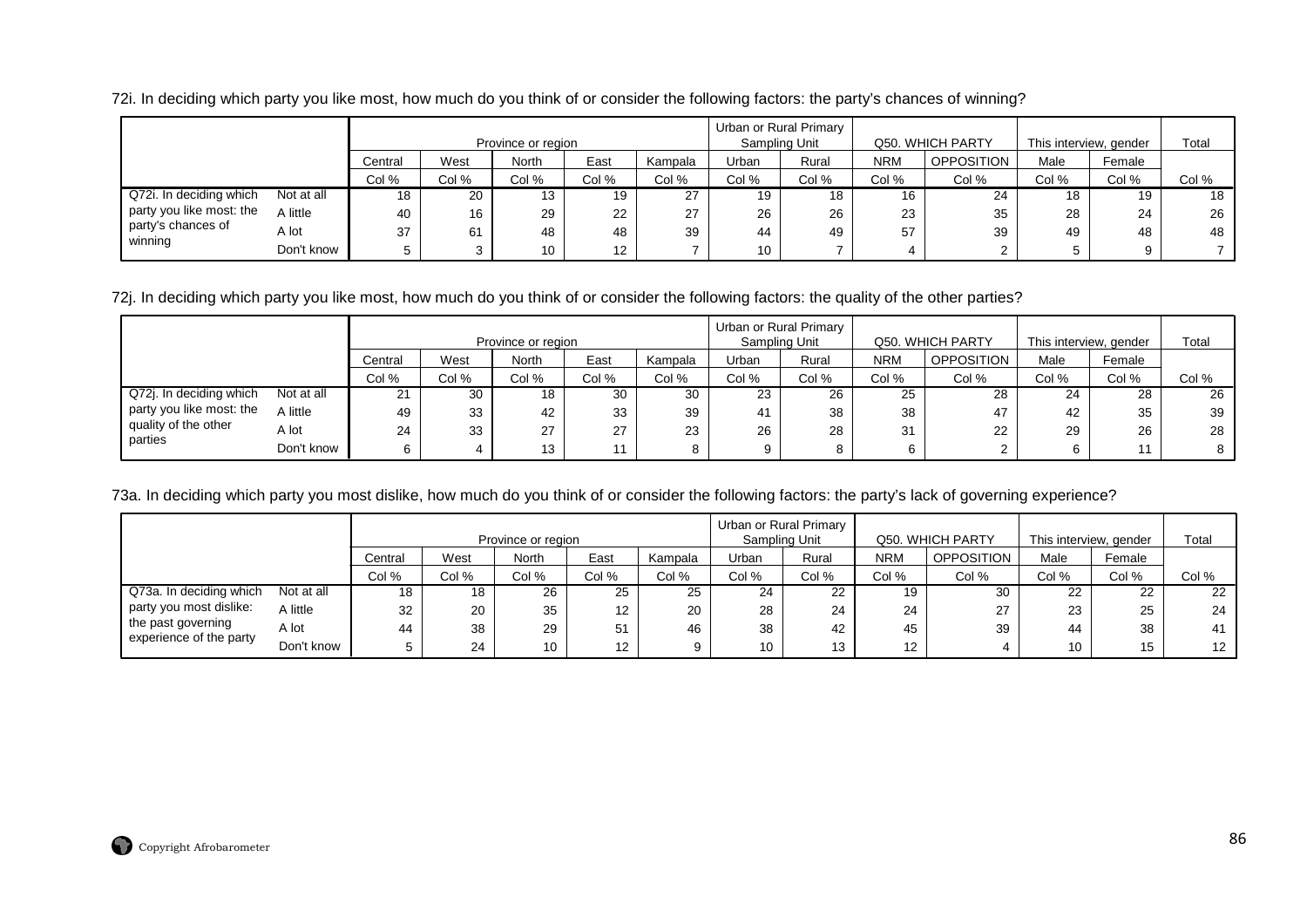72i. In deciding which party you like most, how much do you think of or consider the following factors: the party's chances of winning?

| | | Province or region | | | | | Urban or Rural Primary Sampling Unit | | Q50. WHICH PARTY | | This interview, gender | | Total |
|---|---|---|---|---|---|---|---|---|---|---|---|---|---|
| | | Central | West | North | East | Kampala | Urban | Rural | NRM | OPPOSITION | Male | Female | |
| | | Col % | Col % | Col % | Col % | Col % | Col % | Col % | Col % | Col % | Col % | Col % | Col % |
| Q72i. In deciding which party you like most: the party's chances of winning | Not at all | 18 | 20 | 13 | 19 | 27 | 19 | 18 | 16 | 24 | 18 | 19 | 18 |
| | A little | 40 | 16 | 29 | 22 | 27 | 26 | 26 | 23 | 35 | 28 | 24 | 26 |
| | A lot | 37 | 61 | 48 | 48 | 39 | 44 | 49 | 57 | 39 | 49 | 48 | 48 |
| | Don't know | 5 | 3 | 10 | 12 | 7 | 10 | 7 | 4 | 2 | 5 | 9 | 7 |

72j. In deciding which party you like most, how much do you think of or consider the following factors: the quality of the other parties?

| | | Province or region | | | | | Urban or Rural Primary Sampling Unit | | Q50. WHICH PARTY | | This interview, gender | | Total |
|---|---|---|---|---|---|---|---|---|---|---|---|---|---|
| | | Central | West | North | East | Kampala | Urban | Rural | NRM | OPPOSITION | Male | Female | |
| | | Col % | Col % | Col % | Col % | Col % | Col % | Col % | Col % | Col % | Col % | Col % | Col % |
| Q72j. In deciding which party you like most: the quality of the other parties | Not at all | 21 | 30 | 18 | 30 | 30 | 23 | 26 | 25 | 28 | 24 | 28 | 26 |
| | A little | 49 | 33 | 42 | 33 | 39 | 41 | 38 | 38 | 47 | 42 | 35 | 39 |
| | A lot | 24 | 33 | 27 | 27 | 23 | 26 | 28 | 31 | 22 | 29 | 26 | 28 |
| | Don't know | 6 | 4 | 13 | 11 | 8 | 9 | 8 | 6 | 2 | 6 | 11 | 8 |

73a. In deciding which party you most dislike, how much do you think of or consider the following factors: the party's lack of governing experience?

| | | Province or region | | | | | Urban or Rural Primary Sampling Unit | | Q50. WHICH PARTY | | This interview, gender | | Total |
|---|---|---|---|---|---|---|---|---|---|---|---|---|---|
| | | Central | West | North | East | Kampala | Urban | Rural | NRM | OPPOSITION | Male | Female | |
| | | Col % | Col % | Col % | Col % | Col % | Col % | Col % | Col % | Col % | Col % | Col % | Col % |
| Q73a. In deciding which party you most dislike: the past governing experience of the party | Not at all | 18 | 18 | 26 | 25 | 25 | 24 | 22 | 19 | 30 | 22 | 22 | 22 |
| | A little | 32 | 20 | 35 | 12 | 20 | 28 | 24 | 24 | 27 | 23 | 25 | 24 |
| | A lot | 44 | 38 | 29 | 51 | 46 | 38 | 42 | 45 | 39 | 44 | 38 | 41 |
| | Don't know | 5 | 24 | 10 | 12 | 9 | 10 | 13 | 12 | 4 | 10 | 15 | 12 |

Copyright Afrobarometer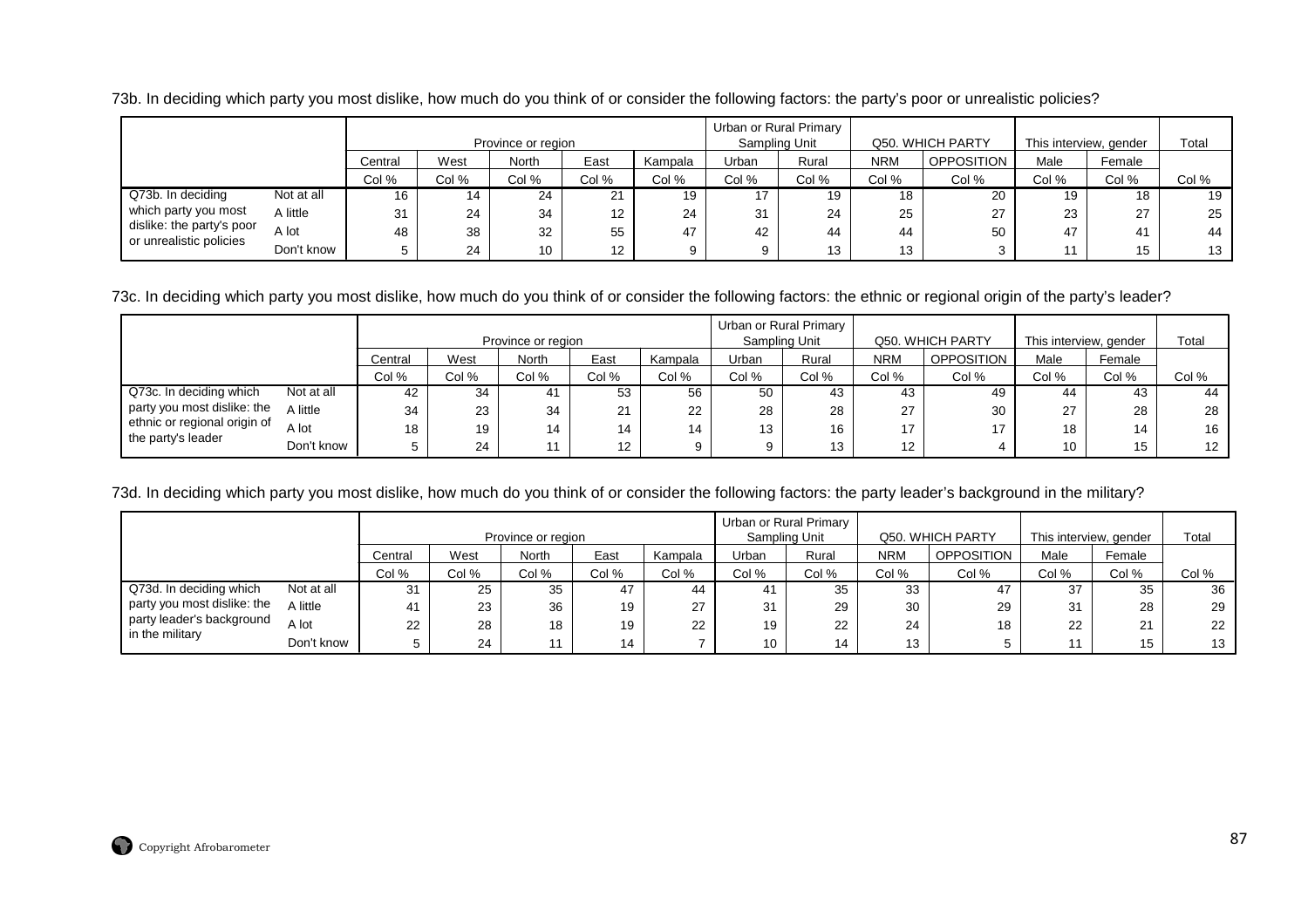73b. In deciding which party you most dislike, how much do you think of or consider the following factors: the party's poor or unrealistic policies?

| | | Province or region | | | | | Urban or Rural Primary Sampling Unit | | Q50. WHICH PARTY | | This interview, gender | | Total |
|---|---|---|---|---|---|---|---|---|---|---|---|---|---|
| | | Central | West | North | East | Kampala | Urban | Rural | NRM | OPPOSITION | Male | Female | |
| | | Col % | Col % | Col % | Col % | Col % | Col % | Col % | Col % | Col % | Col % | Col % | Col % |
| Q73b. In deciding which party you most dislike: the party's poor or unrealistic policies | Not at all | 16 | 14 | 24 | 21 | 19 | 17 | 19 | 18 | 20 | 19 | 18 | 19 |
| | A little | 31 | 24 | 34 | 12 | 24 | 31 | 24 | 25 | 27 | 23 | 27 | 25 |
| | A lot | 48 | 38 | 32 | 55 | 47 | 42 | 44 | 44 | 50 | 47 | 41 | 44 |
| | Don't know | 5 | 24 | 10 | 12 | 9 | 9 | 13 | 13 | 3 | 11 | 15 | 13 |

73c. In deciding which party you most dislike, how much do you think of or consider the following factors: the ethnic or regional origin of the party's leader?

| | | Province or region | | | | | Urban or Rural Primary Sampling Unit | | Q50. WHICH PARTY | | This interview, gender | | Total |
|---|---|---|---|---|---|---|---|---|---|---|---|---|---|
| | | Central | West | North | East | Kampala | Urban | Rural | NRM | OPPOSITION | Male | Female | |
| | | Col % | Col % | Col % | Col % | Col % | Col % | Col % | Col % | Col % | Col % | Col % | Col % |
| Q73c. In deciding which party you most dislike: the ethnic or regional origin of the party's leader | Not at all | 42 | 34 | 41 | 53 | 56 | 50 | 43 | 43 | 49 | 44 | 43 | 44 |
| | A little | 34 | 23 | 34 | 21 | 22 | 28 | 28 | 27 | 30 | 27 | 28 | 28 |
| | A lot | 18 | 19 | 14 | 14 | 14 | 13 | 16 | 17 | 17 | 18 | 14 | 16 |
| | Don't know | 5 | 24 | 11 | 12 | 9 | 9 | 13 | 12 | 4 | 10 | 15 | 12 |

73d. In deciding which party you most dislike, how much do you think of or consider the following factors: the party leader's background in the military?

| | | Province or region | | | | | Urban or Rural Primary Sampling Unit | | Q50. WHICH PARTY | | This interview, gender | | Total |
|---|---|---|---|---|---|---|---|---|---|---|---|---|---|
| | | Central | West | North | East | Kampala | Urban | Rural | NRM | OPPOSITION | Male | Female | |
| | | Col % | Col % | Col % | Col % | Col % | Col % | Col % | Col % | Col % | Col % | Col % | Col % |
| Q73d. In deciding which party you most dislike: the party leader's background in the military | Not at all | 31 | 25 | 35 | 47 | 44 | 41 | 35 | 33 | 47 | 37 | 35 | 36 |
| | A little | 41 | 23 | 36 | 19 | 27 | 31 | 29 | 30 | 29 | 31 | 28 | 29 |
| | A lot | 22 | 28 | 18 | 19 | 22 | 19 | 22 | 24 | 18 | 22 | 21 | 22 |
| | Don't know | 5 | 24 | 11 | 14 | 7 | 10 | 14 | 13 | 5 | 11 | 15 | 13 |

Copyright Afrobarometer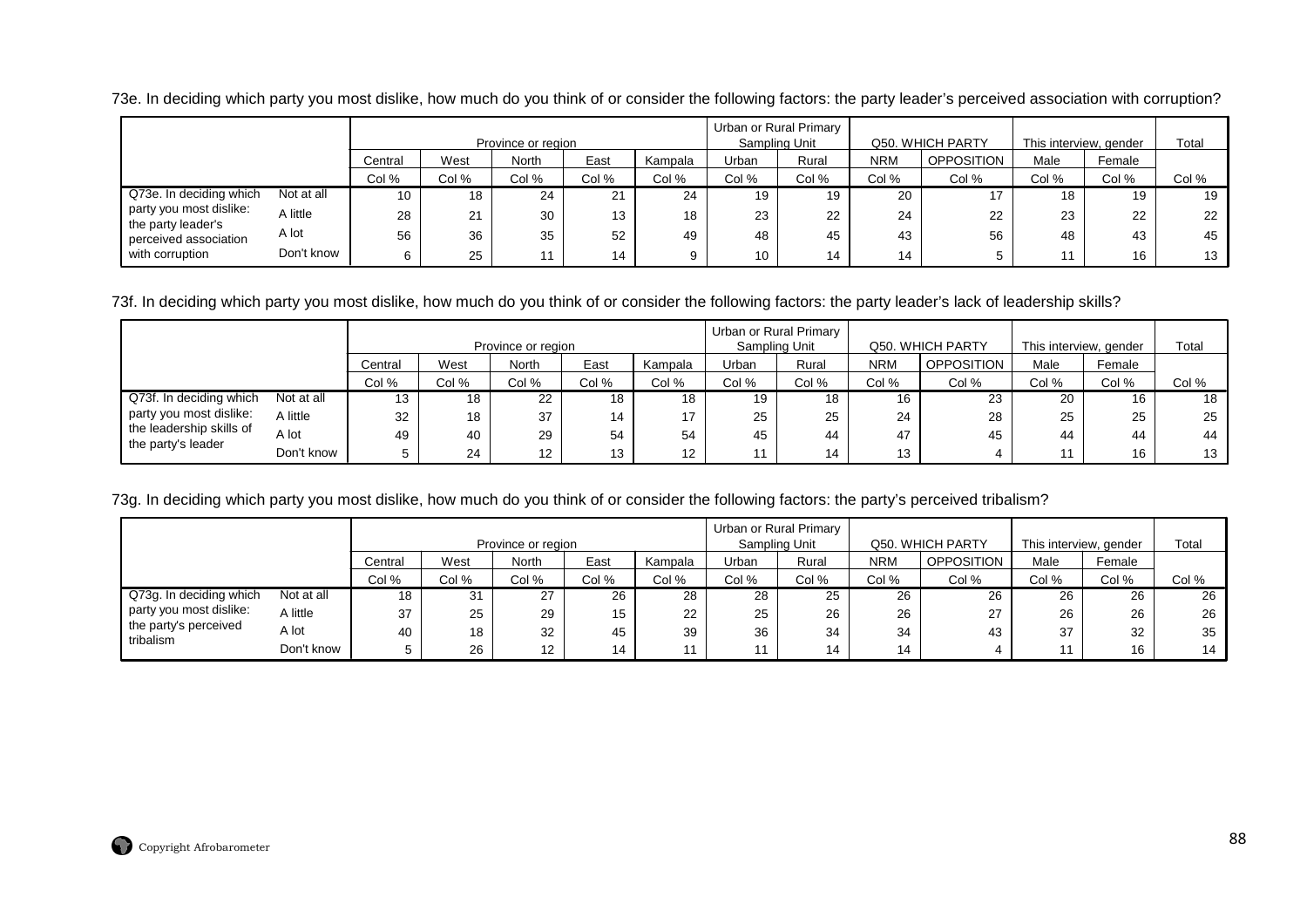73e. In deciding which party you most dislike, how much do you think of or consider the following factors: the party leader's perceived association with corruption?

| | | Province or region | | | | | Urban or Rural Primary Sampling Unit | | Q50. WHICH PARTY | | This interview, gender | | Total |
|---|---|---|---|---|---|---|---|---|---|---|---|---|---|
| | | Central | West | North | East | Kampala | Urban | Rural | NRM | OPPOSITION | Male | Female | |
| | | Col % | Col % | Col % | Col % | Col % | Col % | Col % | Col % | Col % | Col % | Col % | Col % |
| Q73e. In deciding which party you most dislike: the party leader's perceived association with corruption | Not at all | 10 | 18 | 24 | 21 | 24 | 19 | 19 | 20 | 17 | 18 | 19 | 19 |
| | A little | 28 | 21 | 30 | 13 | 18 | 23 | 22 | 24 | 22 | 23 | 22 | 22 |
| | A lot | 56 | 36 | 35 | 52 | 49 | 48 | 45 | 43 | 56 | 48 | 43 | 45 |
| | Don't know | 6 | 25 | 11 | 14 | 9 | 10 | 14 | 14 | 5 | 11 | 16 | 13 |

73f. In deciding which party you most dislike, how much do you think of or consider the following factors: the party leader's lack of leadership skills?

| | | Province or region | | | | | Urban or Rural Primary Sampling Unit | | Q50. WHICH PARTY | | This interview, gender | | Total |
|---|---|---|---|---|---|---|---|---|---|---|---|---|---|
| | | Central | West | North | East | Kampala | Urban | Rural | NRM | OPPOSITION | Male | Female | |
| | | Col % | Col % | Col % | Col % | Col % | Col % | Col % | Col % | Col % | Col % | Col % | Col % |
| Q73f. In deciding which party you most dislike: the leadership skills of the party's leader | Not at all | 13 | 18 | 22 | 18 | 18 | 19 | 18 | 16 | 23 | 20 | 16 | 18 |
| | A little | 32 | 18 | 37 | 14 | 17 | 25 | 25 | 24 | 28 | 25 | 25 | 25 |
| | A lot | 49 | 40 | 29 | 54 | 54 | 45 | 44 | 47 | 45 | 44 | 44 | 44 |
| | Don't know | 5 | 24 | 12 | 13 | 12 | 11 | 14 | 13 | 4 | 11 | 16 | 13 |

73g. In deciding which party you most dislike, how much do you think of or consider the following factors: the party's perceived tribalism?

| | | Province or region | | | | | Urban or Rural Primary Sampling Unit | | Q50. WHICH PARTY | | This interview, gender | | Total |
|---|---|---|---|---|---|---|---|---|---|---|---|---|---|
| | | Central | West | North | East | Kampala | Urban | Rural | NRM | OPPOSITION | Male | Female | |
| | | Col % | Col % | Col % | Col % | Col % | Col % | Col % | Col % | Col % | Col % | Col % | Col % |
| Q73g. In deciding which party you most dislike: the party's perceived tribalism | Not at all | 18 | 31 | 27 | 26 | 28 | 28 | 25 | 26 | 26 | 26 | 26 | 26 |
| | A little | 37 | 25 | 29 | 15 | 22 | 25 | 26 | 26 | 27 | 26 | 26 | 26 |
| | A lot | 40 | 18 | 32 | 45 | 39 | 36 | 34 | 34 | 43 | 37 | 32 | 35 |
| | Don't know | 5 | 26 | 12 | 14 | 11 | 11 | 14 | 14 | 4 | 11 | 16 | 14 |

Copyright Afrobarometer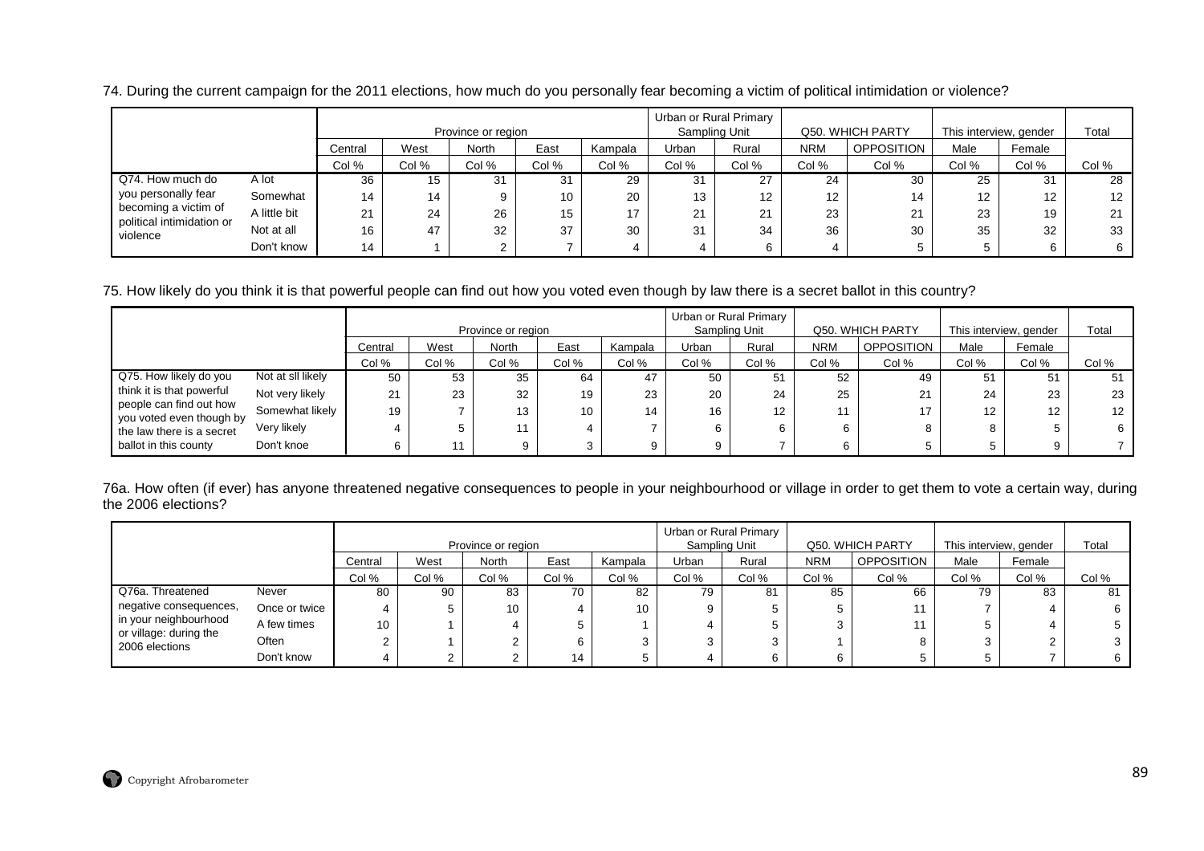74. During the current campaign for the 2011 elections, how much do you personally fear becoming a victim of political intimidation or violence?

| | | Province or region | | | | | Urban or Rural Primary Sampling Unit | | Q50. WHICH PARTY | | This interview, gender | | Total |
|---|---|---|---|---|---|---|---|---|---|---|---|---|---|
| | | Central | West | North | East | Kampala | Urban | Rural | NRM | OPPOSITION | Male | Female | |
| | | Col % | Col % | Col % | Col % | Col % | Col % | Col % | Col % | Col % | Col % | Col % | Col % |
| Q74. How much do you personally fear becoming a victim of political intimidation or violence | A lot | 36 | 15 | 31 | 31 | 29 | 31 | 27 | 24 | 30 | 25 | 31 | 28 |
| | Somewhat | 14 | 14 | 9 | 10 | 20 | 13 | 12 | 12 | 14 | 12 | 12 | 12 |
| | A little bit | 21 | 24 | 26 | 15 | 17 | 21 | 21 | 23 | 21 | 23 | 19 | 21 |
| | Not at all | 16 | 47 | 32 | 37 | 30 | 31 | 34 | 36 | 30 | 35 | 32 | 33 |
| | Don't know | 14 | 1 | 2 | 7 | 4 | 4 | 6 | 4 | 5 | 5 | 6 | 6 |

75. How likely do you think it is that powerful people can find out how you voted even though by law there is a secret ballot in this country?

| | | Province or region | | | | | Urban or Rural Primary Sampling Unit | | Q50. WHICH PARTY | | This interview, gender | | Total |
|---|---|---|---|---|---|---|---|---|---|---|---|---|---|
| | | Central | West | North | East | Kampala | Urban | Rural | NRM | OPPOSITION | Male | Female | |
| | | Col % | Col % | Col % | Col % | Col % | Col % | Col % | Col % | Col % | Col % | Col % | Col % |
| Q75. How likely do you think it is that powerful people can find out how you voted even though by the law there is a secret ballot in this county | Not at sll likely | 50 | 53 | 35 | 64 | 47 | 50 | 51 | 52 | 49 | 51 | 51 | 51 |
| | Not very likely | 21 | 23 | 32 | 19 | 23 | 20 | 24 | 25 | 21 | 24 | 23 | 23 |
| | Somewhat likely | 19 | 7 | 13 | 10 | 14 | 16 | 12 | 11 | 17 | 12 | 12 | 12 |
| | Very likely | 4 | 5 | 11 | 4 | 7 | 6 | 6 | 6 | 8 | 8 | 5 | 6 |
| | Don't knoe | 6 | 11 | 9 | 3 | 9 | 9 | 7 | 6 | 5 | 5 | 9 | 7 |

76a. How often (if ever) has anyone threatened negative consequences to people in your neighbourhood or village in order to get them to vote a certain way, during the 2006 elections?

| | | Province or region | | | | | Urban or Rural Primary Sampling Unit | | Q50. WHICH PARTY | | This interview, gender | | Total |
|---|---|---|---|---|---|---|---|---|---|---|---|---|---|
| | | Central | West | North | East | Kampala | Urban | Rural | NRM | OPPOSITION | Male | Female | |
| | | Col % | Col % | Col % | Col % | Col % | Col % | Col % | Col % | Col % | Col % | Col % | Col % |
| Q76a. Threatened negative consequences, in your neighbourhood or village: during the 2006 elections | Never | 80 | 90 | 83 | 70 | 82 | 79 | 81 | 85 | 66 | 79 | 83 | 81 |
| | Once or twice | 4 | 5 | 10 | 4 | 10 | 9 | 5 | 5 | 11 | 7 | 4 | 6 |
| | A few times | 10 | 1 | 4 | 5 | 1 | 4 | 5 | 3 | 11 | 5 | 4 | 5 |
| | Often | 2 | 1 | 2 | 6 | 3 | 3 | 3 | 1 | 8 | 3 | 2 | 3 |
| | Don't know | 4 | 2 | 2 | 14 | 5 | 4 | 6 | 6 | 5 | 5 | 7 | 6 |

Copyright Afrobarometer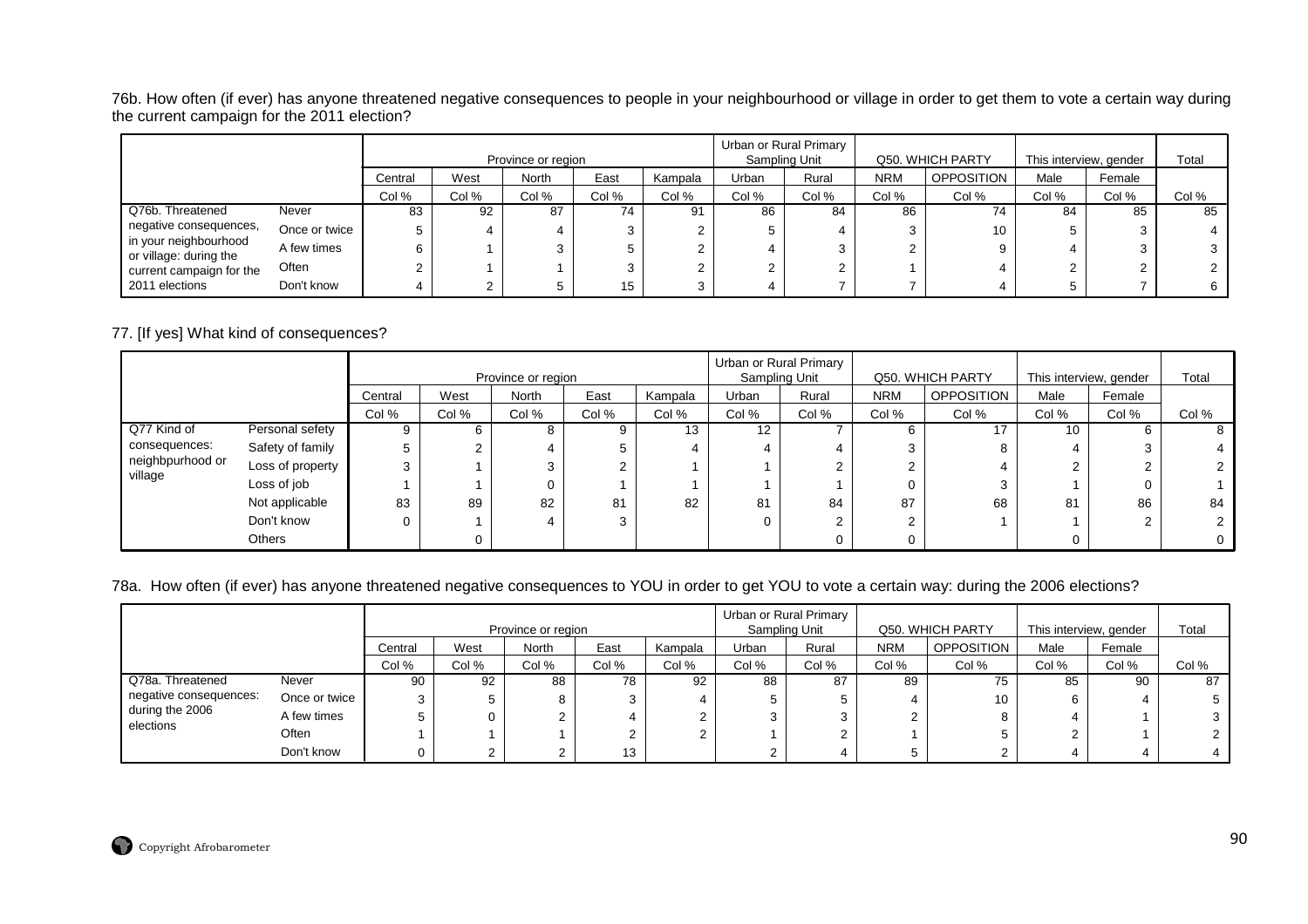76b. How often (if ever) has anyone threatened negative consequences to people in your neighbourhood or village in order to get them to vote a certain way during the current campaign for the 2011 election?

| | | Province or region | | | | | Urban or Rural Primary Sampling Unit | | Q50. WHICH PARTY | | This interview, gender | | Total |
|---|---|---|---|---|---|---|---|---|---|---|---|---|---|
| | | Central | West | North | East | Kampala | Urban | Rural | NRM | OPPOSITION | Male | Female | |
| | | Col % | Col % | Col % | Col % | Col % | Col % | Col % | Col % | Col % | Col % | Col % | Col % |
| Q76b. Threatened negative consequences, in your neighbourhood or village: during the current campaign for the 2011 elections | Never | 83 | 92 | 87 | 74 | 91 | 86 | 84 | 86 | 74 | 84 | 85 | 85 |
| | Once or twice | 5 | 4 | 4 | 3 | 2 | 5 | 4 | 3 | 10 | 5 | 3 | 4 |
| | A few times | 6 | 1 | 3 | 5 | 2 | 4 | 3 | 2 | 9 | 4 | 3 | 3 |
| | Often | 2 | 1 | 1 | 3 | 2 | 2 | 2 | 1 | 4 | 2 | 2 | 2 |
| | Don't know | 4 | 2 | 5 | 15 | 3 | 4 | 7 | 7 | 4 | 5 | 7 | 6 |

77. [If yes] What kind of consequences?

| | | Province or region | | | | | Urban or Rural Primary Sampling Unit | | Q50. WHICH PARTY | | This interview, gender | | Total |
|---|---|---|---|---|---|---|---|---|---|---|---|---|---|
| | | Central | West | North | East | Kampala | Urban | Rural | NRM | OPPOSITION | Male | Female | |
| | | Col % | Col % | Col % | Col % | Col % | Col % | Col % | Col % | Col % | Col % | Col % | Col % |
| Q77 Kind of consequences: neighbpurhood or village | Personal sefety | 9 | 6 | 8 | 9 | 13 | 12 | 7 | 6 | 17 | 10 | 6 | 8 |
| | Safety of family | 5 | 2 | 4 | 5 | 4 | 4 | 4 | 3 | 8 | 4 | 3 | 4 |
| | Loss of property | 3 | 1 | 3 | 2 | 1 | 1 | 2 | 2 | 4 | 2 | 2 | 2 |
| | Loss of job | 1 | 1 | 0 | 1 | 1 | 1 | 1 | 0 | 3 | 1 | 0 | 1 |
| | Not applicable | 83 | 89 | 82 | 81 | 82 | 81 | 84 | 87 | 68 | 81 | 86 | 84 |
| | Don't know | 0 | 1 | 4 | 3 | | 0 | 2 | 2 | 1 | 1 | 2 | 2 |
| | Others | | 0 | | | | | 0 | 0 | | 0 | | 0 |

78a. How often (if ever) has anyone threatened negative consequences to YOU in order to get YOU to vote a certain way: during the 2006 elections?

| | | Province or region | | | | | Urban or Rural Primary Sampling Unit | | Q50. WHICH PARTY | | This interview, gender | | Total |
|---|---|---|---|---|---|---|---|---|---|---|---|---|---|
| | | Central | West | North | East | Kampala | Urban | Rural | NRM | OPPOSITION | Male | Female | |
| | | Col % | Col % | Col % | Col % | Col % | Col % | Col % | Col % | Col % | Col % | Col % | Col % |
| Q78a. Threatened negative consequences: during the 2006 elections | Never | 90 | 92 | 88 | 78 | 92 | 88 | 87 | 89 | 75 | 85 | 90 | 87 |
| | Once or twice | 3 | 5 | 8 | 3 | 4 | 5 | 5 | 4 | 10 | 6 | 4 | 5 |
| | A few times | 5 | 0 | 2 | 4 | 2 | 3 | 3 | 2 | 8 | 4 | 1 | 3 |
| | Often | 1 | 1 | 1 | 2 | 2 | 1 | 2 | 1 | 5 | 2 | 1 | 2 |
| | Don't know | 0 | 2 | 2 | 13 | | 2 | 4 | 5 | 2 | 4 | 4 | 4 |

Copyright Afrobarometer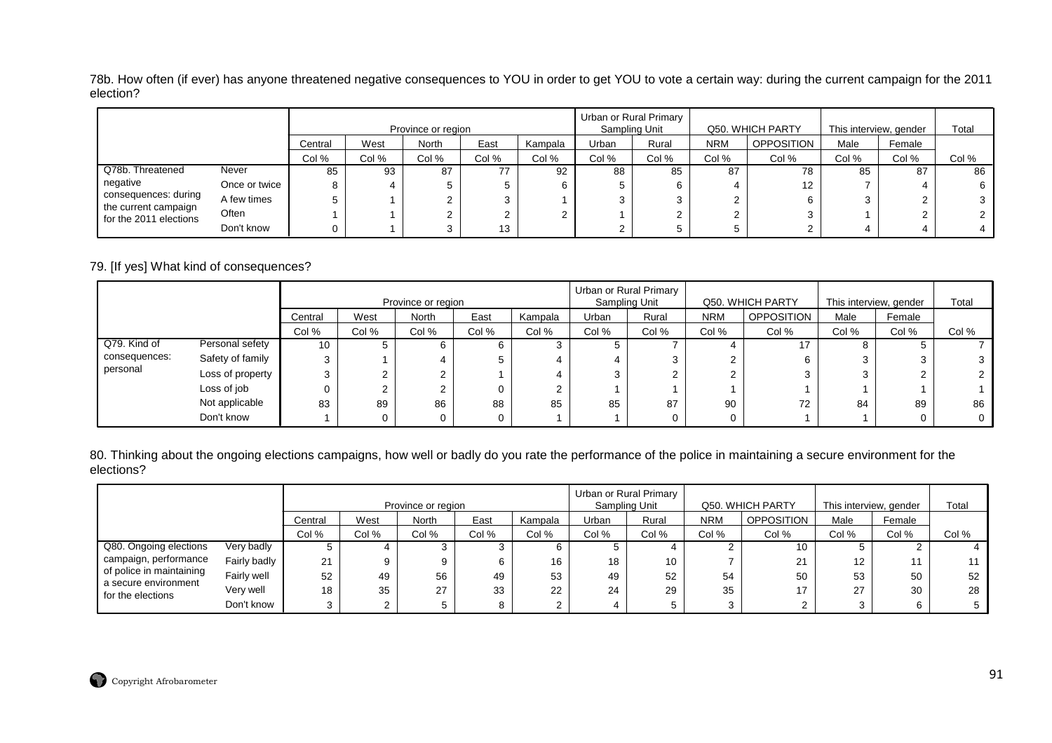78b. How often (if ever) has anyone threatened negative consequences to YOU in order to get YOU to vote a certain way: during the current campaign for the 2011 election?

| | | Province or region | | | | | Urban or Rural Primary Sampling Unit | | Q50. WHICH PARTY | | This interview, gender | | Total |
|---|---|---|---|---|---|---|---|---|---|---|---|---|---|
| | | Central | West | North | East | Kampala | Urban | Rural | NRM | OPPOSITION | Male | Female | |
| | | Col % | Col % | Col % | Col % | Col % | Col % | Col % | Col % | Col % | Col % | Col % | Col % |
| Q78b. Threatened negative consequences: during the current campaign for the 2011 elections | Never | 85 | 93 | 87 | 77 | 92 | 88 | 85 | 87 | 78 | 85 | 87 | 86 |
| | Once or twice | 8 | 4 | 5 | 5 | 6 | 5 | 6 | 4 | 12 | 7 | 4 | 6 |
| | A few times | 5 | 1 | 2 | 3 | 1 | 3 | 3 | 2 | 6 | 3 | 2 | 3 |
| | Often | 1 | 1 | 2 | 2 | 2 | 1 | 2 | 2 | 3 | 1 | 2 | 2 |
| | Don't know | 0 | 1 | 3 | 13 | | 2 | 5 | 5 | 2 | 4 | 4 | 4 |

79. [If yes] What kind of consequences?

| | | Province or region | | | | | Urban or Rural Primary Sampling Unit | | Q50. WHICH PARTY | | This interview, gender | | Total |
|---|---|---|---|---|---|---|---|---|---|---|---|---|---|
| | | Central | West | North | East | Kampala | Urban | Rural | NRM | OPPOSITION | Male | Female | |
| | | Col % | Col % | Col % | Col % | Col % | Col % | Col % | Col % | Col % | Col % | Col % | Col % |
| Q79. Kind of consequences: personal | Personal sefety | 10 | 5 | 6 | 6 | 3 | 5 | 7 | 4 | 17 | 8 | 5 | 7 |
| | Safety of family | 3 | 1 | 4 | 5 | 4 | 4 | 3 | 2 | 6 | 3 | 3 | 3 |
| | Loss of property | 3 | 2 | 2 | 1 | 4 | 3 | 2 | 2 | 3 | 3 | 2 | 2 |
| | Loss of job | 0 | 2 | 2 | 0 | 2 | 1 | 1 | 1 | 1 | 1 | 1 | 1 |
| | Not applicable | 83 | 89 | 86 | 88 | 85 | 85 | 87 | 90 | 72 | 84 | 89 | 86 |
| | Don't know | 1 | 0 | 0 | 0 | 1 | 1 | 0 | 0 | 1 | 1 | 0 | 0 |

80. Thinking about the ongoing elections campaigns, how well or badly do you rate the performance of the police in maintaining a secure environment for the elections?

| | | Province or region | | | | | Urban or Rural Primary Sampling Unit | | Q50. WHICH PARTY | | This interview, gender | | Total |
|---|---|---|---|---|---|---|---|---|---|---|---|---|---|
| | | Central | West | North | East | Kampala | Urban | Rural | NRM | OPPOSITION | Male | Female | |
| | | Col % | Col % | Col % | Col % | Col % | Col % | Col % | Col % | Col % | Col % | Col % | Col % |
| Q80. Ongoing elections campaign, performance of police in maintaining a secure environment for the elections | Very badly | 5 | 4 | 3 | 3 | 6 | 5 | 4 | 2 | 10 | 5 | 2 | 4 |
| | Fairly badly | 21 | 9 | 9 | 6 | 16 | 18 | 10 | 7 | 21 | 12 | 11 | 11 |
| | Fairly well | 52 | 49 | 56 | 49 | 53 | 49 | 52 | 54 | 50 | 53 | 50 | 52 |
| | Very well | 18 | 35 | 27 | 33 | 22 | 24 | 29 | 35 | 17 | 27 | 30 | 28 |
| | Don't know | 3 | 2 | 5 | 8 | 2 | 4 | 5 | 3 | 2 | 3 | 6 | 5 |

Copyright Afrobarometer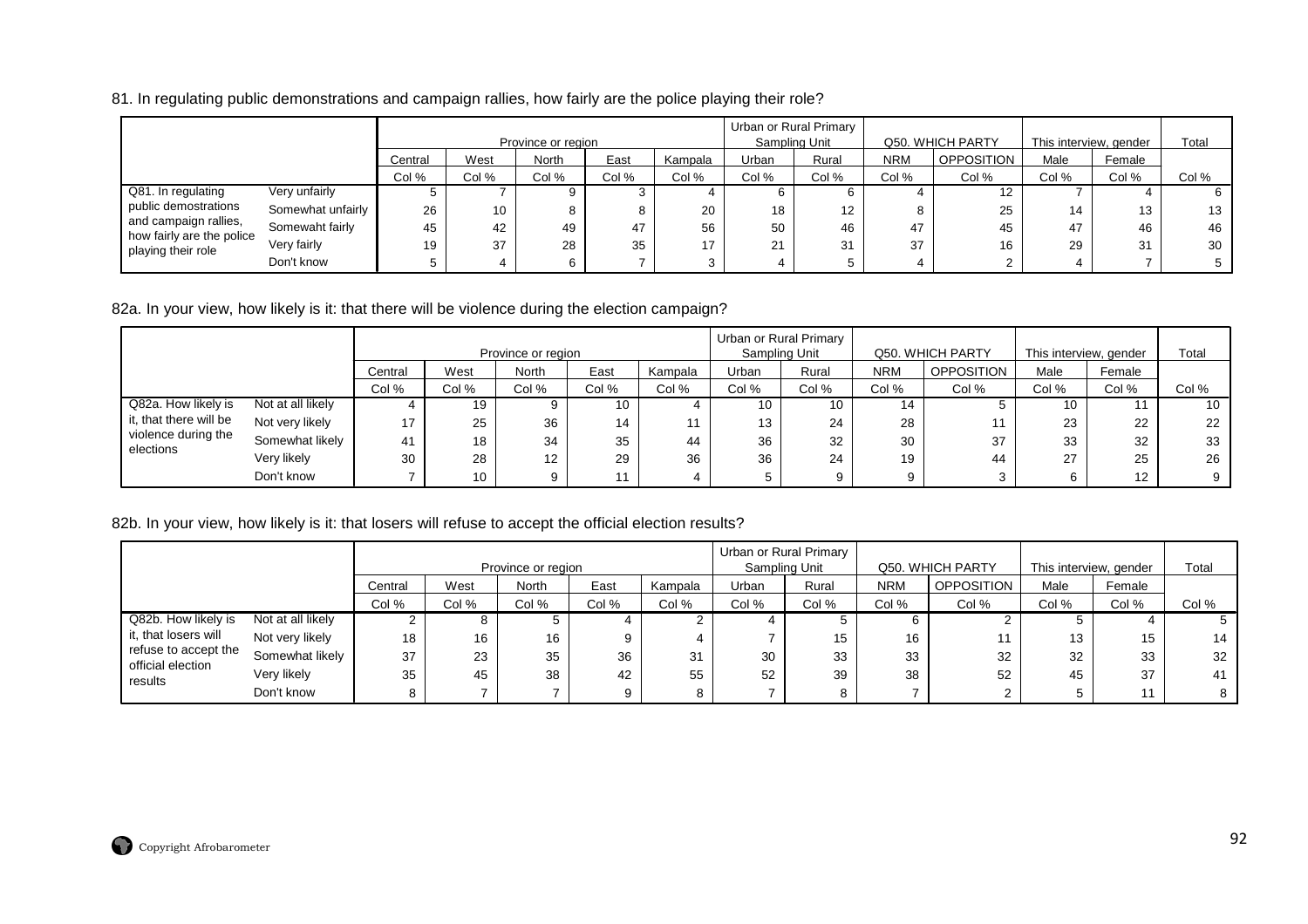81. In regulating public demonstrations and campaign rallies, how fairly are the police playing their role?

| | | Province or region | | | | | Urban or Rural Primary Sampling Unit | | Q50. WHICH PARTY | | This interview, gender | | Total |
|---|---|---|---|---|---|---|---|---|---|---|---|---|---|
| | | Central | West | North | East | Kampala | Urban | Rural | NRM | OPPOSITION | Male | Female | |
| | | Col % | Col % | Col % | Col % | Col % | Col % | Col % | Col % | Col % | Col % | Col % | Col % |
| Q81. In regulating public demostrations and campaign rallies, how fairly are the police playing their role | Very unfairly | 5 | 7 | 9 | 3 | 4 | 6 | 6 | 4 | 12 | 7 | 4 | 6 |
| | Somewhat unfairly | 26 | 10 | 8 | 8 | 20 | 18 | 12 | 8 | 25 | 14 | 13 | 13 |
| | Somewaht fairly | 45 | 42 | 49 | 47 | 56 | 50 | 46 | 47 | 45 | 47 | 46 | 46 |
| | Very fairly | 19 | 37 | 28 | 35 | 17 | 21 | 31 | 37 | 16 | 29 | 31 | 30 |
| | Don't know | 5 | 4 | 6 | 7 | 3 | 4 | 5 | 4 | 2 | 4 | 7 | 5 |

82a. In your view, how likely is it: that there will be violence during the election campaign?

| | | Province or region | | | | | Urban or Rural Primary Sampling Unit | | Q50. WHICH PARTY | | This interview, gender | | Total |
|---|---|---|---|---|---|---|---|---|---|---|---|---|---|
| | | Central | West | North | East | Kampala | Urban | Rural | NRM | OPPOSITION | Male | Female | |
| | | Col % | Col % | Col % | Col % | Col % | Col % | Col % | Col % | Col % | Col % | Col % | Col % |
| Q82a. How likely is it, that there will be violence during the elections | Not at all likely | 4 | 19 | 9 | 10 | 4 | 10 | 10 | 14 | 5 | 10 | 11 | 10 |
| | Not very likely | 17 | 25 | 36 | 14 | 11 | 13 | 24 | 28 | 11 | 23 | 22 | 22 |
| | Somewhat likely | 41 | 18 | 34 | 35 | 44 | 36 | 32 | 30 | 37 | 33 | 32 | 33 |
| | Very likely | 30 | 28 | 12 | 29 | 36 | 36 | 24 | 19 | 44 | 27 | 25 | 26 |
| | Don't know | 7 | 10 | 9 | 11 | 4 | 5 | 9 | 9 | 3 | 6 | 12 | 9 |

82b. In your view, how likely is it: that losers will refuse to accept the official election results?

| | | Province or region | | | | | Urban or Rural Primary Sampling Unit | | Q50. WHICH PARTY | | This interview, gender | | Total |
|---|---|---|---|---|---|---|---|---|---|---|---|---|---|
| | | Central | West | North | East | Kampala | Urban | Rural | NRM | OPPOSITION | Male | Female | |
| | | Col % | Col % | Col % | Col % | Col % | Col % | Col % | Col % | Col % | Col % | Col % | Col % |
| Q82b. How likely is it, that losers will refuse to accept the official election results | Not at all likely | 2 | 8 | 5 | 4 | 2 | 4 | 5 | 6 | 2 | 5 | 4 | 5 |
| | Not very likely | 18 | 16 | 16 | 9 | 4 | 7 | 15 | 16 | 11 | 13 | 15 | 14 |
| | Somewhat likely | 37 | 23 | 35 | 36 | 31 | 30 | 33 | 33 | 32 | 32 | 33 | 32 |
| | Very likely | 35 | 45 | 38 | 42 | 55 | 52 | 39 | 38 | 52 | 45 | 37 | 41 |
| | Don't know | 8 | 7 | 7 | 9 | 8 | 7 | 8 | 7 | 2 | 5 | 11 | 8 |

Copyright Afrobarometer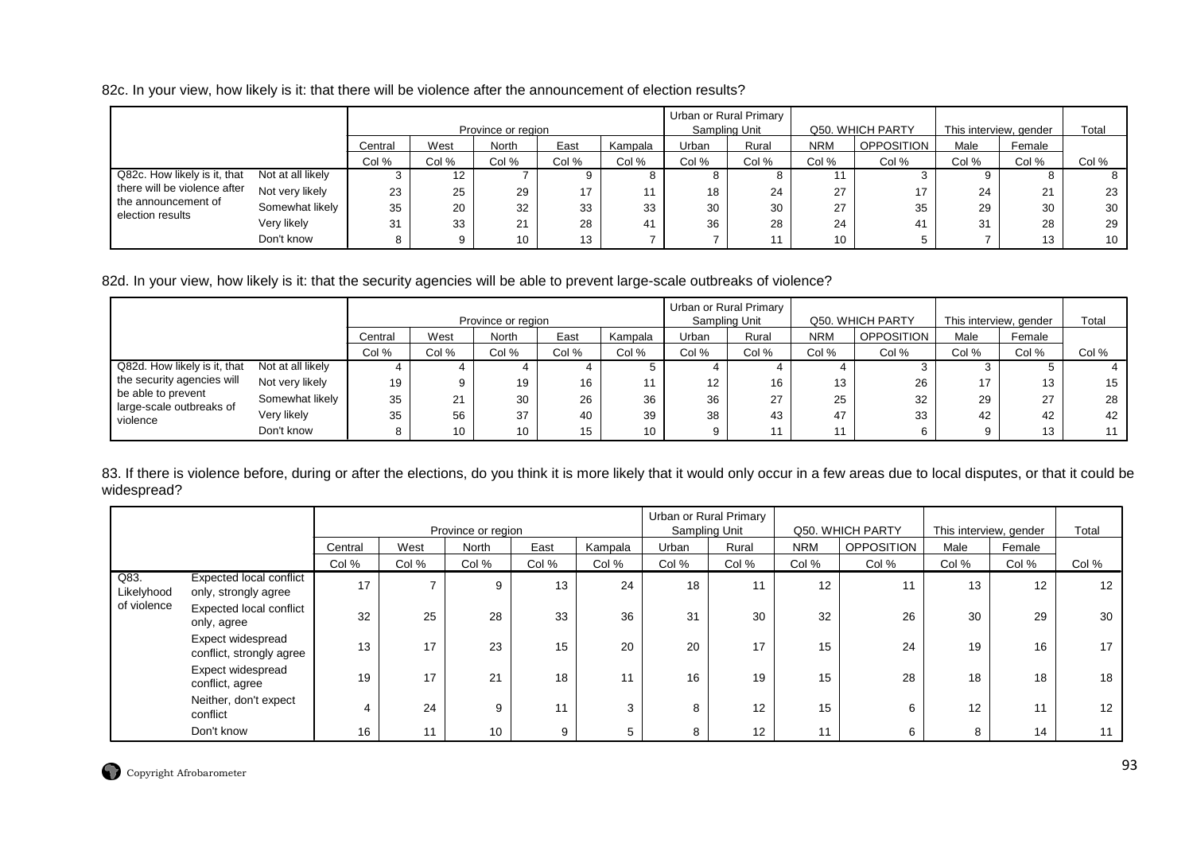82c. In your view, how likely is it: that there will be violence after the announcement of election results?

| | | Province or region | | | | | Urban or Rural Primary Sampling Unit | | Q50. WHICH PARTY | | This interview, gender | | Total |
|---|---|---|---|---|---|---|---|---|---|---|---|---|---|
| | | Central | West | North | East | Kampala | Urban | Rural | NRM | OPPOSITION | Male | Female | |
| | | Col % | Col % | Col % | Col % | Col % | Col % | Col % | Col % | Col % | Col % | Col % | Col % |
| Q82c. How likely is it, that there will be violence after the announcement of election results | Not at all likely | 3 | 12 | 7 | 9 | 8 | 8 | 8 | 11 | 3 | 9 | 8 | 8 |
| | Not very likely | 23 | 25 | 29 | 17 | 11 | 18 | 24 | 27 | 17 | 24 | 21 | 23 |
| | Somewhat likely | 35 | 20 | 32 | 33 | 33 | 30 | 30 | 27 | 35 | 29 | 30 | 30 |
| | Very likely | 31 | 33 | 21 | 28 | 41 | 36 | 28 | 24 | 41 | 31 | 28 | 29 |
| | Don't know | 8 | 9 | 10 | 13 | 7 | 7 | 11 | 10 | 5 | 7 | 13 | 10 |

82d. In your view, how likely is it: that the security agencies will be able to prevent large-scale outbreaks of violence?

| | | Province or region | | | | | Urban or Rural Primary Sampling Unit | | Q50. WHICH PARTY | | This interview, gender | | Total |
|---|---|---|---|---|---|---|---|---|---|---|---|---|---|
| | | Central | West | North | East | Kampala | Urban | Rural | NRM | OPPOSITION | Male | Female | |
| | | Col % | Col % | Col % | Col % | Col % | Col % | Col % | Col % | Col % | Col % | Col % | Col % |
| Q82d. How likely is it, that the security agencies will be able to prevent large-scale outbreaks of violence | Not at all likely | 4 | 4 | 4 | 4 | 5 | 4 | 4 | 4 | 3 | 3 | 5 | 4 |
| | Not very likely | 19 | 9 | 19 | 16 | 11 | 12 | 16 | 13 | 26 | 17 | 13 | 15 |
| | Somewhat likely | 35 | 21 | 30 | 26 | 36 | 36 | 27 | 25 | 32 | 29 | 27 | 28 |
| | Very likely | 35 | 56 | 37 | 40 | 39 | 38 | 43 | 47 | 33 | 42 | 42 | 42 |
| | Don't know | 8 | 10 | 10 | 15 | 10 | 9 | 11 | 11 | 6 | 9 | 13 | 11 |

83. If there is violence before, during or after the elections, do you think it is more likely that it would only occur in a few areas due to local disputes, or that it could be widespread?

| | | Province or region | | | | | Urban or Rural Primary Sampling Unit | | Q50. WHICH PARTY | | This interview, gender | | Total |
|---|---|---|---|---|---|---|---|---|---|---|---|---|---|
| | | Central | West | North | East | Kampala | Urban | Rural | NRM | OPPOSITION | Male | Female | |
| | | Col % | Col % | Col % | Col % | Col % | Col % | Col % | Col % | Col % | Col % | Col % | Col % |
| Q83. Likelyhood of violence | Expected local conflict only, strongly agree | 17 | 7 | 9 | 13 | 24 | 18 | 11 | 12 | 11 | 13 | 12 | 12 |
| | Expected local conflict only, agree | 32 | 25 | 28 | 33 | 36 | 31 | 30 | 32 | 26 | 30 | 29 | 30 |
| | Expect widespread conflict, strongly agree | 13 | 17 | 23 | 15 | 20 | 20 | 17 | 15 | 24 | 19 | 16 | 17 |
| | Expect widespread conflict, agree | 19 | 17 | 21 | 18 | 11 | 16 | 19 | 15 | 28 | 18 | 18 | 18 |
| | Neither, don't expect conflict | 4 | 24 | 9 | 11 | 3 | 8 | 12 | 15 | 6 | 12 | 11 | 12 |
| | Don't know | 16 | 11 | 10 | 9 | 5 | 8 | 12 | 11 | 6 | 8 | 14 | 11 |

Copyright Afrobarometer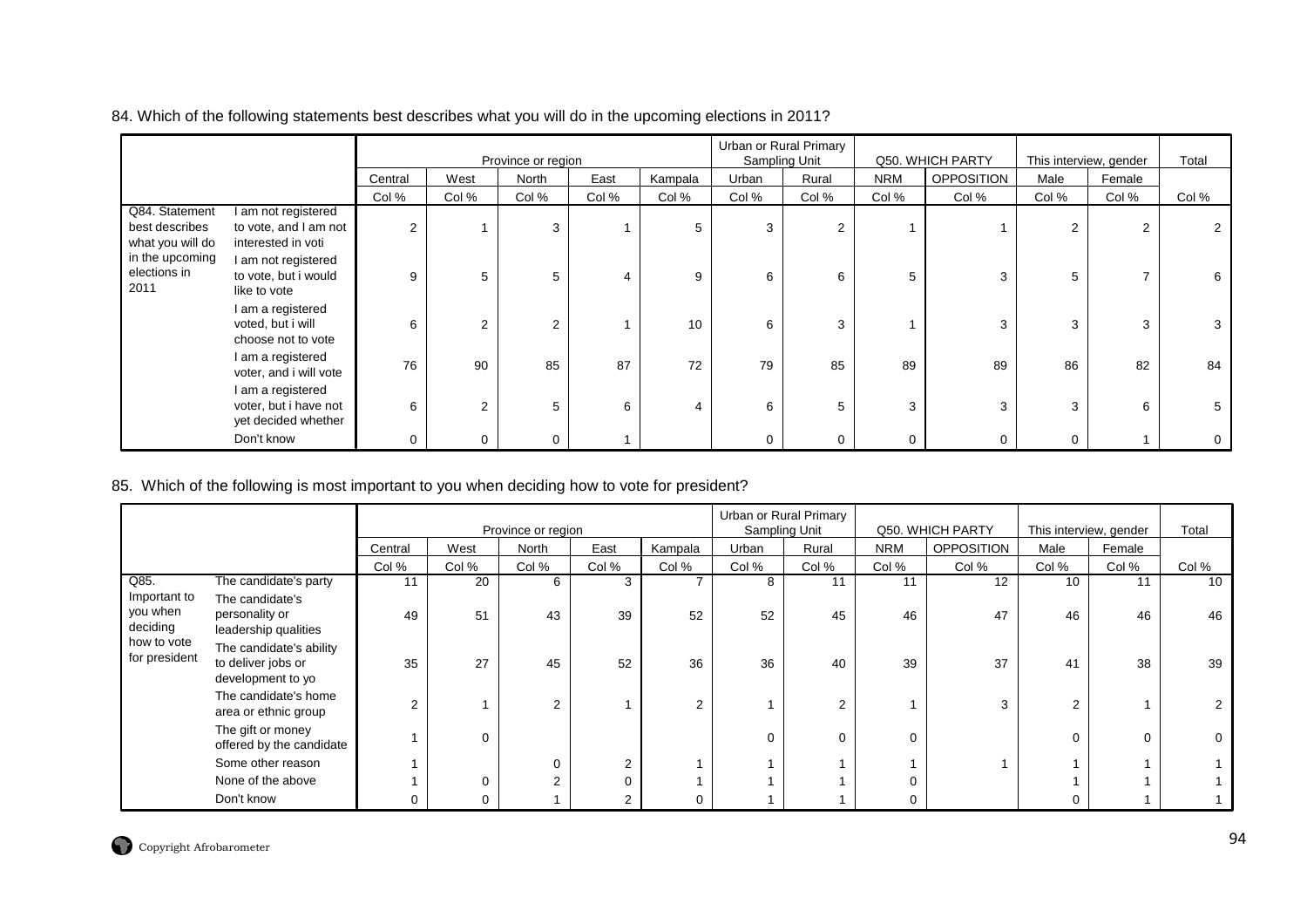84. Which of the following statements best describes what you will do in the upcoming elections in 2011?

| | | Province or region | | | | | Urban or Rural Primary Sampling Unit | | Q50. WHICH PARTY | | This interview, gender | | Total |
|---|---|---|---|---|---|---|---|---|---|---|---|---|---|
| | | Central | West | North | East | Kampala | Urban | Rural | NRM | OPPOSITION | Male | Female | |
| | | Col % | Col % | Col % | Col % | Col % | Col % | Col % | Col % | Col % | Col % | Col % | Col % |
| Q84. Statement best describes what you will do in the upcoming elections in 2011 | I am not registered to vote, and I am not interested in voti | 2 | 1 | 3 | 1 | 5 | 3 | 2 | 1 | 1 | 2 | 2 | 2 |
| | I am not registered to vote, but i would like to vote | 9 | 5 | 5 | 4 | 9 | 6 | 6 | 5 | 3 | 5 | 7 | 6 |
| | I am a registered voted, but i will choose not to vote | 6 | 2 | 2 | 1 | 10 | 6 | 3 | 1 | 3 | 3 | 3 | 3 |
| | I am a registered voter, and i will vote | 76 | 90 | 85 | 87 | 72 | 79 | 85 | 89 | 89 | 86 | 82 | 84 |
| | I am a registered voter, but i have not yet decided whether | 6 | 2 | 5 | 6 | 4 | 6 | 5 | 3 | 3 | 3 | 6 | 5 |
| | Don't know | 0 | 0 | 0 | 1 | | 0 | 0 | 0 | 0 | 0 | 1 | 0 |

85. Which of the following is most important to you when deciding how to vote for president?

| | | Province or region | | | | | Urban or Rural Primary Sampling Unit | | Q50. WHICH PARTY | | This interview, gender | | Total |
|---|---|---|---|---|---|---|---|---|---|---|---|---|---|
| | | Central | West | North | East | Kampala | Urban | Rural | NRM | OPPOSITION | Male | Female | |
| | | Col % | Col % | Col % | Col % | Col % | Col % | Col % | Col % | Col % | Col % | Col % | Col % |
| Q85. Important to you when deciding how to vote for president | The candidate's party | 11 | 20 | 6 | 3 | 7 | 8 | 11 | 11 | 12 | 10 | 11 | 10 |
| | The candidate's personality or leadership qualities | 49 | 51 | 43 | 39 | 52 | 52 | 45 | 46 | 47 | 46 | 46 | 46 |
| | The candidate's ability to deliver jobs or development to yo | 35 | 27 | 45 | 52 | 36 | 36 | 40 | 39 | 37 | 41 | 38 | 39 |
| | The candidate's home area or ethnic group | 2 | 1 | 2 | 1 | 2 | 1 | 2 | 1 | 3 | 2 | 1 | 2 |
| | The gift or money offered by the candidate | 1 | 0 | | | | 0 | 0 | 0 | | 0 | 0 | 0 |
| | Some other reason | 1 | | 0 | 2 | 1 | 1 | 1 | 1 | 1 | 1 | 1 | 1 |
| | None of the above | 1 | 0 | 2 | 0 | 1 | 1 | 1 | 0 | | 1 | 1 | 1 |
| | Don't know | 0 | 0 | 1 | 2 | 0 | 1 | 1 | 0 | | 0 | 1 | 1 |

Copyright Afrobarometer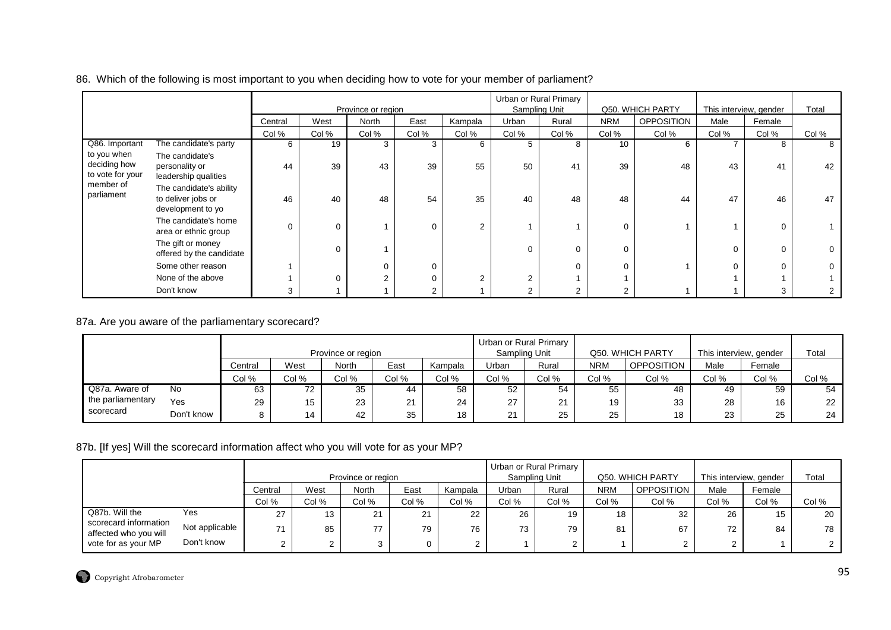86. Which of the following is most important to you when deciding how to vote for your member of parliament?

| | | Province or region | | | | | Urban or Rural Primary Sampling Unit | | Q50. WHICH PARTY | | This interview, gender | | Total |
|---|---|---|---|---|---|---|---|---|---|---|---|---|---|
| | | Central | West | North | East | Kampala | Urban | Rural | NRM | OPPOSITION | Male | Female | |
| | | Col % | Col % | Col % | Col % | Col % | Col % | Col % | Col % | Col % | Col % | Col % | Col % |
| Q86. Important to you when deciding how to vote for your member of parliament | The candidate's party | 6 | 19 | 3 | 3 | 6 | 5 | 8 | 10 | 6 | 7 | 8 | 8 |
| | The candidate's personality or leadership qualities | 44 | 39 | 43 | 39 | 55 | 50 | 41 | 39 | 48 | 43 | 41 | 42 |
| | The candidate's ability to deliver jobs or development to yo | 46 | 40 | 48 | 54 | 35 | 40 | 48 | 48 | 44 | 47 | 46 | 47 |
| | The candidate's home area or ethnic group | 0 | 0 | 1 | 0 | 2 | 1 | 1 | 0 | 1 | 1 | 0 | 1 |
| | The gift or money offered by the candidate | | 0 | 1 | | | 0 | 0 | 0 | | 0 | 0 | 0 |
| | Some other reason | 1 | | 0 | 0 | | | 0 | 0 | 1 | 0 | 0 | 0 |
| | None of the above | 1 | 0 | 2 | 0 | 2 | 2 | 1 | 1 | | 1 | 1 | 1 |
| | Don't know | 3 | 1 | 1 | 2 | 1 | 2 | 2 | 2 | 1 | 1 | 3 | 2 |

87a. Are you aware of the parliamentary scorecard?

| | | Province or region | | | | | Urban or Rural Primary Sampling Unit | | Q50. WHICH PARTY | | This interview, gender | | Total |
|---|---|---|---|---|---|---|---|---|---|---|---|---|---|
| | | Central | West | North | East | Kampala | Urban | Rural | NRM | OPPOSITION | Male | Female | |
| | | Col % | Col % | Col % | Col % | Col % | Col % | Col % | Col % | Col % | Col % | Col % | Col % |
| Q87a. Aware of the parliamentary scorecard | No | 63 | 72 | 35 | 44 | 58 | 52 | 54 | 55 | 48 | 49 | 59 | 54 |
| | Yes | 29 | 15 | 23 | 21 | 24 | 27 | 21 | 19 | 33 | 28 | 16 | 22 |
| | Don't know | 8 | 14 | 42 | 35 | 18 | 21 | 25 | 25 | 18 | 23 | 25 | 24 |

87b. [If yes] Will the scorecard information affect who you will vote for as your MP?

| | | Province or region | | | | | Urban or Rural Primary Sampling Unit | | Q50. WHICH PARTY | | This interview, gender | | Total |
|---|---|---|---|---|---|---|---|---|---|---|---|---|---|
| | | Central | West | North | East | Kampala | Urban | Rural | NRM | OPPOSITION | Male | Female | |
| | | Col % | Col % | Col % | Col % | Col % | Col % | Col % | Col % | Col % | Col % | Col % | Col % |
| Q87b. Will the scorecard information affected who you will vote for as your MP | Yes | 27 | 13 | 21 | 21 | 22 | 26 | 19 | 18 | 32 | 26 | 15 | 20 |
| | Not applicable | 71 | 85 | 77 | 79 | 76 | 73 | 79 | 81 | 67 | 72 | 84 | 78 |
| | Don't know | 2 | 2 | 3 | 0 | 2 | 1 | 2 | 1 | 2 | 2 | 1 | 2 |

Copyright Afrobarometer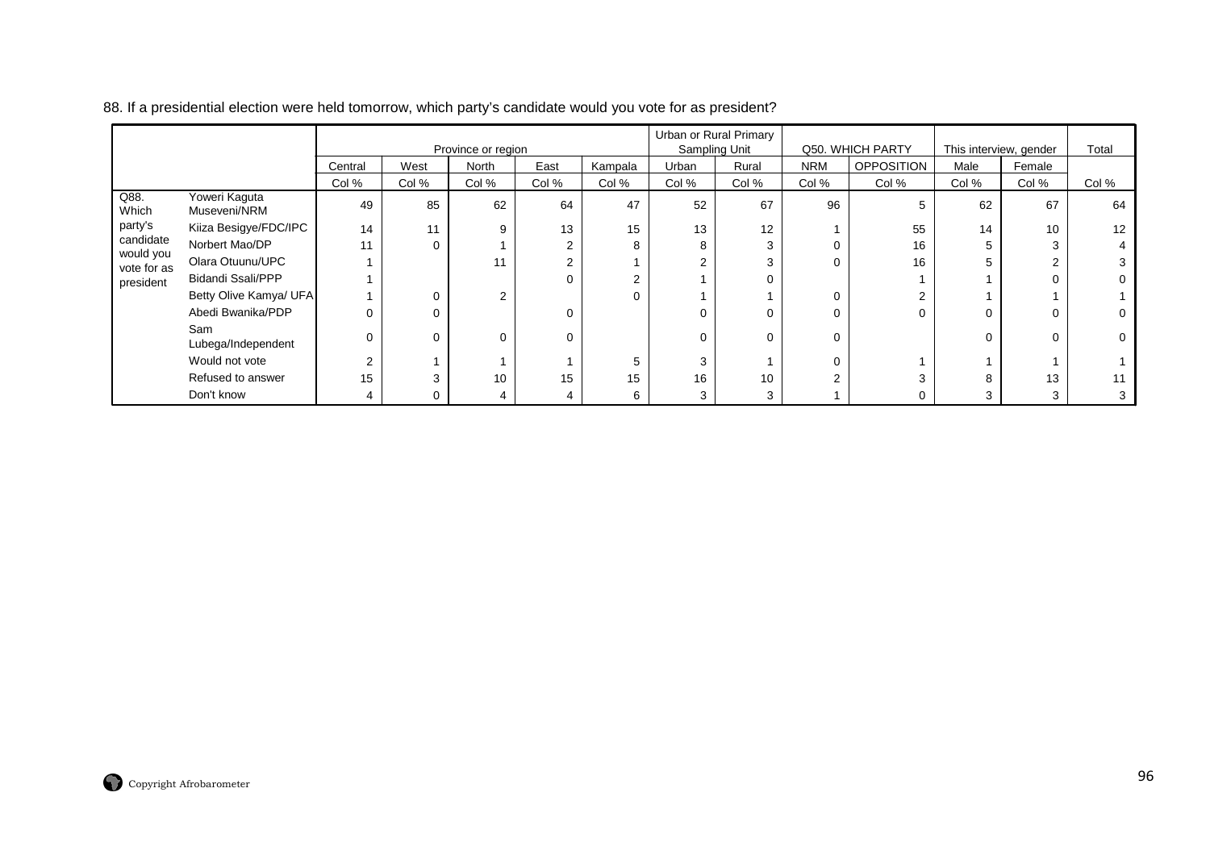88. If a presidential election were held tomorrow, which party's candidate would you vote for as president?

| | | Province or region | | | | | Urban or Rural Primary Sampling Unit | | Q50. WHICH PARTY | | This interview, gender | | Total |
|---|---|---|---|---|---|---|---|---|---|---|---|---|---|
| | | Central | West | North | East | Kampala | Urban | Rural | NRM | OPPOSITION | Male | Female | |
| | | Col % | Col % | Col % | Col % | Col % | Col % | Col % | Col % | Col % | Col % | Col % | Col % |
| Q88. Which party's candidate would you vote for as president | Yoweri Kaguta Museveni/NRM | 49 | 85 | 62 | 64 | 47 | 52 | 67 | 96 | 5 | 62 | 67 | 64 |
| | Kiiza Besigye/FDC/IPC | 14 | 11 | 9 | 13 | 15 | 13 | 12 | 1 | 55 | 14 | 10 | 12 |
| | Norbert Mao/DP | 11 | 0 | 1 | 2 | 8 | 8 | 3 | 0 | 16 | 5 | 3 | 4 |
| | Olara Otuunu/UPC | 1 | | 11 | 2 | 1 | 2 | 3 | 0 | 16 | 5 | 2 | 3 |
| | Bidandi Ssali/PPP | 1 | | | 0 | 2 | 1 | 0 | | 1 | 1 | 0 | 0 |
| | Betty Olive Kamya/ UFA | 1 | 0 | 2 | | 0 | 1 | 1 | 0 | 2 | 1 | 1 | 1 |
| | Abedi Bwanika/PDP | 0 | 0 | | 0 | | 0 | 0 | 0 | 0 | 0 | 0 | 0 |
| | Sam Lubega/Independent | 0 | 0 | 0 | 0 | | 0 | 0 | 0 | | 0 | 0 | 0 |
| | Would not vote | 2 | 1 | 1 | 1 | 5 | 3 | 1 | 0 | 1 | 1 | 1 | 1 |
| | Refused to answer | 15 | 3 | 10 | 15 | 15 | 16 | 10 | 2 | 3 | 8 | 13 | 11 |
| | Don't know | 4 | 0 | 4 | 4 | 6 | 3 | 3 | 1 | 0 | 3 | 3 | 3 |

Copyright Afrobarometer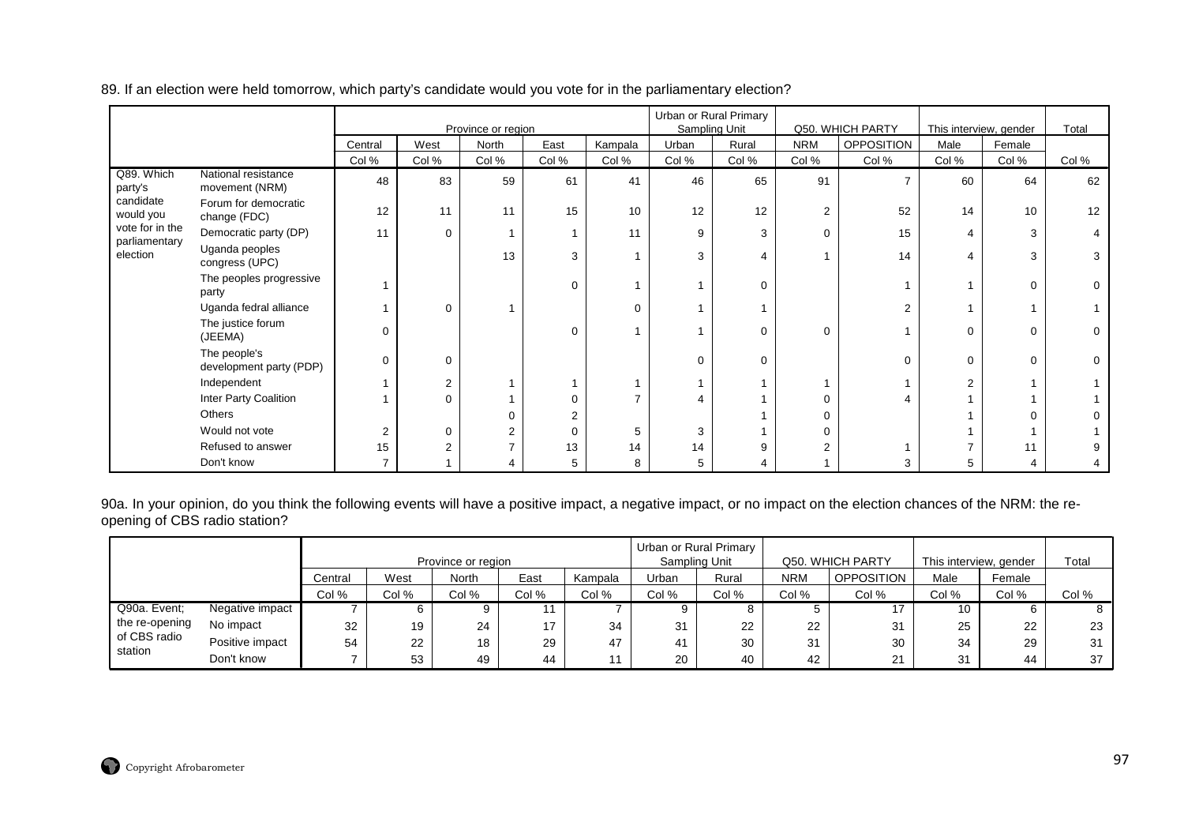89. If an election were held tomorrow, which party's candidate would you vote for in the parliamentary election?

| | | Province or region | | | | | Urban or Rural Primary Sampling Unit | | Q50. WHICH PARTY | | This interview, gender | | Total |
|---|---|---|---|---|---|---|---|---|---|---|---|---|---|
| | | Central | West | North | East | Kampala | Urban | Rural | NRM | OPPOSITION | Male | Female | |
| | | Col % | Col % | Col % | Col % | Col % | Col % | Col % | Col % | Col % | Col % | Col % | Col % |
| Q89. Which party's candidate would you vote for in the parliamentary election | National resistance movement (NRM) | 48 | 83 | 59 | 61 | 41 | 46 | 65 | 91 | 7 | 60 | 64 | 62 |
| | Forum for democratic change (FDC) | 12 | 11 | 11 | 15 | 10 | 12 | 12 | 2 | 52 | 14 | 10 | 12 |
| | Democratic party (DP) | 11 | 0 | 1 | 1 | 11 | 9 | 3 | 0 | 15 | 4 | 3 | 4 |
| | Uganda peoples congress (UPC) | | | 13 | 3 | 1 | 3 | 4 | 1 | 14 | 4 | 3 | 3 |
| | The peoples progressive party | 1 | | | 0 | 1 | 1 | 0 | | 1 | 1 | 0 | 0 |
| | Uganda fedral alliance | 1 | 0 | 1 | | 0 | 1 | 1 | | 2 | 1 | 1 | 1 |
| | The justice forum (JEEMA) | 0 | | | 0 | 1 | 1 | 0 | 0 | 1 | 0 | 0 | 0 |
| | The people's development party (PDP) | 0 | 0 | | | | 0 | 0 | | 0 | 0 | 0 | 0 |
| | Independent | 1 | 2 | 1 | 1 | 1 | 1 | 1 | 1 | 1 | 2 | 1 | 1 |
| | Inter Party Coalition | 1 | 0 | 1 | 0 | 7 | 4 | 1 | 0 | 4 | 1 | 1 | 1 |
| | Others | | | 0 | 2 | | | 1 | 0 | | 1 | 0 | 0 |
| | Would not vote | 2 | 0 | 2 | 0 | 5 | 3 | 1 | 0 | | 1 | 1 | 1 |
| | Refused to answer | 15 | 2 | 7 | 13 | 14 | 14 | 9 | 2 | 1 | 7 | 11 | 9 |
| | Don't know | 7 | 1 | 4 | 5 | 8 | 5 | 4 | 1 | 3 | 5 | 4 | 4 |

90a. In your opinion, do you think the following events will have a positive impact, a negative impact, or no impact on the election chances of the NRM: the re-opening of CBS radio station?

| | | Province or region | | | | | Urban or Rural Primary Sampling Unit | | Q50. WHICH PARTY | | This interview, gender | | Total |
|---|---|---|---|---|---|---|---|---|---|---|---|---|---|
| | | Central | West | North | East | Kampala | Urban | Rural | NRM | OPPOSITION | Male | Female | |
| | | Col % | Col % | Col % | Col % | Col % | Col % | Col % | Col % | Col % | Col % | Col % | Col % |
| Q90a. Event; the re-opening of CBS radio station | Negative impact | 7 | 6 | 9 | 11 | 7 | 9 | 8 | 5 | 17 | 10 | 6 | 8 |
| | No impact | 32 | 19 | 24 | 17 | 34 | 31 | 22 | 22 | 31 | 25 | 22 | 23 |
| | Positive impact | 54 | 22 | 18 | 29 | 47 | 41 | 30 | 31 | 30 | 34 | 29 | 31 |
| | Don't know | 7 | 53 | 49 | 44 | 11 | 20 | 40 | 42 | 21 | 31 | 44 | 37 |

Copyright Afrobarometer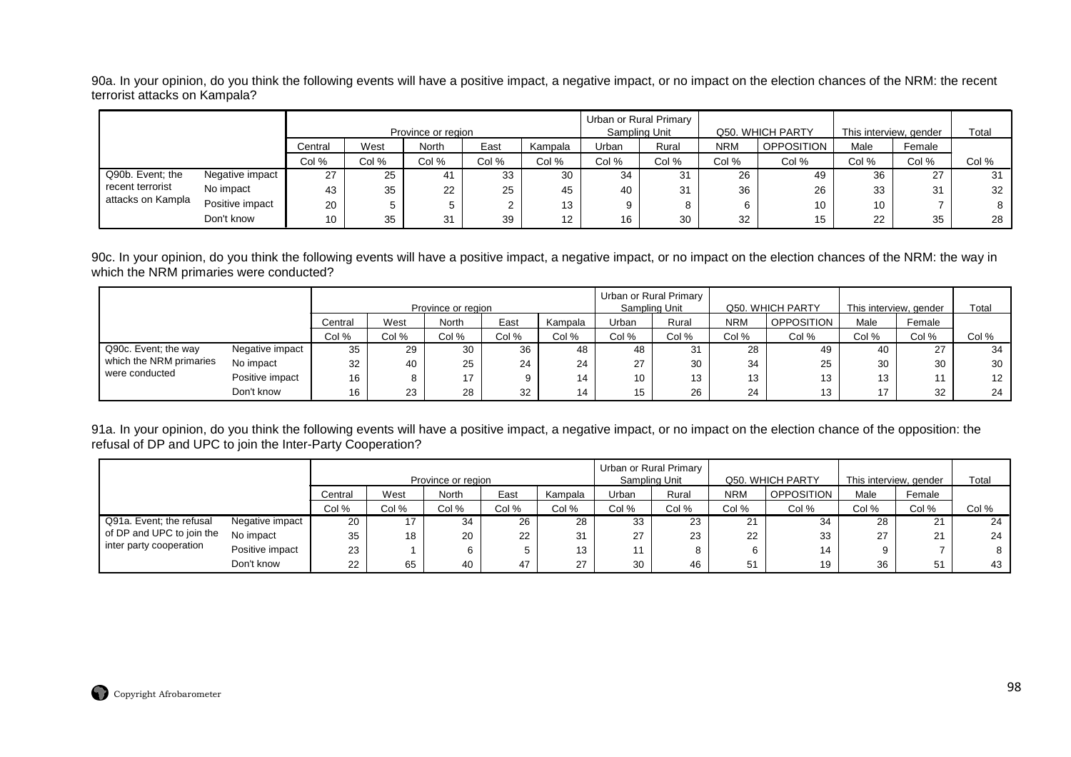90a. In your opinion, do you think the following events will have a positive impact, a negative impact, or no impact on the election chances of the NRM: the recent terrorist attacks on Kampala?

| | | Province or region | | | | | Urban or Rural Primary Sampling Unit | | Q50. WHICH PARTY | | This interview, gender | | Total |
|---|---|---|---|---|---|---|---|---|---|---|---|---|---|
| | | Central | West | North | East | Kampala | Urban | Rural | NRM | OPPOSITION | Male | Female | |
| | | Col % | Col % | Col % | Col % | Col % | Col % | Col % | Col % | Col % | Col % | Col % | Col % |
| Q90b. Event; the recent terrorist attacks on Kampla | Negative impact | 27 | 25 | 41 | 33 | 30 | 34 | 31 | 26 | 49 | 36 | 27 | 31 |
| | No impact | 43 | 35 | 22 | 25 | 45 | 40 | 31 | 36 | 26 | 33 | 31 | 32 |
| | Positive impact | 20 | 5 | 5 | 2 | 13 | 9 | 8 | 6 | 10 | 10 | 7 | 8 |
| | Don't know | 10 | 35 | 31 | 39 | 12 | 16 | 30 | 32 | 15 | 22 | 35 | 28 |

90c. In your opinion, do you think the following events will have a positive impact, a negative impact, or no impact on the election chances of the NRM: the way in which the NRM primaries were conducted?

| | | Province or region | | | | | Urban or Rural Primary Sampling Unit | | Q50. WHICH PARTY | | This interview, gender | | Total |
|---|---|---|---|---|---|---|---|---|---|---|---|---|---|
| | | Central | West | North | East | Kampala | Urban | Rural | NRM | OPPOSITION | Male | Female | |
| | | Col % | Col % | Col % | Col % | Col % | Col % | Col % | Col % | Col % | Col % | Col % | Col % |
| Q90c. Event; the way which the NRM primaries were conducted | Negative impact | 35 | 29 | 30 | 36 | 48 | 48 | 31 | 28 | 49 | 40 | 27 | 34 |
| | No impact | 32 | 40 | 25 | 24 | 24 | 27 | 30 | 34 | 25 | 30 | 30 | 30 |
| | Positive impact | 16 | 8 | 17 | 9 | 14 | 10 | 13 | 13 | 13 | 13 | 11 | 12 |
| | Don't know | 16 | 23 | 28 | 32 | 14 | 15 | 26 | 24 | 13 | 17 | 32 | 24 |

91a. In your opinion, do you think the following events will have a positive impact, a negative impact, or no impact on the election chance of the opposition: the refusal of DP and UPC to join the Inter-Party Cooperation?

| | | Province or region | | | | | Urban or Rural Primary Sampling Unit | | Q50. WHICH PARTY | | This interview, gender | | Total |
|---|---|---|---|---|---|---|---|---|---|---|---|---|---|
| | | Central | West | North | East | Kampala | Urban | Rural | NRM | OPPOSITION | Male | Female | |
| | | Col % | Col % | Col % | Col % | Col % | Col % | Col % | Col % | Col % | Col % | Col % | Col % |
| Q91a. Event; the refusal of DP and UPC to join the inter party cooperation | Negative impact | 20 | 17 | 34 | 26 | 28 | 33 | 23 | 21 | 34 | 28 | 21 | 24 |
| | No impact | 35 | 18 | 20 | 22 | 31 | 27 | 23 | 22 | 33 | 27 | 21 | 24 |
| | Positive impact | 23 | 1 | 6 | 5 | 13 | 11 | 8 | 6 | 14 | 9 | 7 | 8 |
| | Don't know | 22 | 65 | 40 | 47 | 27 | 30 | 46 | 51 | 19 | 36 | 51 | 43 |

Copyright Afrobarometer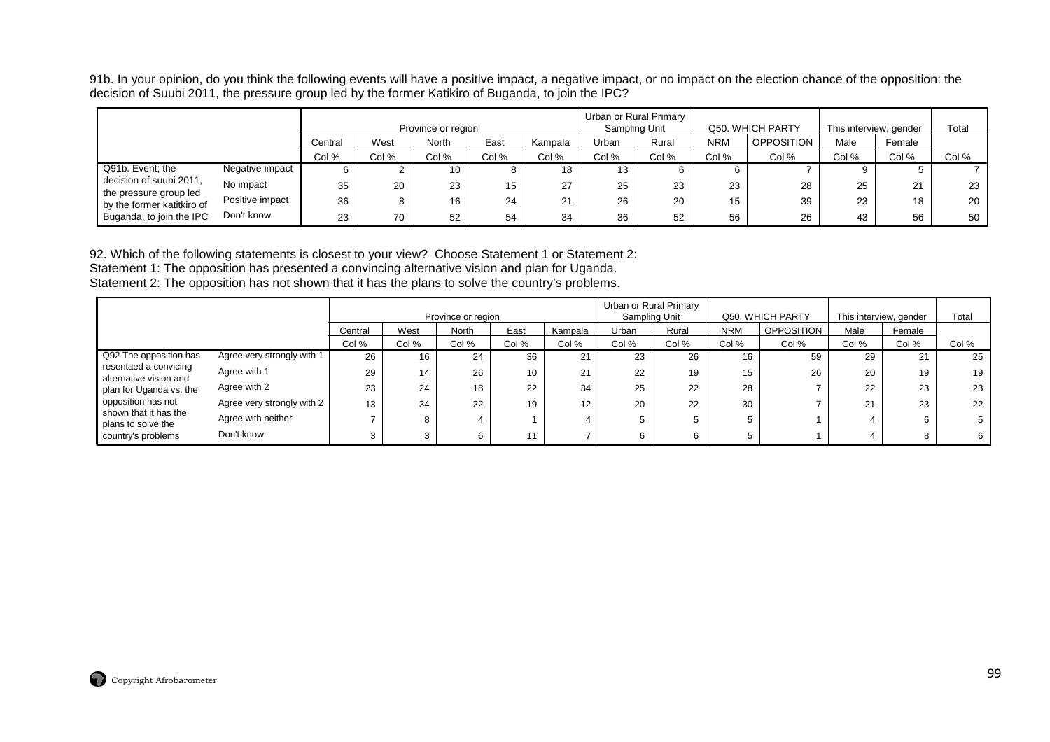91b. In your opinion, do you think the following events will have a positive impact, a negative impact, or no impact on the election chance of the opposition: the decision of Suubi 2011, the pressure group led by the former Katikiro of Buganda, to join the IPC?

| | | Province or region | | | | | Urban or Rural Primary Sampling Unit | | Q50. WHICH PARTY | | This interview, gender | | Total |
|---|---|---|---|---|---|---|---|---|---|---|---|---|---|
| | | Central | West | North | East | Kampala | Urban | Rural | NRM | OPPOSITION | Male | Female | |
| | | Col % | Col % | Col % | Col % | Col % | Col % | Col % | Col % | Col % | Col % | Col % | Col % |
| Q91b. Event; the decision of suubi 2011, the pressure group led by the former katitkiro of Buganda, to join the IPC | Negative impact | 6 | 2 | 10 | 8 | 18 | 13 | 6 | 6 | 7 | 9 | 5 | 7 |
| | No impact | 35 | 20 | 23 | 15 | 27 | 25 | 23 | 23 | 28 | 25 | 21 | 23 |
| | Positive impact | 36 | 8 | 16 | 24 | 21 | 26 | 20 | 15 | 39 | 23 | 18 | 20 |
| | Don't know | 23 | 70 | 52 | 54 | 34 | 36 | 52 | 56 | 26 | 43 | 56 | 50 |

92. Which of the following statements is closest to your view? Choose Statement 1 or Statement 2:
Statement 1: The opposition has presented a convincing alternative vision and plan for Uganda.
Statement 2: The opposition has not shown that it has the plans to solve the country's problems.

| | | Province or region | | | | | Urban or Rural Primary Sampling Unit | | Q50. WHICH PARTY | | This interview, gender | | Total |
|---|---|---|---|---|---|---|---|---|---|---|---|---|---|
| | | Central | West | North | East | Kampala | Urban | Rural | NRM | OPPOSITION | Male | Female | |
| | | Col % | Col % | Col % | Col % | Col % | Col % | Col % | Col % | Col % | Col % | Col % | Col % |
| Q92 The opposition has resentaed a convicing alternative vision and plan for Uganda vs. the opposition has not shown that it has the plans to solve the country's problems | Agree very strongly with 1 | 26 | 16 | 24 | 36 | 21 | 23 | 26 | 16 | 59 | 29 | 21 | 25 |
| | Agree with 1 | 29 | 14 | 26 | 10 | 21 | 22 | 19 | 15 | 26 | 20 | 19 | 19 |
| | Agree with 2 | 23 | 24 | 18 | 22 | 34 | 25 | 22 | 28 | 7 | 22 | 23 | 23 |
| | Agree very strongly with 2 | 13 | 34 | 22 | 19 | 12 | 20 | 22 | 30 | 7 | 21 | 23 | 22 |
| | Agree with neither | 7 | 8 | 4 | 1 | 4 | 5 | 5 | 5 | 1 | 4 | 6 | 5 |
| | Don't know | 3 | 3 | 6 | 11 | 7 | 6 | 6 | 5 | 1 | 4 | 8 | 6 |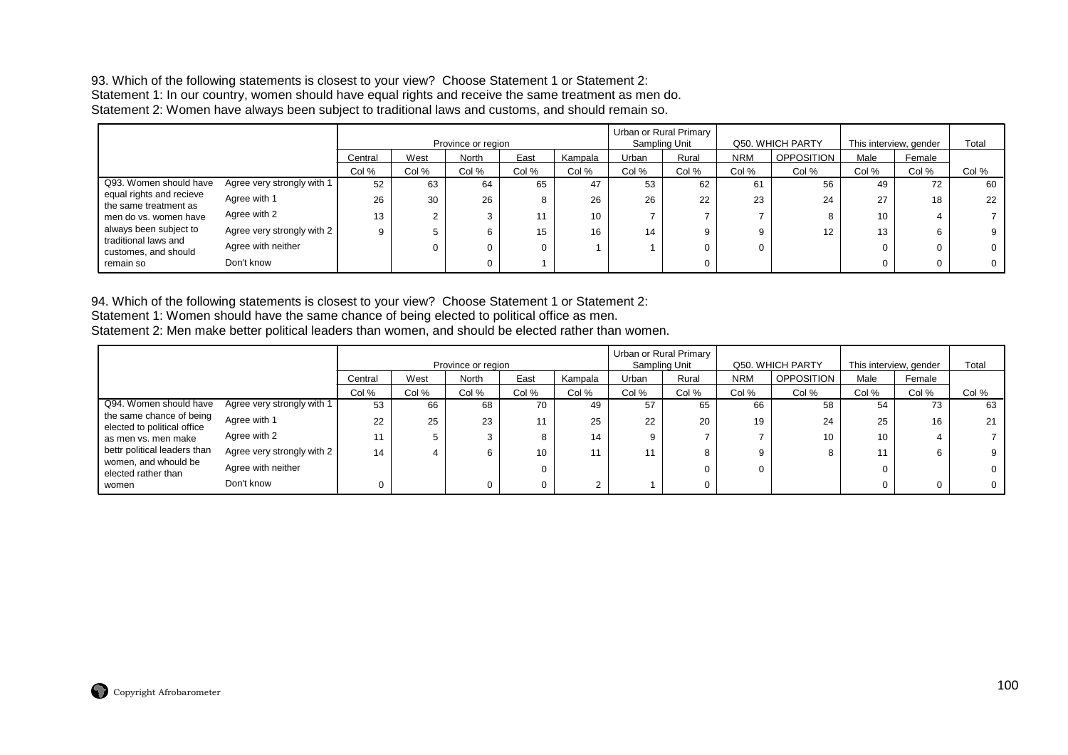93. Which of the following statements is closest to your view? Choose Statement 1 or Statement 2:
Statement 1: In our country, women should have equal rights and receive the same treatment as men do.
Statement 2: Women have always been subject to traditional laws and customs, and should remain so.

| | | Province or region | | | | | Urban or Rural Primary Sampling Unit | | Q50. WHICH PARTY | | This interview, gender | | Total |
|---|---|---|---|---|---|---|---|---|---|---|---|---|---|
| | | Central | West | North | East | Kampala | Urban | Rural | NRM | OPPOSITION | Male | Female | |
| | | Col % | Col % | Col % | Col % | Col % | Col % | Col % | Col % | Col % | Col % | Col % | Col % |
| Q93. Women should have equal rights and recieve the same treatment as men do vs. women have always been subject to traditional laws and customes, and should remain so | Agree very strongly with 1 | 52 | 63 | 64 | 65 | 47 | 53 | 62 | 61 | 56 | 49 | 72 | 60 |
| | Agree with 1 | 26 | 30 | 26 | 8 | 26 | 26 | 22 | 23 | 24 | 27 | 18 | 22 |
| | Agree with 2 | 13 | 2 | 3 | 11 | 10 | 7 | 7 | 7 | 8 | 10 | 4 | 7 |
| | Agree very strongly with 2 | 9 | 5 | 6 | 15 | 16 | 14 | 9 | 9 | 12 | 13 | 6 | 9 |
| | Agree with neither | | 0 | 0 | 0 | 1 | 1 | 0 | 0 | | 0 | 0 | 0 |
| | Don't know | | | 0 | 1 | | | 0 | | | 0 | 0 | 0 |

94. Which of the following statements is closest to your view? Choose Statement 1 or Statement 2:
Statement 1: Women should have the same chance of being elected to political office as men.
Statement 2: Men make better political leaders than women, and should be elected rather than women.

| | | Province or region | | | | | Urban or Rural Primary Sampling Unit | | Q50. WHICH PARTY | | This interview, gender | | Total |
|---|---|---|---|---|---|---|---|---|---|---|---|---|---|
| | | Central | West | North | East | Kampala | Urban | Rural | NRM | OPPOSITION | Male | Female | |
| | | Col % | Col % | Col % | Col % | Col % | Col % | Col % | Col % | Col % | Col % | Col % | Col % |
| Q94. Women should have the same chance of being elected to political office as men vs. men make bettr political leaders than women, and whould be elected rather than women | Agree very strongly with 1 | 53 | 66 | 68 | 70 | 49 | 57 | 65 | 66 | 58 | 54 | 73 | 63 |
| | Agree with 1 | 22 | 25 | 23 | 11 | 25 | 22 | 20 | 19 | 24 | 25 | 16 | 21 |
| | Agree with 2 | 11 | 5 | 3 | 8 | 14 | 9 | 7 | 7 | 10 | 10 | 4 | 7 |
| | Agree very strongly with 2 | 14 | 4 | 6 | 10 | 11 | 11 | 8 | 9 | 8 | 11 | 6 | 9 |
| | Agree with neither | | | | 0 | | | 0 | 0 | | 0 | | 0 |
| | Don't know | 0 | | 0 | 0 | 2 | 1 | 0 | | | 0 | 0 | 0 |

Copyright Afrobarometer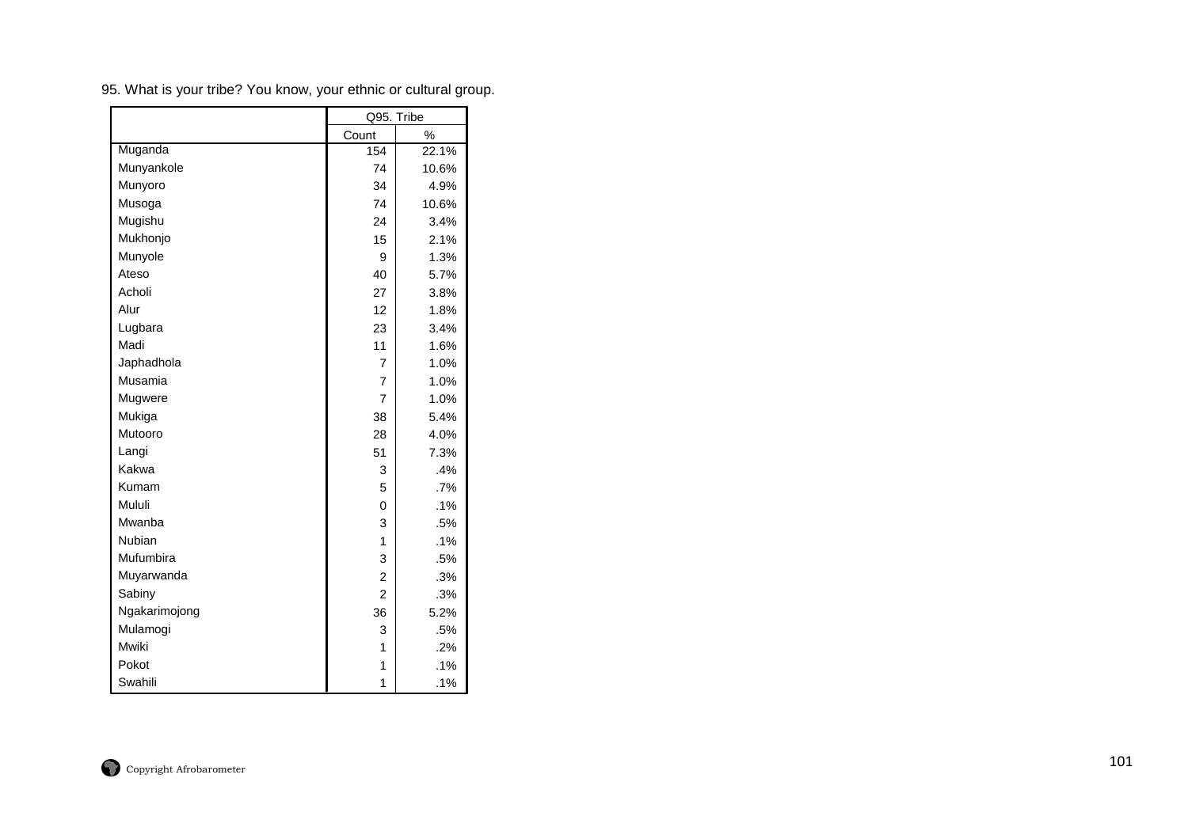95. What is your tribe? You know, your ethnic or cultural group.

| | Q95. Tribe | |
|---|---|---|
| | Count | % |
| Muganda | 154 | 22.1% |
| Munyankole | 74 | 10.6% |
| Munyoro | 34 | 4.9% |
| Musoga | 74 | 10.6% |
| Mugishu | 24 | 3.4% |
| Mukhonjo | 15 | 2.1% |
| Munyole | 9 | 1.3% |
| Ateso | 40 | 5.7% |
| Acholi | 27 | 3.8% |
| Alur | 12 | 1.8% |
| Lugbara | 23 | 3.4% |
| Madi | 11 | 1.6% |
| Japhadhola | 7 | 1.0% |
| Musamia | 7 | 1.0% |
| Mugwere | 7 | 1.0% |
| Mukiga | 38 | 5.4% |
| Mutooro | 28 | 4.0% |
| Langi | 51 | 7.3% |
| Kakwa | 3 | .4% |
| Kumam | 5 | .7% |
| Mululi | 0 | .1% |
| Mwanba | 3 | .5% |
| Nubian | 1 | .1% |
| Mufumbira | 3 | .5% |
| Muyarwanda | 2 | .3% |
| Sabiny | 2 | .3% |
| Ngakarimojong | 36 | 5.2% |
| Mulamogi | 3 | .5% |
| Mwiki | 1 | .2% |
| Pokot | 1 | .1% |
| Swahili | 1 | .1% |

Copyright Afrobarometer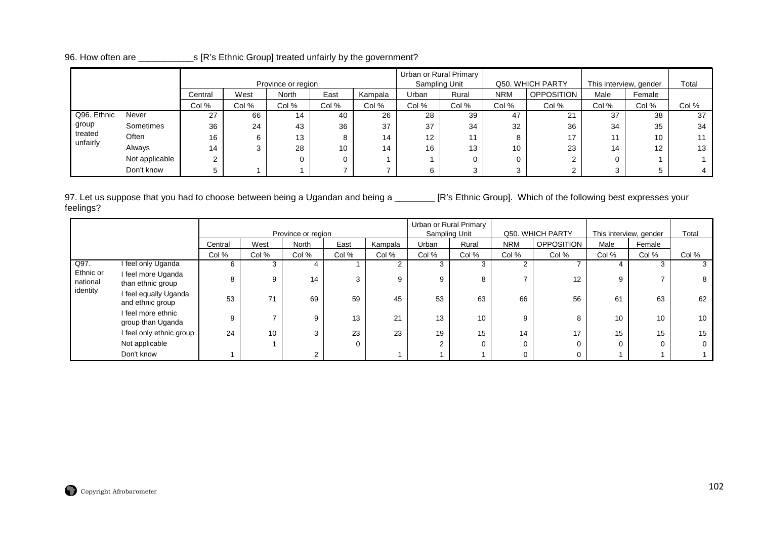96. How often are ___________s [R's Ethnic Group] treated unfairly by the government?

| | | Province or region | | | | | Urban or Rural Primary Sampling Unit | | Q50. WHICH PARTY | | This interview, gender | | Total |
|---|---|---|---|---|---|---|---|---|---|---|---|---|---|
| | | Central | West | North | East | Kampala | Urban | Rural | NRM | OPPOSITION | Male | Female | |
| | | Col % | Col % | Col % | Col % | Col % | Col % | Col % | Col % | Col % | Col % | Col % | Col % |
| Q96. Ethnic group treated unfairly | Never | 27 | 66 | 14 | 40 | 26 | 28 | 39 | 47 | 21 | 37 | 38 | 37 |
| | Sometimes | 36 | 24 | 43 | 36 | 37 | 37 | 34 | 32 | 36 | 34 | 35 | 34 |
| | Often | 16 | 6 | 13 | 8 | 14 | 12 | 11 | 8 | 17 | 11 | 10 | 11 |
| | Always | 14 | 3 | 28 | 10 | 14 | 16 | 13 | 10 | 23 | 14 | 12 | 13 |
| | Not applicable | 2 | | 0 | 0 | 1 | 1 | 0 | 0 | 2 | 0 | 1 | 1 |
| | Don't know | 5 | 1 | 1 | 7 | 7 | 6 | 3 | 3 | 2 | 3 | 5 | 4 |

97. Let us suppose that you had to choose between being a Ugandan and being a ________ [R's Ethnic Group]. Which of the following best expresses your feelings?

| | | Province or region | | | | | Urban or Rural Primary Sampling Unit | | Q50. WHICH PARTY | | This interview, gender | | Total |
|---|---|---|---|---|---|---|---|---|---|---|---|---|---|
| | | Central | West | North | East | Kampala | Urban | Rural | NRM | OPPOSITION | Male | Female | |
| | | Col % | Col % | Col % | Col % | Col % | Col % | Col % | Col % | Col % | Col % | Col % | Col % |
| Q97. Ethnic or national identity | I feel only Uganda | 6 | 3 | 4 | 1 | 2 | 3 | 3 | 2 | 7 | 4 | 3 | 3 |
| | I feel more Uganda than ethnic group | 8 | 9 | 14 | 3 | 9 | 9 | 8 | 7 | 12 | 9 | 7 | 8 |
| | I feel equally Uganda and ethnic group | 53 | 71 | 69 | 59 | 45 | 53 | 63 | 66 | 56 | 61 | 63 | 62 |
| | I feel more ethnic group than Uganda | 9 | 7 | 9 | 13 | 21 | 13 | 10 | 9 | 8 | 10 | 10 | 10 |
| | I feel only ethnic group | 24 | 10 | 3 | 23 | 23 | 19 | 15 | 14 | 17 | 15 | 15 | 15 |
| | Not applicable | | 1 | | 0 | | 2 | 0 | 0 | 0 | 0 | 0 | 0 |
| | Don't know | 1 | | 2 | | 1 | 1 | 1 | 0 | 0 | 1 | 1 | 1 |

Copyright Afrobarometer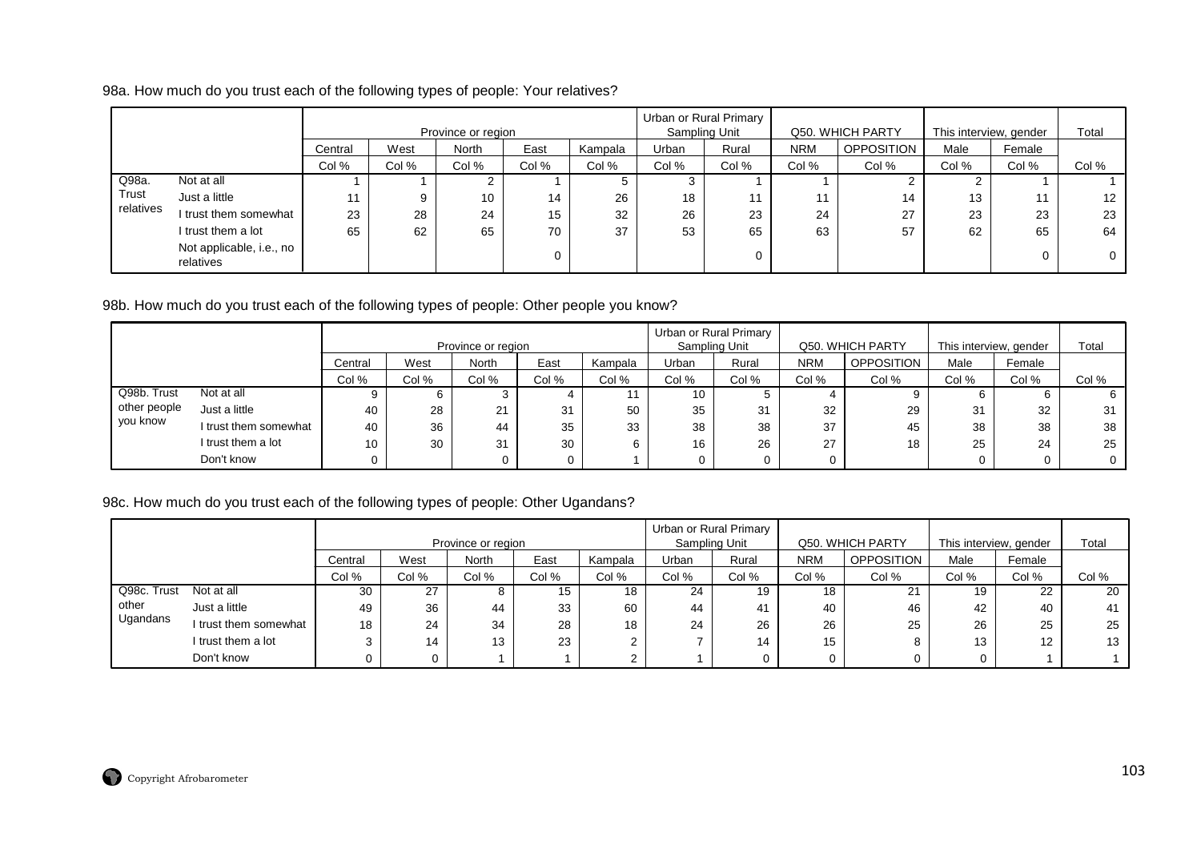98a. How much do you trust each of the following types of people: Your relatives?

| | | Province or region | | | | | Urban or Rural Primary Sampling Unit | | Q50. WHICH PARTY | | This interview, gender | | Total |
|---|---|---|---|---|---|---|---|---|---|---|---|---|---|
| | | Central | West | North | East | Kampala | Urban | Rural | NRM | OPPOSITION | Male | Female | |
| | | Col % | Col % | Col % | Col % | Col % | Col % | Col % | Col % | Col % | Col % | Col % | Col % |
| Q98a. Trust relatives | Not at all | 1 | 1 | 2 | 1 | 5 | 3 | 1 | 1 | 2 | 2 | 1 | 1 |
| | Just a little | 11 | 9 | 10 | 14 | 26 | 18 | 11 | 11 | 14 | 13 | 11 | 12 |
| | I trust them somewhat | 23 | 28 | 24 | 15 | 32 | 26 | 23 | 24 | 27 | 23 | 23 | 23 |
| | I trust them a lot | 65 | 62 | 65 | 70 | 37 | 53 | 65 | 63 | 57 | 62 | 65 | 64 |
| | Not applicable, i.e., no relatives | | | | 0 | | | 0 | | | | 0 | 0 |

98b. How much do you trust each of the following types of people: Other people you know?

| | | Province or region | | | | | Urban or Rural Primary Sampling Unit | | Q50. WHICH PARTY | | This interview, gender | | Total |
|---|---|---|---|---|---|---|---|---|---|---|---|---|---|
| | | Central | West | North | East | Kampala | Urban | Rural | NRM | OPPOSITION | Male | Female | |
| | | Col % | Col % | Col % | Col % | Col % | Col % | Col % | Col % | Col % | Col % | Col % | Col % |
| Q98b. Trust other people you know | Not at all | 9 | 6 | 3 | 4 | 11 | 10 | 5 | 4 | 9 | 6 | 6 | 6 |
| | Just a little | 40 | 28 | 21 | 31 | 50 | 35 | 31 | 32 | 29 | 31 | 32 | 31 |
| | I trust them somewhat | 40 | 36 | 44 | 35 | 33 | 38 | 38 | 37 | 45 | 38 | 38 | 38 |
| | I trust them a lot | 10 | 30 | 31 | 30 | 6 | 16 | 26 | 27 | 18 | 25 | 24 | 25 |
| | Don't know | 0 | | 0 | 0 | 1 | 0 | 0 | 0 | | 0 | 0 | 0 |

98c. How much do you trust each of the following types of people: Other Ugandans?

| | | Province or region | | | | | Urban or Rural Primary Sampling Unit | | Q50. WHICH PARTY | | This interview, gender | | Total |
|---|---|---|---|---|---|---|---|---|---|---|---|---|---|
| | | Central | West | North | East | Kampala | Urban | Rural | NRM | OPPOSITION | Male | Female | |
| | | Col % | Col % | Col % | Col % | Col % | Col % | Col % | Col % | Col % | Col % | Col % | Col % |
| Q98c. Trust other Ugandans | Not at all | 30 | 27 | 8 | 15 | 18 | 24 | 19 | 18 | 21 | 19 | 22 | 20 |
| | Just a little | 49 | 36 | 44 | 33 | 60 | 44 | 41 | 40 | 46 | 42 | 40 | 41 |
| | I trust them somewhat | 18 | 24 | 34 | 28 | 18 | 24 | 26 | 26 | 25 | 26 | 25 | 25 |
| | I trust them a lot | 3 | 14 | 13 | 23 | 2 | 7 | 14 | 15 | 8 | 13 | 12 | 13 |
| | Don't know | 0 | 0 | 1 | 1 | 2 | 1 | 0 | 0 | 0 | 0 | 1 | 1 |

Copyright Afrobarometer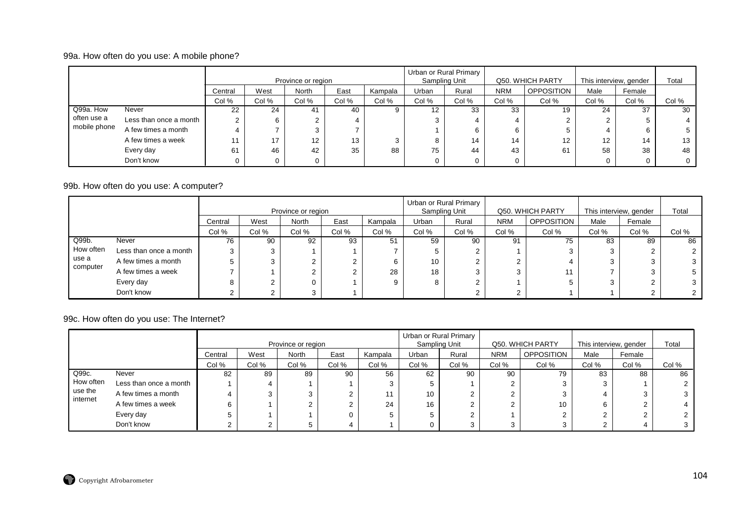99a. How often do you use: A mobile phone?

| | | Province or region | | | | | Urban or Rural Primary Sampling Unit | | Q50. WHICH PARTY | | This interview, gender | | Total |
|---|---|---|---|---|---|---|---|---|---|---|---|---|---|
| | | Central | West | North | East | Kampala | Urban | Rural | NRM | OPPOSITION | Male | Female | |
| | | Col % | Col % | Col % | Col % | Col % | Col % | Col % | Col % | Col % | Col % | Col % | Col % |
| Q99a. How often use a mobile phone | Never | 22 | 24 | 41 | 40 | 9 | 12 | 33 | 33 | 19 | 24 | 37 | 30 |
| | Less than once a month | 2 | 6 | 2 | 4 | | 3 | 4 | 4 | 2 | 2 | 5 | 4 |
| | A few times a month | 4 | 7 | 3 | 7 | | 1 | 6 | 6 | 5 | 4 | 6 | 5 |
| | A few times a week | 11 | 17 | 12 | 13 | 3 | 8 | 14 | 14 | 12 | 12 | 14 | 13 |
| | Every day | 61 | 46 | 42 | 35 | 88 | 75 | 44 | 43 | 61 | 58 | 38 | 48 |
| | Don't know | 0 | 0 | 0 | | | 0 | 0 | 0 | | 0 | 0 | 0 |

99b. How often do you use: A computer?

| | | Province or region | | | | | Urban or Rural Primary Sampling Unit | | Q50. WHICH PARTY | | This interview, gender | | Total |
|---|---|---|---|---|---|---|---|---|---|---|---|---|---|
| | | Central | West | North | East | Kampala | Urban | Rural | NRM | OPPOSITION | Male | Female | |
| | | Col % | Col % | Col % | Col % | Col % | Col % | Col % | Col % | Col % | Col % | Col % | Col % |
| Q99b. How often use a computer | Never | 76 | 90 | 92 | 93 | 51 | 59 | 90 | 91 | 75 | 83 | 89 | 86 |
| | Less than once a month | 3 | 3 | 1 | 1 | 7 | 5 | 2 | 1 | 3 | 3 | 2 | 2 |
| | A few times a month | 5 | 3 | 2 | 2 | 6 | 10 | 2 | 2 | 4 | 3 | 3 | 3 |
| | A few times a week | 7 | 1 | 2 | 2 | 28 | 18 | 3 | 3 | 11 | 7 | 3 | 5 |
| | Every day | 8 | 2 | 0 | 1 | 9 | 8 | 2 | 1 | 5 | 3 | 2 | 3 |
| | Don't know | 2 | 2 | 3 | 1 | | | 2 | 2 | 1 | 1 | 2 | 2 |

99c. How often do you use: The Internet?

| | | Province or region | | | | | Urban or Rural Primary Sampling Unit | | Q50. WHICH PARTY | | This interview, gender | | Total |
|---|---|---|---|---|---|---|---|---|---|---|---|---|---|
| | | Central | West | North | East | Kampala | Urban | Rural | NRM | OPPOSITION | Male | Female | |
| | | Col % | Col % | Col % | Col % | Col % | Col % | Col % | Col % | Col % | Col % | Col % | Col % |
| Q99c. How often use the internet | Never | 82 | 89 | 89 | 90 | 56 | 62 | 90 | 90 | 79 | 83 | 88 | 86 |
| | Less than once a month | 1 | 4 | 1 | 1 | 3 | 5 | 1 | 2 | 3 | 3 | 1 | 2 |
| | A few times a month | 4 | 3 | 3 | 2 | 11 | 10 | 2 | 2 | 3 | 4 | 3 | 3 |
| | A few times a week | 6 | 1 | 2 | 2 | 24 | 16 | 2 | 2 | 10 | 6 | 2 | 4 |
| | Every day | 5 | 1 | 1 | 0 | 5 | 5 | 2 | 1 | 2 | 2 | 2 | 2 |
| | Don't know | 2 | 2 | 5 | 4 | 1 | 0 | 3 | 3 | 3 | 2 | 4 | 3 |

Copyright Afrobarometer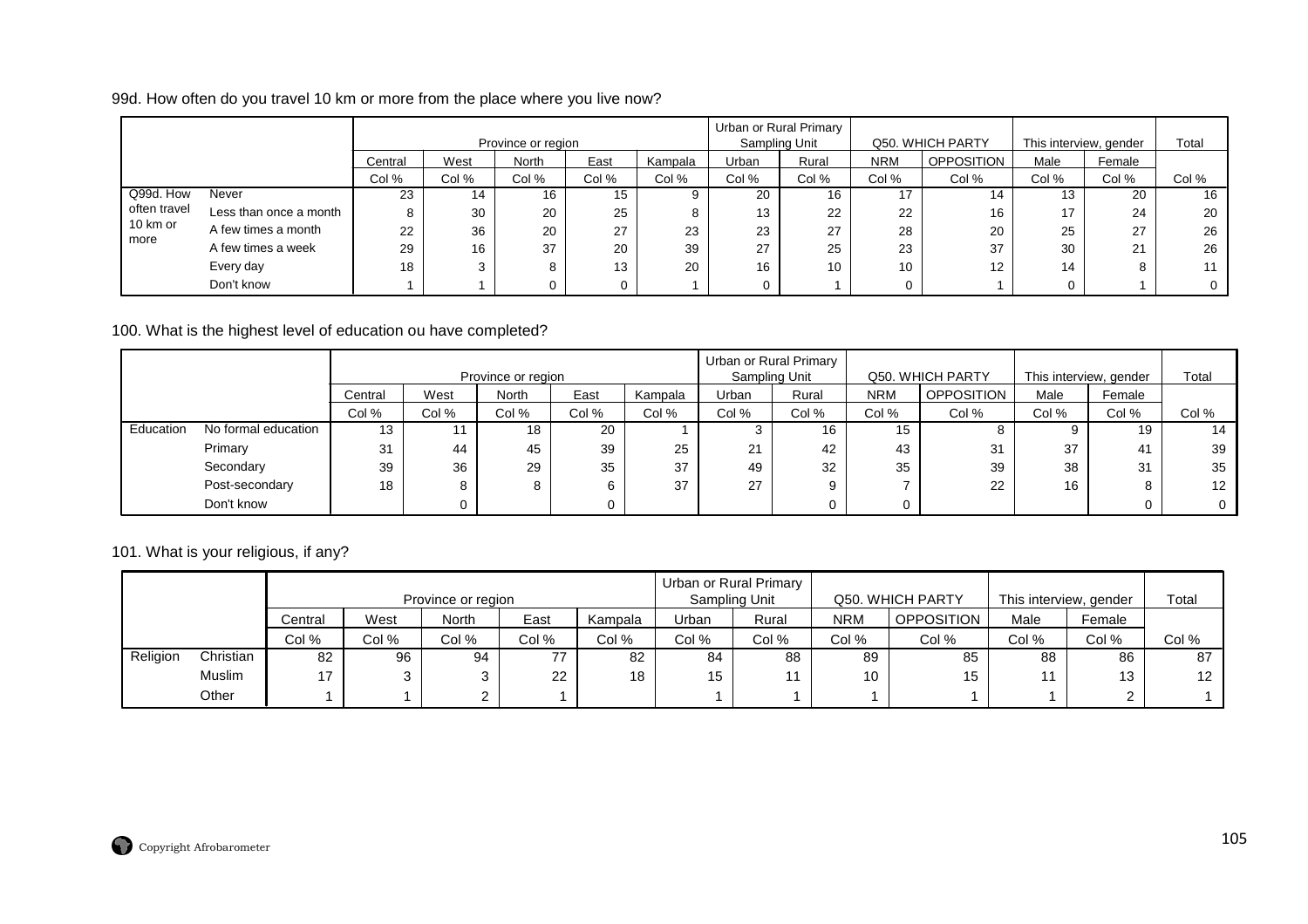99d. How often do you travel 10 km or more from the place where you live now?

| | | Province or region | | | | | Urban or Rural Primary Sampling Unit | | Q50. WHICH PARTY | | This interview, gender | | Total |
|---|---|---|---|---|---|---|---|---|---|---|---|---|---|
| | | Central | West | North | East | Kampala | Urban | Rural | NRM | OPPOSITION | Male | Female | |
| | | Col % | Col % | Col % | Col % | Col % | Col % | Col % | Col % | Col % | Col % | Col % | Col % |
| Q99d. How often travel 10 km or more | Never | 23 | 14 | 16 | 15 | 9 | 20 | 16 | 17 | 14 | 13 | 20 | 16 |
| | Less than once a month | 8 | 30 | 20 | 25 | 8 | 13 | 22 | 22 | 16 | 17 | 24 | 20 |
| | A few times a month | 22 | 36 | 20 | 27 | 23 | 23 | 27 | 28 | 20 | 25 | 27 | 26 |
| | A few times a week | 29 | 16 | 37 | 20 | 39 | 27 | 25 | 23 | 37 | 30 | 21 | 26 |
| | Every day | 18 | 3 | 8 | 13 | 20 | 16 | 10 | 10 | 12 | 14 | 8 | 11 |
| | Don't know | 1 | 1 | 0 | 0 | 1 | 0 | 1 | 0 | 1 | 0 | 1 | 0 |

100. What is the highest level of education ou have completed?

| | | Province or region | | | | | Urban or Rural Primary Sampling Unit | | Q50. WHICH PARTY | | This interview, gender | | Total |
|---|---|---|---|---|---|---|---|---|---|---|---|---|---|
| | | Central | West | North | East | Kampala | Urban | Rural | NRM | OPPOSITION | Male | Female | |
| | | Col % | Col % | Col % | Col % | Col % | Col % | Col % | Col % | Col % | Col % | Col % | Col % |
| Education | No formal education | 13 | 11 | 18 | 20 | 1 | 3 | 16 | 15 | 8 | 9 | 19 | 14 |
| | Primary | 31 | 44 | 45 | 39 | 25 | 21 | 42 | 43 | 31 | 37 | 41 | 39 |
| | Secondary | 39 | 36 | 29 | 35 | 37 | 49 | 32 | 35 | 39 | 38 | 31 | 35 |
| | Post-secondary | 18 | 8 | 8 | 6 | 37 | 27 | 9 | 7 | 22 | 16 | 8 | 12 |
| | Don't know | | 0 | | 0 | | | 0 | 0 | | | 0 | 0 |

101. What is your religious, if any?

| | | Province or region | | | | | Urban or Rural Primary Sampling Unit | | Q50. WHICH PARTY | | This interview, gender | | Total |
|---|---|---|---|---|---|---|---|---|---|---|---|---|---|
| | | Central | West | North | East | Kampala | Urban | Rural | NRM | OPPOSITION | Male | Female | |
| | | Col % | Col % | Col % | Col % | Col % | Col % | Col % | Col % | Col % | Col % | Col % | Col % |
| Religion | Christian | 82 | 96 | 94 | 77 | 82 | 84 | 88 | 89 | 85 | 88 | 86 | 87 |
| | Muslim | 17 | 3 | 3 | 22 | 18 | 15 | 11 | 10 | 15 | 11 | 13 | 12 |
| | Other | 1 | 1 | 2 | 1 | | 1 | 1 | 1 | 1 | 1 | 2 | 1 |

Copyright Afrobarometer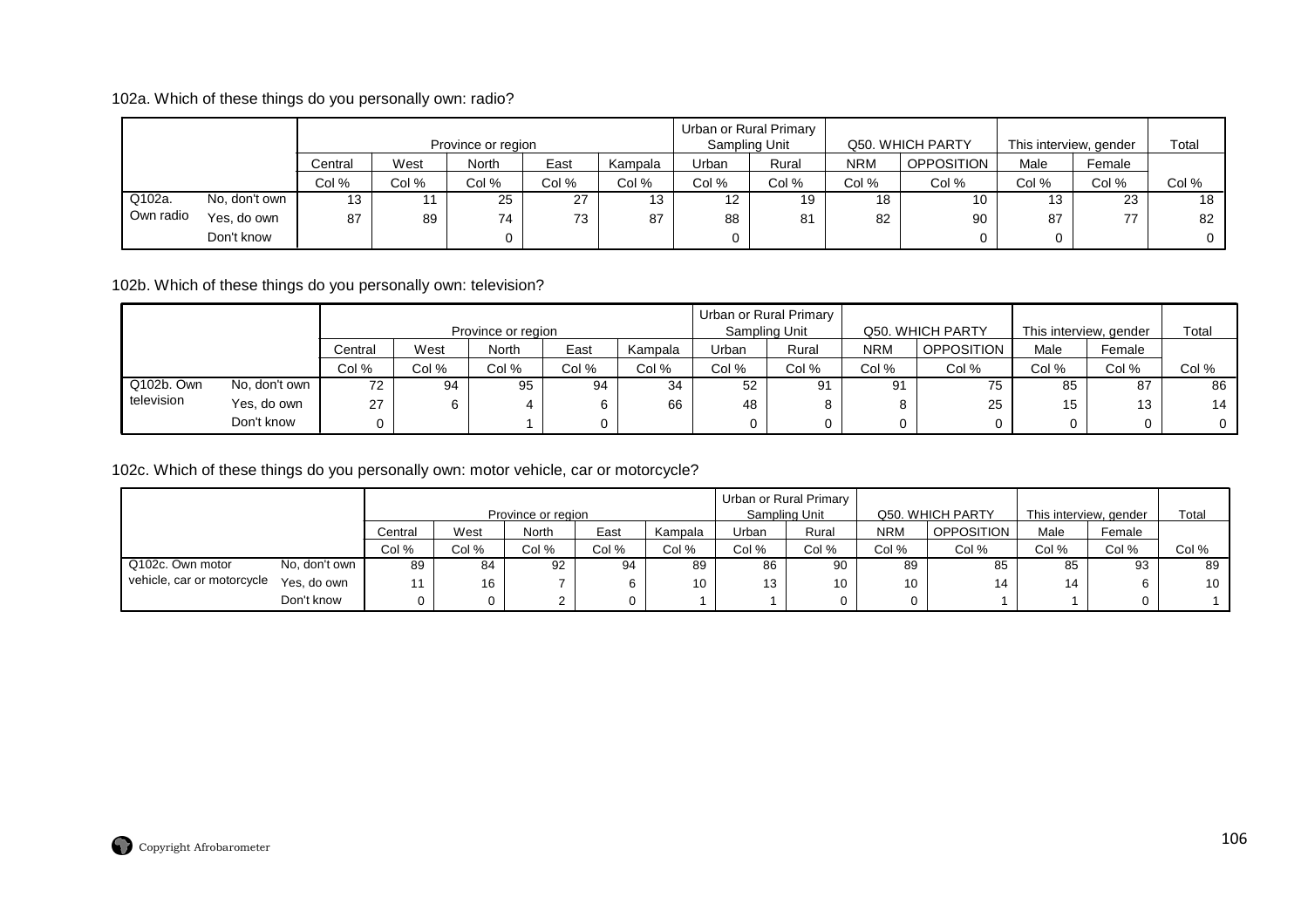102a. Which of these things do you personally own: radio?

| | | Province or region | | | | | Urban or Rural Primary Sampling Unit | | Q50. WHICH PARTY | | This interview, gender | | Total |
|---|---|---|---|---|---|---|---|---|---|---|---|---|---|
| | | Central | West | North | East | Kampala | Urban | Rural | NRM | OPPOSITION | Male | Female | |
| | | Col % | Col % | Col % | Col % | Col % | Col % | Col % | Col % | Col % | Col % | Col % | Col % |
| Q102a. Own radio | No, don't own | 13 | 11 | 25 | 27 | 13 | 12 | 19 | 18 | 10 | 13 | 23 | 18 |
| | Yes, do own | 87 | 89 | 74 | 73 | 87 | 88 | 81 | 82 | 90 | 87 | 77 | 82 |
| | Don't know | | | 0 | | | 0 | | | 0 | 0 | | 0 |

102b. Which of these things do you personally own: television?

| | | Province or region | | | | | Urban or Rural Primary Sampling Unit | | Q50. WHICH PARTY | | This interview, gender | | Total |
|---|---|---|---|---|---|---|---|---|---|---|---|---|---|
| | | Central | West | North | East | Kampala | Urban | Rural | NRM | OPPOSITION | Male | Female | |
| | | Col % | Col % | Col % | Col % | Col % | Col % | Col % | Col % | Col % | Col % | Col % | Col % |
| Q102b. Own television | No, don't own | 72 | 94 | 95 | 94 | 34 | 52 | 91 | 91 | 75 | 85 | 87 | 86 |
| | Yes, do own | 27 | 6 | 4 | 6 | 66 | 48 | 8 | 8 | 25 | 15 | 13 | 14 |
| | Don't know | 0 | | 1 | 0 | | 0 | 0 | 0 | 0 | 0 | 0 | 0 |

102c. Which of these things do you personally own: motor vehicle, car or motorcycle?

| | | Province or region | | | | | Urban or Rural Primary Sampling Unit | | Q50. WHICH PARTY | | This interview, gender | | Total |
|---|---|---|---|---|---|---|---|---|---|---|---|---|---|
| | | Central | West | North | East | Kampala | Urban | Rural | NRM | OPPOSITION | Male | Female | |
| | | Col % | Col % | Col % | Col % | Col % | Col % | Col % | Col % | Col % | Col % | Col % | Col % |
| Q102c. Own motor vehicle, car or motorcycle | No, don't own | 89 | 84 | 92 | 94 | 89 | 86 | 90 | 89 | 85 | 85 | 93 | 89 |
| | Yes, do own | 11 | 16 | 7 | 6 | 10 | 13 | 10 | 10 | 14 | 14 | 6 | 10 |
| | Don't know | 0 | 0 | 2 | 0 | 1 | 1 | 0 | 0 | 1 | 1 | 0 | 1 |

Copyright Afrobarometer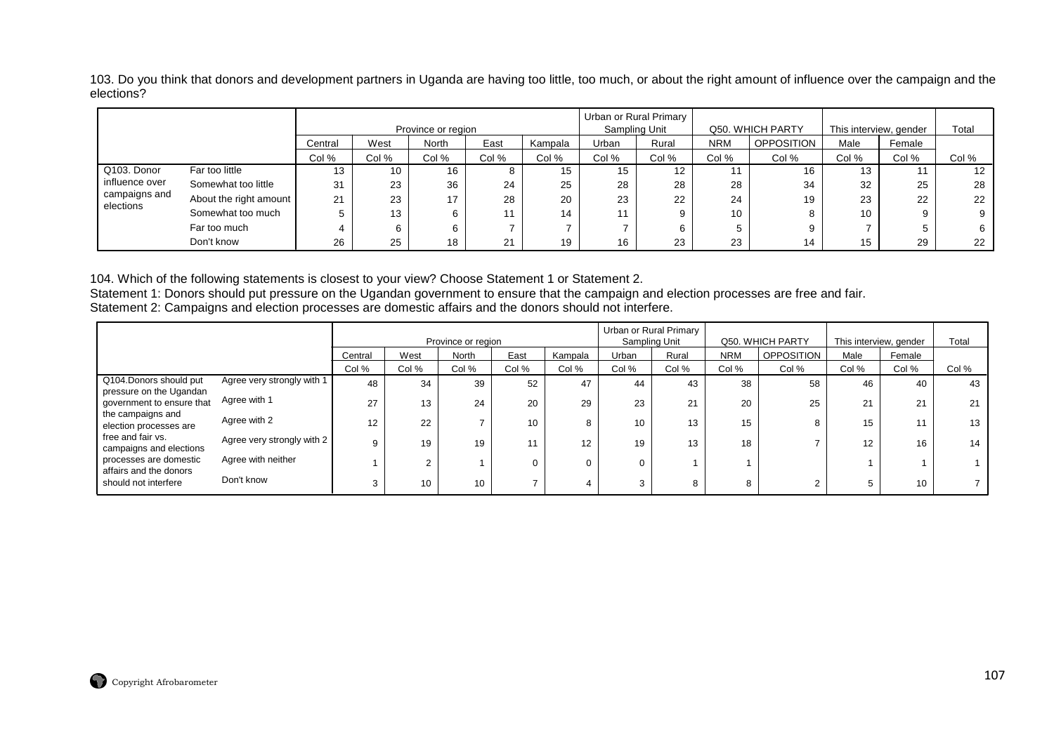103. Do you think that donors and development partners in Uganda are having too little, too much, or about the right amount of influence over the campaign and the elections?

| | | Province or region | | | | | Urban or Rural Primary Sampling Unit | | Q50. WHICH PARTY | | This interview, gender | | Total |
|---|---|---|---|---|---|---|---|---|---|---|---|---|---|
| | | Central | West | North | East | Kampala | Urban | Rural | NRM | OPPOSITION | Male | Female | |
| | | Col % | Col % | Col % | Col % | Col % | Col % | Col % | Col % | Col % | Col % | Col % | Col % |
| Q103. Donor influence over campaigns and elections | Far too little | 13 | 10 | 16 | 8 | 15 | 15 | 12 | 11 | 16 | 13 | 11 | 12 |
| | Somewhat too little | 31 | 23 | 36 | 24 | 25 | 28 | 28 | 28 | 34 | 32 | 25 | 28 |
| | About the right amount | 21 | 23 | 17 | 28 | 20 | 23 | 22 | 24 | 19 | 23 | 22 | 22 |
| | Somewhat too much | 5 | 13 | 6 | 11 | 14 | 11 | 9 | 10 | 8 | 10 | 9 | 9 |
| | Far too much | 4 | 6 | 6 | 7 | 7 | 7 | 6 | 5 | 9 | 7 | 5 | 6 |
| | Don't know | 26 | 25 | 18 | 21 | 19 | 16 | 23 | 23 | 14 | 15 | 29 | 22 |

104. Which of the following statements is closest to your view? Choose Statement 1 or Statement 2.
Statement 1: Donors should put pressure on the Ugandan government to ensure that the campaign and election processes are free and fair.
Statement 2: Campaigns and election processes are domestic affairs and the donors should not interfere.

| | | Province or region | | | | | Urban or Rural Primary Sampling Unit | | Q50. WHICH PARTY | | This interview, gender | | Total |
|---|---|---|---|---|---|---|---|---|---|---|---|---|---|
| | | Central | West | North | East | Kampala | Urban | Rural | NRM | OPPOSITION | Male | Female | |
| | | Col % | Col % | Col % | Col % | Col % | Col % | Col % | Col % | Col % | Col % | Col % | Col % |
| Q104.Donors should put pressure on the Ugandan government to ensure that the campaigns and election processes are free and fair vs. campaigns and elections processes are domestic affairs and the donors should not interfere | Agree very strongly with 1 | 48 | 34 | 39 | 52 | 47 | 44 | 43 | 38 | 58 | 46 | 40 | 43 |
| | Agree with 1 | 27 | 13 | 24 | 20 | 29 | 23 | 21 | 20 | 25 | 21 | 21 | 21 |
| | Agree with 2 | 12 | 22 | 7 | 10 | 8 | 10 | 13 | 15 | 8 | 15 | 11 | 13 |
| | Agree very strongly with 2 | 9 | 19 | 19 | 11 | 12 | 19 | 13 | 18 | 7 | 12 | 16 | 14 |
| | Agree with neither | 1 | 2 | 1 | 0 | 0 | 0 | 1 | 1 | | 1 | 1 | 1 |
| | Don't know | 3 | 10 | 10 | 7 | 4 | 3 | 8 | 8 | 2 | 5 | 10 | 7 |

Copyright Afrobarometer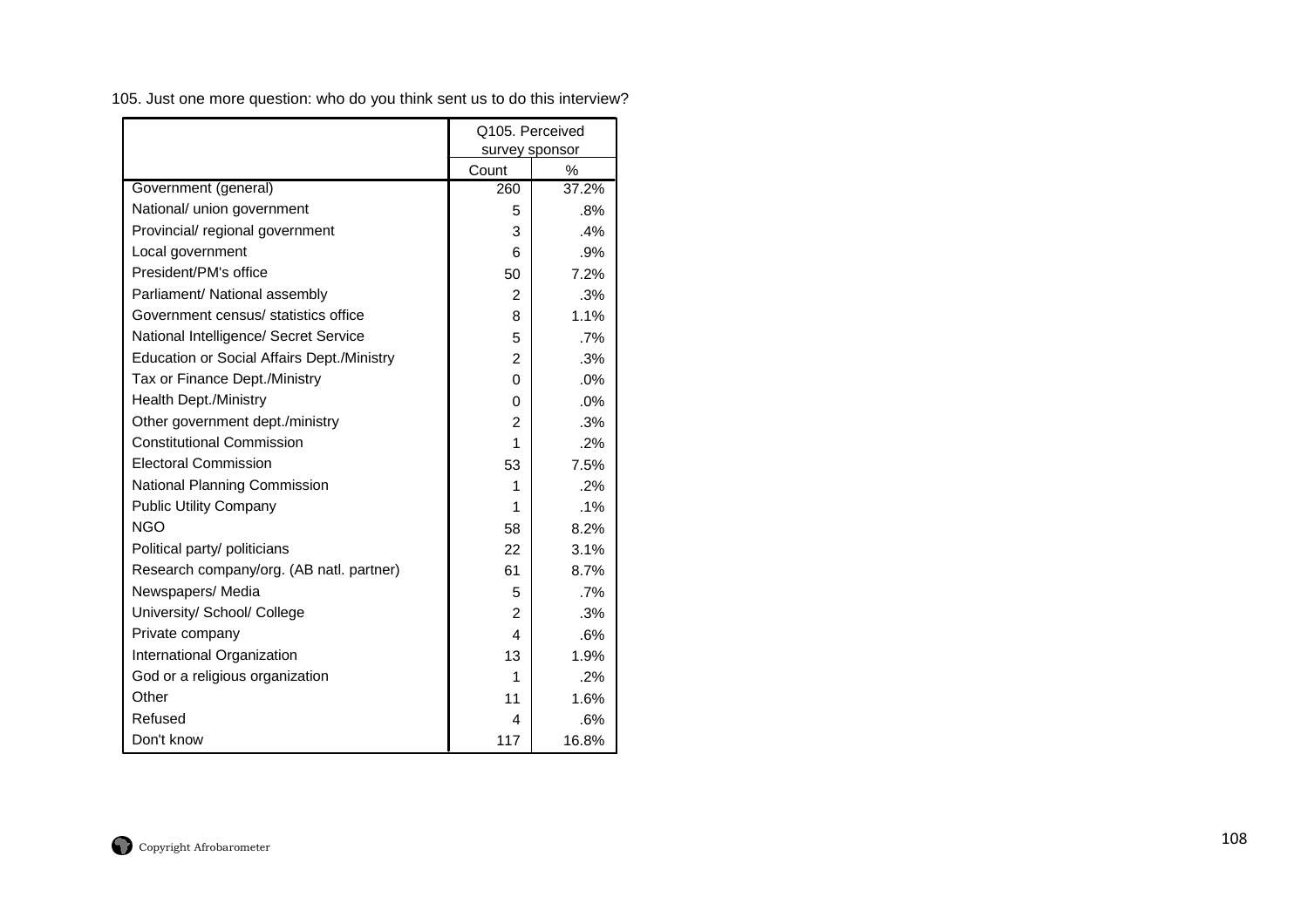105. Just one more question: who do you think sent us to do this interview?

| | Q105. Perceived survey sponsor | |
|---|---|---|
| | Count | % |
| Government (general) | 260 | 37.2% |
| National/ union government | 5 | .8% |
| Provincial/ regional government | 3 | .4% |
| Local government | 6 | .9% |
| President/PM's office | 50 | 7.2% |
| Parliament/ National assembly | 2 | .3% |
| Government census/ statistics office | 8 | 1.1% |
| National Intelligence/ Secret Service | 5 | .7% |
| Education or Social Affairs Dept./Ministry | 2 | .3% |
| Tax or Finance Dept./Ministry | 0 | .0% |
| Health Dept./Ministry | 0 | .0% |
| Other government dept./ministry | 2 | .3% |
| Constitutional Commission | 1 | .2% |
| Electoral Commission | 53 | 7.5% |
| National Planning Commission | 1 | .2% |
| Public Utility Company | 1 | .1% |
| NGO | 58 | 8.2% |
| Political party/ politicians | 22 | 3.1% |
| Research company/org. (AB natl. partner) | 61 | 8.7% |
| Newspapers/ Media | 5 | .7% |
| University/ School/ College | 2 | .3% |
| Private company | 4 | .6% |
| International Organization | 13 | 1.9% |
| God or a religious organization | 1 | .2% |
| Other | 11 | 1.6% |
| Refused | 4 | .6% |
| Don't know | 117 | 16.8% |

Copyright Afrobarometer